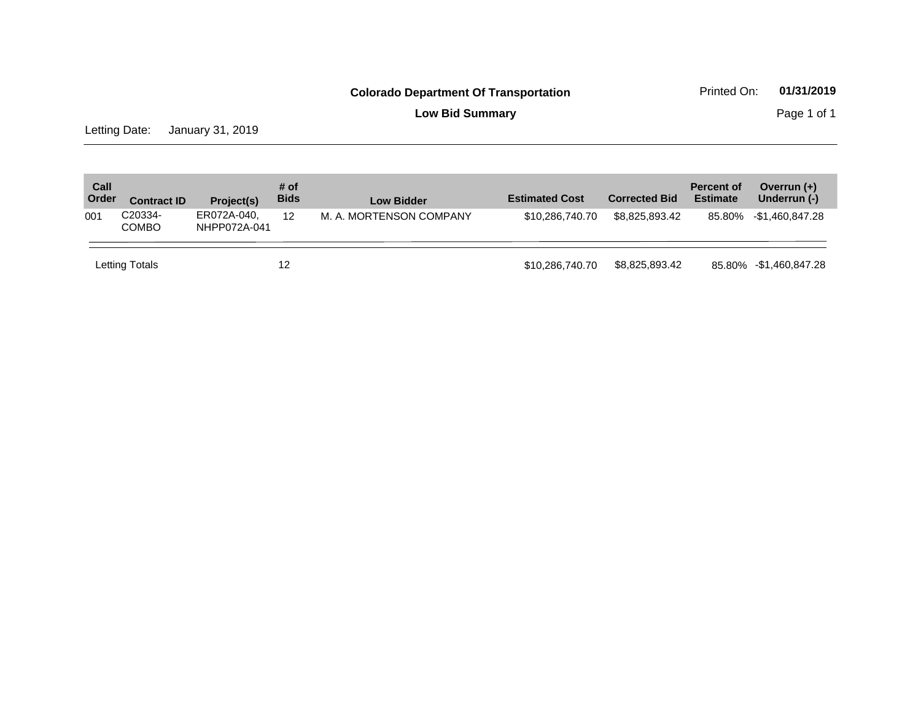**Colorado Department Of Transportation**

Printed On: **01/31/2019**

**Low Bid Summary**

Letting Date: January 31, 2019

| Call Order | Contract ID | Project(s) | # of Bids | Low Bidder | Estimated Cost | Corrected Bid | Percent of Estimate | Overrun (+) Underrun (-) |
|---|---|---|---|---|---|---|---|---|
| 001 | C20334-COMBO | ER072A-040, NHPP072A-041 | 12 | M. A. MORTENSON COMPANY | $10,286,740.70 | $8,825,893.42 | 85.80% | -$1,460,847.28 |
| Letting Totals | | | 12 | | $10,286,740.70 | $8,825,893.42 | 85.80% | -$1,460,847.28 |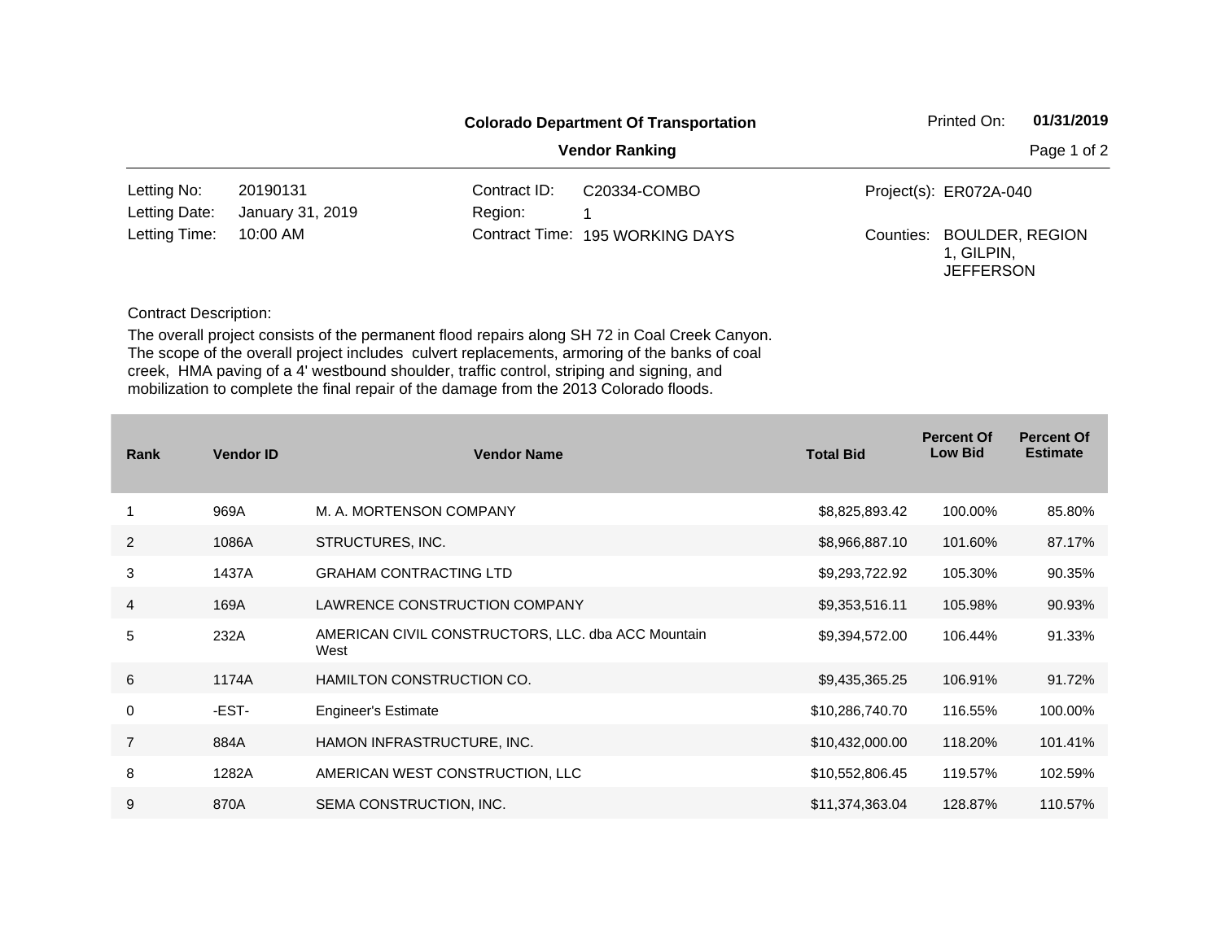# Colorado Department Of Transportation

Printed On: **01/31/2019**

## Vendor Ranking

| | | | | | |
|---|---|---|---|---|---|
| Letting No: | 20190131 | Contract ID: | C20334-COMBO | Project(s): | ER072A-040 |
| Letting Date: | January 31, 2019 | Region: | 1 | | |
| Letting Time: | 10:00 AM | Contract Time: | 195 WORKING DAYS | Counties: | BOULDER, REGION 1, GILPIN, JEFFERSON |

Contract Description:

The overall project consists of the permanent flood repairs along SH 72 in Coal Creek Canyon. The scope of the overall project includes culvert replacements, armoring of the banks of coal creek, HMA paving of a 4' westbound shoulder, traffic control, striping and signing, and mobilization to complete the final repair of the damage from the 2013 Colorado floods.

| Rank | Vendor ID | Vendor Name | Total Bid | Percent Of Low Bid | Percent Of Estimate |
|---|---|---|---|---|---|
| 1 | 969A | M. A. MORTENSON COMPANY | $8,825,893.42 | 100.00% | 85.80% |
| 2 | 1086A | STRUCTURES, INC. | $8,966,887.10 | 101.60% | 87.17% |
| 3 | 1437A | GRAHAM CONTRACTING LTD | $9,293,722.92 | 105.30% | 90.35% |
| 4 | 169A | LAWRENCE CONSTRUCTION COMPANY | $9,353,516.11 | 105.98% | 90.93% |
| 5 | 232A | AMERICAN CIVIL CONSTRUCTORS, LLC. dba ACC Mountain West | $9,394,572.00 | 106.44% | 91.33% |
| 6 | 1174A | HAMILTON CONSTRUCTION CO. | $9,435,365.25 | 106.91% | 91.72% |
| 0 | -EST- | Engineer's Estimate | $10,286,740.70 | 116.55% | 100.00% |
| 7 | 884A | HAMON INFRASTRUCTURE, INC. | $10,432,000.00 | 118.20% | 101.41% |
| 8 | 1282A | AMERICAN WEST CONSTRUCTION, LLC | $10,552,806.45 | 119.57% | 102.59% |
| 9 | 870A | SEMA CONSTRUCTION, INC. | $11,374,363.04 | 128.87% | 110.57% |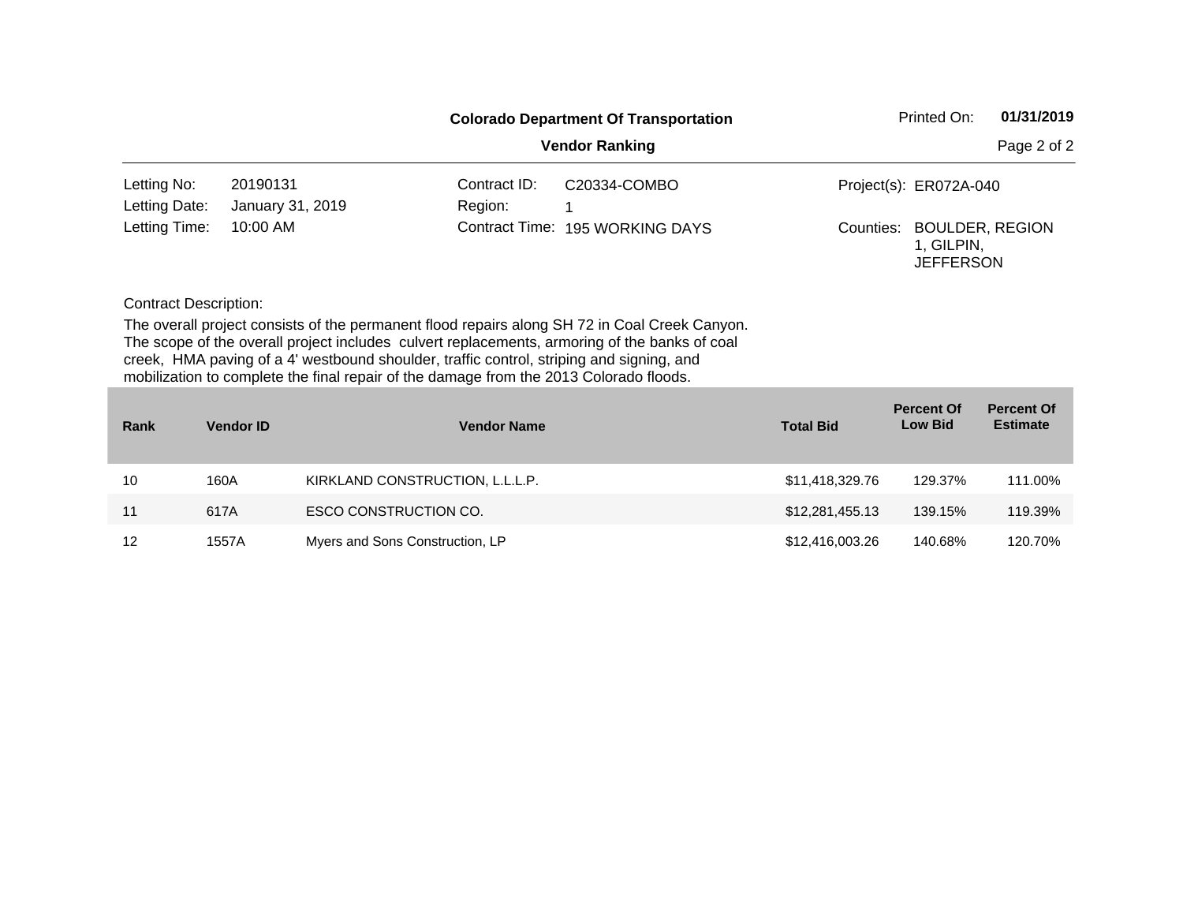**Colorado Department Of Transportation**

**Vendor Ranking**

Printed On: **01/31/2019**

| | | | | | |
|---|---|---|---|---|---|
| Letting No: | 20190131 | Contract ID: | C20334-COMBO | Project(s): | ER072A-040 |
| Letting Date: | January 31, 2019 | Region: | 1 | | |
| Letting Time: | 10:00 AM | Contract Time: | 195 WORKING DAYS | Counties: | BOULDER, REGION 1, GILPIN, JEFFERSON |

Contract Description:

The overall project consists of the permanent flood repairs along SH 72 in Coal Creek Canyon. The scope of the overall project includes culvert replacements, armoring of the banks of coal creek, HMA paving of a 4' westbound shoulder, traffic control, striping and signing, and mobilization to complete the final repair of the damage from the 2013 Colorado floods.

| Rank | Vendor ID | Vendor Name | Total Bid | Percent Of Low Bid | Percent Of Estimate |
|---|---|---|---|---|---|
| 10 | 160A | KIRKLAND CONSTRUCTION, L.L.L.P. | $11,418,329.76 | 129.37% | 111.00% |
| 11 | 617A | ESCO CONSTRUCTION CO. | $12,281,455.13 | 139.15% | 119.39% |
| 12 | 1557A | Myers and Sons Construction, LP | $12,416,003.26 | 140.68% | 120.70% |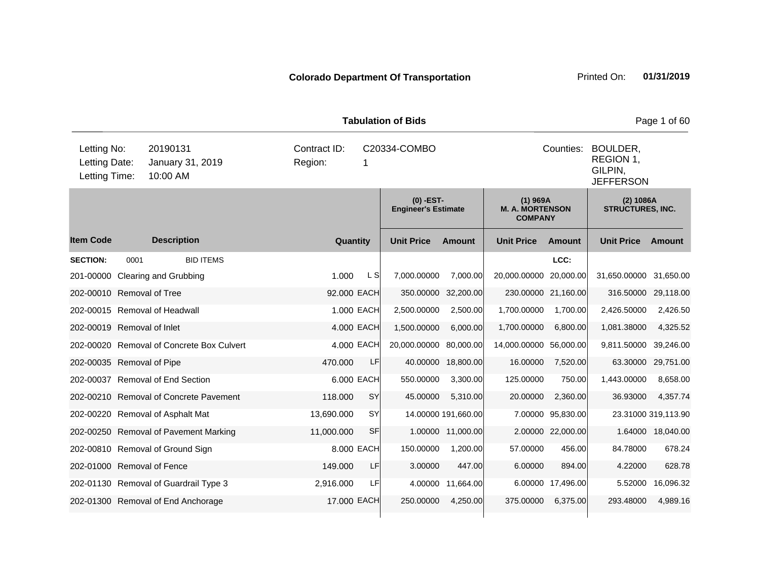**Colorado Department Of Transportation** Printed On: **01/31/2019**

**Tabulation of Bids**

| | | | |
|---|---|---|---|
| Letting No: | 20190131 | Contract ID: | C20334-COMBO |
| Letting Date: | January 31, 2019 | Region: | 1 |
| Letting Time: | 10:00 AM | Counties: | BOULDER, REGION 1, GILPIN, JEFFERSON |

| Item Code | Description | Quantity | | (0) -EST- Engineer's Estimate | | (1) 969A M. A. MORTENSON COMPANY | | (2) 1086A STRUCTURES, INC. | |
|---|---|---|---|---|---|---|---|---|---|
| | | | | Unit Price | Amount | Unit Price | Amount | Unit Price | Amount |
| **SECTION:** 0001 | BID ITEMS | | | | | | LCC: | | |
| 201-00000 | Clearing and Grubbing | 1.000 | L S | 7,000.00000 | 7,000.00 | 20,000.00000 | 20,000.00 | 31,650.00000 | 31,650.00 |
| 202-00010 | Removal of Tree | 92.000 | EACH | 350.00000 | 32,200.00 | 230.00000 | 21,160.00 | 316.50000 | 29,118.00 |
| 202-00015 | Removal of Headwall | 1.000 | EACH | 2,500.00000 | 2,500.00 | 1,700.00000 | 1,700.00 | 2,426.50000 | 2,426.50 |
| 202-00019 | Removal of Inlet | 4.000 | EACH | 1,500.00000 | 6,000.00 | 1,700.00000 | 6,800.00 | 1,081.38000 | 4,325.52 |
| 202-00020 | Removal of Concrete Box Culvert | 4.000 | EACH | 20,000.00000 | 80,000.00 | 14,000.00000 | 56,000.00 | 9,811.50000 | 39,246.00 |
| 202-00035 | Removal of Pipe | 470.000 | LF | 40.00000 | 18,800.00 | 16.00000 | 7,520.00 | 63.30000 | 29,751.00 |
| 202-00037 | Removal of End Section | 6.000 | EACH | 550.00000 | 3,300.00 | 125.00000 | 750.00 | 1,443.00000 | 8,658.00 |
| 202-00210 | Removal of Concrete Pavement | 118.000 | SY | 45.00000 | 5,310.00 | 20.00000 | 2,360.00 | 36.93000 | 4,357.74 |
| 202-00220 | Removal of Asphalt Mat | 13,690.000 | SY | 14.00000 | 191,660.00 | 7.00000 | 95,830.00 | 23.31000 | 319,113.90 |
| 202-00250 | Removal of Pavement Marking | 11,000.000 | SF | 1.00000 | 11,000.00 | 2.00000 | 22,000.00 | 1.64000 | 18,040.00 |
| 202-00810 | Removal of Ground Sign | 8.000 | EACH | 150.00000 | 1,200.00 | 57.00000 | 456.00 | 84.78000 | 678.24 |
| 202-01000 | Removal of Fence | 149.000 | LF | 3.00000 | 447.00 | 6.00000 | 894.00 | 4.22000 | 628.78 |
| 202-01130 | Removal of Guardrail Type 3 | 2,916.000 | LF | 4.00000 | 11,664.00 | 6.00000 | 17,496.00 | 5.52000 | 16,096.32 |
| 202-01300 | Removal of End Anchorage | 17.000 | EACH | 250.00000 | 4,250.00 | 375.00000 | 6,375.00 | 293.48000 | 4,989.16 |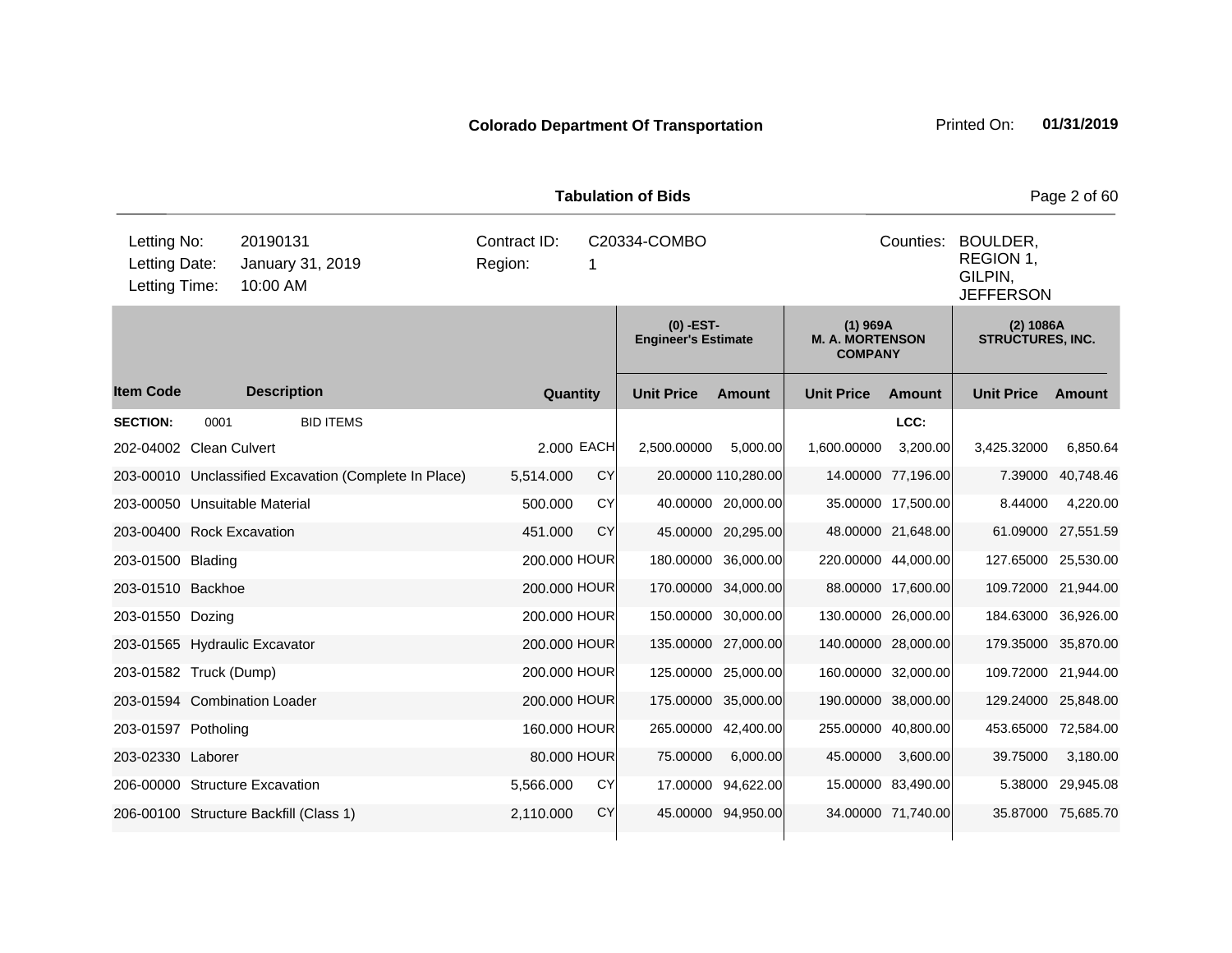**Colorado Department Of Transportation** Printed On: **01/31/2019**

**Tabulation of Bids**

| | | | |
|---|---|---|---|
| Letting No: | 20190131 | Contract ID: | C20334-COMBO |
| Letting Date: | January 31, 2019 | Region: | 1 |
| Letting Time: | 10:00 AM | Counties: | BOULDER, REGION 1, GILPIN, JEFFERSON |

| | | | | (0) -EST- Engineer's Estimate | | (1) 969A M. A. MORTENSON COMPANY | | (2) 1086A STRUCTURES, INC. | |
|---|---|---|---|---|---|---|---|---|---|
| **Item Code** | **Description** | **Quantity** | | **Unit Price** | **Amount** | **Unit Price** | **Amount** | **Unit Price** | **Amount** |
| **SECTION:** | 0001 BID ITEMS | | | | | | LCC: | | |
| 202-04002 | Clean Culvert | 2.000 | EACH | 2,500.00000 | 5,000.00 | 1,600.00000 | 3,200.00 | 3,425.32000 | 6,850.64 |
| 203-00010 | Unclassified Excavation (Complete In Place) | 5,514.000 | CY | 20.00000 | 110,280.00 | 14.00000 | 77,196.00 | 7.39000 | 40,748.46 |
| 203-00050 | Unsuitable Material | 500.000 | CY | 40.00000 | 20,000.00 | 35.00000 | 17,500.00 | 8.44000 | 4,220.00 |
| 203-00400 | Rock Excavation | 451.000 | CY | 45.00000 | 20,295.00 | 48.00000 | 21,648.00 | 61.09000 | 27,551.59 |
| 203-01500 | Blading | 200.000 | HOUR | 180.00000 | 36,000.00 | 220.00000 | 44,000.00 | 127.65000 | 25,530.00 |
| 203-01510 | Backhoe | 200.000 | HOUR | 170.00000 | 34,000.00 | 88.00000 | 17,600.00 | 109.72000 | 21,944.00 |
| 203-01550 | Dozing | 200.000 | HOUR | 150.00000 | 30,000.00 | 130.00000 | 26,000.00 | 184.63000 | 36,926.00 |
| 203-01565 | Hydraulic Excavator | 200.000 | HOUR | 135.00000 | 27,000.00 | 140.00000 | 28,000.00 | 179.35000 | 35,870.00 |
| 203-01582 | Truck (Dump) | 200.000 | HOUR | 125.00000 | 25,000.00 | 160.00000 | 32,000.00 | 109.72000 | 21,944.00 |
| 203-01594 | Combination Loader | 200.000 | HOUR | 175.00000 | 35,000.00 | 190.00000 | 38,000.00 | 129.24000 | 25,848.00 |
| 203-01597 | Potholing | 160.000 | HOUR | 265.00000 | 42,400.00 | 255.00000 | 40,800.00 | 453.65000 | 72,584.00 |
| 203-02330 | Laborer | 80.000 | HOUR | 75.00000 | 6,000.00 | 45.00000 | 3,600.00 | 39.75000 | 3,180.00 |
| 206-00000 | Structure Excavation | 5,566.000 | CY | 17.00000 | 94,622.00 | 15.00000 | 83,490.00 | 5.38000 | 29,945.08 |
| 206-00100 | Structure Backfill (Class 1) | 2,110.000 | CY | 45.00000 | 94,950.00 | 34.00000 | 71,740.00 | 35.87000 | 75,685.70 |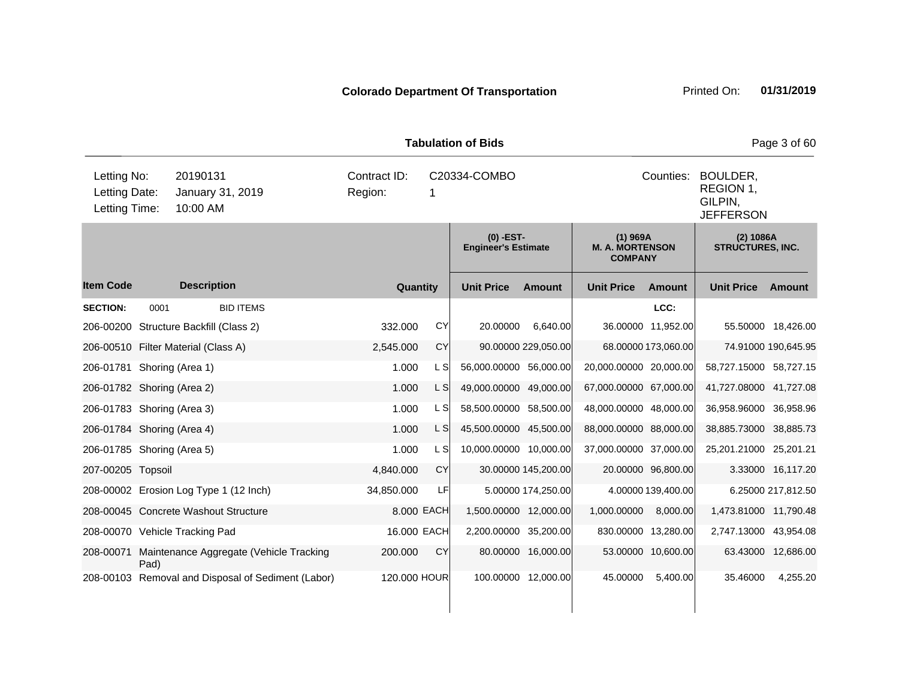**Colorado Department Of Transportation**

Printed On: **01/31/2019**

**Tabulation of Bids**

| Letting No: | 20190131 | Contract ID: | C20334-COMBO | Counties: | BOULDER, REGION 1, GILPIN, JEFFERSON |
|---|---|---|---|---|---|
| Letting Date: | January 31, 2019 | Region: | 1 | | |
| Letting Time: | 10:00 AM | | | | |

| | | | | (0) -EST- Engineer's Estimate | | (1) 969A M. A. MORTENSON COMPANY | | (2) 1086A STRUCTURES, INC. | |
|---|---|---|---|---|---|---|---|---|---|
| **Item Code** | **Description** | **Quantity** | | **Unit Price** | **Amount** | **Unit Price** | **Amount** | **Unit Price** | **Amount** |
| **SECTION:** | 0001 BID ITEMS | | | | | | LCC: | | |
| 206-00200 | Structure Backfill (Class 2) | 332.000 | CY | 20.00000 | 6,640.00 | 36.00000 | 11,952.00 | 55.50000 | 18,426.00 |
| 206-00510 | Filter Material (Class A) | 2,545.000 | CY | 90.00000 | 229,050.00 | 68.00000 | 173,060.00 | 74.91000 | 190,645.95 |
| 206-01781 | Shoring (Area 1) | 1.000 | L S | 56,000.00000 | 56,000.00 | 20,000.00000 | 20,000.00 | 58,727.15000 | 58,727.15 |
| 206-01782 | Shoring (Area 2) | 1.000 | L S | 49,000.00000 | 49,000.00 | 67,000.00000 | 67,000.00 | 41,727.08000 | 41,727.08 |
| 206-01783 | Shoring (Area 3) | 1.000 | L S | 58,500.00000 | 58,500.00 | 48,000.00000 | 48,000.00 | 36,958.96000 | 36,958.96 |
| 206-01784 | Shoring (Area 4) | 1.000 | L S | 45,500.00000 | 45,500.00 | 88,000.00000 | 88,000.00 | 38,885.73000 | 38,885.73 |
| 206-01785 | Shoring (Area 5) | 1.000 | L S | 10,000.00000 | 10,000.00 | 37,000.00000 | 37,000.00 | 25,201.21000 | 25,201.21 |
| 207-00205 | Topsoil | 4,840.000 | CY | 30.00000 | 145,200.00 | 20.00000 | 96,800.00 | 3.33000 | 16,117.20 |
| 208-00002 | Erosion Log Type 1 (12 Inch) | 34,850.000 | LF | 5.00000 | 174,250.00 | 4.00000 | 139,400.00 | 6.25000 | 217,812.50 |
| 208-00045 | Concrete Washout Structure | 8.000 | EACH | 1,500.00000 | 12,000.00 | 1,000.00000 | 8,000.00 | 1,473.81000 | 11,790.48 |
| 208-00070 | Vehicle Tracking Pad | 16.000 | EACH | 2,200.00000 | 35,200.00 | 830.00000 | 13,280.00 | 2,747.13000 | 43,954.08 |
| 208-00071 | Maintenance Aggregate (Vehicle Tracking Pad) | 200.000 | CY | 80.00000 | 16,000.00 | 53.00000 | 10,600.00 | 63.43000 | 12,686.00 |
| 208-00103 | Removal and Disposal of Sediment (Labor) | 120.000 | HOUR | 100.00000 | 12,000.00 | 45.00000 | 5,400.00 | 35.46000 | 4,255.20 |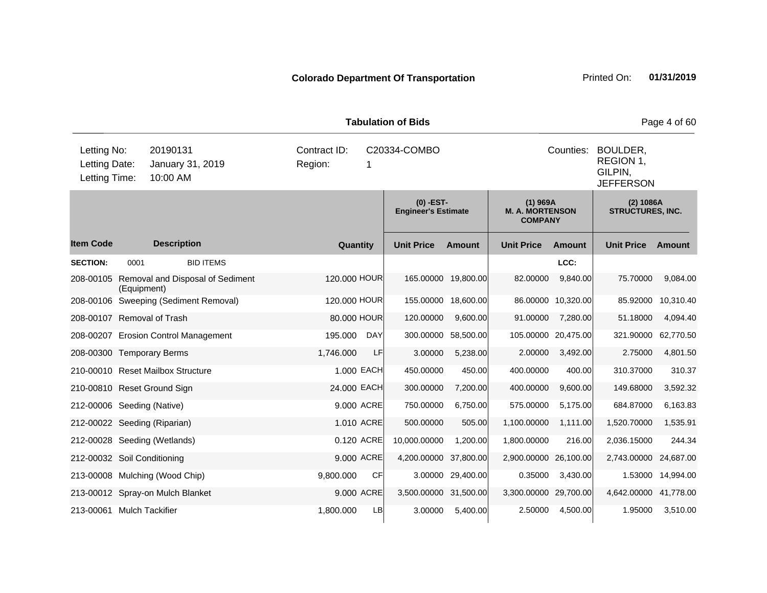**Colorado Department Of Transportation** Printed On: **01/31/2019**

**Tabulation of Bids**

| Letting No: | 20190131 | Contract ID: | C20334-COMBO | Counties: | BOULDER, REGION 1, GILPIN, JEFFERSON |
|---|---|---|---|---|---|
| Letting Date: | January 31, 2019 | Region: | 1 | | |
| Letting Time: | 10:00 AM | | | | |

| | | | | (0) -EST- Engineer's Estimate | | (1) 969A M. A. MORTENSON COMPANY | | (2) 1086A STRUCTURES, INC. | |
|---|---|---|---|---|---|---|---|---|---|
| **Item Code** | **Description** | **Quantity** | | **Unit Price** | **Amount** | **Unit Price** | **Amount** | **Unit Price** | **Amount** |
| **SECTION:** | 0001 BID ITEMS | | | | | | LCC: | | |
| 208-00105 | Removal and Disposal of Sediment (Equipment) | 120.000 | HOUR | 165.00000 | 19,800.00 | 82.00000 | 9,840.00 | 75.70000 | 9,084.00 |
| 208-00106 | Sweeping (Sediment Removal) | 120.000 | HOUR | 155.00000 | 18,600.00 | 86.00000 | 10,320.00 | 85.92000 | 10,310.40 |
| 208-00107 | Removal of Trash | 80.000 | HOUR | 120.00000 | 9,600.00 | 91.00000 | 7,280.00 | 51.18000 | 4,094.40 |
| 208-00207 | Erosion Control Management | 195.000 | DAY | 300.00000 | 58,500.00 | 105.00000 | 20,475.00 | 321.90000 | 62,770.50 |
| 208-00300 | Temporary Berms | 1,746.000 | LF | 3.00000 | 5,238.00 | 2.00000 | 3,492.00 | 2.75000 | 4,801.50 |
| 210-00010 | Reset Mailbox Structure | 1.000 | EACH | 450.00000 | 450.00 | 400.00000 | 400.00 | 310.37000 | 310.37 |
| 210-00810 | Reset Ground Sign | 24.000 | EACH | 300.00000 | 7,200.00 | 400.00000 | 9,600.00 | 149.68000 | 3,592.32 |
| 212-00006 | Seeding (Native) | 9.000 | ACRE | 750.00000 | 6,750.00 | 575.00000 | 5,175.00 | 684.87000 | 6,163.83 |
| 212-00022 | Seeding (Riparian) | 1.010 | ACRE | 500.00000 | 505.00 | 1,100.00000 | 1,111.00 | 1,520.70000 | 1,535.91 |
| 212-00028 | Seeding (Wetlands) | 0.120 | ACRE | 10,000.00000 | 1,200.00 | 1,800.00000 | 216.00 | 2,036.15000 | 244.34 |
| 212-00032 | Soil Conditioning | 9.000 | ACRE | 4,200.00000 | 37,800.00 | 2,900.00000 | 26,100.00 | 2,743.00000 | 24,687.00 |
| 213-00008 | Mulching (Wood Chip) | 9,800.000 | CF | 3.00000 | 29,400.00 | 0.35000 | 3,430.00 | 1.53000 | 14,994.00 |
| 213-00012 | Spray-on Mulch Blanket | 9.000 | ACRE | 3,500.00000 | 31,500.00 | 3,300.00000 | 29,700.00 | 4,642.00000 | 41,778.00 |
| 213-00061 | Mulch Tackifier | 1,800.000 | LB | 3.00000 | 5,400.00 | 2.50000 | 4,500.00 | 1.95000 | 3,510.00 |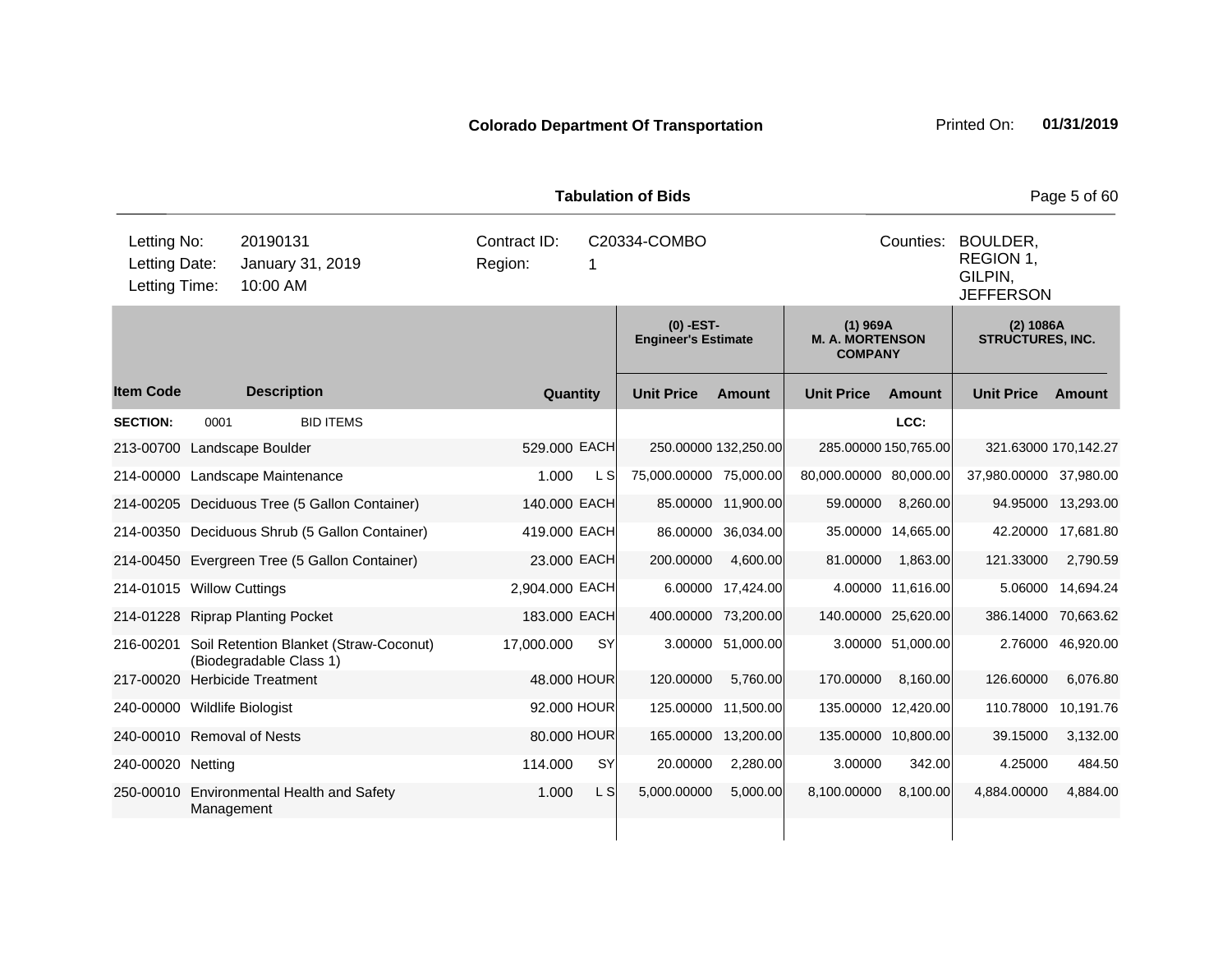**Colorado Department Of Transportation** Printed On: **01/31/2019**

**Tabulation of Bids**

| | | | | | |
|---|---|---|---|---|---|
| Letting No: | 20190131 | Contract ID: | C20334-COMBO | Counties: | BOULDER, REGION 1, GILPIN, JEFFERSON |
| Letting Date: | January 31, 2019 | Region: | 1 | | |
| Letting Time: | 10:00 AM | | | | |

| | | | | (0) -EST- Engineer's Estimate | | (1) 969A M. A. MORTENSON COMPANY | | (2) 1086A STRUCTURES, INC. | |
|---|---|---|---|---|---|---|---|---|---|
| **Item Code** | **Description** | **Quantity** | | **Unit Price** | **Amount** | **Unit Price** | **Amount** | **Unit Price** | **Amount** |
| **SECTION:** | 0001 BID ITEMS | | | | | | LCC: | | |
| 213-00700 | Landscape Boulder | 529.000 | EACH | 250.00000 | 132,250.00 | 285.00000 | 150,765.00 | 321.63000 | 170,142.27 |
| 214-00000 | Landscape Maintenance | 1.000 | L S | 75,000.00000 | 75,000.00 | 80,000.00000 | 80,000.00 | 37,980.00000 | 37,980.00 |
| 214-00205 | Deciduous Tree (5 Gallon Container) | 140.000 | EACH | 85.00000 | 11,900.00 | 59.00000 | 8,260.00 | 94.95000 | 13,293.00 |
| 214-00350 | Deciduous Shrub (5 Gallon Container) | 419.000 | EACH | 86.00000 | 36,034.00 | 35.00000 | 14,665.00 | 42.20000 | 17,681.80 |
| 214-00450 | Evergreen Tree (5 Gallon Container) | 23.000 | EACH | 200.00000 | 4,600.00 | 81.00000 | 1,863.00 | 121.33000 | 2,790.59 |
| 214-01015 | Willow Cuttings | 2,904.000 | EACH | 6.00000 | 17,424.00 | 4.00000 | 11,616.00 | 5.06000 | 14,694.24 |
| 214-01228 | Riprap Planting Pocket | 183.000 | EACH | 400.00000 | 73,200.00 | 140.00000 | 25,620.00 | 386.14000 | 70,663.62 |
| 216-00201 | Soil Retention Blanket (Straw-Coconut) (Biodegradable Class 1) | 17,000.000 | SY | 3.00000 | 51,000.00 | 3.00000 | 51,000.00 | 2.76000 | 46,920.00 |
| 217-00020 | Herbicide Treatment | 48.000 | HOUR | 120.00000 | 5,760.00 | 170.00000 | 8,160.00 | 126.60000 | 6,076.80 |
| 240-00000 | Wildlife Biologist | 92.000 | HOUR | 125.00000 | 11,500.00 | 135.00000 | 12,420.00 | 110.78000 | 10,191.76 |
| 240-00010 | Removal of Nests | 80.000 | HOUR | 165.00000 | 13,200.00 | 135.00000 | 10,800.00 | 39.15000 | 3,132.00 |
| 240-00020 | Netting | 114.000 | SY | 20.00000 | 2,280.00 | 3.00000 | 342.00 | 4.25000 | 484.50 |
| 250-00010 | Environmental Health and Safety Management | 1.000 | L S | 5,000.00000 | 5,000.00 | 8,100.00000 | 8,100.00 | 4,884.00000 | 4,884.00 |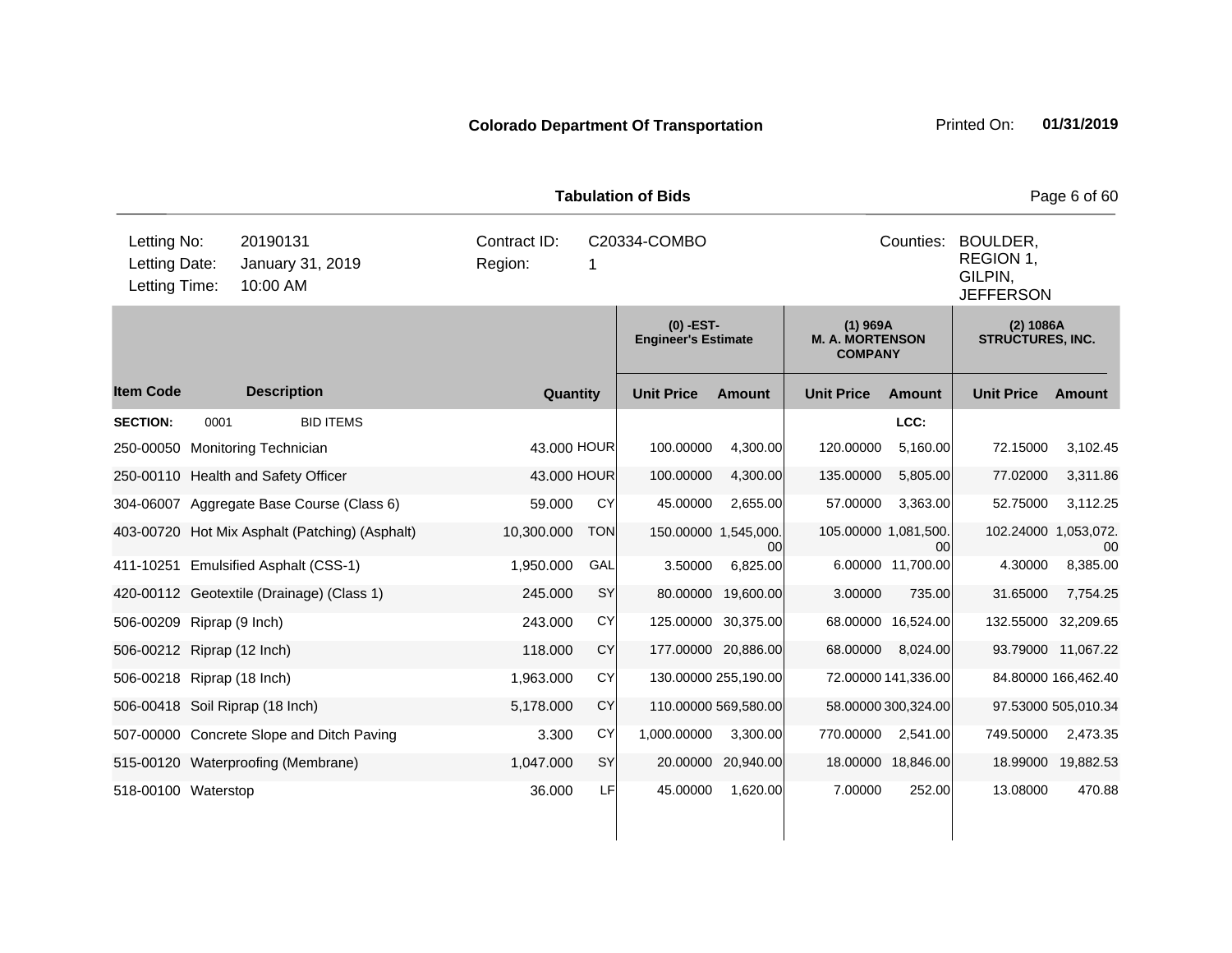**Colorado Department Of Transportation** Printed On: **01/31/2019**

**Tabulation of Bids**

| | | | |
|---|---|---|---|
| Letting No: | 20190131 | Contract ID: | C20334-COMBO |
| Letting Date: | January 31, 2019 | Region: | 1 |
| Letting Time: | 10:00 AM | Counties: | BOULDER, REGION 1, GILPIN, JEFFERSON |

| | | | | (0) -EST- Engineer's Estimate | | (1) 969A M. A. MORTENSON COMPANY | | (2) 1086A STRUCTURES, INC. | |
|---|---|---|---|---|---|---|---|---|---|
| **Item Code** | **Description** | **Quantity** | | **Unit Price** | **Amount** | **Unit Price** | **Amount** | **Unit Price** | **Amount** |
| **SECTION:** | 0001 BID ITEMS | | | | | | LCC: | | |
| 250-00050 | Monitoring Technician | 43.000 | HOUR | 100.00000 | 4,300.00 | 120.00000 | 5,160.00 | 72.15000 | 3,102.45 |
| 250-00110 | Health and Safety Officer | 43.000 | HOUR | 100.00000 | 4,300.00 | 135.00000 | 5,805.00 | 77.02000 | 3,311.86 |
| 304-06007 | Aggregate Base Course (Class 6) | 59.000 | CY | 45.00000 | 2,655.00 | 57.00000 | 3,363.00 | 52.75000 | 3,112.25 |
| 403-00720 | Hot Mix Asphalt (Patching) (Asphalt) | 10,300.000 | TON | 150.00000 | 1,545,000.00 | 105.00000 | 1,081,500.00 | 102.24000 | 1,053,072.00 |
| 411-10251 | Emulsified Asphalt (CSS-1) | 1,950.000 | GAL | 3.50000 | 6,825.00 | 6.00000 | 11,700.00 | 4.30000 | 8,385.00 |
| 420-00112 | Geotextile (Drainage) (Class 1) | 245.000 | SY | 80.00000 | 19,600.00 | 3.00000 | 735.00 | 31.65000 | 7,754.25 |
| 506-00209 | Riprap (9 Inch) | 243.000 | CY | 125.00000 | 30,375.00 | 68.00000 | 16,524.00 | 132.55000 | 32,209.65 |
| 506-00212 | Riprap (12 Inch) | 118.000 | CY | 177.00000 | 20,886.00 | 68.00000 | 8,024.00 | 93.79000 | 11,067.22 |
| 506-00218 | Riprap (18 Inch) | 1,963.000 | CY | 130.00000 | 255,190.00 | 72.00000 | 141,336.00 | 84.80000 | 166,462.40 |
| 506-00418 | Soil Riprap (18 Inch) | 5,178.000 | CY | 110.00000 | 569,580.00 | 58.00000 | 300,324.00 | 97.53000 | 505,010.34 |
| 507-00000 | Concrete Slope and Ditch Paving | 3.300 | CY | 1,000.00000 | 3,300.00 | 770.00000 | 2,541.00 | 749.50000 | 2,473.35 |
| 515-00120 | Waterproofing (Membrane) | 1,047.000 | SY | 20.00000 | 20,940.00 | 18.00000 | 18,846.00 | 18.99000 | 19,882.53 |
| 518-00100 | Waterstop | 36.000 | LF | 45.00000 | 1,620.00 | 7.00000 | 252.00 | 13.08000 | 470.88 |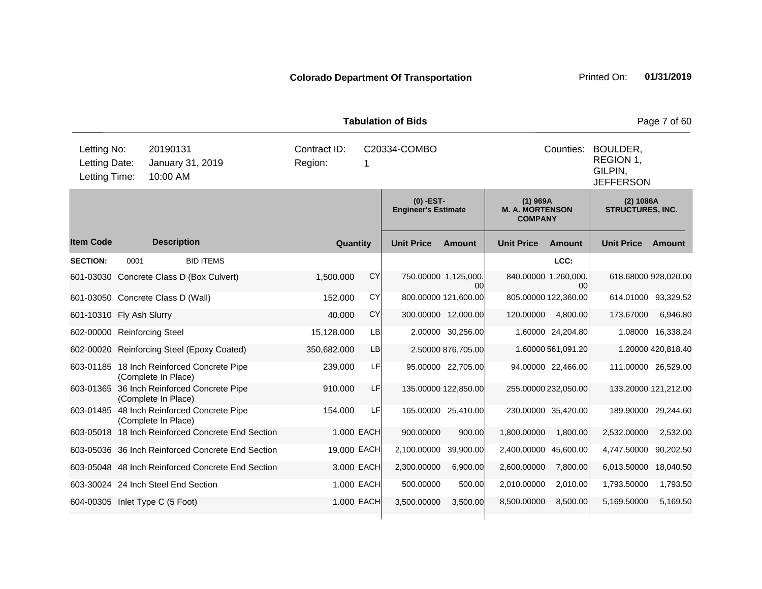**Colorado Department Of Transportation**

Printed On: **01/31/2019**

**Tabulation of Bids**

| | | | |
|---|---|---|---|
| Letting No: | 20190131 | Contract ID: | C20334-COMBO |
| Letting Date: | January 31, 2019 | Region: | 1 |
| Letting Time: | 10:00 AM | | |

Counties: BOULDER, REGION 1, GILPIN, JEFFERSON

| | | | | (0) -EST- Engineer's Estimate | | (1) 969A M. A. MORTENSON COMPANY | | (2) 1086A STRUCTURES, INC. | |
|---|---|---|---|---|---|---|---|---|---|
| **Item Code** | **Description** | **Quantity** | | **Unit Price** | **Amount** | **Unit Price** | **Amount** | **Unit Price** | **Amount** |
| **SECTION:** | 0001 BID ITEMS | | | | | | LCC: | | |
| 601-03030 | Concrete Class D (Box Culvert) | 1,500.000 | CY | 750.00000 | 1,125,000.00 | 840.00000 | 1,260,000.00 | 618.68000 | 928,020.00 |
| 601-03050 | Concrete Class D (Wall) | 152.000 | CY | 800.00000 | 121,600.00 | 805.00000 | 122,360.00 | 614.01000 | 93,329.52 |
| 601-10310 | Fly Ash Slurry | 40.000 | CY | 300.00000 | 12,000.00 | 120.00000 | 4,800.00 | 173.67000 | 6,946.80 |
| 602-00000 | Reinforcing Steel | 15,128.000 | LB | 2.00000 | 30,256.00 | 1.60000 | 24,204.80 | 1.08000 | 16,338.24 |
| 602-00020 | Reinforcing Steel (Epoxy Coated) | 350,682.000 | LB | 2.50000 | 876,705.00 | 1.60000 | 561,091.20 | 1.20000 | 420,818.40 |
| 603-01185 | 18 Inch Reinforced Concrete Pipe (Complete In Place) | 239.000 | LF | 95.00000 | 22,705.00 | 94.00000 | 22,466.00 | 111.00000 | 26,529.00 |
| 603-01365 | 36 Inch Reinforced Concrete Pipe (Complete In Place) | 910.000 | LF | 135.00000 | 122,850.00 | 255.00000 | 232,050.00 | 133.20000 | 121,212.00 |
| 603-01485 | 48 Inch Reinforced Concrete Pipe (Complete In Place) | 154.000 | LF | 165.00000 | 25,410.00 | 230.00000 | 35,420.00 | 189.90000 | 29,244.60 |
| 603-05018 | 18 Inch Reinforced Concrete End Section | 1.000 | EACH | 900.00000 | 900.00 | 1,800.00000 | 1,800.00 | 2,532.00000 | 2,532.00 |
| 603-05036 | 36 Inch Reinforced Concrete End Section | 19.000 | EACH | 2,100.00000 | 39,900.00 | 2,400.00000 | 45,600.00 | 4,747.50000 | 90,202.50 |
| 603-05048 | 48 Inch Reinforced Concrete End Section | 3.000 | EACH | 2,300.00000 | 6,900.00 | 2,600.00000 | 7,800.00 | 6,013.50000 | 18,040.50 |
| 603-30024 | 24 Inch Steel End Section | 1.000 | EACH | 500.00000 | 500.00 | 2,010.00000 | 2,010.00 | 1,793.50000 | 1,793.50 |
| 604-00305 | Inlet Type C (5 Foot) | 1.000 | EACH | 3,500.00000 | 3,500.00 | 8,500.00000 | 8,500.00 | 5,169.50000 | 5,169.50 |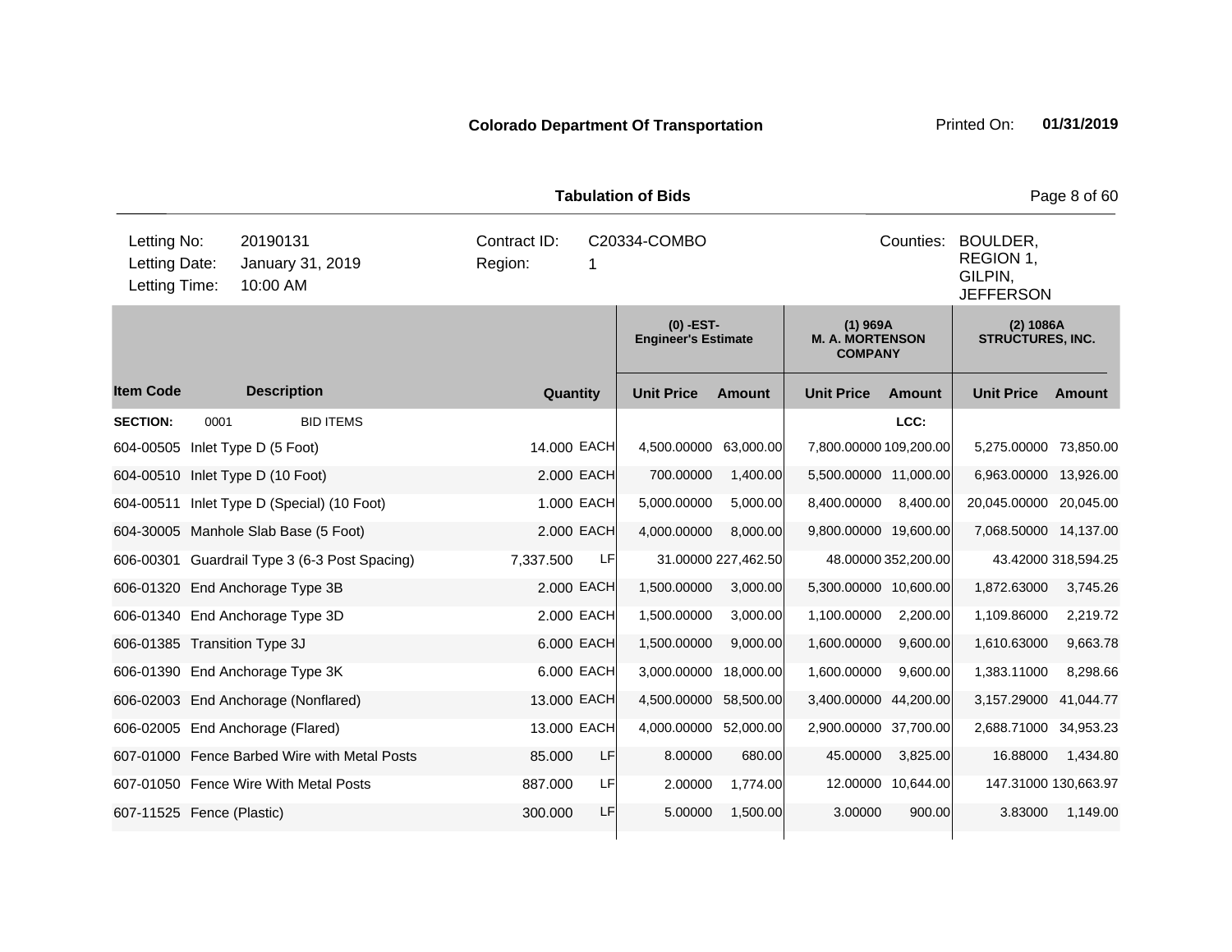**Colorado Department Of Transportation**

**Tabulation of Bids**

| Letting No: | 20190131 | Contract ID: | C20334-COMBO | Counties: | BOULDER, REGION 1, GILPIN, JEFFERSON |
|---|---|---|---|---|---|
| Letting Date: | January 31, 2019 | Region: | 1 | | |
| Letting Time: | 10:00 AM | | | | |

| | | | | (0) -EST- Engineer's Estimate | | (1) 969A M. A. MORTENSON COMPANY | | (2) 1086A STRUCTURES, INC. | |
|---|---|---|---|---|---|---|---|---|---|
| **Item Code** | **Description** | **Quantity** | | **Unit Price** | **Amount** | **Unit Price** | **Amount** | **Unit Price** | **Amount** |
| **SECTION:** | 0001 BID ITEMS | | | | | | LCC: | | |
| 604-00505 | Inlet Type D (5 Foot) | 14.000 | EACH | 4,500.00000 | 63,000.00 | 7,800.00000 | 109,200.00 | 5,275.00000 | 73,850.00 |
| 604-00510 | Inlet Type D (10 Foot) | 2.000 | EACH | 700.00000 | 1,400.00 | 5,500.00000 | 11,000.00 | 6,963.00000 | 13,926.00 |
| 604-00511 | Inlet Type D (Special) (10 Foot) | 1.000 | EACH | 5,000.00000 | 5,000.00 | 8,400.00000 | 8,400.00 | 20,045.00000 | 20,045.00 |
| 604-30005 | Manhole Slab Base (5 Foot) | 2.000 | EACH | 4,000.00000 | 8,000.00 | 9,800.00000 | 19,600.00 | 7,068.50000 | 14,137.00 |
| 606-00301 | Guardrail Type 3 (6-3 Post Spacing) | 7,337.500 | LF | 31.00000 | 227,462.50 | 48.00000 | 352,200.00 | 43.42000 | 318,594.25 |
| 606-01320 | End Anchorage Type 3B | 2.000 | EACH | 1,500.00000 | 3,000.00 | 5,300.00000 | 10,600.00 | 1,872.63000 | 3,745.26 |
| 606-01340 | End Anchorage Type 3D | 2.000 | EACH | 1,500.00000 | 3,000.00 | 1,100.00000 | 2,200.00 | 1,109.86000 | 2,219.72 |
| 606-01385 | Transition Type 3J | 6.000 | EACH | 1,500.00000 | 9,000.00 | 1,600.00000 | 9,600.00 | 1,610.63000 | 9,663.78 |
| 606-01390 | End Anchorage Type 3K | 6.000 | EACH | 3,000.00000 | 18,000.00 | 1,600.00000 | 9,600.00 | 1,383.11000 | 8,298.66 |
| 606-02003 | End Anchorage (Nonflared) | 13.000 | EACH | 4,500.00000 | 58,500.00 | 3,400.00000 | 44,200.00 | 3,157.29000 | 41,044.77 |
| 606-02005 | End Anchorage (Flared) | 13.000 | EACH | 4,000.00000 | 52,000.00 | 2,900.00000 | 37,700.00 | 2,688.71000 | 34,953.23 |
| 607-01000 | Fence Barbed Wire with Metal Posts | 85.000 | LF | 8.00000 | 680.00 | 45.00000 | 3,825.00 | 16.88000 | 1,434.80 |
| 607-01050 | Fence Wire With Metal Posts | 887.000 | LF | 2.00000 | 1,774.00 | 12.00000 | 10,644.00 | 147.31000 | 130,663.97 |
| 607-11525 | Fence (Plastic) | 300.000 | LF | 5.00000 | 1,500.00 | 3.00000 | 900.00 | 3.83000 | 1,149.00 |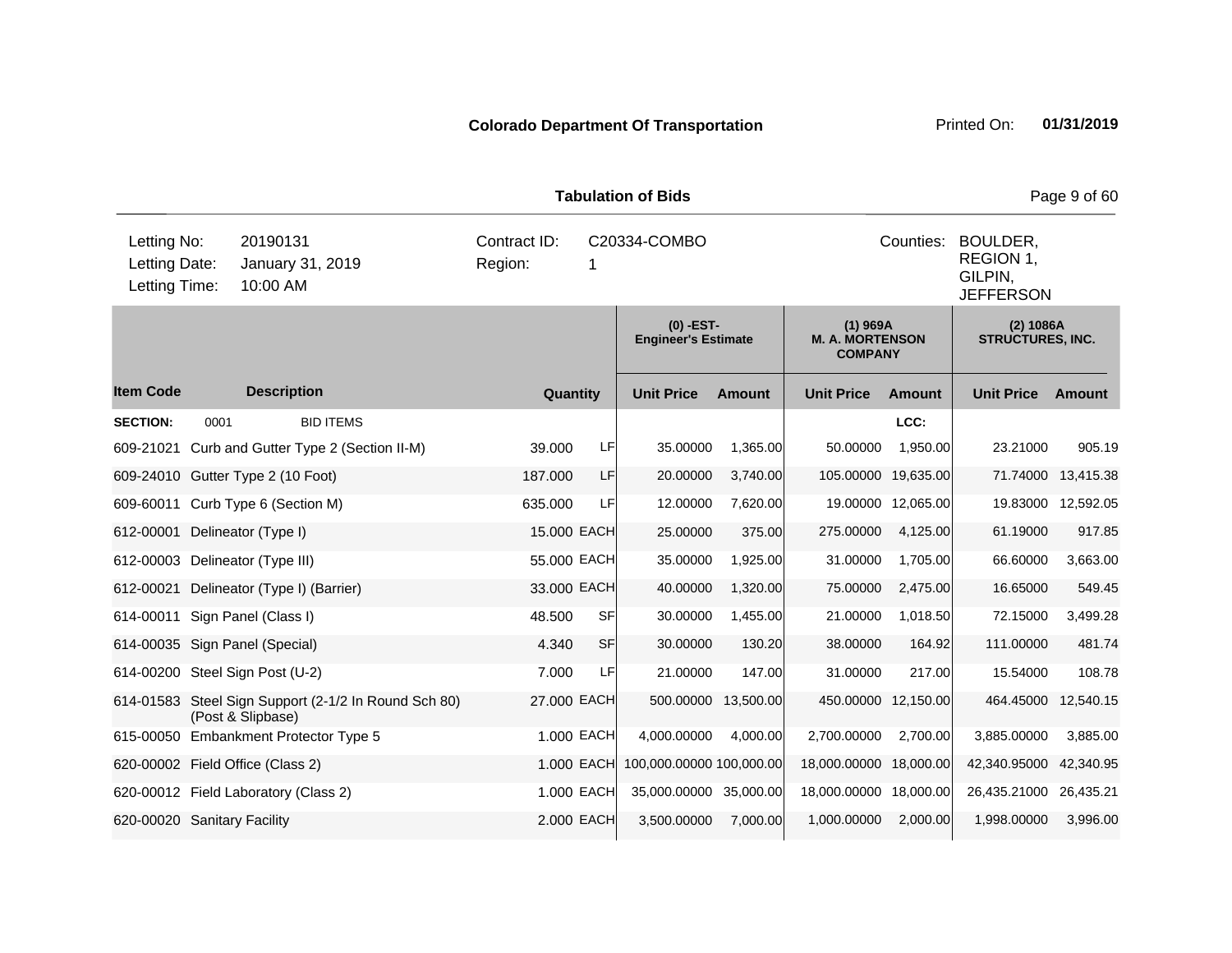**Colorado Department Of Transportation** Printed On: **01/31/2019**

**Tabulation of Bids**

| | | | |
|---|---|---|---|
| Letting No: 20190131 | Contract ID: C20334-COMBO | Counties: | BOULDER, REGION 1, GILPIN, JEFFERSON |
| Letting Date: January 31, 2019 | Region: 1 | | |
| Letting Time: 10:00 AM | | | |

| Item Code | Description | Quantity | | (0) -EST- Engineer's Estimate Unit Price | Amount | (1) 969A M. A. MORTENSON COMPANY Unit Price | Amount | (2) 1086A STRUCTURES, INC. Unit Price | Amount |
|---|---|---|---|---|---|---|---|---|---|
| **SECTION:** | 0001 BID ITEMS | | | | | | LCC: | | |
| 609-21021 | Curb and Gutter Type 2 (Section II-M) | 39.000 | LF | 35.00000 | 1,365.00 | 50.00000 | 1,950.00 | 23.21000 | 905.19 |
| 609-24010 | Gutter Type 2 (10 Foot) | 187.000 | LF | 20.00000 | 3,740.00 | 105.00000 | 19,635.00 | 71.74000 | 13,415.38 |
| 609-60011 | Curb Type 6 (Section M) | 635.000 | LF | 12.00000 | 7,620.00 | 19.00000 | 12,065.00 | 19.83000 | 12,592.05 |
| 612-00001 | Delineator (Type I) | 15.000 | EACH | 25.00000 | 375.00 | 275.00000 | 4,125.00 | 61.19000 | 917.85 |
| 612-00003 | Delineator (Type III) | 55.000 | EACH | 35.00000 | 1,925.00 | 31.00000 | 1,705.00 | 66.60000 | 3,663.00 |
| 612-00021 | Delineator (Type I) (Barrier) | 33.000 | EACH | 40.00000 | 1,320.00 | 75.00000 | 2,475.00 | 16.65000 | 549.45 |
| 614-00011 | Sign Panel (Class I) | 48.500 | SF | 30.00000 | 1,455.00 | 21.00000 | 1,018.50 | 72.15000 | 3,499.28 |
| 614-00035 | Sign Panel (Special) | 4.340 | SF | 30.00000 | 130.20 | 38.00000 | 164.92 | 111.00000 | 481.74 |
| 614-00200 | Steel Sign Post (U-2) | 7.000 | LF | 21.00000 | 147.00 | 31.00000 | 217.00 | 15.54000 | 108.78 |
| 614-01583 | Steel Sign Support (2-1/2 In Round Sch 80) (Post & Slipbase) | 27.000 | EACH | 500.00000 | 13,500.00 | 450.00000 | 12,150.00 | 464.45000 | 12,540.15 |
| 615-00050 | Embankment Protector Type 5 | 1.000 | EACH | 4,000.00000 | 4,000.00 | 2,700.00000 | 2,700.00 | 3,885.00000 | 3,885.00 |
| 620-00002 | Field Office (Class 2) | 1.000 | EACH | 100,000.00000 | 100,000.00 | 18,000.00000 | 18,000.00 | 42,340.95000 | 42,340.95 |
| 620-00012 | Field Laboratory (Class 2) | 1.000 | EACH | 35,000.00000 | 35,000.00 | 18,000.00000 | 18,000.00 | 26,435.21000 | 26,435.21 |
| 620-00020 | Sanitary Facility | 2.000 | EACH | 3,500.00000 | 7,000.00 | 1,000.00000 | 2,000.00 | 1,998.00000 | 3,996.00 |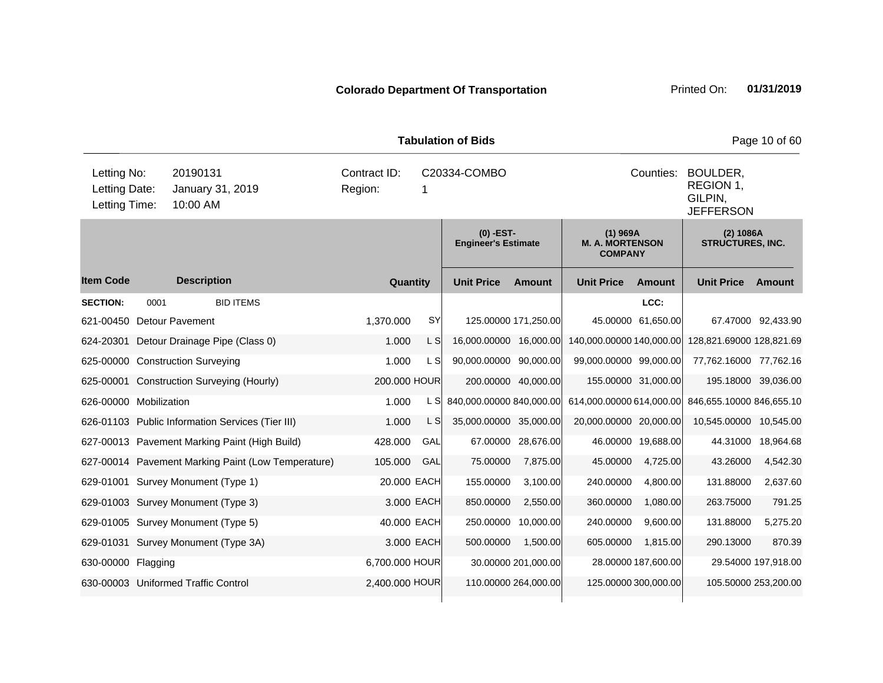**Colorado Department Of Transportation** Printed On: **01/31/2019**

**Tabulation of Bids**

| | | | | | |
|---|---|---|---|---|---|
| Letting No: | 20190131 | Contract ID: | C20334-COMBO | Counties: | BOULDER, REGION 1, GILPIN, JEFFERSON |
| Letting Date: | January 31, 2019 | Region: | 1 | | |
| Letting Time: | 10:00 AM | | | | |

| | | | | (0) -EST- Engineer's Estimate | | (1) 969A M. A. MORTENSON COMPANY | | (2) 1086A STRUCTURES, INC. | |
|---|---|---|---|---|---|---|---|---|---|
| **Item Code** | **Description** | **Quantity** | | **Unit Price** | **Amount** | **Unit Price** | **Amount** | **Unit Price** | **Amount** |
| **SECTION:** | 0001 BID ITEMS | | | | | | LCC: | | |
| 621-00450 | Detour Pavement | 1,370.000 | SY | 125.00000 | 171,250.00 | 45.00000 | 61,650.00 | 67.47000 | 92,433.90 |
| 624-20301 | Detour Drainage Pipe (Class 0) | 1.000 | L S | 16,000.00000 | 16,000.00 | 140,000.00000 | 140,000.00 | 128,821.69000 | 128,821.69 |
| 625-00000 | Construction Surveying | 1.000 | L S | 90,000.00000 | 90,000.00 | 99,000.00000 | 99,000.00 | 77,762.16000 | 77,762.16 |
| 625-00001 | Construction Surveying (Hourly) | 200.000 | HOUR | 200.00000 | 40,000.00 | 155.00000 | 31,000.00 | 195.18000 | 39,036.00 |
| 626-00000 | Mobilization | 1.000 | L S | 840,000.00000 | 840,000.00 | 614,000.00000 | 614,000.00 | 846,655.10000 | 846,655.10 |
| 626-01103 | Public Information Services (Tier III) | 1.000 | L S | 35,000.00000 | 35,000.00 | 20,000.00000 | 20,000.00 | 10,545.00000 | 10,545.00 |
| 627-00013 | Pavement Marking Paint (High Build) | 428.000 | GAL | 67.00000 | 28,676.00 | 46.00000 | 19,688.00 | 44.31000 | 18,964.68 |
| 627-00014 | Pavement Marking Paint (Low Temperature) | 105.000 | GAL | 75.00000 | 7,875.00 | 45.00000 | 4,725.00 | 43.26000 | 4,542.30 |
| 629-01001 | Survey Monument (Type 1) | 20.000 | EACH | 155.00000 | 3,100.00 | 240.00000 | 4,800.00 | 131.88000 | 2,637.60 |
| 629-01003 | Survey Monument (Type 3) | 3.000 | EACH | 850.00000 | 2,550.00 | 360.00000 | 1,080.00 | 263.75000 | 791.25 |
| 629-01005 | Survey Monument (Type 5) | 40.000 | EACH | 250.00000 | 10,000.00 | 240.00000 | 9,600.00 | 131.88000 | 5,275.20 |
| 629-01031 | Survey Monument (Type 3A) | 3.000 | EACH | 500.00000 | 1,500.00 | 605.00000 | 1,815.00 | 290.13000 | 870.39 |
| 630-00000 | Flagging | 6,700.000 | HOUR | 30.00000 | 201,000.00 | 28.00000 | 187,600.00 | 29.54000 | 197,918.00 |
| 630-00003 | Uniformed Traffic Control | 2,400.000 | HOUR | 110.00000 | 264,000.00 | 125.00000 | 300,000.00 | 105.50000 | 253,200.00 |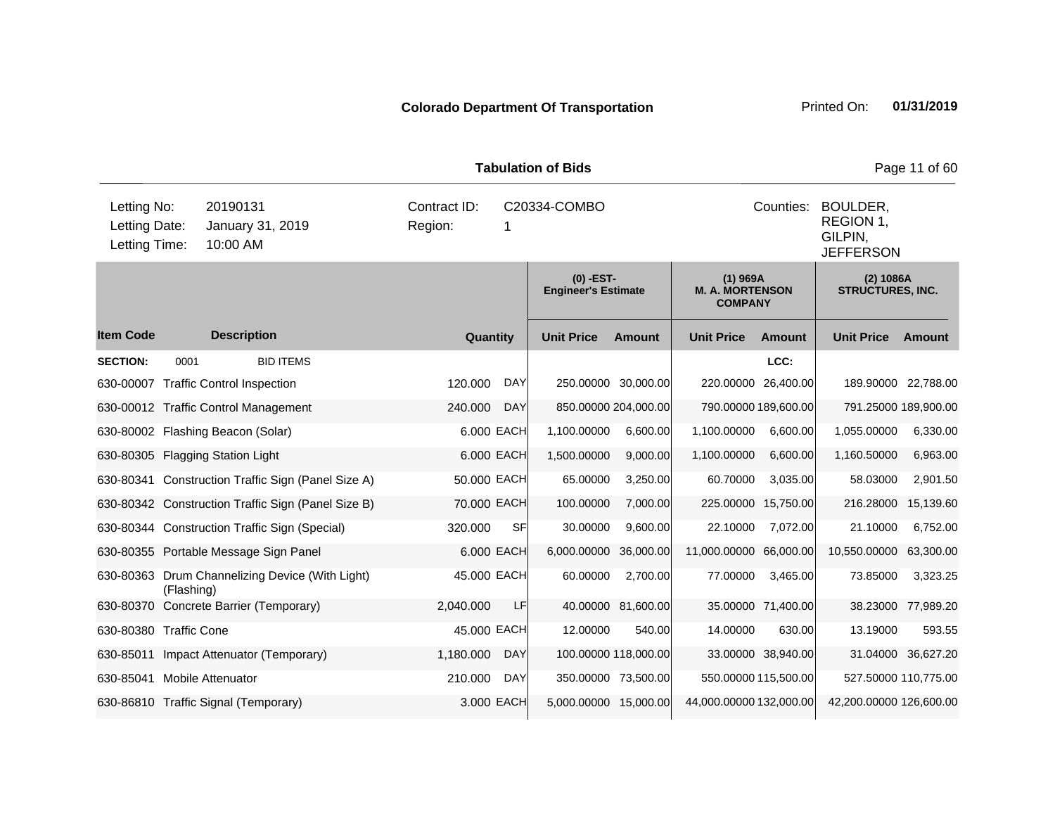**Colorado Department Of Transportation** Printed On: **01/31/2019**

**Tabulation of Bids**

| Letting No: | 20190131 | Contract ID: | C20334-COMBO | Counties: | BOULDER, REGION 1, GILPIN, JEFFERSON |
|---|---|---|---|---|---|
| Letting Date: | January 31, 2019 | Region: | 1 | | |
| Letting Time: | 10:00 AM | | | | |

| | | | | (0) -EST- Engineer's Estimate | | (1) 969A M. A. MORTENSON COMPANY | | (2) 1086A STRUCTURES, INC. | |
|---|---|---|---|---|---|---|---|---|---|
| **Item Code** | **Description** | **Quantity** | | **Unit Price** | **Amount** | **Unit Price** | **Amount** | **Unit Price** | **Amount** |
| **SECTION:** | 0001 BID ITEMS | | | | | | LCC: | | |
| 630-00007 | Traffic Control Inspection | 120.000 | DAY | 250.00000 | 30,000.00 | 220.00000 | 26,400.00 | 189.90000 | 22,788.00 |
| 630-00012 | Traffic Control Management | 240.000 | DAY | 850.00000 | 204,000.00 | 790.00000 | 189,600.00 | 791.25000 | 189,900.00 |
| 630-80002 | Flashing Beacon (Solar) | 6.000 | EACH | 1,100.00000 | 6,600.00 | 1,100.00000 | 6,600.00 | 1,055.00000 | 6,330.00 |
| 630-80305 | Flagging Station Light | 6.000 | EACH | 1,500.00000 | 9,000.00 | 1,100.00000 | 6,600.00 | 1,160.50000 | 6,963.00 |
| 630-80341 | Construction Traffic Sign (Panel Size A) | 50.000 | EACH | 65.00000 | 3,250.00 | 60.70000 | 3,035.00 | 58.03000 | 2,901.50 |
| 630-80342 | Construction Traffic Sign (Panel Size B) | 70.000 | EACH | 100.00000 | 7,000.00 | 225.00000 | 15,750.00 | 216.28000 | 15,139.60 |
| 630-80344 | Construction Traffic Sign (Special) | 320.000 | SF | 30.00000 | 9,600.00 | 22.10000 | 7,072.00 | 21.10000 | 6,752.00 |
| 630-80355 | Portable Message Sign Panel | 6.000 | EACH | 6,000.00000 | 36,000.00 | 11,000.00000 | 66,000.00 | 10,550.00000 | 63,300.00 |
| 630-80363 | Drum Channelizing Device (With Light) (Flashing) | 45.000 | EACH | 60.00000 | 2,700.00 | 77.00000 | 3,465.00 | 73.85000 | 3,323.25 |
| 630-80370 | Concrete Barrier (Temporary) | 2,040.000 | LF | 40.00000 | 81,600.00 | 35.00000 | 71,400.00 | 38.23000 | 77,989.20 |
| 630-80380 | Traffic Cone | 45.000 | EACH | 12.00000 | 540.00 | 14.00000 | 630.00 | 13.19000 | 593.55 |
| 630-85011 | Impact Attenuator (Temporary) | 1,180.000 | DAY | 100.00000 | 118,000.00 | 33.00000 | 38,940.00 | 31.04000 | 36,627.20 |
| 630-85041 | Mobile Attenuator | 210.000 | DAY | 350.00000 | 73,500.00 | 550.00000 | 115,500.00 | 527.50000 | 110,775.00 |
| 630-86810 | Traffic Signal (Temporary) | 3.000 | EACH | 5,000.00000 | 15,000.00 | 44,000.00000 | 132,000.00 | 42,200.00000 | 126,600.00 |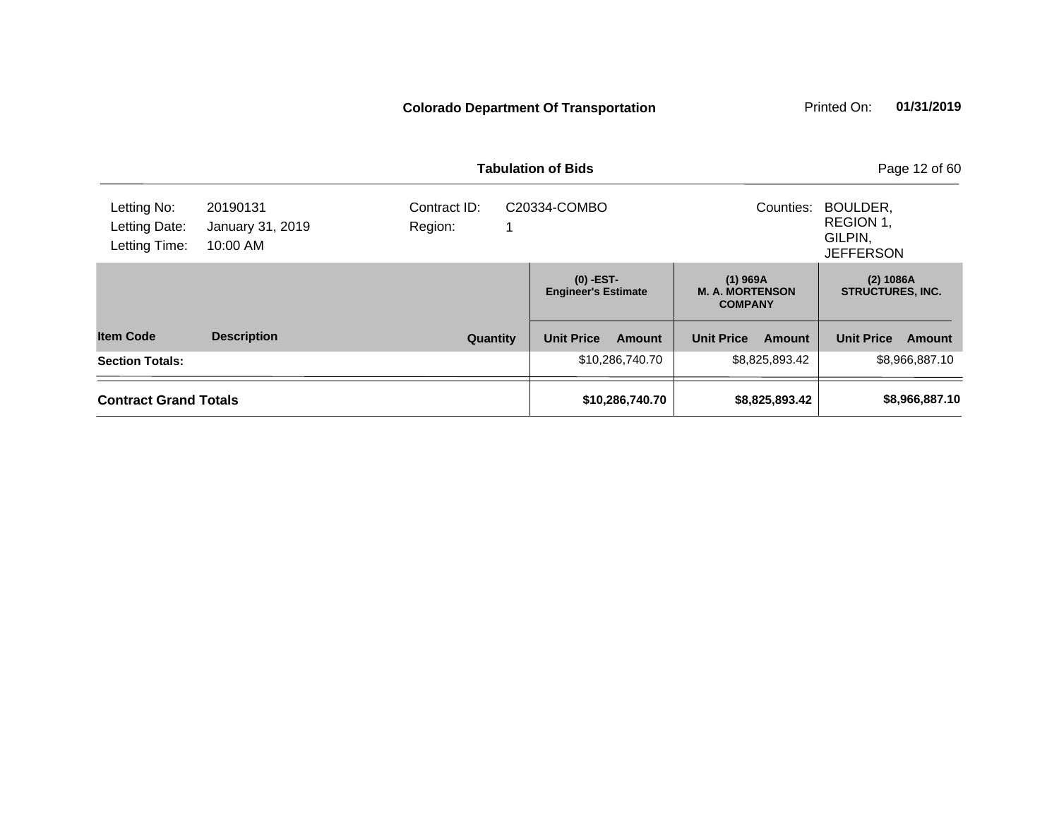**Colorado Department Of Transportation** Printed On: **01/31/2019**

**Tabulation of Bids**

| | | | |
|---|---|---|---|
| Letting No: | 20190131 | Contract ID: | C20334-COMBO |
| Letting Date: | January 31, 2019 | Region: | 1 |
| Letting Time: | 10:00 AM | | |

Counties: BOULDER, REGION 1, GILPIN, JEFFERSON

| Item Code | Description | Quantity | (0) -EST- Engineer's Estimate Unit Price | Amount | (1) 969A M. A. MORTENSON COMPANY Unit Price | Amount | (2) 1086A STRUCTURES, INC. Unit Price | Amount |
|---|---|---|---|---|---|---|---|---|
| **Section Totals:** | | | | $10,286,740.70 | | $8,825,893.42 | | $8,966,887.10 |
| **Contract Grand Totals** | | | | **$10,286,740.70** | | **$8,825,893.42** | | **$8,966,887.10** |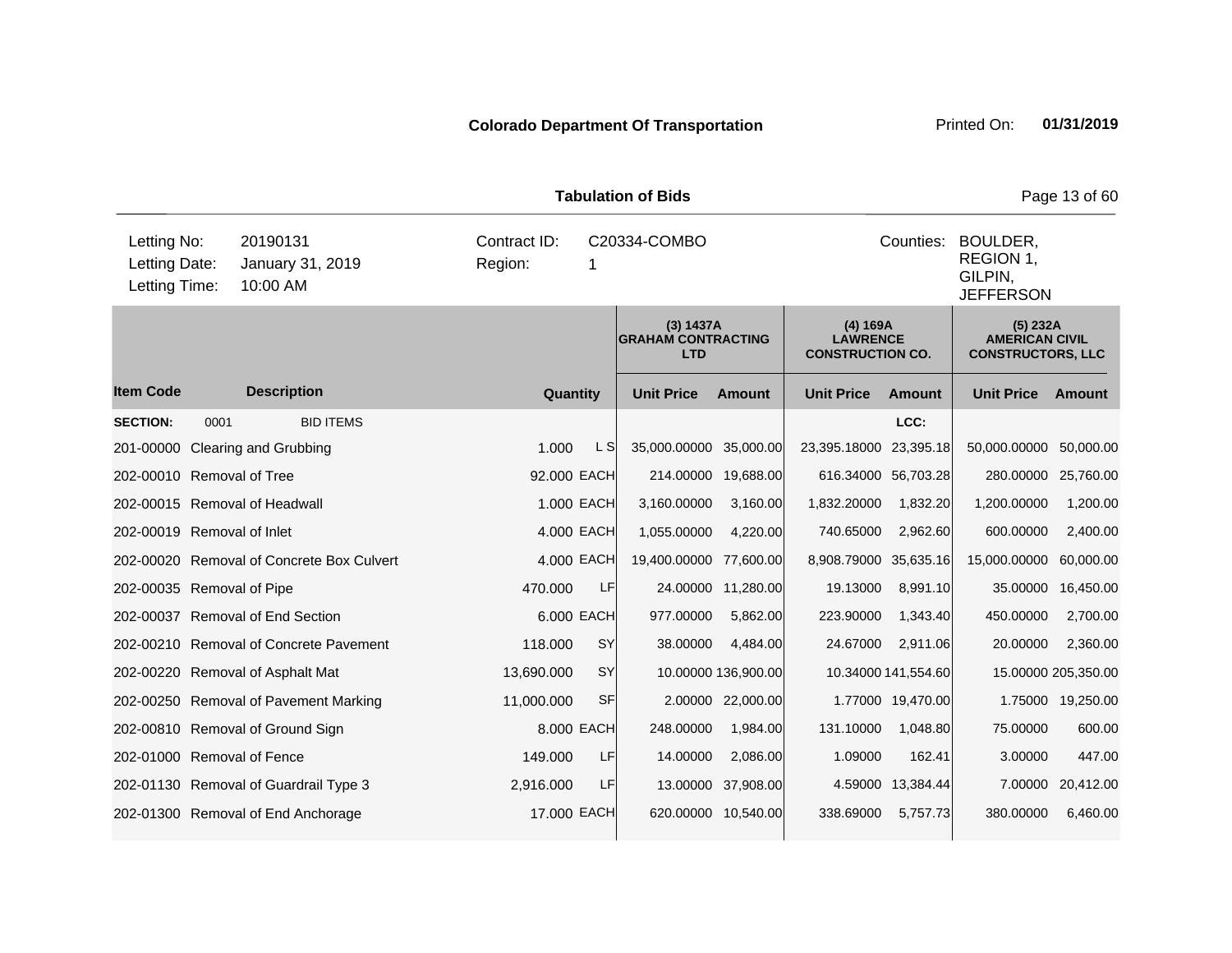**Colorado Department Of Transportation**

Printed On: **01/31/2019**

**Tabulation of Bids**

| | | | |
|---|---|---|---|
| Letting No: | 20190131 | Contract ID: | C20334-COMBO |
| Letting Date: | January 31, 2019 | Region: | 1 |
| Letting Time: | 10:00 AM | Counties: | BOULDER, REGION 1, GILPIN, JEFFERSON |

| Item Code | Description | Quantity | | (3) 1437A GRAHAM CONTRACTING LTD Unit Price | Amount | (4) 169A LAWRENCE CONSTRUCTION CO. Unit Price | Amount | (5) 232A AMERICAN CIVIL CONSTRUCTORS, LLC Unit Price | Amount |
|---|---|---|---|---|---|---|---|---|---|
| **SECTION:** 0001 | BID ITEMS | | | | | | LCC: | | |
| 201-00000 | Clearing and Grubbing | 1.000 | L S | 35,000.00000 | 35,000.00 | 23,395.18000 | 23,395.18 | 50,000.00000 | 50,000.00 |
| 202-00010 | Removal of Tree | 92.000 | EACH | 214.00000 | 19,688.00 | 616.34000 | 56,703.28 | 280.00000 | 25,760.00 |
| 202-00015 | Removal of Headwall | 1.000 | EACH | 3,160.00000 | 3,160.00 | 1,832.20000 | 1,832.20 | 1,200.00000 | 1,200.00 |
| 202-00019 | Removal of Inlet | 4.000 | EACH | 1,055.00000 | 4,220.00 | 740.65000 | 2,962.60 | 600.00000 | 2,400.00 |
| 202-00020 | Removal of Concrete Box Culvert | 4.000 | EACH | 19,400.00000 | 77,600.00 | 8,908.79000 | 35,635.16 | 15,000.00000 | 60,000.00 |
| 202-00035 | Removal of Pipe | 470.000 | LF | 24.00000 | 11,280.00 | 19.13000 | 8,991.10 | 35.00000 | 16,450.00 |
| 202-00037 | Removal of End Section | 6.000 | EACH | 977.00000 | 5,862.00 | 223.90000 | 1,343.40 | 450.00000 | 2,700.00 |
| 202-00210 | Removal of Concrete Pavement | 118.000 | SY | 38.00000 | 4,484.00 | 24.67000 | 2,911.06 | 20.00000 | 2,360.00 |
| 202-00220 | Removal of Asphalt Mat | 13,690.000 | SY | 10.00000 | 136,900.00 | 10.34000 | 141,554.60 | 15.00000 | 205,350.00 |
| 202-00250 | Removal of Pavement Marking | 11,000.000 | SF | 2.00000 | 22,000.00 | 1.77000 | 19,470.00 | 1.75000 | 19,250.00 |
| 202-00810 | Removal of Ground Sign | 8.000 | EACH | 248.00000 | 1,984.00 | 131.10000 | 1,048.80 | 75.00000 | 600.00 |
| 202-01000 | Removal of Fence | 149.000 | LF | 14.00000 | 2,086.00 | 1.09000 | 162.41 | 3.00000 | 447.00 |
| 202-01130 | Removal of Guardrail Type 3 | 2,916.000 | LF | 13.00000 | 37,908.00 | 4.59000 | 13,384.44 | 7.00000 | 20,412.00 |
| 202-01300 | Removal of End Anchorage | 17.000 | EACH | 620.00000 | 10,540.00 | 338.69000 | 5,757.73 | 380.00000 | 6,460.00 |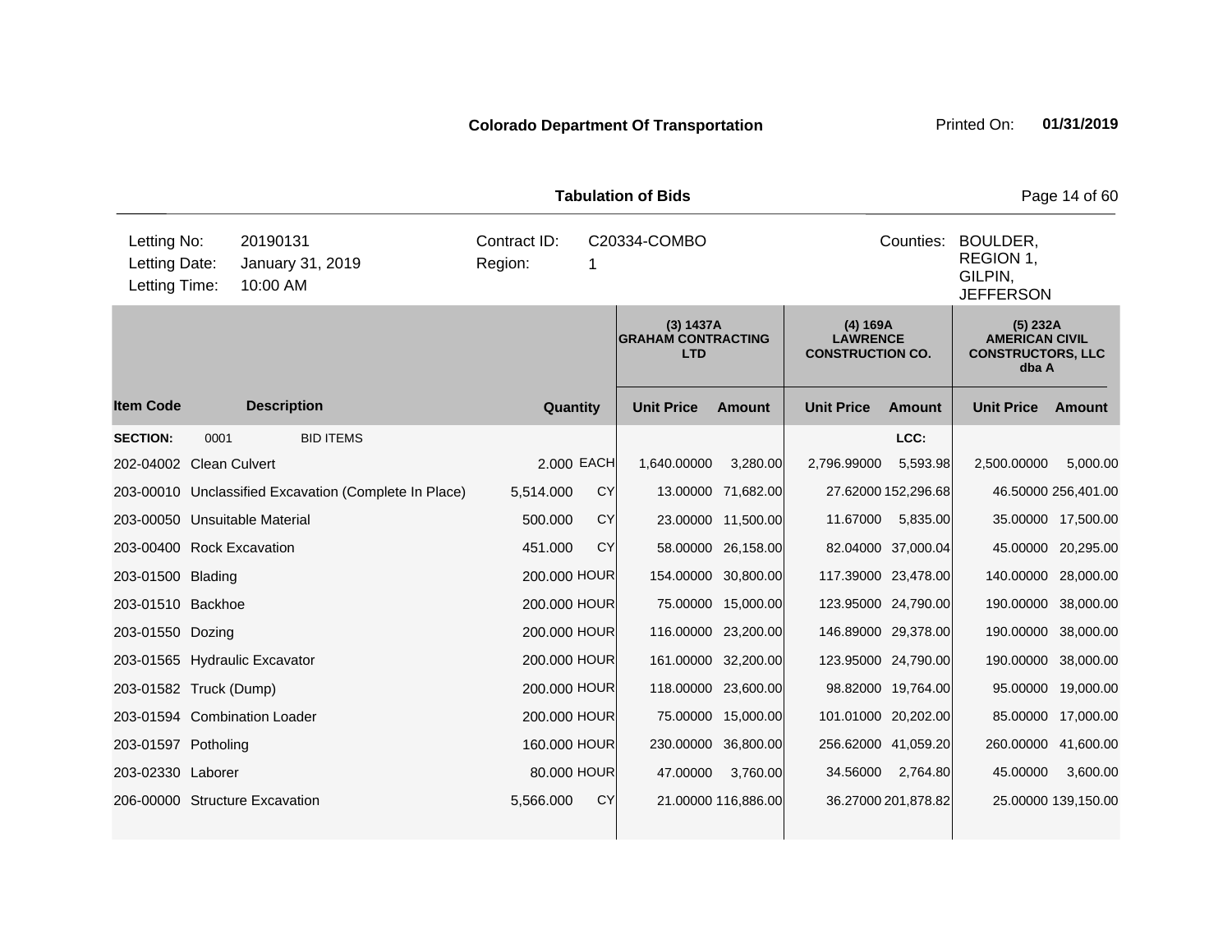**Colorado Department Of Transportation** Printed On: **01/31/2019**

**Tabulation of Bids**

| | | | | |
|---|---|---|---|---|
| Letting No: | 20190131 | Contract ID: | C20334-COMBO | Counties: BOULDER, REGION 1, GILPIN, JEFFERSON |
| Letting Date: | January 31, 2019 | Region: | 1 | |
| Letting Time: | 10:00 AM | | | |

| | | | | (3) 1437A GRAHAM CONTRACTING LTD | | (4) 169A LAWRENCE CONSTRUCTION CO. | | (5) 232A AMERICAN CIVIL CONSTRUCTORS, LLC dba A | |
|---|---|---|---|---|---|---|---|---|---|
| **Item Code** | **Description** | **Quantity** | | **Unit Price** | **Amount** | **Unit Price** | **Amount** | **Unit Price** | **Amount** |
| **SECTION:** | 0001 BID ITEMS | | | | | | LCC: | | |
| 202-04002 | Clean Culvert | 2.000 | EACH | 1,640.00000 | 3,280.00 | 2,796.99000 | 5,593.98 | 2,500.00000 | 5,000.00 |
| 203-00010 | Unclassified Excavation (Complete In Place) | 5,514.000 | CY | 13.00000 | 71,682.00 | 27.62000 | 152,296.68 | 46.50000 | 256,401.00 |
| 203-00050 | Unsuitable Material | 500.000 | CY | 23.00000 | 11,500.00 | 11.67000 | 5,835.00 | 35.00000 | 17,500.00 |
| 203-00400 | Rock Excavation | 451.000 | CY | 58.00000 | 26,158.00 | 82.04000 | 37,000.04 | 45.00000 | 20,295.00 |
| 203-01500 | Blading | 200.000 | HOUR | 154.00000 | 30,800.00 | 117.39000 | 23,478.00 | 140.00000 | 28,000.00 |
| 203-01510 | Backhoe | 200.000 | HOUR | 75.00000 | 15,000.00 | 123.95000 | 24,790.00 | 190.00000 | 38,000.00 |
| 203-01550 | Dozing | 200.000 | HOUR | 116.00000 | 23,200.00 | 146.89000 | 29,378.00 | 190.00000 | 38,000.00 |
| 203-01565 | Hydraulic Excavator | 200.000 | HOUR | 161.00000 | 32,200.00 | 123.95000 | 24,790.00 | 190.00000 | 38,000.00 |
| 203-01582 | Truck (Dump) | 200.000 | HOUR | 118.00000 | 23,600.00 | 98.82000 | 19,764.00 | 95.00000 | 19,000.00 |
| 203-01594 | Combination Loader | 200.000 | HOUR | 75.00000 | 15,000.00 | 101.01000 | 20,202.00 | 85.00000 | 17,000.00 |
| 203-01597 | Potholing | 160.000 | HOUR | 230.00000 | 36,800.00 | 256.62000 | 41,059.20 | 260.00000 | 41,600.00 |
| 203-02330 | Laborer | 80.000 | HOUR | 47.00000 | 3,760.00 | 34.56000 | 2,764.80 | 45.00000 | 3,600.00 |
| 206-00000 | Structure Excavation | 5,566.000 | CY | 21.00000 | 116,886.00 | 36.27000 | 201,878.82 | 25.00000 | 139,150.00 |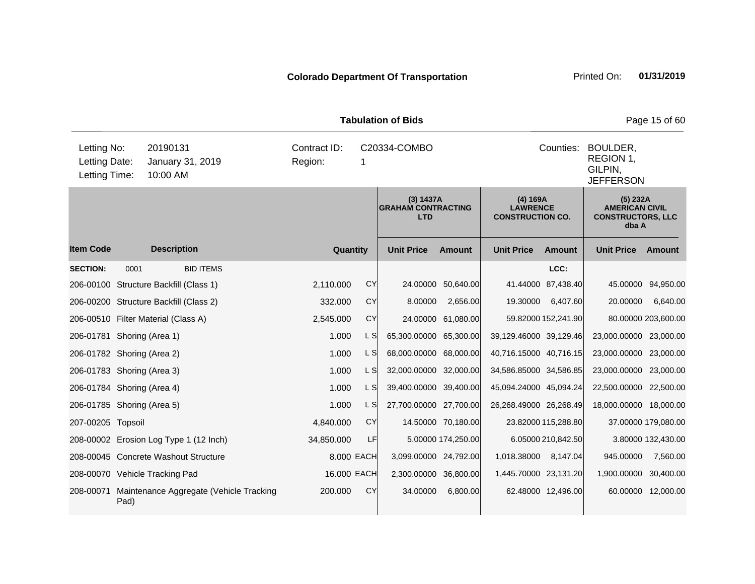**Colorado Department Of Transportation**

Printed On: **01/31/2019**

**Tabulation of Bids**

| Letting No: | 20190131 | Contract ID: | C20334-COMBO | Counties: | BOULDER, REGION 1, GILPIN, JEFFERSON |
|---|---|---|---|---|---|
| Letting Date: | January 31, 2019 | Region: | 1 | | |
| Letting Time: | 10:00 AM | | | | |

| | | | | **(3) 1437A GRAHAM CONTRACTING LTD** | | **(4) 169A LAWRENCE CONSTRUCTION CO.** | | **(5) 232A AMERICAN CIVIL CONSTRUCTORS, LLC dba A** | |
|---|---|---|---|---|---|---|---|---|---|
| **Item Code** | **Description** | **Quantity** | | **Unit Price** | **Amount** | **Unit Price** | **Amount** | **Unit Price** | **Amount** |
| **SECTION:** | 0001 BID ITEMS | | | | | | LCC: | | |
| 206-00100 | Structure Backfill (Class 1) | 2,110.000 | CY | 24.00000 | 50,640.00 | 41.44000 | 87,438.40 | 45.00000 | 94,950.00 |
| 206-00200 | Structure Backfill (Class 2) | 332.000 | CY | 8.00000 | 2,656.00 | 19.30000 | 6,407.60 | 20.00000 | 6,640.00 |
| 206-00510 | Filter Material (Class A) | 2,545.000 | CY | 24.00000 | 61,080.00 | 59.82000 | 152,241.90 | 80.00000 | 203,600.00 |
| 206-01781 | Shoring (Area 1) | 1.000 | L S | 65,300.00000 | 65,300.00 | 39,129.46000 | 39,129.46 | 23,000.00000 | 23,000.00 |
| 206-01782 | Shoring (Area 2) | 1.000 | L S | 68,000.00000 | 68,000.00 | 40,716.15000 | 40,716.15 | 23,000.00000 | 23,000.00 |
| 206-01783 | Shoring (Area 3) | 1.000 | L S | 32,000.00000 | 32,000.00 | 34,586.85000 | 34,586.85 | 23,000.00000 | 23,000.00 |
| 206-01784 | Shoring (Area 4) | 1.000 | L S | 39,400.00000 | 39,400.00 | 45,094.24000 | 45,094.24 | 22,500.00000 | 22,500.00 |
| 206-01785 | Shoring (Area 5) | 1.000 | L S | 27,700.00000 | 27,700.00 | 26,268.49000 | 26,268.49 | 18,000.00000 | 18,000.00 |
| 207-00205 | Topsoil | 4,840.000 | CY | 14.50000 | 70,180.00 | 23.82000 | 115,288.80 | 37.00000 | 179,080.00 |
| 208-00002 | Erosion Log Type 1 (12 Inch) | 34,850.000 | LF | 5.00000 | 174,250.00 | 6.05000 | 210,842.50 | 3.80000 | 132,430.00 |
| 208-00045 | Concrete Washout Structure | 8.000 | EACH | 3,099.00000 | 24,792.00 | 1,018.38000 | 8,147.04 | 945.00000 | 7,560.00 |
| 208-00070 | Vehicle Tracking Pad | 16.000 | EACH | 2,300.00000 | 36,800.00 | 1,445.70000 | 23,131.20 | 1,900.00000 | 30,400.00 |
| 208-00071 | Maintenance Aggregate (Vehicle Tracking Pad) | 200.000 | CY | 34.00000 | 6,800.00 | 62.48000 | 12,496.00 | 60.00000 | 12,000.00 |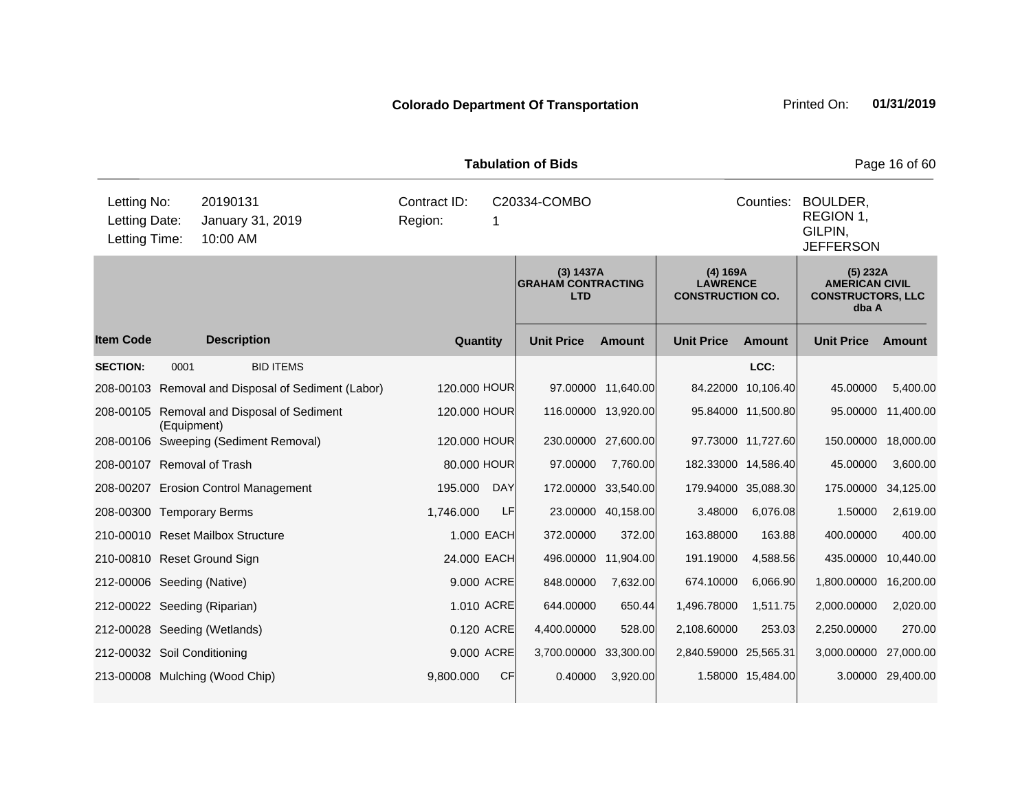**Colorado Department Of Transportation** Printed On: **01/31/2019**

**Tabulation of Bids**

| | | | | | |
|---|---|---|---|---|---|
| Letting No: | 20190131 | Contract ID: | C20334-COMBO | Counties: | BOULDER, REGION 1, GILPIN, JEFFERSON |
| Letting Date: | January 31, 2019 | Region: | 1 | | |
| Letting Time: | 10:00 AM | | | | |

| | | | | (3) 1437A GRAHAM CONTRACTING LTD | | (4) 169A LAWRENCE CONSTRUCTION CO. | | (5) 232A AMERICAN CIVIL CONSTRUCTORS, LLC dba A | |
|---|---|---|---|---|---|---|---|---|---|
| **Item Code** | **Description** | **Quantity** | | **Unit Price** | **Amount** | **Unit Price** | **Amount** | **Unit Price** | **Amount** |
| **SECTION:** 0001 | BID ITEMS | | | | | | LCC: | | |
| 208-00103 | Removal and Disposal of Sediment (Labor) | 120.000 | HOUR | 97.00000 | 11,640.00 | 84.22000 | 10,106.40 | 45.00000 | 5,400.00 |
| 208-00105 | Removal and Disposal of Sediment (Equipment) | 120.000 | HOUR | 116.00000 | 13,920.00 | 95.84000 | 11,500.80 | 95.00000 | 11,400.00 |
| 208-00106 | Sweeping (Sediment Removal) | 120.000 | HOUR | 230.00000 | 27,600.00 | 97.73000 | 11,727.60 | 150.00000 | 18,000.00 |
| 208-00107 | Removal of Trash | 80.000 | HOUR | 97.00000 | 7,760.00 | 182.33000 | 14,586.40 | 45.00000 | 3,600.00 |
| 208-00207 | Erosion Control Management | 195.000 | DAY | 172.00000 | 33,540.00 | 179.94000 | 35,088.30 | 175.00000 | 34,125.00 |
| 208-00300 | Temporary Berms | 1,746.000 | LF | 23.00000 | 40,158.00 | 3.48000 | 6,076.08 | 1.50000 | 2,619.00 |
| 210-00010 | Reset Mailbox Structure | 1.000 | EACH | 372.00000 | 372.00 | 163.88000 | 163.88 | 400.00000 | 400.00 |
| 210-00810 | Reset Ground Sign | 24.000 | EACH | 496.00000 | 11,904.00 | 191.19000 | 4,588.56 | 435.00000 | 10,440.00 |
| 212-00006 | Seeding (Native) | 9.000 | ACRE | 848.00000 | 7,632.00 | 674.10000 | 6,066.90 | 1,800.00000 | 16,200.00 |
| 212-00022 | Seeding (Riparian) | 1.010 | ACRE | 644.00000 | 650.44 | 1,496.78000 | 1,511.75 | 2,000.00000 | 2,020.00 |
| 212-00028 | Seeding (Wetlands) | 0.120 | ACRE | 4,400.00000 | 528.00 | 2,108.60000 | 253.03 | 2,250.00000 | 270.00 |
| 212-00032 | Soil Conditioning | 9.000 | ACRE | 3,700.00000 | 33,300.00 | 2,840.59000 | 25,565.31 | 3,000.00000 | 27,000.00 |
| 213-00008 | Mulching (Wood Chip) | 9,800.000 | CF | 0.40000 | 3,920.00 | 1.58000 | 15,484.00 | 3.00000 | 29,400.00 |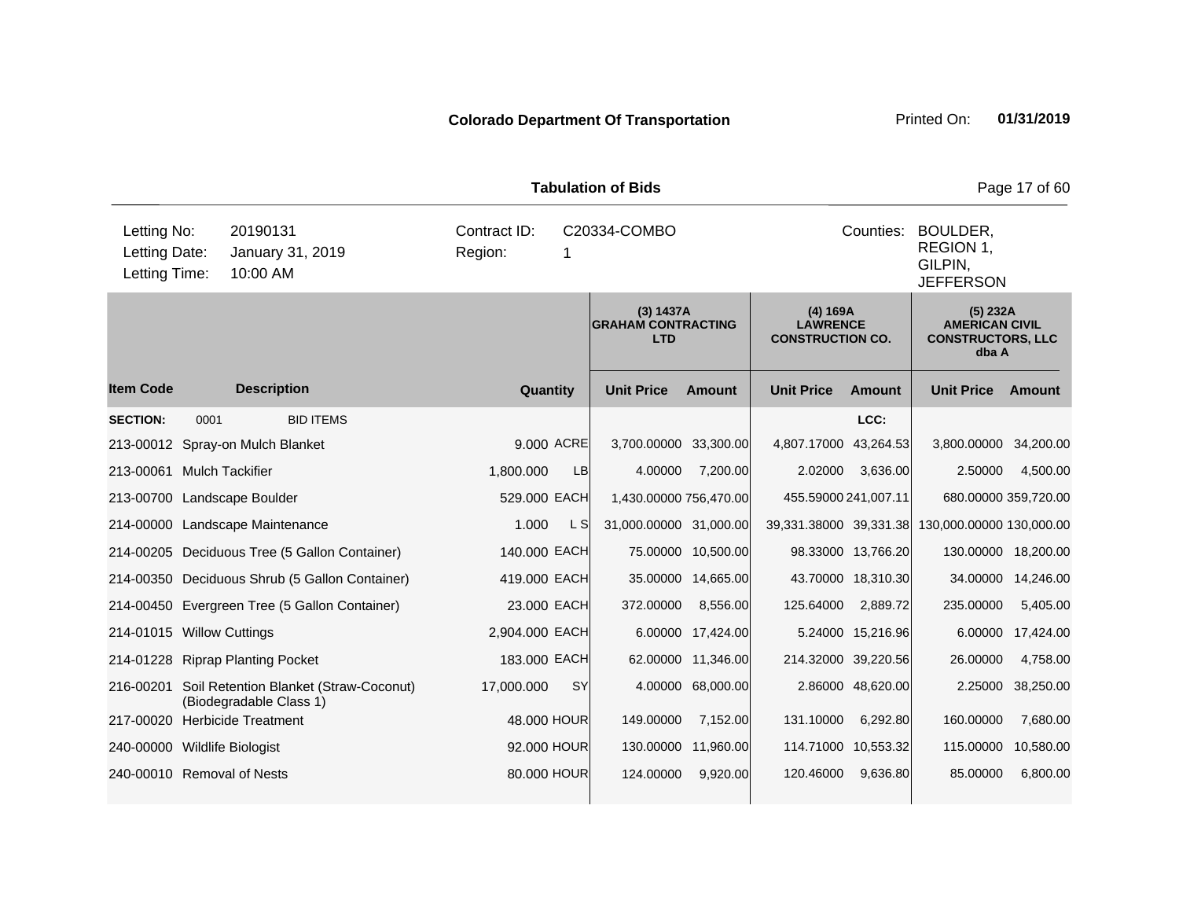**Colorado Department Of Transportation** Printed On: **01/31/2019**

## Tabulation of Bids

| | | | |
|---|---|---|---|
| Letting No: | 20190131 | Contract ID: | C20334-COMBO |
| Letting Date: | January 31, 2019 | Region: | 1 |
| Letting Time: | 10:00 AM | Counties: | BOULDER, REGION 1, GILPIN, JEFFERSON |

| | | | | (3) 1437A GRAHAM CONTRACTING LTD | | (4) 169A LAWRENCE CONSTRUCTION CO. | | (5) 232A AMERICAN CIVIL CONSTRUCTORS, LLC dba A | |
|---|---|---|---|---|---|---|---|---|---|
| **Item Code** | **Description** | **Quantity** | | **Unit Price** | **Amount** | **Unit Price** | **Amount** | **Unit Price** | **Amount** |
| **SECTION:** | 0001 BID ITEMS | | | | | | LCC: | | |
| 213-00012 | Spray-on Mulch Blanket | 9.000 | ACRE | 3,700.00000 | 33,300.00 | 4,807.17000 | 43,264.53 | 3,800.00000 | 34,200.00 |
| 213-00061 | Mulch Tackifier | 1,800.000 | LB | 4.00000 | 7,200.00 | 2.02000 | 3,636.00 | 2.50000 | 4,500.00 |
| 213-00700 | Landscape Boulder | 529.000 | EACH | 1,430.00000 | 756,470.00 | 455.59000 | 241,007.11 | 680.00000 | 359,720.00 |
| 214-00000 | Landscape Maintenance | 1.000 | L S | 31,000.00000 | 31,000.00 | 39,331.38000 | 39,331.38 | 130,000.00000 | 130,000.00 |
| 214-00205 | Deciduous Tree (5 Gallon Container) | 140.000 | EACH | 75.00000 | 10,500.00 | 98.33000 | 13,766.20 | 130.00000 | 18,200.00 |
| 214-00350 | Deciduous Shrub (5 Gallon Container) | 419.000 | EACH | 35.00000 | 14,665.00 | 43.70000 | 18,310.30 | 34.00000 | 14,246.00 |
| 214-00450 | Evergreen Tree (5 Gallon Container) | 23.000 | EACH | 372.00000 | 8,556.00 | 125.64000 | 2,889.72 | 235.00000 | 5,405.00 |
| 214-01015 | Willow Cuttings | 2,904.000 | EACH | 6.00000 | 17,424.00 | 5.24000 | 15,216.96 | 6.00000 | 17,424.00 |
| 214-01228 | Riprap Planting Pocket | 183.000 | EACH | 62.00000 | 11,346.00 | 214.32000 | 39,220.56 | 26.00000 | 4,758.00 |
| 216-00201 | Soil Retention Blanket (Straw-Coconut) (Biodegradable Class 1) | 17,000.000 | SY | 4.00000 | 68,000.00 | 2.86000 | 48,620.00 | 2.25000 | 38,250.00 |
| 217-00020 | Herbicide Treatment | 48.000 | HOUR | 149.00000 | 7,152.00 | 131.10000 | 6,292.80 | 160.00000 | 7,680.00 |
| 240-00000 | Wildlife Biologist | 92.000 | HOUR | 130.00000 | 11,960.00 | 114.71000 | 10,553.32 | 115.00000 | 10,580.00 |
| 240-00010 | Removal of Nests | 80.000 | HOUR | 124.00000 | 9,920.00 | 120.46000 | 9,636.80 | 85.00000 | 6,800.00 |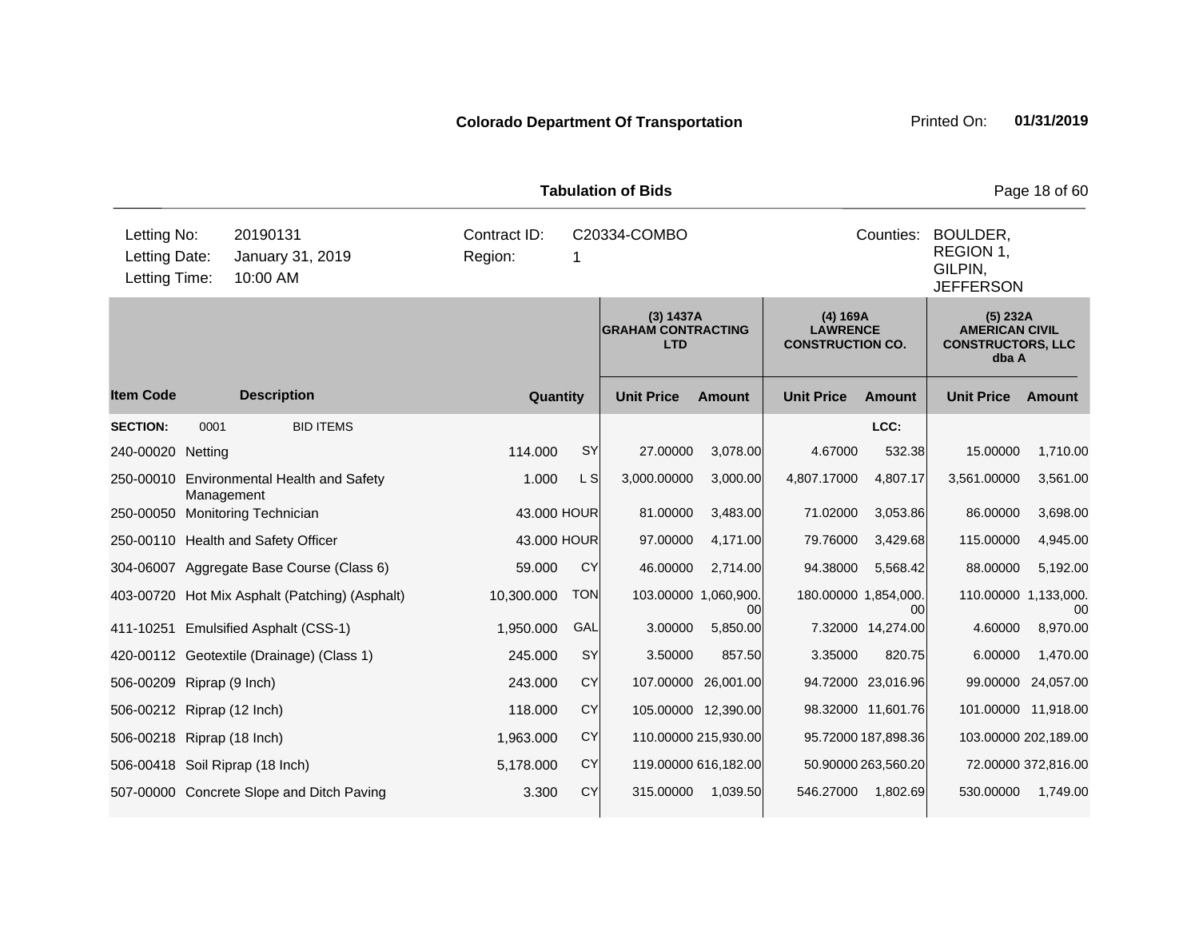**Colorado Department Of Transportation** Printed On: **01/31/2019**

**Tabulation of Bids**

| | | | | | |
|---|---|---|---|---|---|
| Letting No: | 20190131 | Contract ID: | C20334-COMBO | Counties: | BOULDER, REGION 1, GILPIN, JEFFERSON |
| Letting Date: | January 31, 2019 | Region: | 1 | | |
| Letting Time: | 10:00 AM | | | | |

| | | | | (3) 1437A GRAHAM CONTRACTING LTD | | (4) 169A LAWRENCE CONSTRUCTION CO. | | (5) 232A AMERICAN CIVIL CONSTRUCTORS, LLC dba A | |
|---|---|---|---|---|---|---|---|---|---|
| **Item Code** | **Description** | **Quantity** | | **Unit Price** | **Amount** | **Unit Price** | **Amount** | **Unit Price** | **Amount** |
| **SECTION:** 0001 | BID ITEMS | | | | | | LCC: | | |
| 240-00020 | Netting | 114.000 | SY | 27.00000 | 3,078.00 | 4.67000 | 532.38 | 15.00000 | 1,710.00 |
| 250-00010 | Environmental Health and Safety Management | 1.000 | L S | 3,000.00000 | 3,000.00 | 4,807.17000 | 4,807.17 | 3,561.00000 | 3,561.00 |
| 250-00050 | Monitoring Technician | 43.000 | HOUR | 81.00000 | 3,483.00 | 71.02000 | 3,053.86 | 86.00000 | 3,698.00 |
| 250-00110 | Health and Safety Officer | 43.000 | HOUR | 97.00000 | 4,171.00 | 79.76000 | 3,429.68 | 115.00000 | 4,945.00 |
| 304-06007 | Aggregate Base Course (Class 6) | 59.000 | CY | 46.00000 | 2,714.00 | 94.38000 | 5,568.42 | 88.00000 | 5,192.00 |
| 403-00720 | Hot Mix Asphalt (Patching) (Asphalt) | 10,300.000 | TON | 103.00000 | 1,060,900.00 | 180.00000 | 1,854,000.00 | 110.00000 | 1,133,000.00 |
| 411-10251 | Emulsified Asphalt (CSS-1) | 1,950.000 | GAL | 3.00000 | 5,850.00 | 7.32000 | 14,274.00 | 4.60000 | 8,970.00 |
| 420-00112 | Geotextile (Drainage) (Class 1) | 245.000 | SY | 3.50000 | 857.50 | 3.35000 | 820.75 | 6.00000 | 1,470.00 |
| 506-00209 | Riprap (9 Inch) | 243.000 | CY | 107.00000 | 26,001.00 | 94.72000 | 23,016.96 | 99.00000 | 24,057.00 |
| 506-00212 | Riprap (12 Inch) | 118.000 | CY | 105.00000 | 12,390.00 | 98.32000 | 11,601.76 | 101.00000 | 11,918.00 |
| 506-00218 | Riprap (18 Inch) | 1,963.000 | CY | 110.00000 | 215,930.00 | 95.72000 | 187,898.36 | 103.00000 | 202,189.00 |
| 506-00418 | Soil Riprap (18 Inch) | 5,178.000 | CY | 119.00000 | 616,182.00 | 50.90000 | 263,560.20 | 72.00000 | 372,816.00 |
| 507-00000 | Concrete Slope and Ditch Paving | 3.300 | CY | 315.00000 | 1,039.50 | 546.27000 | 1,802.69 | 530.00000 | 1,749.00 |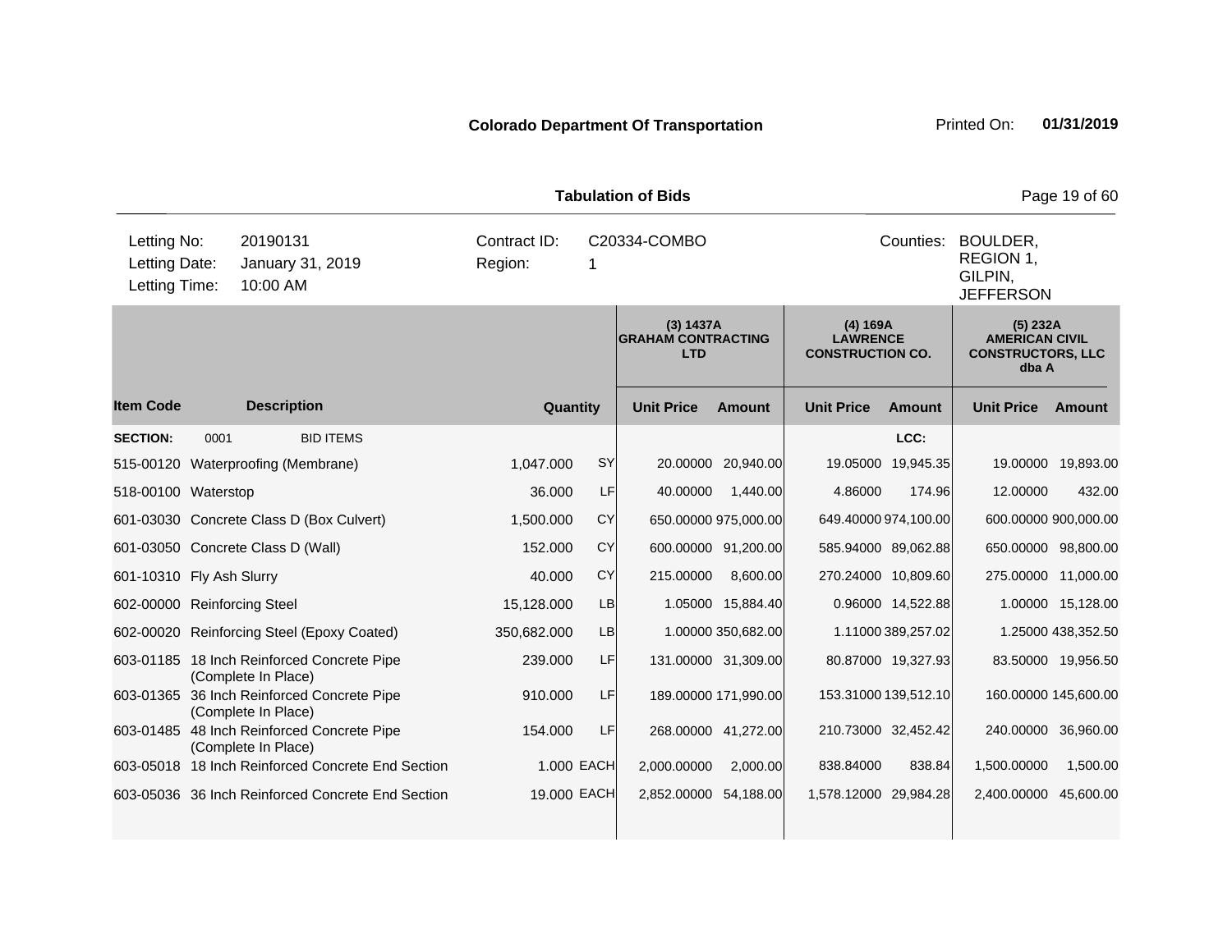**Colorado Department Of Transportation** Printed On: **01/31/2019**

**Tabulation of Bids**

| | | | | | |
|---|---|---|---|---|---|
| Letting No: | 20190131 | Contract ID: | C20334-COMBO | Counties: | BOULDER, REGION 1, GILPIN, JEFFERSON |
| Letting Date: | January 31, 2019 | Region: | 1 | | |
| Letting Time: | 10:00 AM | | | | |

| Item Code | Description | Quantity | | (3) 1437A GRAHAM CONTRACTING LTD Unit Price | Amount | (4) 169A LAWRENCE CONSTRUCTION CO. Unit Price | Amount | (5) 232A AMERICAN CIVIL CONSTRUCTORS, LLC dba A Unit Price | Amount |
|---|---|---|---|---|---|---|---|---|---|
| **SECTION:** | 0001 BID ITEMS | | | | | | LCC: | | |
| 515-00120 | Waterproofing (Membrane) | 1,047.000 | SY | 20.00000 | 20,940.00 | 19.05000 | 19,945.35 | 19.00000 | 19,893.00 |
| 518-00100 | Waterstop | 36.000 | LF | 40.00000 | 1,440.00 | 4.86000 | 174.96 | 12.00000 | 432.00 |
| 601-03030 | Concrete Class D (Box Culvert) | 1,500.000 | CY | 650.00000 | 975,000.00 | 649.40000 | 974,100.00 | 600.00000 | 900,000.00 |
| 601-03050 | Concrete Class D (Wall) | 152.000 | CY | 600.00000 | 91,200.00 | 585.94000 | 89,062.88 | 650.00000 | 98,800.00 |
| 601-10310 | Fly Ash Slurry | 40.000 | CY | 215.00000 | 8,600.00 | 270.24000 | 10,809.60 | 275.00000 | 11,000.00 |
| 602-00000 | Reinforcing Steel | 15,128.000 | LB | 1.05000 | 15,884.40 | 0.96000 | 14,522.88 | 1.00000 | 15,128.00 |
| 602-00020 | Reinforcing Steel (Epoxy Coated) | 350,682.000 | LB | 1.00000 | 350,682.00 | 1.11000 | 389,257.02 | 1.25000 | 438,352.50 |
| 603-01185 | 18 Inch Reinforced Concrete Pipe (Complete In Place) | 239.000 | LF | 131.00000 | 31,309.00 | 80.87000 | 19,327.93 | 83.50000 | 19,956.50 |
| 603-01365 | 36 Inch Reinforced Concrete Pipe (Complete In Place) | 910.000 | LF | 189.00000 | 171,990.00 | 153.31000 | 139,512.10 | 160.00000 | 145,600.00 |
| 603-01485 | 48 Inch Reinforced Concrete Pipe (Complete In Place) | 154.000 | LF | 268.00000 | 41,272.00 | 210.73000 | 32,452.42 | 240.00000 | 36,960.00 |
| 603-05018 | 18 Inch Reinforced Concrete End Section | 1.000 | EACH | 2,000.00000 | 2,000.00 | 838.84000 | 838.84 | 1,500.00000 | 1,500.00 |
| 603-05036 | 36 Inch Reinforced Concrete End Section | 19.000 | EACH | 2,852.00000 | 54,188.00 | 1,578.12000 | 29,984.28 | 2,400.00000 | 45,600.00 |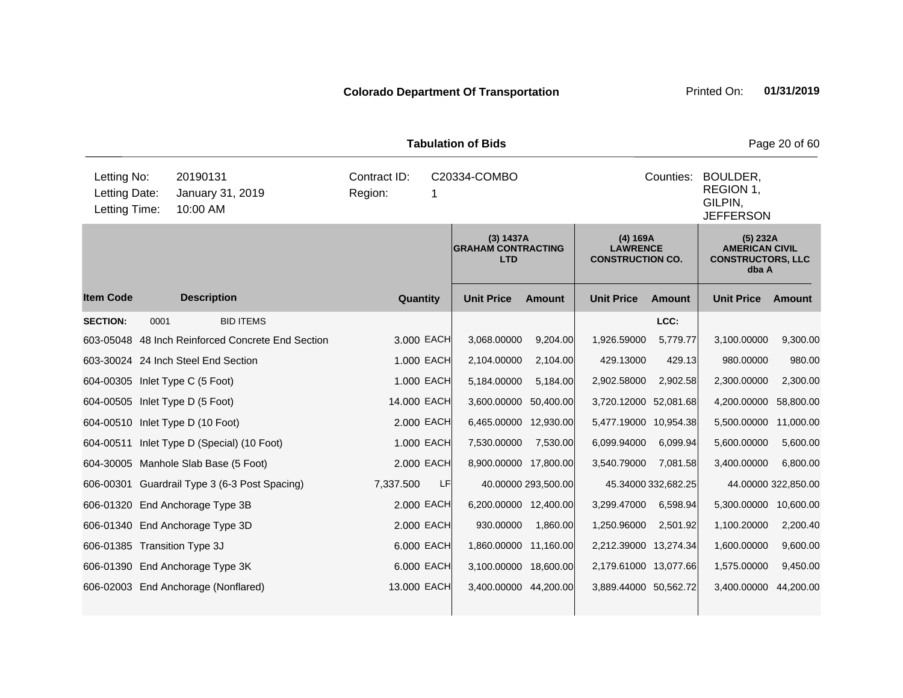**Colorado Department Of Transportation**

Printed On: **01/31/2019**

**Tabulation of Bids**

| | | | |
|---|---|---|---|
| Letting No: | 20190131 | Contract ID: | C20334-COMBO |
| Letting Date: | January 31, 2019 | Region: | 1 |
| Letting Time: | 10:00 AM | | |

Counties: BOULDER, REGION 1, GILPIN, JEFFERSON

| | | | | (3) 1437A GRAHAM CONTRACTING LTD | | (4) 169A LAWRENCE CONSTRUCTION CO. | | (5) 232A AMERICAN CIVIL CONSTRUCTORS, LLC dba A | |
|---|---|---|---|---|---|---|---|---|---|
| **Item Code** | **Description** | **Quantity** | | **Unit Price** | **Amount** | **Unit Price** | **Amount** | **Unit Price** | **Amount** |
| **SECTION:** | 0001 BID ITEMS | | | | | | LCC: | | |
| 603-05048 | 48 Inch Reinforced Concrete End Section | 3.000 | EACH | 3,068.00000 | 9,204.00 | 1,926.59000 | 5,779.77 | 3,100.00000 | 9,300.00 |
| 603-30024 | 24 Inch Steel End Section | 1.000 | EACH | 2,104.00000 | 2,104.00 | 429.13000 | 429.13 | 980.00000 | 980.00 |
| 604-00305 | Inlet Type C (5 Foot) | 1.000 | EACH | 5,184.00000 | 5,184.00 | 2,902.58000 | 2,902.58 | 2,300.00000 | 2,300.00 |
| 604-00505 | Inlet Type D (5 Foot) | 14.000 | EACH | 3,600.00000 | 50,400.00 | 3,720.12000 | 52,081.68 | 4,200.00000 | 58,800.00 |
| 604-00510 | Inlet Type D (10 Foot) | 2.000 | EACH | 6,465.00000 | 12,930.00 | 5,477.19000 | 10,954.38 | 5,500.00000 | 11,000.00 |
| 604-00511 | Inlet Type D (Special) (10 Foot) | 1.000 | EACH | 7,530.00000 | 7,530.00 | 6,099.94000 | 6,099.94 | 5,600.00000 | 5,600.00 |
| 604-30005 | Manhole Slab Base (5 Foot) | 2.000 | EACH | 8,900.00000 | 17,800.00 | 3,540.79000 | 7,081.58 | 3,400.00000 | 6,800.00 |
| 606-00301 | Guardrail Type 3 (6-3 Post Spacing) | 7,337.500 | LF | 40.00000 | 293,500.00 | 45.34000 | 332,682.25 | 44.00000 | 322,850.00 |
| 606-01320 | End Anchorage Type 3B | 2.000 | EACH | 6,200.00000 | 12,400.00 | 3,299.47000 | 6,598.94 | 5,300.00000 | 10,600.00 |
| 606-01340 | End Anchorage Type 3D | 2.000 | EACH | 930.00000 | 1,860.00 | 1,250.96000 | 2,501.92 | 1,100.20000 | 2,200.40 |
| 606-01385 | Transition Type 3J | 6.000 | EACH | 1,860.00000 | 11,160.00 | 2,212.39000 | 13,274.34 | 1,600.00000 | 9,600.00 |
| 606-01390 | End Anchorage Type 3K | 6.000 | EACH | 3,100.00000 | 18,600.00 | 2,179.61000 | 13,077.66 | 1,575.00000 | 9,450.00 |
| 606-02003 | End Anchorage (Nonflared) | 13.000 | EACH | 3,400.00000 | 44,200.00 | 3,889.44000 | 50,562.72 | 3,400.00000 | 44,200.00 |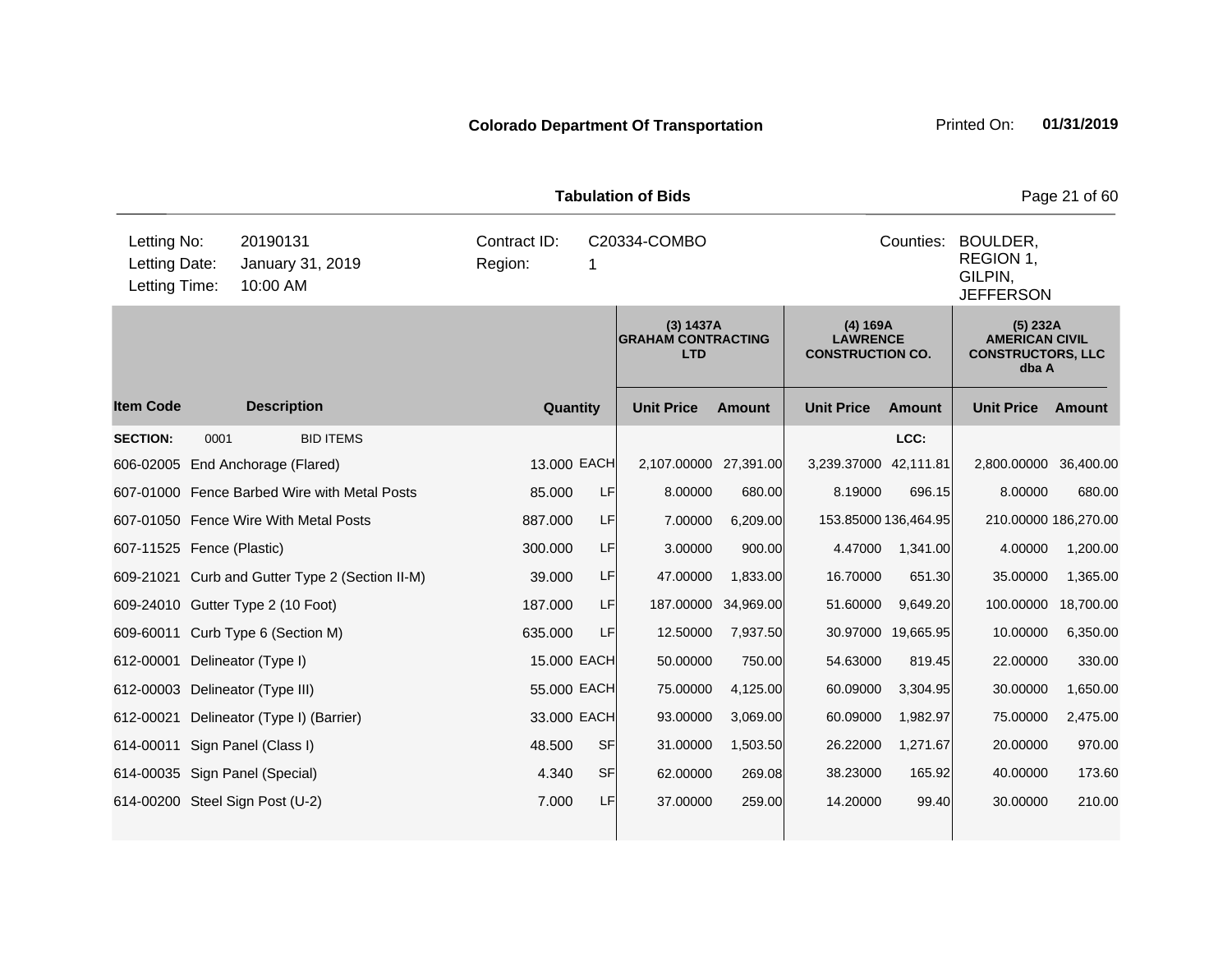**Colorado Department Of Transportation** Printed On: **01/31/2019**

**Tabulation of Bids**

| | | | |
|---|---|---|---|
| Letting No: | 20190131 | Contract ID: | C20334-COMBO |
| Letting Date: | January 31, 2019 | Region: | 1 |
| Letting Time: | 10:00 AM | Counties: | BOULDER, REGION 1, GILPIN, JEFFERSON |

| Item Code | Description | Quantity | | (3) 1437A GRAHAM CONTRACTING LTD Unit Price | Amount | (4) 169A LAWRENCE CONSTRUCTION CO. Unit Price | Amount | (5) 232A AMERICAN CIVIL CONSTRUCTORS, LLC dba A Unit Price | Amount |
|---|---|---|---|---|---|---|---|---|---|
| **SECTION:** | 0001 BID ITEMS | | | | | | LCC: | | |
| 606-02005 | End Anchorage (Flared) | 13.000 | EACH | 2,107.00000 | 27,391.00 | 3,239.37000 | 42,111.81 | 2,800.00000 | 36,400.00 |
| 607-01000 | Fence Barbed Wire with Metal Posts | 85.000 | LF | 8.00000 | 680.00 | 8.19000 | 696.15 | 8.00000 | 680.00 |
| 607-01050 | Fence Wire With Metal Posts | 887.000 | LF | 7.00000 | 6,209.00 | 153.85000 | 136,464.95 | 210.00000 | 186,270.00 |
| 607-11525 | Fence (Plastic) | 300.000 | LF | 3.00000 | 900.00 | 4.47000 | 1,341.00 | 4.00000 | 1,200.00 |
| 609-21021 | Curb and Gutter Type 2 (Section II-M) | 39.000 | LF | 47.00000 | 1,833.00 | 16.70000 | 651.30 | 35.00000 | 1,365.00 |
| 609-24010 | Gutter Type 2 (10 Foot) | 187.000 | LF | 187.00000 | 34,969.00 | 51.60000 | 9,649.20 | 100.00000 | 18,700.00 |
| 609-60011 | Curb Type 6 (Section M) | 635.000 | LF | 12.50000 | 7,937.50 | 30.97000 | 19,665.95 | 10.00000 | 6,350.00 |
| 612-00001 | Delineator (Type I) | 15.000 | EACH | 50.00000 | 750.00 | 54.63000 | 819.45 | 22.00000 | 330.00 |
| 612-00003 | Delineator (Type III) | 55.000 | EACH | 75.00000 | 4,125.00 | 60.09000 | 3,304.95 | 30.00000 | 1,650.00 |
| 612-00021 | Delineator (Type I) (Barrier) | 33.000 | EACH | 93.00000 | 3,069.00 | 60.09000 | 1,982.97 | 75.00000 | 2,475.00 |
| 614-00011 | Sign Panel (Class I) | 48.500 | SF | 31.00000 | 1,503.50 | 26.22000 | 1,271.67 | 20.00000 | 970.00 |
| 614-00035 | Sign Panel (Special) | 4.340 | SF | 62.00000 | 269.08 | 38.23000 | 165.92 | 40.00000 | 173.60 |
| 614-00200 | Steel Sign Post (U-2) | 7.000 | LF | 37.00000 | 259.00 | 14.20000 | 99.40 | 30.00000 | 210.00 |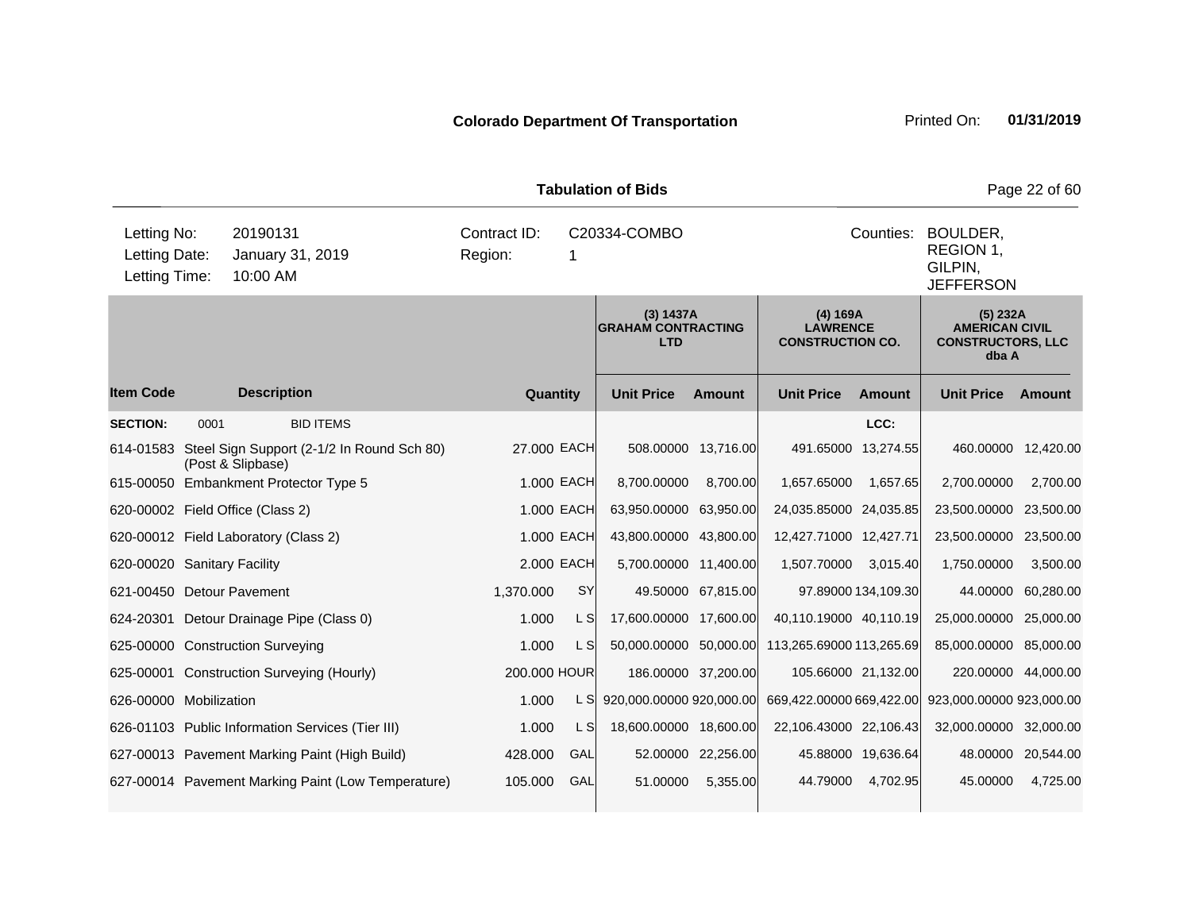**Colorado Department Of Transportation**

Printed On: **01/31/2019**

**Tabulation of Bids**

| Letting No: | 20190131 | Contract ID: | C20334-COMBO | Counties: | BOULDER, REGION 1, GILPIN, JEFFERSON |
|---|---|---|---|---|---|
| Letting Date: | January 31, 2019 | Region: | 1 | | |
| Letting Time: | 10:00 AM | | | | |

| | | | | (3) 1437A GRAHAM CONTRACTING LTD | | (4) 169A LAWRENCE CONSTRUCTION CO. | | (5) 232A AMERICAN CIVIL CONSTRUCTORS, LLC dba A | |
|---|---|---|---|---|---|---|---|---|---|
| **Item Code** | **Description** | **Quantity** | | **Unit Price** | **Amount** | **Unit Price** | **Amount** | **Unit Price** | **Amount** |
| **SECTION:** | 0001 BID ITEMS | | | | | | LCC: | | |
| 614-01583 | Steel Sign Support (2-1/2 In Round Sch 80) (Post & Slipbase) | 27.000 | EACH | 508.00000 | 13,716.00 | 491.65000 | 13,274.55 | 460.00000 | 12,420.00 |
| 615-00050 | Embankment Protector Type 5 | 1.000 | EACH | 8,700.00000 | 8,700.00 | 1,657.65000 | 1,657.65 | 2,700.00000 | 2,700.00 |
| 620-00002 | Field Office (Class 2) | 1.000 | EACH | 63,950.00000 | 63,950.00 | 24,035.85000 | 24,035.85 | 23,500.00000 | 23,500.00 |
| 620-00012 | Field Laboratory (Class 2) | 1.000 | EACH | 43,800.00000 | 43,800.00 | 12,427.71000 | 12,427.71 | 23,500.00000 | 23,500.00 |
| 620-00020 | Sanitary Facility | 2.000 | EACH | 5,700.00000 | 11,400.00 | 1,507.70000 | 3,015.40 | 1,750.00000 | 3,500.00 |
| 621-00450 | Detour Pavement | 1,370.000 | SY | 49.50000 | 67,815.00 | 97.89000 | 134,109.30 | 44.00000 | 60,280.00 |
| 624-20301 | Detour Drainage Pipe (Class 0) | 1.000 | L S | 17,600.00000 | 17,600.00 | 40,110.19000 | 40,110.19 | 25,000.00000 | 25,000.00 |
| 625-00000 | Construction Surveying | 1.000 | L S | 50,000.00000 | 50,000.00 | 113,265.69000 | 113,265.69 | 85,000.00000 | 85,000.00 |
| 625-00001 | Construction Surveying (Hourly) | 200.000 | HOUR | 186.00000 | 37,200.00 | 105.66000 | 21,132.00 | 220.00000 | 44,000.00 |
| 626-00000 | Mobilization | 1.000 | L S | 920,000.00000 | 920,000.00 | 669,422.00000 | 669,422.00 | 923,000.00000 | 923,000.00 |
| 626-01103 | Public Information Services (Tier III) | 1.000 | L S | 18,600.00000 | 18,600.00 | 22,106.43000 | 22,106.43 | 32,000.00000 | 32,000.00 |
| 627-00013 | Pavement Marking Paint (High Build) | 428.000 | GAL | 52.00000 | 22,256.00 | 45.88000 | 19,636.64 | 48.00000 | 20,544.00 |
| 627-00014 | Pavement Marking Paint (Low Temperature) | 105.000 | GAL | 51.00000 | 5,355.00 | 44.79000 | 4,702.95 | 45.00000 | 4,725.00 |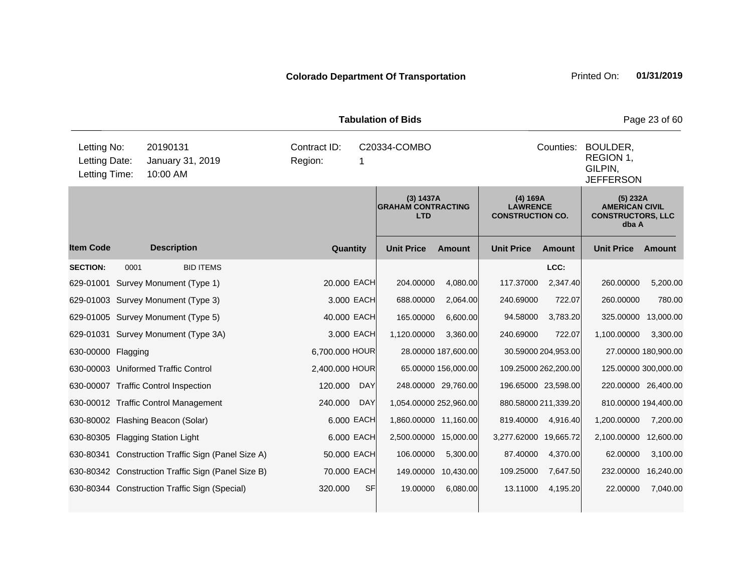**Colorado Department Of Transportation**

Printed On: **01/31/2019**

**Tabulation of Bids**

| | | | | | |
|---|---|---|---|---|---|
| Letting No: | 20190131 | Contract ID: | C20334-COMBO | Counties: | BOULDER, REGION 1, GILPIN, JEFFERSON |
| Letting Date: | January 31, 2019 | Region: | 1 | | |
| Letting Time: | 10:00 AM | | | | |

| | | | | (3) 1437A GRAHAM CONTRACTING LTD | | (4) 169A LAWRENCE CONSTRUCTION CO. | | (5) 232A AMERICAN CIVIL CONSTRUCTORS, LLC dba A | |
|---|---|---|---|---|---|---|---|---|---|
| **Item Code** | **Description** | **Quantity** | | **Unit Price** | **Amount** | **Unit Price** | **Amount** | **Unit Price** | **Amount** |
| **SECTION:** 0001 | BID ITEMS | | | | | | LCC: | | |
| 629-01001 | Survey Monument (Type 1) | 20.000 | EACH | 204.00000 | 4,080.00 | 117.37000 | 2,347.40 | 260.00000 | 5,200.00 |
| 629-01003 | Survey Monument (Type 3) | 3.000 | EACH | 688.00000 | 2,064.00 | 240.69000 | 722.07 | 260.00000 | 780.00 |
| 629-01005 | Survey Monument (Type 5) | 40.000 | EACH | 165.00000 | 6,600.00 | 94.58000 | 3,783.20 | 325.00000 | 13,000.00 |
| 629-01031 | Survey Monument (Type 3A) | 3.000 | EACH | 1,120.00000 | 3,360.00 | 240.69000 | 722.07 | 1,100.00000 | 3,300.00 |
| 630-00000 | Flagging | 6,700.000 | HOUR | 28.00000 | 187,600.00 | 30.59000 | 204,953.00 | 27.00000 | 180,900.00 |
| 630-00003 | Uniformed Traffic Control | 2,400.000 | HOUR | 65.00000 | 156,000.00 | 109.25000 | 262,200.00 | 125.00000 | 300,000.00 |
| 630-00007 | Traffic Control Inspection | 120.000 | DAY | 248.00000 | 29,760.00 | 196.65000 | 23,598.00 | 220.00000 | 26,400.00 |
| 630-00012 | Traffic Control Management | 240.000 | DAY | 1,054.00000 | 252,960.00 | 880.58000 | 211,339.20 | 810.00000 | 194,400.00 |
| 630-80002 | Flashing Beacon (Solar) | 6.000 | EACH | 1,860.00000 | 11,160.00 | 819.40000 | 4,916.40 | 1,200.00000 | 7,200.00 |
| 630-80305 | Flagging Station Light | 6.000 | EACH | 2,500.00000 | 15,000.00 | 3,277.62000 | 19,665.72 | 2,100.00000 | 12,600.00 |
| 630-80341 | Construction Traffic Sign (Panel Size A) | 50.000 | EACH | 106.00000 | 5,300.00 | 87.40000 | 4,370.00 | 62.00000 | 3,100.00 |
| 630-80342 | Construction Traffic Sign (Panel Size B) | 70.000 | EACH | 149.00000 | 10,430.00 | 109.25000 | 7,647.50 | 232.00000 | 16,240.00 |
| 630-80344 | Construction Traffic Sign (Special) | 320.000 | SF | 19.00000 | 6,080.00 | 13.11000 | 4,195.20 | 22.00000 | 7,040.00 |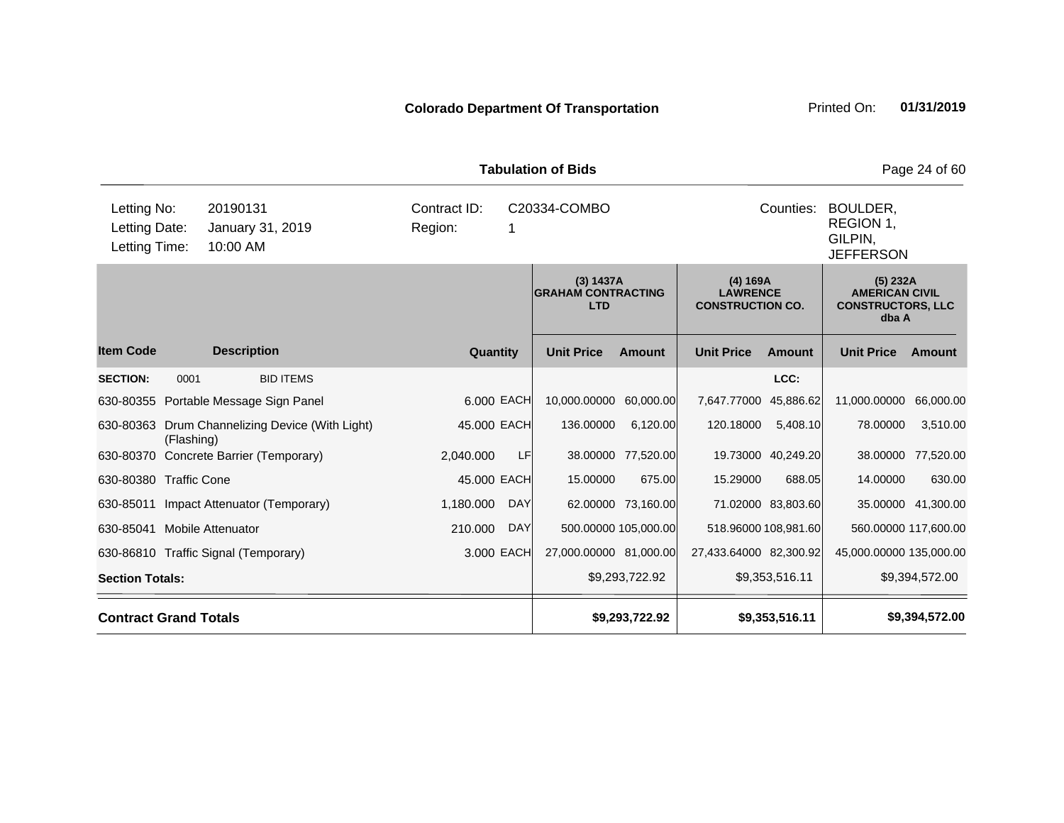**Colorado Department Of Transportation** Printed On: **01/31/2019**

**Tabulation of Bids**

| | | | |
|---|---|---|---|
| Letting No: | 20190131 | Contract ID: | C20334-COMBO |
| Letting Date: | January 31, 2019 | Region: | 1 |
| Letting Time: | 10:00 AM | Counties: | BOULDER, REGION 1, GILPIN, JEFFERSON |

| | | | | (3) 1437A GRAHAM CONTRACTING LTD | | (4) 169A LAWRENCE CONSTRUCTION CO. | | (5) 232A AMERICAN CIVIL CONSTRUCTORS, LLC dba A | |
|---|---|---|---|---|---|---|---|---|---|
| **Item Code** | **Description** | **Quantity** | | **Unit Price** | **Amount** | **Unit Price** | **Amount** | **Unit Price** | **Amount** |
| **SECTION:** 0001 | BID ITEMS | | | | | | LCC: | | |
| 630-80355 | Portable Message Sign Panel | 6.000 | EACH | 10,000.00000 | 60,000.00 | 7,647.77000 | 45,886.62 | 11,000.00000 | 66,000.00 |
| 630-80363 | Drum Channelizing Device (With Light) (Flashing) | 45.000 | EACH | 136.00000 | 6,120.00 | 120.18000 | 5,408.10 | 78.00000 | 3,510.00 |
| 630-80370 | Concrete Barrier (Temporary) | 2,040.000 | LF | 38.00000 | 77,520.00 | 19.73000 | 40,249.20 | 38.00000 | 77,520.00 |
| 630-80380 | Traffic Cone | 45.000 | EACH | 15.00000 | 675.00 | 15.29000 | 688.05 | 14.00000 | 630.00 |
| 630-85011 | Impact Attenuator (Temporary) | 1,180.000 | DAY | 62.00000 | 73,160.00 | 71.02000 | 83,803.60 | 35.00000 | 41,300.00 |
| 630-85041 | Mobile Attenuator | 210.000 | DAY | 500.00000 | 105,000.00 | 518.96000 | 108,981.60 | 560.00000 | 117,600.00 |
| 630-86810 | Traffic Signal (Temporary) | 3.000 | EACH | 27,000.00000 | 81,000.00 | 27,433.64000 | 82,300.92 | 45,000.00000 | 135,000.00 |
| **Section Totals:** | | | | | $9,293,722.92 | | $9,353,516.11 | | $9,394,572.00 |
| **Contract Grand Totals** | | | | | **$9,293,722.92** | | **$9,353,516.11** | | **$9,394,572.00** |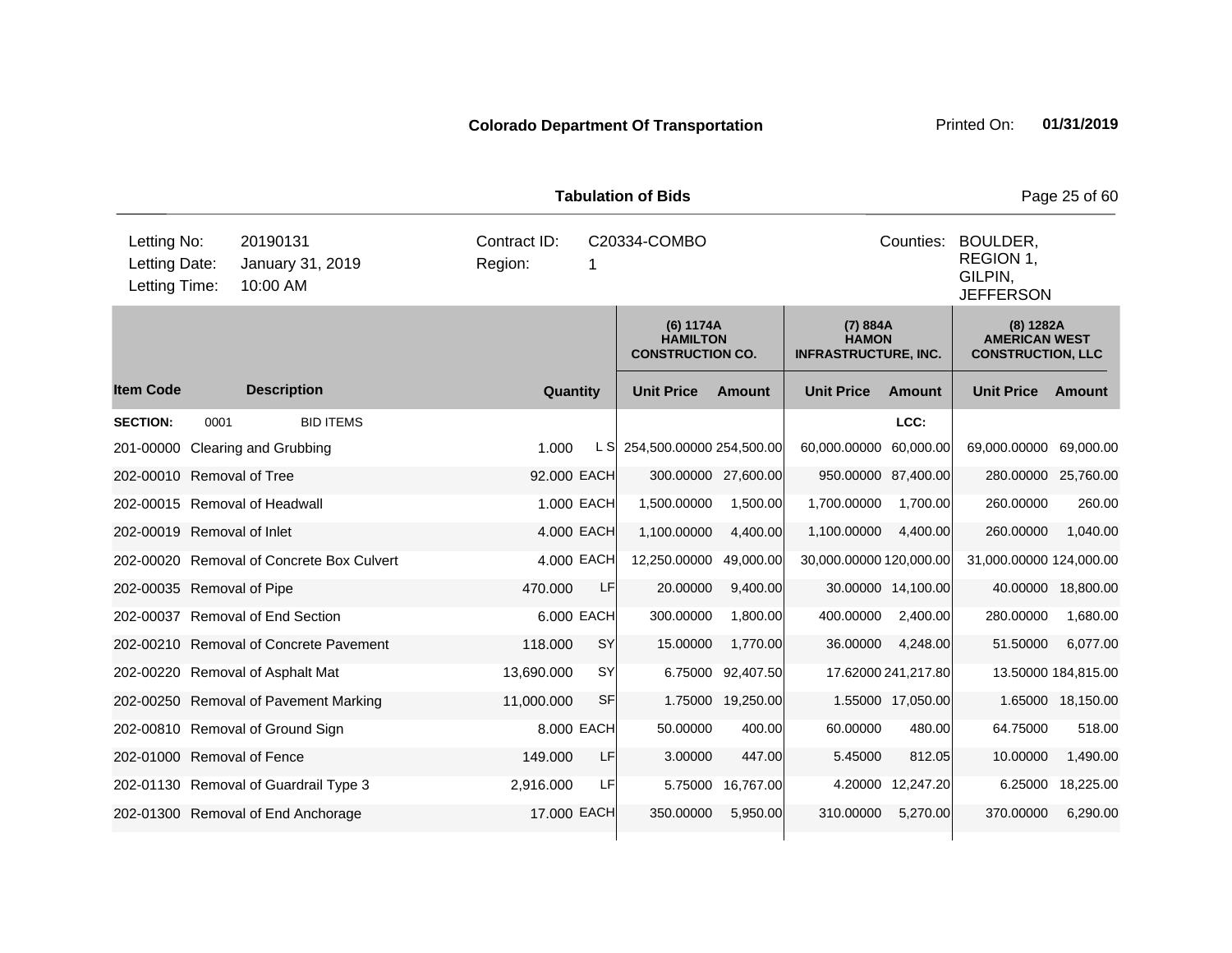**Colorado Department Of Transportation** Printed On: **01/31/2019**

**Tabulation of Bids**

| | | | | | |
|---|---|---|---|---|---|
| Letting No: | 20190131 | Contract ID: | C20334-COMBO | Counties: | BOULDER, REGION 1, GILPIN, JEFFERSON |
| Letting Date: | January 31, 2019 | Region: | 1 | | |
| Letting Time: | 10:00 AM | | | | |

| Item Code | Description | Quantity | Unit | (6) 1174A HAMILTON CONSTRUCTION CO. Unit Price | Amount | (7) 884A HAMON INFRASTRUCTURE, INC. Unit Price | Amount | (8) 1282A AMERICAN WEST CONSTRUCTION, LLC Unit Price | Amount |
|---|---|---|---|---|---|---|---|---|---|
| **SECTION:** | 0001 BID ITEMS | | | | | | LCC: | | |
| 201-00000 | Clearing and Grubbing | 1.000 | L S | 254,500.00000 | 254,500.00 | 60,000.00000 | 60,000.00 | 69,000.00000 | 69,000.00 |
| 202-00010 | Removal of Tree | 92.000 | EACH | 300.00000 | 27,600.00 | 950.00000 | 87,400.00 | 280.00000 | 25,760.00 |
| 202-00015 | Removal of Headwall | 1.000 | EACH | 1,500.00000 | 1,500.00 | 1,700.00000 | 1,700.00 | 260.00000 | 260.00 |
| 202-00019 | Removal of Inlet | 4.000 | EACH | 1,100.00000 | 4,400.00 | 1,100.00000 | 4,400.00 | 260.00000 | 1,040.00 |
| 202-00020 | Removal of Concrete Box Culvert | 4.000 | EACH | 12,250.00000 | 49,000.00 | 30,000.00000 | 120,000.00 | 31,000.00000 | 124,000.00 |
| 202-00035 | Removal of Pipe | 470.000 | LF | 20.00000 | 9,400.00 | 30.00000 | 14,100.00 | 40.00000 | 18,800.00 |
| 202-00037 | Removal of End Section | 6.000 | EACH | 300.00000 | 1,800.00 | 400.00000 | 2,400.00 | 280.00000 | 1,680.00 |
| 202-00210 | Removal of Concrete Pavement | 118.000 | SY | 15.00000 | 1,770.00 | 36.00000 | 4,248.00 | 51.50000 | 6,077.00 |
| 202-00220 | Removal of Asphalt Mat | 13,690.000 | SY | 6.75000 | 92,407.50 | 17.62000 | 241,217.80 | 13.50000 | 184,815.00 |
| 202-00250 | Removal of Pavement Marking | 11,000.000 | SF | 1.75000 | 19,250.00 | 1.55000 | 17,050.00 | 1.65000 | 18,150.00 |
| 202-00810 | Removal of Ground Sign | 8.000 | EACH | 50.00000 | 400.00 | 60.00000 | 480.00 | 64.75000 | 518.00 |
| 202-01000 | Removal of Fence | 149.000 | LF | 3.00000 | 447.00 | 5.45000 | 812.05 | 10.00000 | 1,490.00 |
| 202-01130 | Removal of Guardrail Type 3 | 2,916.000 | LF | 5.75000 | 16,767.00 | 4.20000 | 12,247.20 | 6.25000 | 18,225.00 |
| 202-01300 | Removal of End Anchorage | 17.000 | EACH | 350.00000 | 5,950.00 | 310.00000 | 5,270.00 | 370.00000 | 6,290.00 |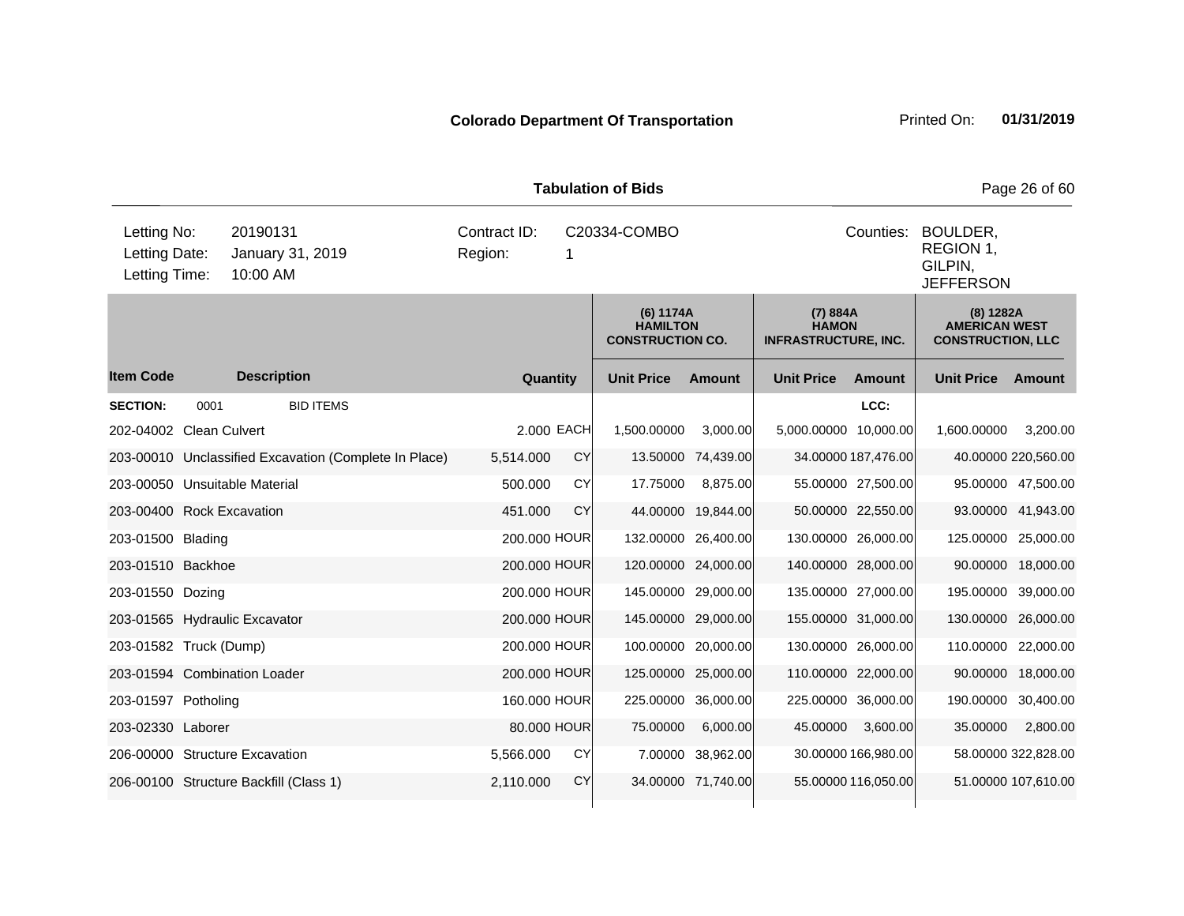**Colorado Department Of Transportation** Printed On: **01/31/2019**

**Tabulation of Bids**

| Letting No: | 20190131 | Contract ID: | C20334-COMBO | Counties: | BOULDER, REGION 1, GILPIN, JEFFERSON |
|---|---|---|---|---|---|
| Letting Date: | January 31, 2019 | Region: | 1 | | |
| Letting Time: | 10:00 AM | | | | |

| | | | | (6) 1174A HAMILTON CONSTRUCTION CO. | | (7) 884A HAMON INFRASTRUCTURE, INC. | | (8) 1282A AMERICAN WEST CONSTRUCTION, LLC | |
|---|---|---|---|---|---|---|---|---|---|
| **Item Code** | **Description** | **Quantity** | | **Unit Price** | **Amount** | **Unit Price** | **Amount** | **Unit Price** | **Amount** |
| **SECTION:** | 0001 BID ITEMS | | | | | | LCC: | | |
| 202-04002 | Clean Culvert | 2.000 | EACH | 1,500.00000 | 3,000.00 | 5,000.00000 | 10,000.00 | 1,600.00000 | 3,200.00 |
| 203-00010 | Unclassified Excavation (Complete In Place) | 5,514.000 | CY | 13.50000 | 74,439.00 | 34.00000 | 187,476.00 | 40.00000 | 220,560.00 |
| 203-00050 | Unsuitable Material | 500.000 | CY | 17.75000 | 8,875.00 | 55.00000 | 27,500.00 | 95.00000 | 47,500.00 |
| 203-00400 | Rock Excavation | 451.000 | CY | 44.00000 | 19,844.00 | 50.00000 | 22,550.00 | 93.00000 | 41,943.00 |
| 203-01500 | Blading | 200.000 | HOUR | 132.00000 | 26,400.00 | 130.00000 | 26,000.00 | 125.00000 | 25,000.00 |
| 203-01510 | Backhoe | 200.000 | HOUR | 120.00000 | 24,000.00 | 140.00000 | 28,000.00 | 90.00000 | 18,000.00 |
| 203-01550 | Dozing | 200.000 | HOUR | 145.00000 | 29,000.00 | 135.00000 | 27,000.00 | 195.00000 | 39,000.00 |
| 203-01565 | Hydraulic Excavator | 200.000 | HOUR | 145.00000 | 29,000.00 | 155.00000 | 31,000.00 | 130.00000 | 26,000.00 |
| 203-01582 | Truck (Dump) | 200.000 | HOUR | 100.00000 | 20,000.00 | 130.00000 | 26,000.00 | 110.00000 | 22,000.00 |
| 203-01594 | Combination Loader | 200.000 | HOUR | 125.00000 | 25,000.00 | 110.00000 | 22,000.00 | 90.00000 | 18,000.00 |
| 203-01597 | Potholing | 160.000 | HOUR | 225.00000 | 36,000.00 | 225.00000 | 36,000.00 | 190.00000 | 30,400.00 |
| 203-02330 | Laborer | 80.000 | HOUR | 75.00000 | 6,000.00 | 45.00000 | 3,600.00 | 35.00000 | 2,800.00 |
| 206-00000 | Structure Excavation | 5,566.000 | CY | 7.00000 | 38,962.00 | 30.00000 | 166,980.00 | 58.00000 | 322,828.00 |
| 206-00100 | Structure Backfill (Class 1) | 2,110.000 | CY | 34.00000 | 71,740.00 | 55.00000 | 116,050.00 | 51.00000 | 107,610.00 |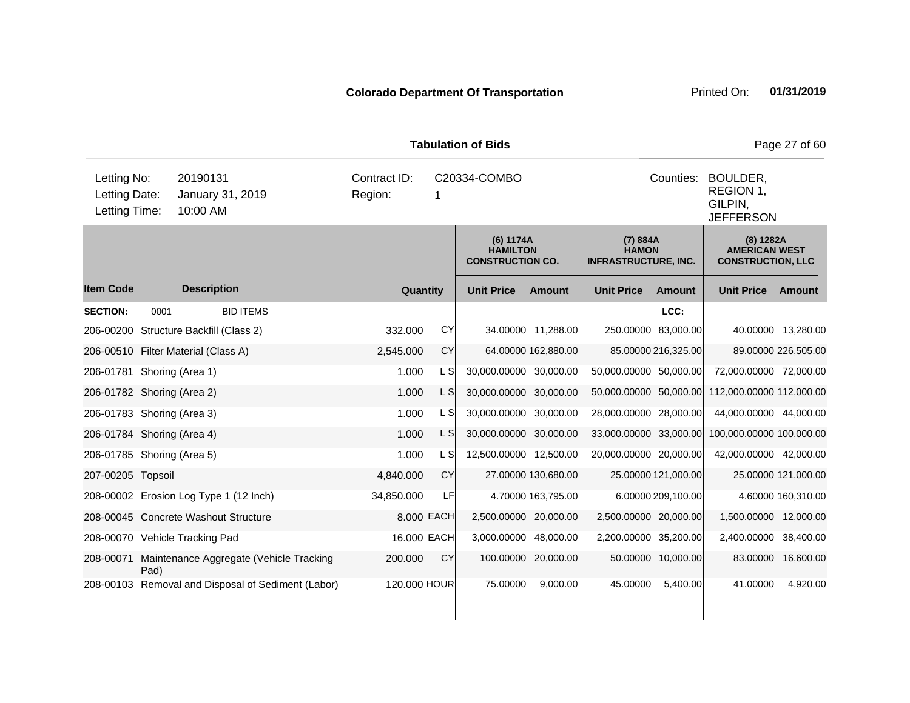**Colorado Department Of Transportation**

Printed On: **01/31/2019**

**Tabulation of Bids**

| | | | | | |
|---|---|---|---|---|---|
| Letting No: | 20190131 | Contract ID: | C20334-COMBO | Counties: | BOULDER, REGION 1, GILPIN, JEFFERSON |
| Letting Date: | January 31, 2019 | Region: | 1 | | |
| Letting Time: | 10:00 AM | | | | |

| | | | | (6) 1174A HAMILTON CONSTRUCTION CO. | | (7) 884A HAMON INFRASTRUCTURE, INC. | | (8) 1282A AMERICAN WEST CONSTRUCTION, LLC | |
|---|---|---|---|---|---|---|---|---|---|
| **Item Code** | **Description** | **Quantity** | | **Unit Price** | **Amount** | **Unit Price** | **Amount** | **Unit Price** | **Amount** |
| **SECTION:** | 0001 BID ITEMS | | | | | | LCC: | | |
| 206-00200 | Structure Backfill (Class 2) | 332.000 | CY | 34.00000 | 11,288.00 | 250.00000 | 83,000.00 | 40.00000 | 13,280.00 |
| 206-00510 | Filter Material (Class A) | 2,545.000 | CY | 64.00000 | 162,880.00 | 85.00000 | 216,325.00 | 89.00000 | 226,505.00 |
| 206-01781 | Shoring (Area 1) | 1.000 | L S | 30,000.00000 | 30,000.00 | 50,000.00000 | 50,000.00 | 72,000.00000 | 72,000.00 |
| 206-01782 | Shoring (Area 2) | 1.000 | L S | 30,000.00000 | 30,000.00 | 50,000.00000 | 50,000.00 | 112,000.00000 | 112,000.00 |
| 206-01783 | Shoring (Area 3) | 1.000 | L S | 30,000.00000 | 30,000.00 | 28,000.00000 | 28,000.00 | 44,000.00000 | 44,000.00 |
| 206-01784 | Shoring (Area 4) | 1.000 | L S | 30,000.00000 | 30,000.00 | 33,000.00000 | 33,000.00 | 100,000.00000 | 100,000.00 |
| 206-01785 | Shoring (Area 5) | 1.000 | L S | 12,500.00000 | 12,500.00 | 20,000.00000 | 20,000.00 | 42,000.00000 | 42,000.00 |
| 207-00205 | Topsoil | 4,840.000 | CY | 27.00000 | 130,680.00 | 25.00000 | 121,000.00 | 25.00000 | 121,000.00 |
| 208-00002 | Erosion Log Type 1 (12 Inch) | 34,850.000 | LF | 4.70000 | 163,795.00 | 6.00000 | 209,100.00 | 4.60000 | 160,310.00 |
| 208-00045 | Concrete Washout Structure | 8.000 | EACH | 2,500.00000 | 20,000.00 | 2,500.00000 | 20,000.00 | 1,500.00000 | 12,000.00 |
| 208-00070 | Vehicle Tracking Pad | 16.000 | EACH | 3,000.00000 | 48,000.00 | 2,200.00000 | 35,200.00 | 2,400.00000 | 38,400.00 |
| 208-00071 | Maintenance Aggregate (Vehicle Tracking Pad) | 200.000 | CY | 100.00000 | 20,000.00 | 50.00000 | 10,000.00 | 83.00000 | 16,600.00 |
| 208-00103 | Removal and Disposal of Sediment (Labor) | 120.000 | HOUR | 75.00000 | 9,000.00 | 45.00000 | 5,400.00 | 41.00000 | 4,920.00 |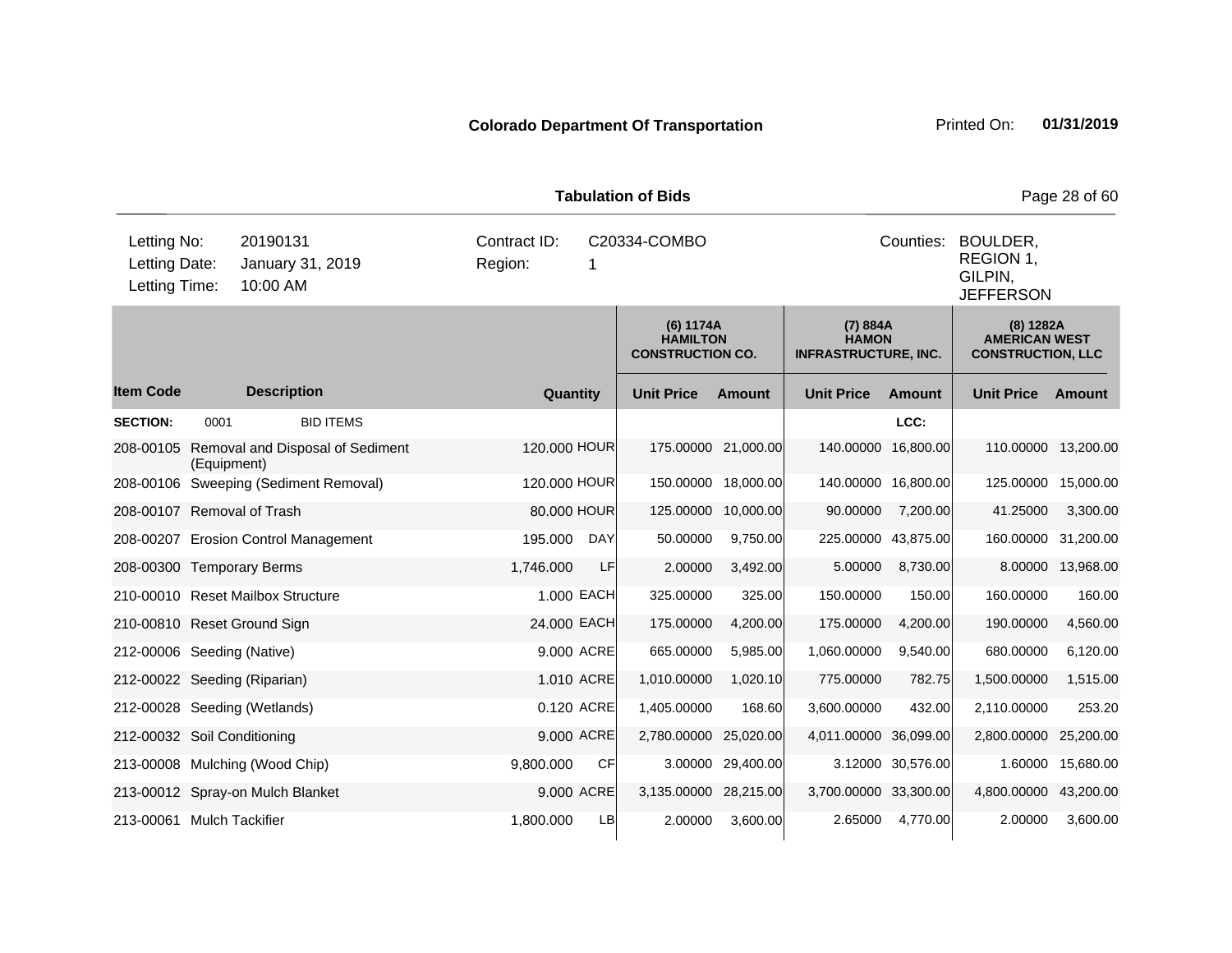**Colorado Department Of Transportation**

Printed On: **01/31/2019**

**Tabulation of Bids**

| | | | | | |
|---|---|---|---|---|---|
| Letting No: | 20190131 | Contract ID: | C20334-COMBO | Counties: | BOULDER, REGION 1, GILPIN, JEFFERSON |
| Letting Date: | January 31, 2019 | Region: | 1 | | |
| Letting Time: | 10:00 AM | | | | |

| | | | | (6) 1174A HAMILTON CONSTRUCTION CO. | | (7) 884A HAMON INFRASTRUCTURE, INC. | | (8) 1282A AMERICAN WEST CONSTRUCTION, LLC | |
|---|---|---|---|---|---|---|---|---|---|
| **Item Code** | **Description** | **Quantity** | | **Unit Price** | **Amount** | **Unit Price** | **Amount** | **Unit Price** | **Amount** |
| **SECTION:** | 0001 BID ITEMS | | | | | | LCC: | | |
| 208-00105 | Removal and Disposal of Sediment (Equipment) | 120.000 | HOUR | 175.00000 | 21,000.00 | 140.00000 | 16,800.00 | 110.00000 | 13,200.00 |
| 208-00106 | Sweeping (Sediment Removal) | 120.000 | HOUR | 150.00000 | 18,000.00 | 140.00000 | 16,800.00 | 125.00000 | 15,000.00 |
| 208-00107 | Removal of Trash | 80.000 | HOUR | 125.00000 | 10,000.00 | 90.00000 | 7,200.00 | 41.25000 | 3,300.00 |
| 208-00207 | Erosion Control Management | 195.000 | DAY | 50.00000 | 9,750.00 | 225.00000 | 43,875.00 | 160.00000 | 31,200.00 |
| 208-00300 | Temporary Berms | 1,746.000 | LF | 2.00000 | 3,492.00 | 5.00000 | 8,730.00 | 8.00000 | 13,968.00 |
| 210-00010 | Reset Mailbox Structure | 1.000 | EACH | 325.00000 | 325.00 | 150.00000 | 150.00 | 160.00000 | 160.00 |
| 210-00810 | Reset Ground Sign | 24.000 | EACH | 175.00000 | 4,200.00 | 175.00000 | 4,200.00 | 190.00000 | 4,560.00 |
| 212-00006 | Seeding (Native) | 9.000 | ACRE | 665.00000 | 5,985.00 | 1,060.00000 | 9,540.00 | 680.00000 | 6,120.00 |
| 212-00022 | Seeding (Riparian) | 1.010 | ACRE | 1,010.00000 | 1,020.10 | 775.00000 | 782.75 | 1,500.00000 | 1,515.00 |
| 212-00028 | Seeding (Wetlands) | 0.120 | ACRE | 1,405.00000 | 168.60 | 3,600.00000 | 432.00 | 2,110.00000 | 253.20 |
| 212-00032 | Soil Conditioning | 9.000 | ACRE | 2,780.00000 | 25,020.00 | 4,011.00000 | 36,099.00 | 2,800.00000 | 25,200.00 |
| 213-00008 | Mulching (Wood Chip) | 9,800.000 | CF | 3.00000 | 29,400.00 | 3.12000 | 30,576.00 | 1.60000 | 15,680.00 |
| 213-00012 | Spray-on Mulch Blanket | 9.000 | ACRE | 3,135.00000 | 28,215.00 | 3,700.00000 | 33,300.00 | 4,800.00000 | 43,200.00 |
| 213-00061 | Mulch Tackifier | 1,800.000 | LB | 2.00000 | 3,600.00 | 2.65000 | 4,770.00 | 2.00000 | 3,600.00 |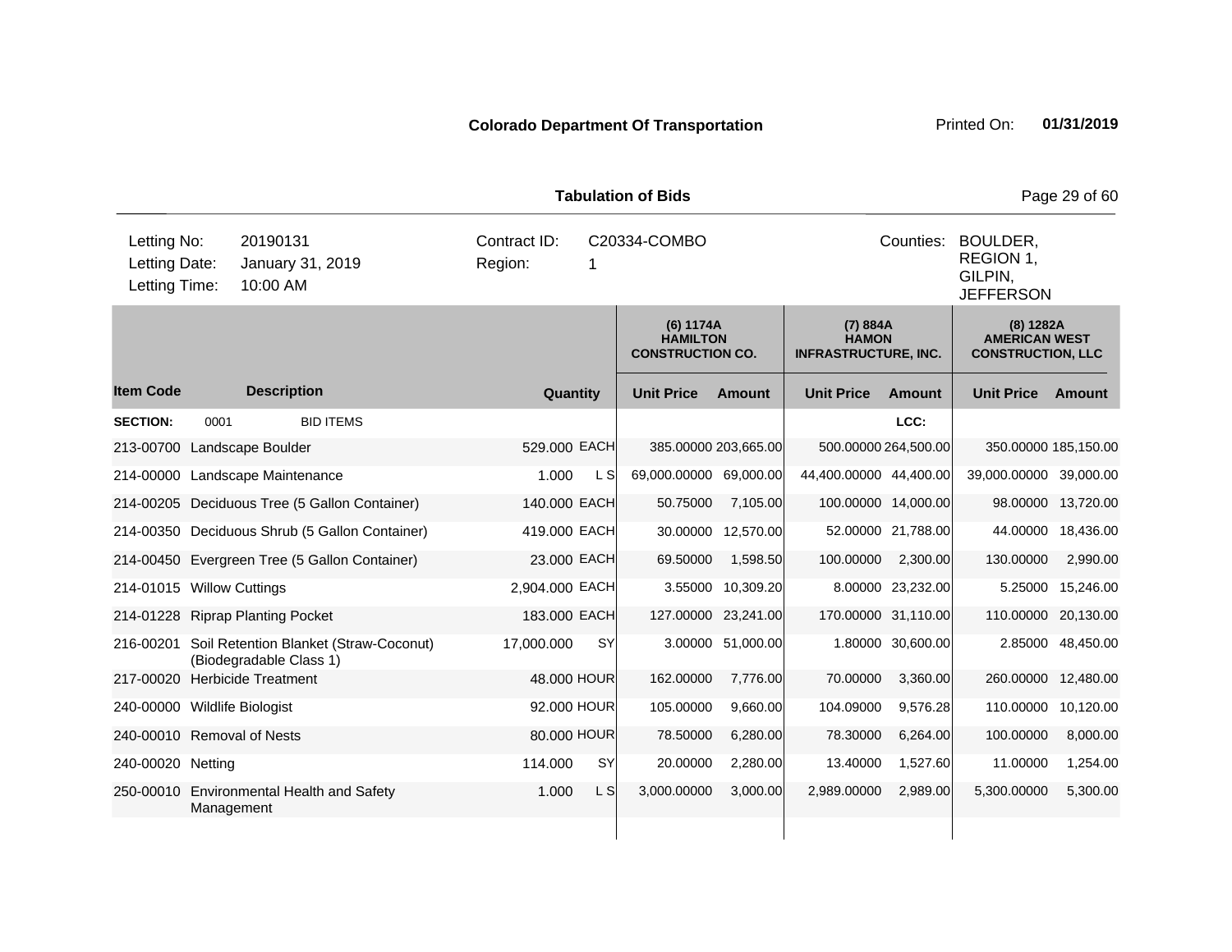**Colorado Department Of Transportation**

Printed On: **01/31/2019**

**Tabulation of Bids**

| Letting No: | 20190131 | Contract ID: | C20334-COMBO | Counties: | BOULDER, REGION 1, GILPIN, JEFFERSON |
|---|---|---|---|---|---|
| Letting Date: | January 31, 2019 | Region: | 1 | | |
| Letting Time: | 10:00 AM | | | | |

| | | | | (6) 1174A HAMILTON CONSTRUCTION CO. | | (7) 884A HAMON INFRASTRUCTURE, INC. | | (8) 1282A AMERICAN WEST CONSTRUCTION, LLC | |
|---|---|---|---|---|---|---|---|---|---|
| **Item Code** | **Description** | **Quantity** | | **Unit Price** | **Amount** | **Unit Price** | **Amount** | **Unit Price** | **Amount** |
| **SECTION:** | 0001 BID ITEMS | | | | | | LCC: | | |
| 213-00700 | Landscape Boulder | 529.000 | EACH | 385.00000 | 203,665.00 | 500.00000 | 264,500.00 | 350.00000 | 185,150.00 |
| 214-00000 | Landscape Maintenance | 1.000 | L S | 69,000.00000 | 69,000.00 | 44,400.00000 | 44,400.00 | 39,000.00000 | 39,000.00 |
| 214-00205 | Deciduous Tree (5 Gallon Container) | 140.000 | EACH | 50.75000 | 7,105.00 | 100.00000 | 14,000.00 | 98.00000 | 13,720.00 |
| 214-00350 | Deciduous Shrub (5 Gallon Container) | 419.000 | EACH | 30.00000 | 12,570.00 | 52.00000 | 21,788.00 | 44.00000 | 18,436.00 |
| 214-00450 | Evergreen Tree (5 Gallon Container) | 23.000 | EACH | 69.50000 | 1,598.50 | 100.00000 | 2,300.00 | 130.00000 | 2,990.00 |
| 214-01015 | Willow Cuttings | 2,904.000 | EACH | 3.55000 | 10,309.20 | 8.00000 | 23,232.00 | 5.25000 | 15,246.00 |
| 214-01228 | Riprap Planting Pocket | 183.000 | EACH | 127.00000 | 23,241.00 | 170.00000 | 31,110.00 | 110.00000 | 20,130.00 |
| 216-00201 | Soil Retention Blanket (Straw-Coconut) (Biodegradable Class 1) | 17,000.000 | SY | 3.00000 | 51,000.00 | 1.80000 | 30,600.00 | 2.85000 | 48,450.00 |
| 217-00020 | Herbicide Treatment | 48.000 | HOUR | 162.00000 | 7,776.00 | 70.00000 | 3,360.00 | 260.00000 | 12,480.00 |
| 240-00000 | Wildlife Biologist | 92.000 | HOUR | 105.00000 | 9,660.00 | 104.09000 | 9,576.28 | 110.00000 | 10,120.00 |
| 240-00010 | Removal of Nests | 80.000 | HOUR | 78.50000 | 6,280.00 | 78.30000 | 6,264.00 | 100.00000 | 8,000.00 |
| 240-00020 | Netting | 114.000 | SY | 20.00000 | 2,280.00 | 13.40000 | 1,527.60 | 11.00000 | 1,254.00 |
| 250-00010 | Environmental Health and Safety Management | 1.000 | L S | 3,000.00000 | 3,000.00 | 2,989.00000 | 2,989.00 | 5,300.00000 | 5,300.00 |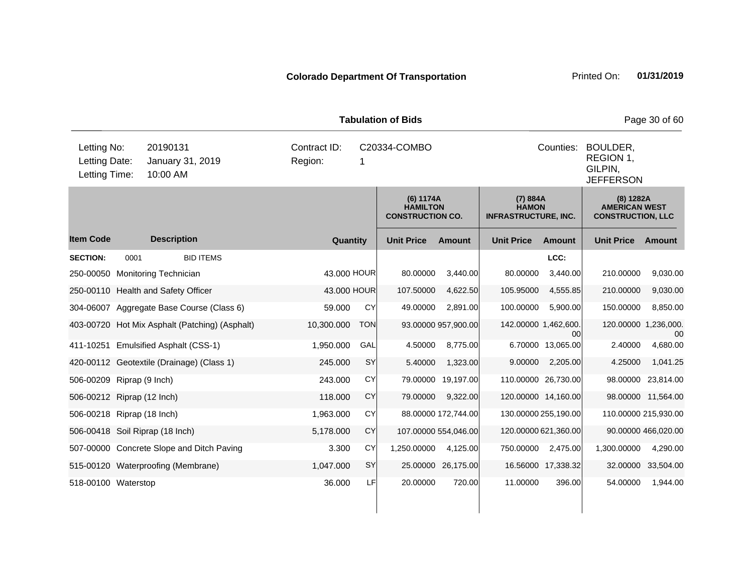**Colorado Department Of Transportation** Printed On: **01/31/2019**

**Tabulation of Bids**

| | | | |
|---|---|---|---|
| Letting No: | 20190131 | Contract ID: | C20334-COMBO |
| Letting Date: | January 31, 2019 | Region: | 1 |
| Letting Time: | 10:00 AM | Counties: | BOULDER, REGION 1, GILPIN, JEFFERSON |

| Item Code | Description | Quantity | | (6) 1174A HAMILTON CONSTRUCTION CO. | | (7) 884A HAMON INFRASTRUCTURE, INC. | | (8) 1282A AMERICAN WEST CONSTRUCTION, LLC | |
|---|---|---|---|---|---|---|---|---|---|
| | | | | Unit Price | Amount | Unit Price | Amount | Unit Price | Amount |
| **SECTION:** | 0001 BID ITEMS | | | | | | LCC: | | |
| 250-00050 | Monitoring Technician | 43.000 | HOUR | 80.00000 | 3,440.00 | 80.00000 | 3,440.00 | 210.00000 | 9,030.00 |
| 250-00110 | Health and Safety Officer | 43.000 | HOUR | 107.50000 | 4,622.50 | 105.95000 | 4,555.85 | 210.00000 | 9,030.00 |
| 304-06007 | Aggregate Base Course (Class 6) | 59.000 | CY | 49.00000 | 2,891.00 | 100.00000 | 5,900.00 | 150.00000 | 8,850.00 |
| 403-00720 | Hot Mix Asphalt (Patching) (Asphalt) | 10,300.000 | TON | 93.00000 | 957,900.00 | 142.00000 | 1,462,600.00 | 120.00000 | 1,236,000.00 |
| 411-10251 | Emulsified Asphalt (CSS-1) | 1,950.000 | GAL | 4.50000 | 8,775.00 | 6.70000 | 13,065.00 | 2.40000 | 4,680.00 |
| 420-00112 | Geotextile (Drainage) (Class 1) | 245.000 | SY | 5.40000 | 1,323.00 | 9.00000 | 2,205.00 | 4.25000 | 1,041.25 |
| 506-00209 | Riprap (9 Inch) | 243.000 | CY | 79.00000 | 19,197.00 | 110.00000 | 26,730.00 | 98.00000 | 23,814.00 |
| 506-00212 | Riprap (12 Inch) | 118.000 | CY | 79.00000 | 9,322.00 | 120.00000 | 14,160.00 | 98.00000 | 11,564.00 |
| 506-00218 | Riprap (18 Inch) | 1,963.000 | CY | 88.00000 | 172,744.00 | 130.00000 | 255,190.00 | 110.00000 | 215,930.00 |
| 506-00418 | Soil Riprap (18 Inch) | 5,178.000 | CY | 107.00000 | 554,046.00 | 120.00000 | 621,360.00 | 90.00000 | 466,020.00 |
| 507-00000 | Concrete Slope and Ditch Paving | 3.300 | CY | 1,250.00000 | 4,125.00 | 750.00000 | 2,475.00 | 1,300.00000 | 4,290.00 |
| 515-00120 | Waterproofing (Membrane) | 1,047.000 | SY | 25.00000 | 26,175.00 | 16.56000 | 17,338.32 | 32.00000 | 33,504.00 |
| 518-00100 | Waterstop | 36.000 | LF | 20.00000 | 720.00 | 11.00000 | 396.00 | 54.00000 | 1,944.00 |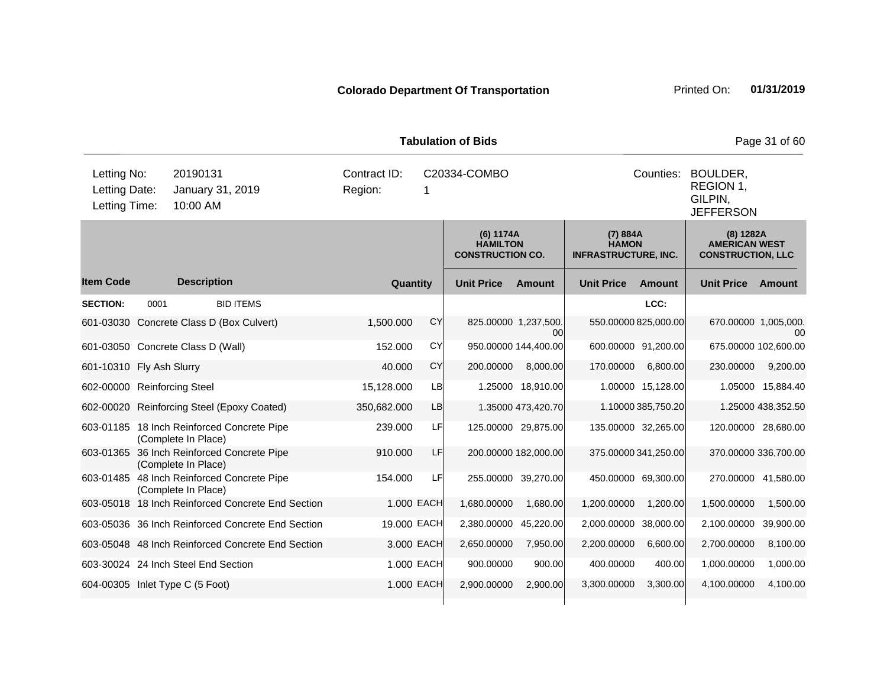**Colorado Department Of Transportation**

**Tabulation of Bids**

| Letting No: | 20190131 | Contract ID: | C20334-COMBO | Counties: | BOULDER, REGION 1, GILPIN, JEFFERSON |
|---|---|---|---|---|---|
| Letting Date: | January 31, 2019 | Region: | 1 | | |
| Letting Time: | 10:00 AM | | | | |

| | | | | (6) 1174A HAMILTON CONSTRUCTION CO. | | (7) 884A HAMON INFRASTRUCTURE, INC. | | (8) 1282A AMERICAN WEST CONSTRUCTION, LLC | |
|---|---|---|---|---|---|---|---|---|---|
| **Item Code** | **Description** | **Quantity** | | **Unit Price** | **Amount** | **Unit Price** | **Amount** | **Unit Price** | **Amount** |
| **SECTION:** | 0001 BID ITEMS | | | | | | LCC: | | |
| 601-03030 | Concrete Class D (Box Culvert) | 1,500.000 | CY | 825.00000 | 1,237,500.00 | 550.00000 | 825,000.00 | 670.00000 | 1,005,000.00 |
| 601-03050 | Concrete Class D (Wall) | 152.000 | CY | 950.00000 | 144,400.00 | 600.00000 | 91,200.00 | 675.00000 | 102,600.00 |
| 601-10310 | Fly Ash Slurry | 40.000 | CY | 200.00000 | 8,000.00 | 170.00000 | 6,800.00 | 230.00000 | 9,200.00 |
| 602-00000 | Reinforcing Steel | 15,128.000 | LB | 1.25000 | 18,910.00 | 1.00000 | 15,128.00 | 1.05000 | 15,884.40 |
| 602-00020 | Reinforcing Steel (Epoxy Coated) | 350,682.000 | LB | 1.35000 | 473,420.70 | 1.10000 | 385,750.20 | 1.25000 | 438,352.50 |
| 603-01185 | 18 Inch Reinforced Concrete Pipe (Complete In Place) | 239.000 | LF | 125.00000 | 29,875.00 | 135.00000 | 32,265.00 | 120.00000 | 28,680.00 |
| 603-01365 | 36 Inch Reinforced Concrete Pipe (Complete In Place) | 910.000 | LF | 200.00000 | 182,000.00 | 375.00000 | 341,250.00 | 370.00000 | 336,700.00 |
| 603-01485 | 48 Inch Reinforced Concrete Pipe (Complete In Place) | 154.000 | LF | 255.00000 | 39,270.00 | 450.00000 | 69,300.00 | 270.00000 | 41,580.00 |
| 603-05018 | 18 Inch Reinforced Concrete End Section | 1.000 | EACH | 1,680.00000 | 1,680.00 | 1,200.00000 | 1,200.00 | 1,500.00000 | 1,500.00 |
| 603-05036 | 36 Inch Reinforced Concrete End Section | 19.000 | EACH | 2,380.00000 | 45,220.00 | 2,000.00000 | 38,000.00 | 2,100.00000 | 39,900.00 |
| 603-05048 | 48 Inch Reinforced Concrete End Section | 3.000 | EACH | 2,650.00000 | 7,950.00 | 2,200.00000 | 6,600.00 | 2,700.00000 | 8,100.00 |
| 603-30024 | 24 Inch Steel End Section | 1.000 | EACH | 900.00000 | 900.00 | 400.00000 | 400.00 | 1,000.00000 | 1,000.00 |
| 604-00305 | Inlet Type C (5 Foot) | 1.000 | EACH | 2,900.00000 | 2,900.00 | 3,300.00000 | 3,300.00 | 4,100.00000 | 4,100.00 |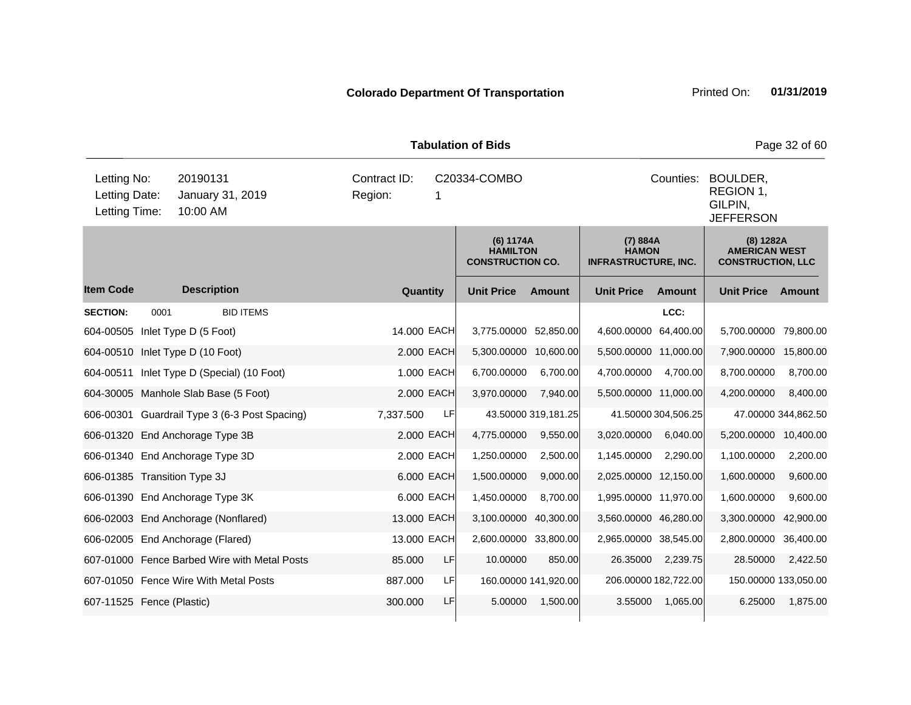**Colorado Department Of Transportation**

Printed On: **01/31/2019**

**Tabulation of Bids**

| | | | | | |
|---|---|---|---|---|---|
| Letting No: | 20190131 | Contract ID: | C20334-COMBO | Counties: | BOULDER, REGION 1, GILPIN, JEFFERSON |
| Letting Date: | January 31, 2019 | Region: | 1 | | |
| Letting Time: | 10:00 AM | | | | |

| | | | | (6) 1174A HAMILTON CONSTRUCTION CO. | | (7) 884A HAMON INFRASTRUCTURE, INC. | | (8) 1282A AMERICAN WEST CONSTRUCTION, LLC | |
|---|---|---|---|---|---|---|---|---|---|
| **Item Code** | **Description** | **Quantity** | | **Unit Price** | **Amount** | **Unit Price** | **Amount** | **Unit Price** | **Amount** |
| **SECTION:** | 0001 BID ITEMS | | | | | | LCC: | | |
| 604-00505 | Inlet Type D (5 Foot) | 14.000 | EACH | 3,775.00000 | 52,850.00 | 4,600.00000 | 64,400.00 | 5,700.00000 | 79,800.00 |
| 604-00510 | Inlet Type D (10 Foot) | 2.000 | EACH | 5,300.00000 | 10,600.00 | 5,500.00000 | 11,000.00 | 7,900.00000 | 15,800.00 |
| 604-00511 | Inlet Type D (Special) (10 Foot) | 1.000 | EACH | 6,700.00000 | 6,700.00 | 4,700.00000 | 4,700.00 | 8,700.00000 | 8,700.00 |
| 604-30005 | Manhole Slab Base (5 Foot) | 2.000 | EACH | 3,970.00000 | 7,940.00 | 5,500.00000 | 11,000.00 | 4,200.00000 | 8,400.00 |
| 606-00301 | Guardrail Type 3 (6-3 Post Spacing) | 7,337.500 | LF | 43.50000 | 319,181.25 | 41.50000 | 304,506.25 | 47.00000 | 344,862.50 |
| 606-01320 | End Anchorage Type 3B | 2.000 | EACH | 4,775.00000 | 9,550.00 | 3,020.00000 | 6,040.00 | 5,200.00000 | 10,400.00 |
| 606-01340 | End Anchorage Type 3D | 2.000 | EACH | 1,250.00000 | 2,500.00 | 1,145.00000 | 2,290.00 | 1,100.00000 | 2,200.00 |
| 606-01385 | Transition Type 3J | 6.000 | EACH | 1,500.00000 | 9,000.00 | 2,025.00000 | 12,150.00 | 1,600.00000 | 9,600.00 |
| 606-01390 | End Anchorage Type 3K | 6.000 | EACH | 1,450.00000 | 8,700.00 | 1,995.00000 | 11,970.00 | 1,600.00000 | 9,600.00 |
| 606-02003 | End Anchorage (Nonflared) | 13.000 | EACH | 3,100.00000 | 40,300.00 | 3,560.00000 | 46,280.00 | 3,300.00000 | 42,900.00 |
| 606-02005 | End Anchorage (Flared) | 13.000 | EACH | 2,600.00000 | 33,800.00 | 2,965.00000 | 38,545.00 | 2,800.00000 | 36,400.00 |
| 607-01000 | Fence Barbed Wire with Metal Posts | 85.000 | LF | 10.00000 | 850.00 | 26.35000 | 2,239.75 | 28.50000 | 2,422.50 |
| 607-01050 | Fence Wire With Metal Posts | 887.000 | LF | 160.00000 | 141,920.00 | 206.00000 | 182,722.00 | 150.00000 | 133,050.00 |
| 607-11525 | Fence (Plastic) | 300.000 | LF | 5.00000 | 1,500.00 | 3.55000 | 1,065.00 | 6.25000 | 1,875.00 |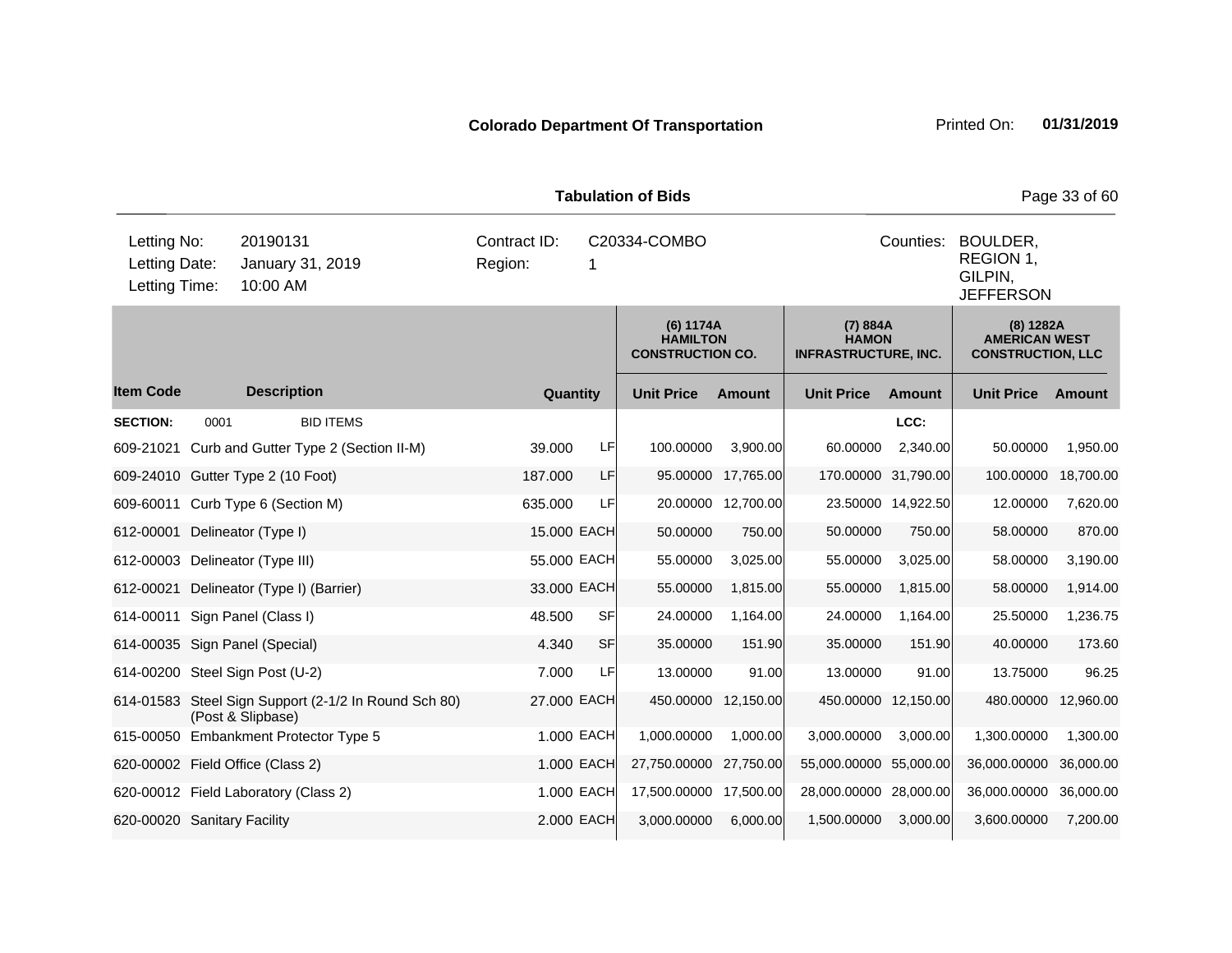**Colorado Department Of Transportation** Printed On: **01/31/2019**

**Tabulation of Bids**

| | | | | | |
|---|---|---|---|---|---|
| Letting No: | 20190131 | Contract ID: | C20334-COMBO | Counties: | BOULDER, REGION 1, GILPIN, JEFFERSON |
| Letting Date: | January 31, 2019 | Region: | 1 | | |
| Letting Time: | 10:00 AM | | | | |

| | | | | (6) 1174A HAMILTON CONSTRUCTION CO. | | (7) 884A HAMON INFRASTRUCTURE, INC. | | (8) 1282A AMERICAN WEST CONSTRUCTION, LLC | |
|---|---|---|---|---|---|---|---|---|---|
| **Item Code** | **Description** | **Quantity** | | **Unit Price** | **Amount** | **Unit Price** | **Amount** | **Unit Price** | **Amount** |
| **SECTION:** | 0001 BID ITEMS | | | | | | LCC: | | |
| 609-21021 | Curb and Gutter Type 2 (Section II-M) | 39.000 | LF | 100.00000 | 3,900.00 | 60.00000 | 2,340.00 | 50.00000 | 1,950.00 |
| 609-24010 | Gutter Type 2 (10 Foot) | 187.000 | LF | 95.00000 | 17,765.00 | 170.00000 | 31,790.00 | 100.00000 | 18,700.00 |
| 609-60011 | Curb Type 6 (Section M) | 635.000 | LF | 20.00000 | 12,700.00 | 23.50000 | 14,922.50 | 12.00000 | 7,620.00 |
| 612-00001 | Delineator (Type I) | 15.000 | EACH | 50.00000 | 750.00 | 50.00000 | 750.00 | 58.00000 | 870.00 |
| 612-00003 | Delineator (Type III) | 55.000 | EACH | 55.00000 | 3,025.00 | 55.00000 | 3,025.00 | 58.00000 | 3,190.00 |
| 612-00021 | Delineator (Type I) (Barrier) | 33.000 | EACH | 55.00000 | 1,815.00 | 55.00000 | 1,815.00 | 58.00000 | 1,914.00 |
| 614-00011 | Sign Panel (Class I) | 48.500 | SF | 24.00000 | 1,164.00 | 24.00000 | 1,164.00 | 25.50000 | 1,236.75 |
| 614-00035 | Sign Panel (Special) | 4.340 | SF | 35.00000 | 151.90 | 35.00000 | 151.90 | 40.00000 | 173.60 |
| 614-00200 | Steel Sign Post (U-2) | 7.000 | LF | 13.00000 | 91.00 | 13.00000 | 91.00 | 13.75000 | 96.25 |
| 614-01583 | Steel Sign Support (2-1/2 In Round Sch 80) (Post & Slipbase) | 27.000 | EACH | 450.00000 | 12,150.00 | 450.00000 | 12,150.00 | 480.00000 | 12,960.00 |
| 615-00050 | Embankment Protector Type 5 | 1.000 | EACH | 1,000.00000 | 1,000.00 | 3,000.00000 | 3,000.00 | 1,300.00000 | 1,300.00 |
| 620-00002 | Field Office (Class 2) | 1.000 | EACH | 27,750.00000 | 27,750.00 | 55,000.00000 | 55,000.00 | 36,000.00000 | 36,000.00 |
| 620-00012 | Field Laboratory (Class 2) | 1.000 | EACH | 17,500.00000 | 17,500.00 | 28,000.00000 | 28,000.00 | 36,000.00000 | 36,000.00 |
| 620-00020 | Sanitary Facility | 2.000 | EACH | 3,000.00000 | 6,000.00 | 1,500.00000 | 3,000.00 | 3,600.00000 | 7,200.00 |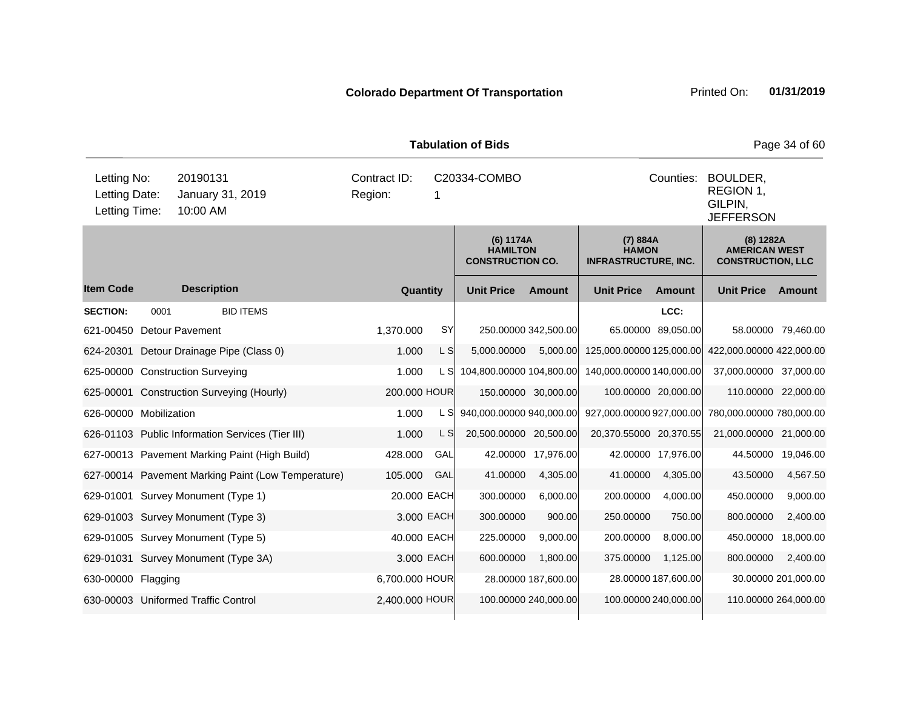**Colorado Department Of Transportation**

Printed On: **01/31/2019**

**Tabulation of Bids**

| | | | |
|---|---|---|---|
| Letting No: | 20190131 | Contract ID: | C20334-COMBO |
| Letting Date: | January 31, 2019 | Region: | 1 |
| Letting Time: | 10:00 AM | Counties: | BOULDER, REGION 1, GILPIN, JEFFERSON |

| | | | | (6) 1174A HAMILTON CONSTRUCTION CO. | | (7) 884A HAMON INFRASTRUCTURE, INC. | | (8) 1282A AMERICAN WEST CONSTRUCTION, LLC | |
|---|---|---|---|---|---|---|---|---|---|
| **Item Code** | **Description** | **Quantity** | | **Unit Price** | **Amount** | **Unit Price** | **Amount** | **Unit Price** | **Amount** |
| **SECTION:** | 0001 BID ITEMS | | | | | | LCC: | | |
| 621-00450 | Detour Pavement | 1,370.000 | SY | 250.00000 | 342,500.00 | 65.00000 | 89,050.00 | 58.00000 | 79,460.00 |
| 624-20301 | Detour Drainage Pipe (Class 0) | 1.000 | L S | 5,000.00000 | 5,000.00 | 125,000.00000 | 125,000.00 | 422,000.00000 | 422,000.00 |
| 625-00000 | Construction Surveying | 1.000 | L S | 104,800.00000 | 104,800.00 | 140,000.00000 | 140,000.00 | 37,000.00000 | 37,000.00 |
| 625-00001 | Construction Surveying (Hourly) | 200.000 | HOUR | 150.00000 | 30,000.00 | 100.00000 | 20,000.00 | 110.00000 | 22,000.00 |
| 626-00000 | Mobilization | 1.000 | L S | 940,000.00000 | 940,000.00 | 927,000.00000 | 927,000.00 | 780,000.00000 | 780,000.00 |
| 626-01103 | Public Information Services (Tier III) | 1.000 | L S | 20,500.00000 | 20,500.00 | 20,370.55000 | 20,370.55 | 21,000.00000 | 21,000.00 |
| 627-00013 | Pavement Marking Paint (High Build) | 428.000 | GAL | 42.00000 | 17,976.00 | 42.00000 | 17,976.00 | 44.50000 | 19,046.00 |
| 627-00014 | Pavement Marking Paint (Low Temperature) | 105.000 | GAL | 41.00000 | 4,305.00 | 41.00000 | 4,305.00 | 43.50000 | 4,567.50 |
| 629-01001 | Survey Monument (Type 1) | 20.000 | EACH | 300.00000 | 6,000.00 | 200.00000 | 4,000.00 | 450.00000 | 9,000.00 |
| 629-01003 | Survey Monument (Type 3) | 3.000 | EACH | 300.00000 | 900.00 | 250.00000 | 750.00 | 800.00000 | 2,400.00 |
| 629-01005 | Survey Monument (Type 5) | 40.000 | EACH | 225.00000 | 9,000.00 | 200.00000 | 8,000.00 | 450.00000 | 18,000.00 |
| 629-01031 | Survey Monument (Type 3A) | 3.000 | EACH | 600.00000 | 1,800.00 | 375.00000 | 1,125.00 | 800.00000 | 2,400.00 |
| 630-00000 | Flagging | 6,700.000 | HOUR | 28.00000 | 187,600.00 | 28.00000 | 187,600.00 | 30.00000 | 201,000.00 |
| 630-00003 | Uniformed Traffic Control | 2,400.000 | HOUR | 100.00000 | 240,000.00 | 100.00000 | 240,000.00 | 110.00000 | 264,000.00 |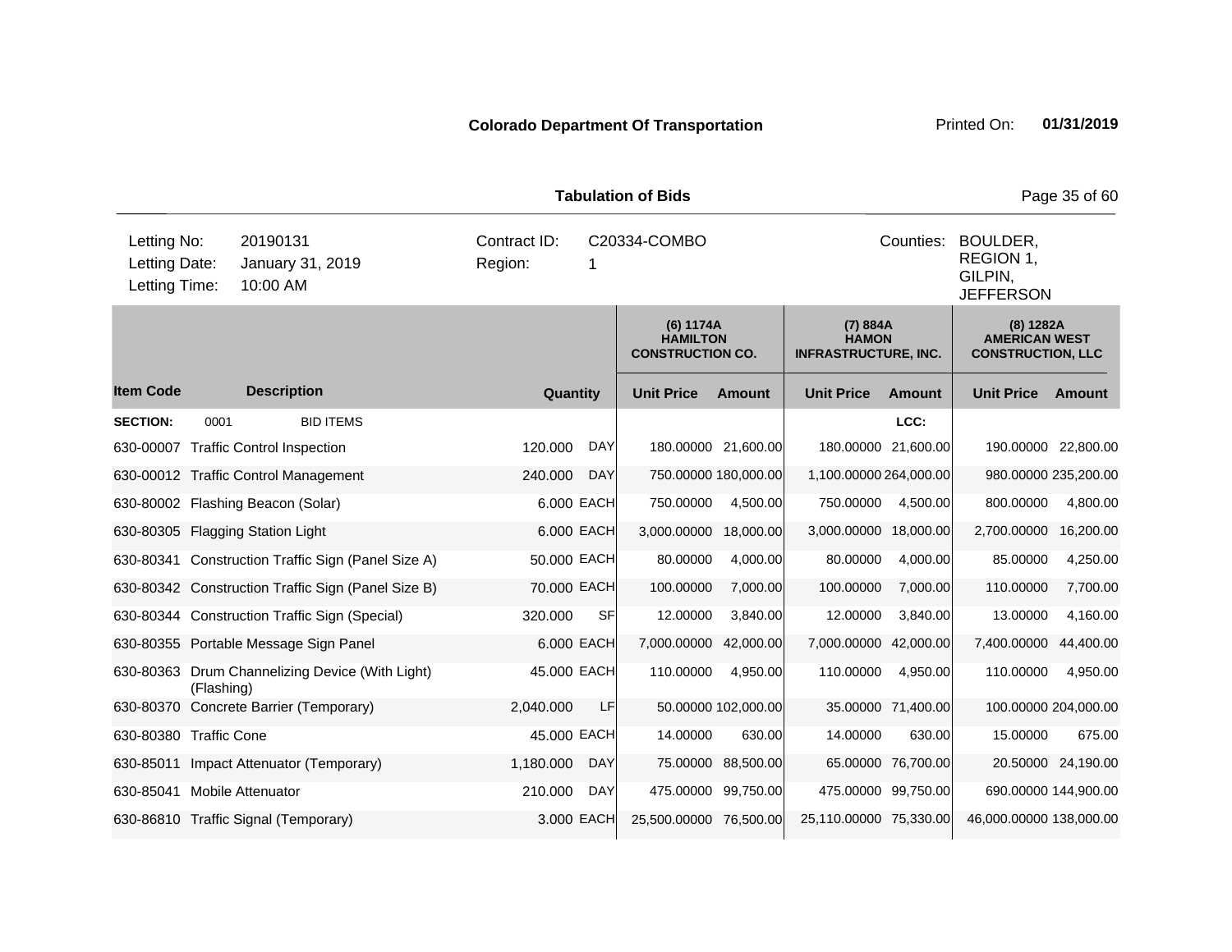**Colorado Department Of Transportation** Printed On: **01/31/2019**

**Tabulation of Bids**

| | | | | | |
|---|---|---|---|---|---|
| Letting No: | 20190131 | Contract ID: | C20334-COMBO | Counties: | BOULDER, REGION 1, GILPIN, JEFFERSON |
| Letting Date: | January 31, 2019 | Region: | 1 | | |
| Letting Time: | 10:00 AM | | | | |

| | | | | (6) 1174A HAMILTON CONSTRUCTION CO. | | (7) 884A HAMON INFRASTRUCTURE, INC. | | (8) 1282A AMERICAN WEST CONSTRUCTION, LLC | |
|---|---|---|---|---|---|---|---|---|---|
| **Item Code** | **Description** | **Quantity** | | **Unit Price** | **Amount** | **Unit Price** | **Amount** | **Unit Price** | **Amount** |
| **SECTION:** | 0001 BID ITEMS | | | | | | LCC: | | |
| 630-00007 | Traffic Control Inspection | 120.000 | DAY | 180.00000 | 21,600.00 | 180.00000 | 21,600.00 | 190.00000 | 22,800.00 |
| 630-00012 | Traffic Control Management | 240.000 | DAY | 750.00000 | 180,000.00 | 1,100.00000 | 264,000.00 | 980.00000 | 235,200.00 |
| 630-80002 | Flashing Beacon (Solar) | 6.000 | EACH | 750.00000 | 4,500.00 | 750.00000 | 4,500.00 | 800.00000 | 4,800.00 |
| 630-80305 | Flagging Station Light | 6.000 | EACH | 3,000.00000 | 18,000.00 | 3,000.00000 | 18,000.00 | 2,700.00000 | 16,200.00 |
| 630-80341 | Construction Traffic Sign (Panel Size A) | 50.000 | EACH | 80.00000 | 4,000.00 | 80.00000 | 4,000.00 | 85.00000 | 4,250.00 |
| 630-80342 | Construction Traffic Sign (Panel Size B) | 70.000 | EACH | 100.00000 | 7,000.00 | 100.00000 | 7,000.00 | 110.00000 | 7,700.00 |
| 630-80344 | Construction Traffic Sign (Special) | 320.000 | SF | 12.00000 | 3,840.00 | 12.00000 | 3,840.00 | 13.00000 | 4,160.00 |
| 630-80355 | Portable Message Sign Panel | 6.000 | EACH | 7,000.00000 | 42,000.00 | 7,000.00000 | 42,000.00 | 7,400.00000 | 44,400.00 |
| 630-80363 | Drum Channelizing Device (With Light) (Flashing) | 45.000 | EACH | 110.00000 | 4,950.00 | 110.00000 | 4,950.00 | 110.00000 | 4,950.00 |
| 630-80370 | Concrete Barrier (Temporary) | 2,040.000 | LF | 50.00000 | 102,000.00 | 35.00000 | 71,400.00 | 100.00000 | 204,000.00 |
| 630-80380 | Traffic Cone | 45.000 | EACH | 14.00000 | 630.00 | 14.00000 | 630.00 | 15.00000 | 675.00 |
| 630-85011 | Impact Attenuator (Temporary) | 1,180.000 | DAY | 75.00000 | 88,500.00 | 65.00000 | 76,700.00 | 20.50000 | 24,190.00 |
| 630-85041 | Mobile Attenuator | 210.000 | DAY | 475.00000 | 99,750.00 | 475.00000 | 99,750.00 | 690.00000 | 144,900.00 |
| 630-86810 | Traffic Signal (Temporary) | 3.000 | EACH | 25,500.00000 | 76,500.00 | 25,110.00000 | 75,330.00 | 46,000.00000 | 138,000.00 |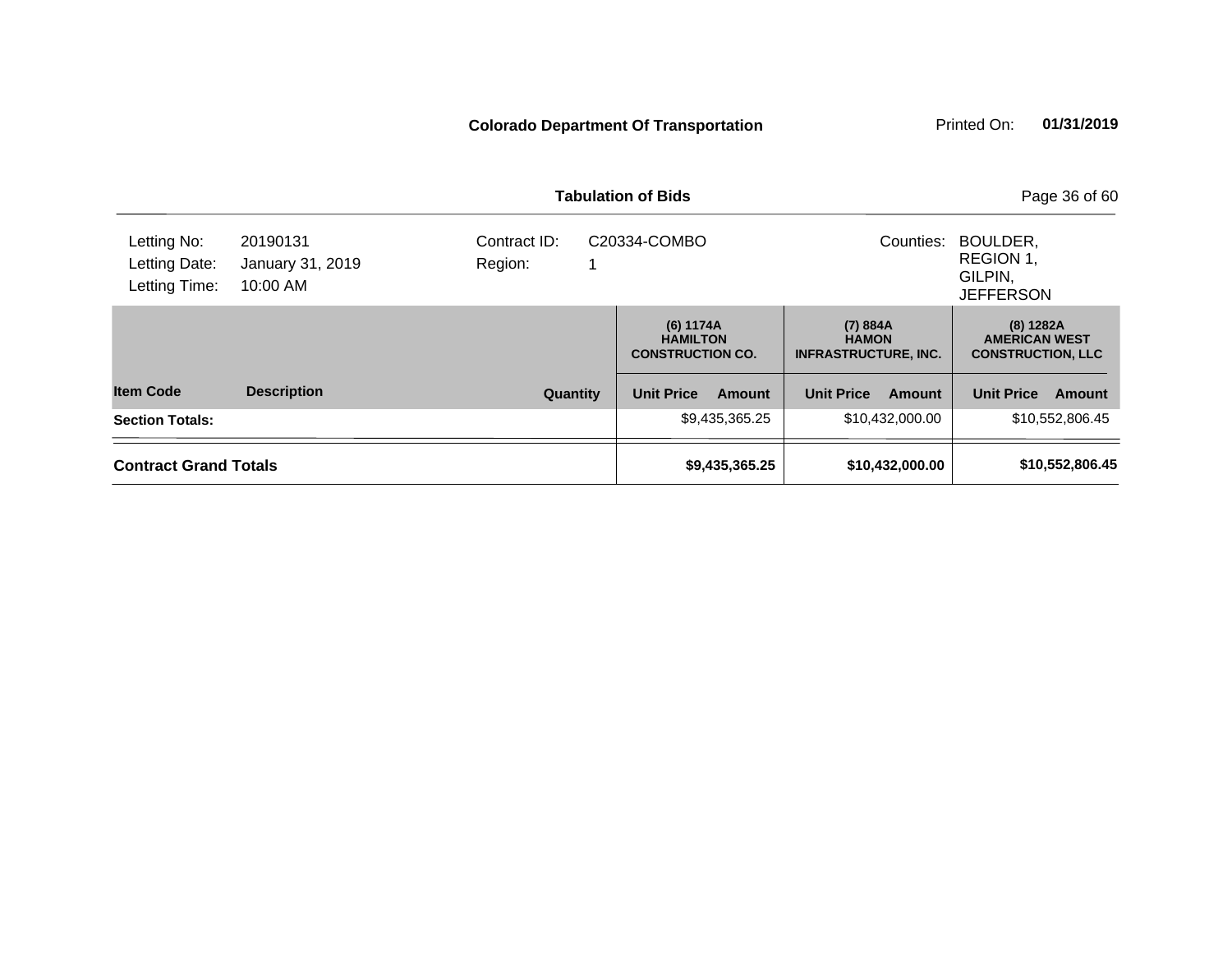**Colorado Department Of Transportation** Printed On: **01/31/2019**

**Tabulation of Bids**

| | | | |
|---|---|---|---|
| Letting No: | 20190131 | Contract ID: | C20334-COMBO |
| Letting Date: | January 31, 2019 | Region: | 1 |
| Letting Time: | 10:00 AM | | |

Counties: BOULDER, REGION 1, GILPIN, JEFFERSON

| Item Code | Description | Quantity | (6) 1174A HAMILTON CONSTRUCTION CO. Unit Price | (6) 1174A HAMILTON CONSTRUCTION CO. Amount | (7) 884A HAMON INFRASTRUCTURE, INC. Unit Price | (7) 884A HAMON INFRASTRUCTURE, INC. Amount | (8) 1282A AMERICAN WEST CONSTRUCTION, LLC Unit Price | (8) 1282A AMERICAN WEST CONSTRUCTION, LLC Amount |
|---|---|---|---|---|---|---|---|---|
| **Section Totals:** | | | | $9,435,365.25 | | $10,432,000.00 | | $10,552,806.45 |
| **Contract Grand Totals** | | | | **$9,435,365.25** | | **$10,432,000.00** | | **$10,552,806.45** |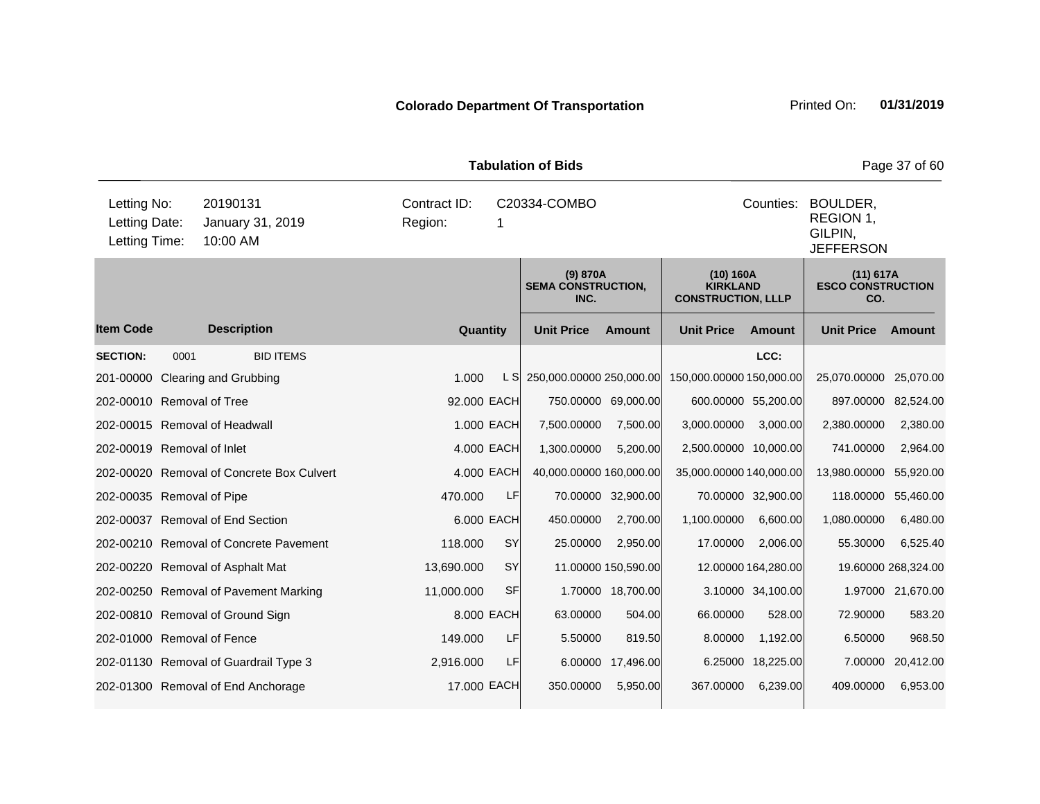**Colorado Department Of Transportation** Printed On: **01/31/2019**

**Tabulation of Bids**

| | | | | | |
|---|---|---|---|---|---|
| Letting No: | 20190131 | Contract ID: | C20334-COMBO | Counties: | BOULDER, REGION 1, GILPIN, JEFFERSON |
| Letting Date: | January 31, 2019 | Region: | 1 | | |
| Letting Time: | 10:00 AM | | | | |

| | | | | (9) 870A SEMA CONSTRUCTION, INC. | | (10) 160A KIRKLAND CONSTRUCTION, LLLP | | (11) 617A ESCO CONSTRUCTION CO. | |
|---|---|---|---|---|---|---|---|---|---|
| **Item Code** | **Description** | **Quantity** | | **Unit Price** | **Amount** | **Unit Price** | **Amount** | **Unit Price** | **Amount** |
| **SECTION:** | 0001 BID ITEMS | | | | | | LCC: | | |
| 201-00000 | Clearing and Grubbing | 1.000 | L S | 250,000.00000 | 250,000.00 | 150,000.00000 | 150,000.00 | 25,070.00000 | 25,070.00 |
| 202-00010 | Removal of Tree | 92.000 | EACH | 750.00000 | 69,000.00 | 600.00000 | 55,200.00 | 897.00000 | 82,524.00 |
| 202-00015 | Removal of Headwall | 1.000 | EACH | 7,500.00000 | 7,500.00 | 3,000.00000 | 3,000.00 | 2,380.00000 | 2,380.00 |
| 202-00019 | Removal of Inlet | 4.000 | EACH | 1,300.00000 | 5,200.00 | 2,500.00000 | 10,000.00 | 741.00000 | 2,964.00 |
| 202-00020 | Removal of Concrete Box Culvert | 4.000 | EACH | 40,000.00000 | 160,000.00 | 35,000.00000 | 140,000.00 | 13,980.00000 | 55,920.00 |
| 202-00035 | Removal of Pipe | 470.000 | LF | 70.00000 | 32,900.00 | 70.00000 | 32,900.00 | 118.00000 | 55,460.00 |
| 202-00037 | Removal of End Section | 6.000 | EACH | 450.00000 | 2,700.00 | 1,100.00000 | 6,600.00 | 1,080.00000 | 6,480.00 |
| 202-00210 | Removal of Concrete Pavement | 118.000 | SY | 25.00000 | 2,950.00 | 17.00000 | 2,006.00 | 55.30000 | 6,525.40 |
| 202-00220 | Removal of Asphalt Mat | 13,690.000 | SY | 11.00000 | 150,590.00 | 12.00000 | 164,280.00 | 19.60000 | 268,324.00 |
| 202-00250 | Removal of Pavement Marking | 11,000.000 | SF | 1.70000 | 18,700.00 | 3.10000 | 34,100.00 | 1.97000 | 21,670.00 |
| 202-00810 | Removal of Ground Sign | 8.000 | EACH | 63.00000 | 504.00 | 66.00000 | 528.00 | 72.90000 | 583.20 |
| 202-01000 | Removal of Fence | 149.000 | LF | 5.50000 | 819.50 | 8.00000 | 1,192.00 | 6.50000 | 968.50 |
| 202-01130 | Removal of Guardrail Type 3 | 2,916.000 | LF | 6.00000 | 17,496.00 | 6.25000 | 18,225.00 | 7.00000 | 20,412.00 |
| 202-01300 | Removal of End Anchorage | 17.000 | EACH | 350.00000 | 5,950.00 | 367.00000 | 6,239.00 | 409.00000 | 6,953.00 |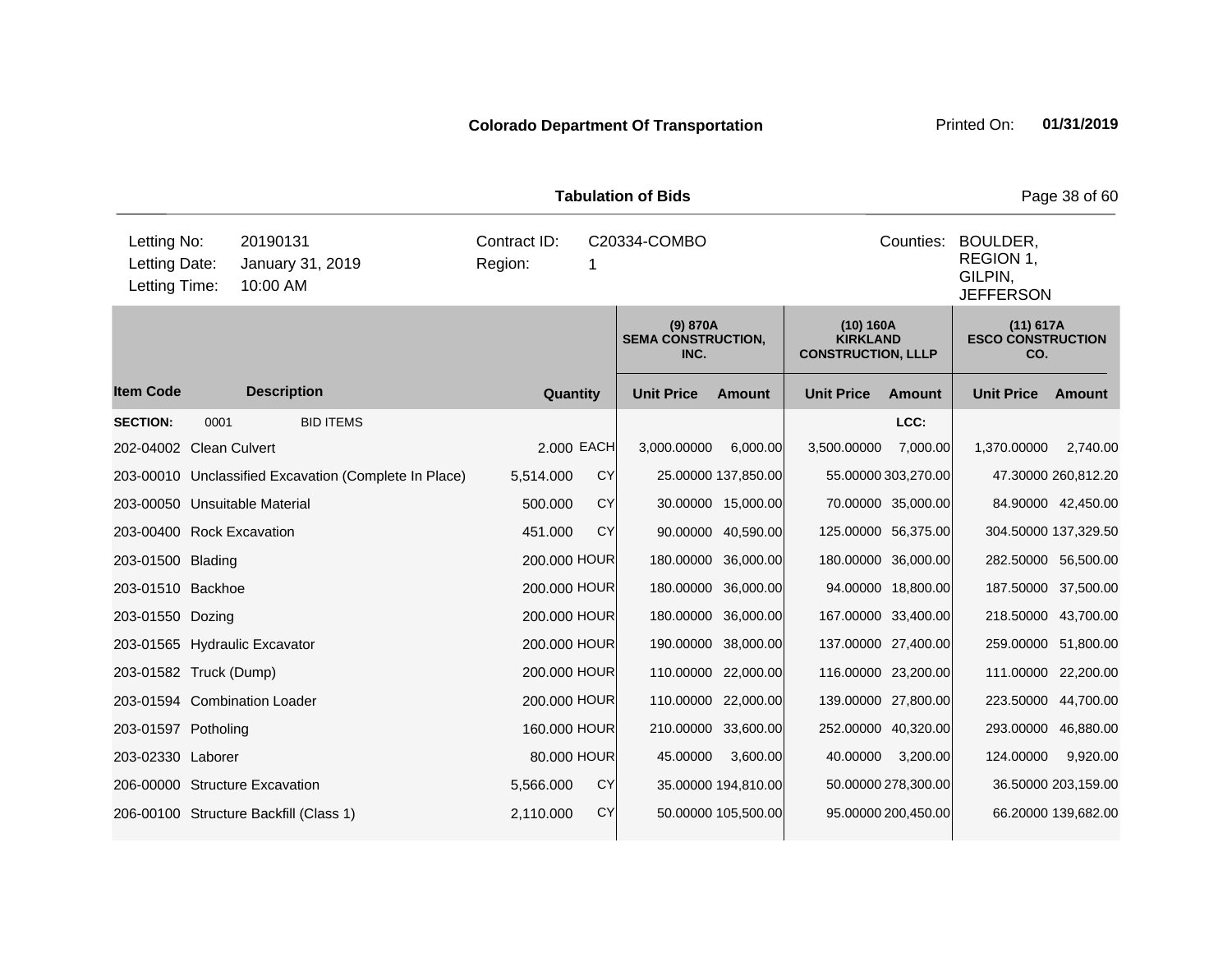**Colorado Department Of Transportation** Printed On: **01/31/2019**

**Tabulation of Bids**

| | | | | | |
|---|---|---|---|---|---|
| Letting No: | 20190131 | Contract ID: | C20334-COMBO | Counties: | BOULDER, REGION 1, GILPIN, JEFFERSON |
| Letting Date: | January 31, 2019 | Region: | 1 | | |
| Letting Time: | 10:00 AM | | | | |

| Item Code | Description | Quantity | | (9) 870A SEMA CONSTRUCTION, INC. Unit Price | Amount | (10) 160A KIRKLAND CONSTRUCTION, LLLP Unit Price | Amount | (11) 617A ESCO CONSTRUCTION CO. Unit Price | Amount |
|---|---|---|---|---|---|---|---|---|---|
| **SECTION:** | 0001 BID ITEMS | | | | | | LCC: | | |
| 202-04002 | Clean Culvert | 2.000 | EACH | 3,000.00000 | 6,000.00 | 3,500.00000 | 7,000.00 | 1,370.00000 | 2,740.00 |
| 203-00010 | Unclassified Excavation (Complete In Place) | 5,514.000 | CY | 25.00000 | 137,850.00 | 55.00000 | 303,270.00 | 47.30000 | 260,812.20 |
| 203-00050 | Unsuitable Material | 500.000 | CY | 30.00000 | 15,000.00 | 70.00000 | 35,000.00 | 84.90000 | 42,450.00 |
| 203-00400 | Rock Excavation | 451.000 | CY | 90.00000 | 40,590.00 | 125.00000 | 56,375.00 | 304.50000 | 137,329.50 |
| 203-01500 | Blading | 200.000 | HOUR | 180.00000 | 36,000.00 | 180.00000 | 36,000.00 | 282.50000 | 56,500.00 |
| 203-01510 | Backhoe | 200.000 | HOUR | 180.00000 | 36,000.00 | 94.00000 | 18,800.00 | 187.50000 | 37,500.00 |
| 203-01550 | Dozing | 200.000 | HOUR | 180.00000 | 36,000.00 | 167.00000 | 33,400.00 | 218.50000 | 43,700.00 |
| 203-01565 | Hydraulic Excavator | 200.000 | HOUR | 190.00000 | 38,000.00 | 137.00000 | 27,400.00 | 259.00000 | 51,800.00 |
| 203-01582 | Truck (Dump) | 200.000 | HOUR | 110.00000 | 22,000.00 | 116.00000 | 23,200.00 | 111.00000 | 22,200.00 |
| 203-01594 | Combination Loader | 200.000 | HOUR | 110.00000 | 22,000.00 | 139.00000 | 27,800.00 | 223.50000 | 44,700.00 |
| 203-01597 | Potholing | 160.000 | HOUR | 210.00000 | 33,600.00 | 252.00000 | 40,320.00 | 293.00000 | 46,880.00 |
| 203-02330 | Laborer | 80.000 | HOUR | 45.00000 | 3,600.00 | 40.00000 | 3,200.00 | 124.00000 | 9,920.00 |
| 206-00000 | Structure Excavation | 5,566.000 | CY | 35.00000 | 194,810.00 | 50.00000 | 278,300.00 | 36.50000 | 203,159.00 |
| 206-00100 | Structure Backfill (Class 1) | 2,110.000 | CY | 50.00000 | 105,500.00 | 95.00000 | 200,450.00 | 66.20000 | 139,682.00 |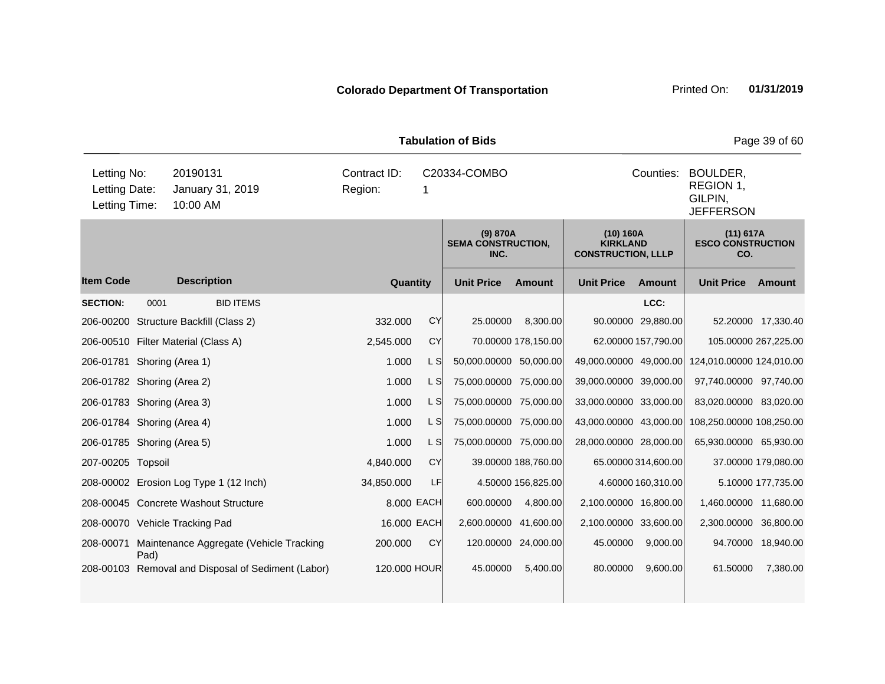**Colorado Department Of Transportation**

Printed On: **01/31/2019**

**Tabulation of Bids**

| | | | |
|---|---|---|---|
| Letting No: | 20190131 | Contract ID: | C20334-COMBO |
| Letting Date: | January 31, 2019 | Region: | 1 |
| Letting Time: | 10:00 AM | Counties: | BOULDER, REGION 1, GILPIN, JEFFERSON |

| Item Code | Description | Quantity | | (9) 870A SEMA CONSTRUCTION, INC. Unit Price | Amount | (10) 160A KIRKLAND CONSTRUCTION, LLLP Unit Price | Amount | (11) 617A ESCO CONSTRUCTION CO. Unit Price | Amount |
|---|---|---|---|---|---|---|---|---|---|
| **SECTION:** | 0001 BID ITEMS | | | | | | LCC: | | |
| 206-00200 | Structure Backfill (Class 2) | 332.000 | CY | 25.00000 | 8,300.00 | 90.00000 | 29,880.00 | 52.20000 | 17,330.40 |
| 206-00510 | Filter Material (Class A) | 2,545.000 | CY | 70.00000 | 178,150.00 | 62.00000 | 157,790.00 | 105.00000 | 267,225.00 |
| 206-01781 | Shoring (Area 1) | 1.000 | L S | 50,000.00000 | 50,000.00 | 49,000.00000 | 49,000.00 | 124,010.00000 | 124,010.00 |
| 206-01782 | Shoring (Area 2) | 1.000 | L S | 75,000.00000 | 75,000.00 | 39,000.00000 | 39,000.00 | 97,740.00000 | 97,740.00 |
| 206-01783 | Shoring (Area 3) | 1.000 | L S | 75,000.00000 | 75,000.00 | 33,000.00000 | 33,000.00 | 83,020.00000 | 83,020.00 |
| 206-01784 | Shoring (Area 4) | 1.000 | L S | 75,000.00000 | 75,000.00 | 43,000.00000 | 43,000.00 | 108,250.00000 | 108,250.00 |
| 206-01785 | Shoring (Area 5) | 1.000 | L S | 75,000.00000 | 75,000.00 | 28,000.00000 | 28,000.00 | 65,930.00000 | 65,930.00 |
| 207-00205 | Topsoil | 4,840.000 | CY | 39.00000 | 188,760.00 | 65.00000 | 314,600.00 | 37.00000 | 179,080.00 |
| 208-00002 | Erosion Log Type 1 (12 Inch) | 34,850.000 | LF | 4.50000 | 156,825.00 | 4.60000 | 160,310.00 | 5.10000 | 177,735.00 |
| 208-00045 | Concrete Washout Structure | 8.000 | EACH | 600.00000 | 4,800.00 | 2,100.00000 | 16,800.00 | 1,460.00000 | 11,680.00 |
| 208-00070 | Vehicle Tracking Pad | 16.000 | EACH | 2,600.00000 | 41,600.00 | 2,100.00000 | 33,600.00 | 2,300.00000 | 36,800.00 |
| 208-00071 | Maintenance Aggregate (Vehicle Tracking Pad) | 200.000 | CY | 120.00000 | 24,000.00 | 45.00000 | 9,000.00 | 94.70000 | 18,940.00 |
| 208-00103 | Removal and Disposal of Sediment (Labor) | 120.000 | HOUR | 45.00000 | 5,400.00 | 80.00000 | 9,600.00 | 61.50000 | 7,380.00 |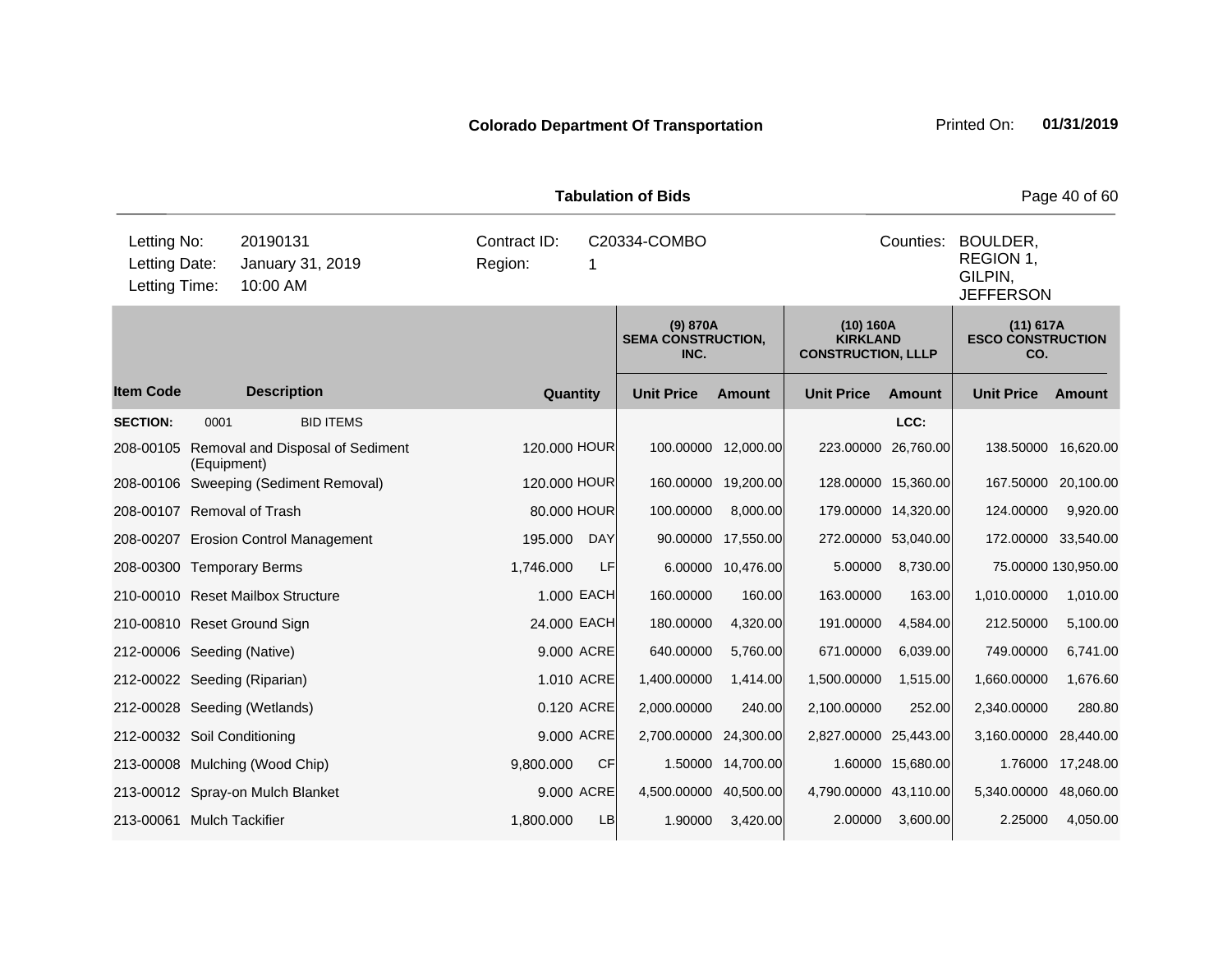**Colorado Department Of Transportation** Printed On: **01/31/2019**

**Tabulation of Bids**

| | | | | | |
|---|---|---|---|---|---|
| Letting No: | 20190131 | Contract ID: | C20334-COMBO | Counties: | BOULDER, REGION 1, GILPIN, JEFFERSON |
| Letting Date: | January 31, 2019 | Region: | 1 | | |
| Letting Time: | 10:00 AM | | | | |

| Item Code | Description | Quantity | | (9) 870A SEMA CONSTRUCTION, INC. Unit Price | Amount | (10) 160A KIRKLAND CONSTRUCTION, LLLP Unit Price | Amount | (11) 617A ESCO CONSTRUCTION CO. Unit Price | Amount |
|---|---|---|---|---|---|---|---|---|---|
| **SECTION:** | 0001 BID ITEMS | | | | | | LCC: | | |
| 208-00105 | Removal and Disposal of Sediment (Equipment) | 120.000 | HOUR | 100.00000 | 12,000.00 | 223.00000 | 26,760.00 | 138.50000 | 16,620.00 |
| 208-00106 | Sweeping (Sediment Removal) | 120.000 | HOUR | 160.00000 | 19,200.00 | 128.00000 | 15,360.00 | 167.50000 | 20,100.00 |
| 208-00107 | Removal of Trash | 80.000 | HOUR | 100.00000 | 8,000.00 | 179.00000 | 14,320.00 | 124.00000 | 9,920.00 |
| 208-00207 | Erosion Control Management | 195.000 | DAY | 90.00000 | 17,550.00 | 272.00000 | 53,040.00 | 172.00000 | 33,540.00 |
| 208-00300 | Temporary Berms | 1,746.000 | LF | 6.00000 | 10,476.00 | 5.00000 | 8,730.00 | 75.00000 | 130,950.00 |
| 210-00010 | Reset Mailbox Structure | 1.000 | EACH | 160.00000 | 160.00 | 163.00000 | 163.00 | 1,010.00000 | 1,010.00 |
| 210-00810 | Reset Ground Sign | 24.000 | EACH | 180.00000 | 4,320.00 | 191.00000 | 4,584.00 | 212.50000 | 5,100.00 |
| 212-00006 | Seeding (Native) | 9.000 | ACRE | 640.00000 | 5,760.00 | 671.00000 | 6,039.00 | 749.00000 | 6,741.00 |
| 212-00022 | Seeding (Riparian) | 1.010 | ACRE | 1,400.00000 | 1,414.00 | 1,500.00000 | 1,515.00 | 1,660.00000 | 1,676.60 |
| 212-00028 | Seeding (Wetlands) | 0.120 | ACRE | 2,000.00000 | 240.00 | 2,100.00000 | 252.00 | 2,340.00000 | 280.80 |
| 212-00032 | Soil Conditioning | 9.000 | ACRE | 2,700.00000 | 24,300.00 | 2,827.00000 | 25,443.00 | 3,160.00000 | 28,440.00 |
| 213-00008 | Mulching (Wood Chip) | 9,800.000 | CF | 1.50000 | 14,700.00 | 1.60000 | 15,680.00 | 1.76000 | 17,248.00 |
| 213-00012 | Spray-on Mulch Blanket | 9.000 | ACRE | 4,500.00000 | 40,500.00 | 4,790.00000 | 43,110.00 | 5,340.00000 | 48,060.00 |
| 213-00061 | Mulch Tackifier | 1,800.000 | LB | 1.90000 | 3,420.00 | 2.00000 | 3,600.00 | 2.25000 | 4,050.00 |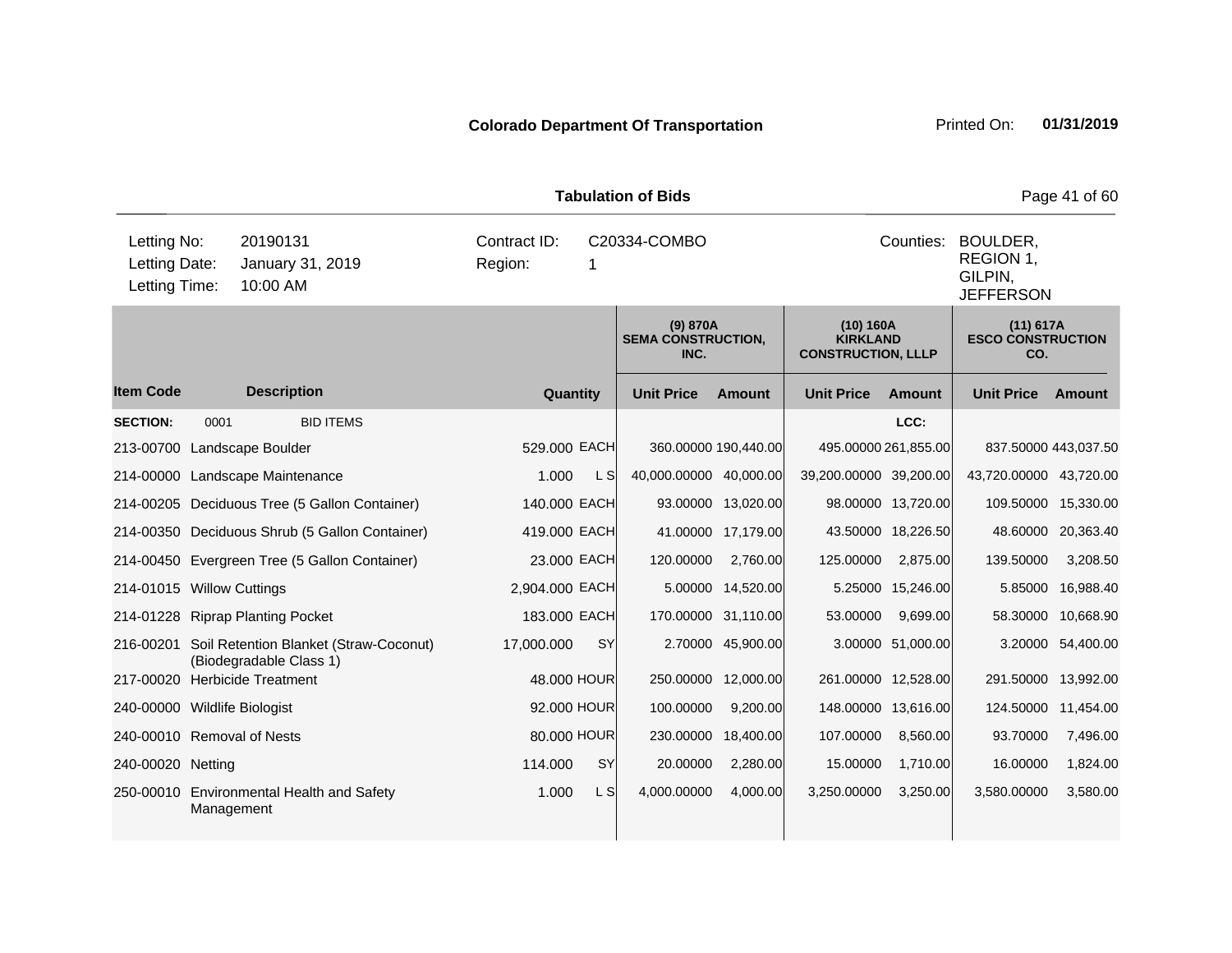**Colorado Department Of Transportation** Printed On: **01/31/2019**

**Tabulation of Bids**

| Letting No: | 20190131 | Contract ID: | C20334-COMBO | Counties: | BOULDER, REGION 1, GILPIN, JEFFERSON |
|---|---|---|---|---|---|
| Letting Date: | January 31, 2019 | Region: | 1 | | |
| Letting Time: | 10:00 AM | | | | |

| | | | | (9) 870A SEMA CONSTRUCTION, INC. | | (10) 160A KIRKLAND CONSTRUCTION, LLLP | | (11) 617A ESCO CONSTRUCTION CO. | |
|---|---|---|---|---|---|---|---|---|---|
| **Item Code** | **Description** | **Quantity** | | **Unit Price** | **Amount** | **Unit Price** | **Amount** | **Unit Price** | **Amount** |
| **SECTION:** | 0001 BID ITEMS | | | | | | LCC: | | |
| 213-00700 | Landscape Boulder | 529.000 | EACH | 360.00000 | 190,440.00 | 495.00000 | 261,855.00 | 837.50000 | 443,037.50 |
| 214-00000 | Landscape Maintenance | 1.000 | L S | 40,000.00000 | 40,000.00 | 39,200.00000 | 39,200.00 | 43,720.00000 | 43,720.00 |
| 214-00205 | Deciduous Tree (5 Gallon Container) | 140.000 | EACH | 93.00000 | 13,020.00 | 98.00000 | 13,720.00 | 109.50000 | 15,330.00 |
| 214-00350 | Deciduous Shrub (5 Gallon Container) | 419.000 | EACH | 41.00000 | 17,179.00 | 43.50000 | 18,226.50 | 48.60000 | 20,363.40 |
| 214-00450 | Evergreen Tree (5 Gallon Container) | 23.000 | EACH | 120.00000 | 2,760.00 | 125.00000 | 2,875.00 | 139.50000 | 3,208.50 |
| 214-01015 | Willow Cuttings | 2,904.000 | EACH | 5.00000 | 14,520.00 | 5.25000 | 15,246.00 | 5.85000 | 16,988.40 |
| 214-01228 | Riprap Planting Pocket | 183.000 | EACH | 170.00000 | 31,110.00 | 53.00000 | 9,699.00 | 58.30000 | 10,668.90 |
| 216-00201 | Soil Retention Blanket (Straw-Coconut) (Biodegradable Class 1) | 17,000.000 | SY | 2.70000 | 45,900.00 | 3.00000 | 51,000.00 | 3.20000 | 54,400.00 |
| 217-00020 | Herbicide Treatment | 48.000 | HOUR | 250.00000 | 12,000.00 | 261.00000 | 12,528.00 | 291.50000 | 13,992.00 |
| 240-00000 | Wildlife Biologist | 92.000 | HOUR | 100.00000 | 9,200.00 | 148.00000 | 13,616.00 | 124.50000 | 11,454.00 |
| 240-00010 | Removal of Nests | 80.000 | HOUR | 230.00000 | 18,400.00 | 107.00000 | 8,560.00 | 93.70000 | 7,496.00 |
| 240-00020 | Netting | 114.000 | SY | 20.00000 | 2,280.00 | 15.00000 | 1,710.00 | 16.00000 | 1,824.00 |
| 250-00010 | Environmental Health and Safety Management | 1.000 | L S | 4,000.00000 | 4,000.00 | 3,250.00000 | 3,250.00 | 3,580.00000 | 3,580.00 |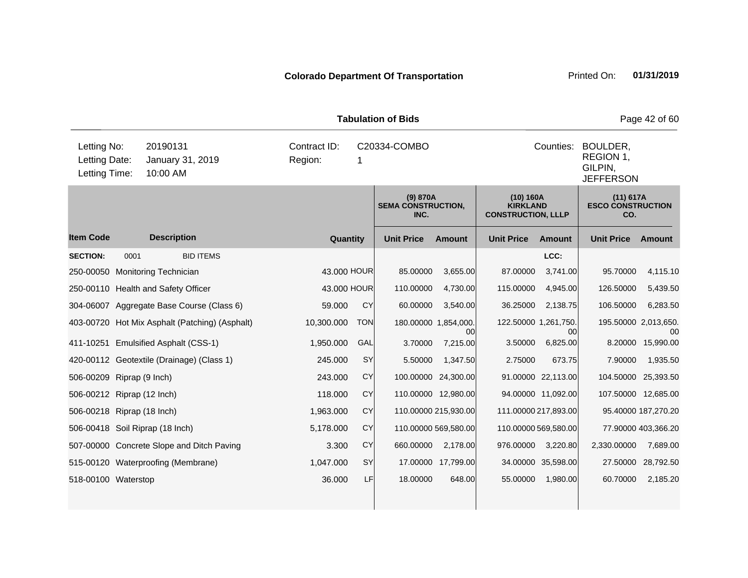**Colorado Department Of Transportation** Printed On: **01/31/2019**

**Tabulation of Bids**

| | | | |
|---|---|---|---|
| Letting No: | 20190131 | Contract ID: | C20334-COMBO |
| Letting Date: | January 31, 2019 | Region: | 1 |
| Letting Time: | 10:00 AM | Counties: | BOULDER, REGION 1, GILPIN, JEFFERSON |

| Item Code | Description | Quantity | | (9) 870A SEMA CONSTRUCTION, INC. Unit Price | Amount | (10) 160A KIRKLAND CONSTRUCTION, LLLP Unit Price | Amount | (11) 617A ESCO CONSTRUCTION CO. Unit Price | Amount |
|---|---|---|---|---|---|---|---|---|---|
| **SECTION:** | 0001 BID ITEMS | | | | | | LCC: | | |
| 250-00050 | Monitoring Technician | 43.000 | HOUR | 85.00000 | 3,655.00 | 87.00000 | 3,741.00 | 95.70000 | 4,115.10 |
| 250-00110 | Health and Safety Officer | 43.000 | HOUR | 110.00000 | 4,730.00 | 115.00000 | 4,945.00 | 126.50000 | 5,439.50 |
| 304-06007 | Aggregate Base Course (Class 6) | 59.000 | CY | 60.00000 | 3,540.00 | 36.25000 | 2,138.75 | 106.50000 | 6,283.50 |
| 403-00720 | Hot Mix Asphalt (Patching) (Asphalt) | 10,300.000 | TON | 180.00000 | 1,854,000.00 | 122.50000 | 1,261,750.00 | 195.50000 | 2,013,650.00 |
| 411-10251 | Emulsified Asphalt (CSS-1) | 1,950.000 | GAL | 3.70000 | 7,215.00 | 3.50000 | 6,825.00 | 8.20000 | 15,990.00 |
| 420-00112 | Geotextile (Drainage) (Class 1) | 245.000 | SY | 5.50000 | 1,347.50 | 2.75000 | 673.75 | 7.90000 | 1,935.50 |
| 506-00209 | Riprap (9 Inch) | 243.000 | CY | 100.00000 | 24,300.00 | 91.00000 | 22,113.00 | 104.50000 | 25,393.50 |
| 506-00212 | Riprap (12 Inch) | 118.000 | CY | 110.00000 | 12,980.00 | 94.00000 | 11,092.00 | 107.50000 | 12,685.00 |
| 506-00218 | Riprap (18 Inch) | 1,963.000 | CY | 110.00000 | 215,930.00 | 111.00000 | 217,893.00 | 95.40000 | 187,270.20 |
| 506-00418 | Soil Riprap (18 Inch) | 5,178.000 | CY | 110.00000 | 569,580.00 | 110.00000 | 569,580.00 | 77.90000 | 403,366.20 |
| 507-00000 | Concrete Slope and Ditch Paving | 3.300 | CY | 660.00000 | 2,178.00 | 976.00000 | 3,220.80 | 2,330.00000 | 7,689.00 |
| 515-00120 | Waterproofing (Membrane) | 1,047.000 | SY | 17.00000 | 17,799.00 | 34.00000 | 35,598.00 | 27.50000 | 28,792.50 |
| 518-00100 | Waterstop | 36.000 | LF | 18.00000 | 648.00 | 55.00000 | 1,980.00 | 60.70000 | 2,185.20 |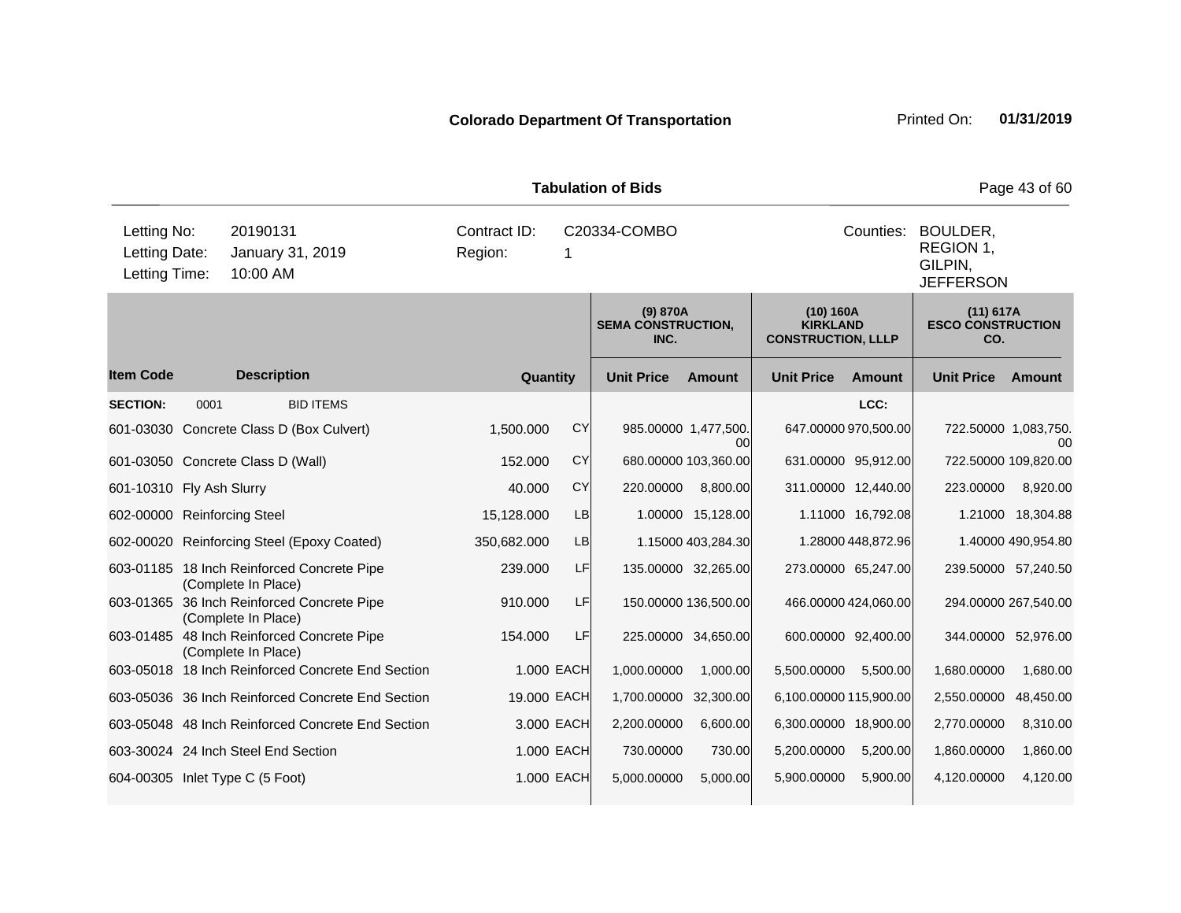**Colorado Department Of Transportation**

**Tabulation of Bids**

| Letting No: | 20190131 | Contract ID: | C20334-COMBO | Counties: | BOULDER, REGION 1, GILPIN, JEFFERSON |
|---|---|---|---|---|---|
| Letting Date: | January 31, 2019 | Region: | 1 | | |
| Letting Time: | 10:00 AM | | | | |

| | | | | (9) 870A SEMA CONSTRUCTION, INC. | | (10) 160A KIRKLAND CONSTRUCTION, LLLP | | (11) 617A ESCO CONSTRUCTION CO. | |
|---|---|---|---|---|---|---|---|---|---|
| **Item Code** | **Description** | **Quantity** | | **Unit Price** | **Amount** | **Unit Price** | **Amount** | **Unit Price** | **Amount** |
| **SECTION:** | 0001 BID ITEMS | | | | | | LCC: | | |
| 601-03030 | Concrete Class D (Box Culvert) | 1,500.000 | CY | 985.00000 | 1,477,500.00 | 647.00000 | 970,500.00 | 722.50000 | 1,083,750.00 |
| 601-03050 | Concrete Class D (Wall) | 152.000 | CY | 680.00000 | 103,360.00 | 631.00000 | 95,912.00 | 722.50000 | 109,820.00 |
| 601-10310 | Fly Ash Slurry | 40.000 | CY | 220.00000 | 8,800.00 | 311.00000 | 12,440.00 | 223.00000 | 8,920.00 |
| 602-00000 | Reinforcing Steel | 15,128.000 | LB | 1.00000 | 15,128.00 | 1.11000 | 16,792.08 | 1.21000 | 18,304.88 |
| 602-00020 | Reinforcing Steel (Epoxy Coated) | 350,682.000 | LB | 1.15000 | 403,284.30 | 1.28000 | 448,872.96 | 1.40000 | 490,954.80 |
| 603-01185 | 18 Inch Reinforced Concrete Pipe (Complete In Place) | 239.000 | LF | 135.00000 | 32,265.00 | 273.00000 | 65,247.00 | 239.50000 | 57,240.50 |
| 603-01365 | 36 Inch Reinforced Concrete Pipe (Complete In Place) | 910.000 | LF | 150.00000 | 136,500.00 | 466.00000 | 424,060.00 | 294.00000 | 267,540.00 |
| 603-01485 | 48 Inch Reinforced Concrete Pipe (Complete In Place) | 154.000 | LF | 225.00000 | 34,650.00 | 600.00000 | 92,400.00 | 344.00000 | 52,976.00 |
| 603-05018 | 18 Inch Reinforced Concrete End Section | 1.000 | EACH | 1,000.00000 | 1,000.00 | 5,500.00000 | 5,500.00 | 1,680.00000 | 1,680.00 |
| 603-05036 | 36 Inch Reinforced Concrete End Section | 19.000 | EACH | 1,700.00000 | 32,300.00 | 6,100.00000 | 115,900.00 | 2,550.00000 | 48,450.00 |
| 603-05048 | 48 Inch Reinforced Concrete End Section | 3.000 | EACH | 2,200.00000 | 6,600.00 | 6,300.00000 | 18,900.00 | 2,770.00000 | 8,310.00 |
| 603-30024 | 24 Inch Steel End Section | 1.000 | EACH | 730.00000 | 730.00 | 5,200.00000 | 5,200.00 | 1,860.00000 | 1,860.00 |
| 604-00305 | Inlet Type C (5 Foot) | 1.000 | EACH | 5,000.00000 | 5,000.00 | 5,900.00000 | 5,900.00 | 4,120.00000 | 4,120.00 |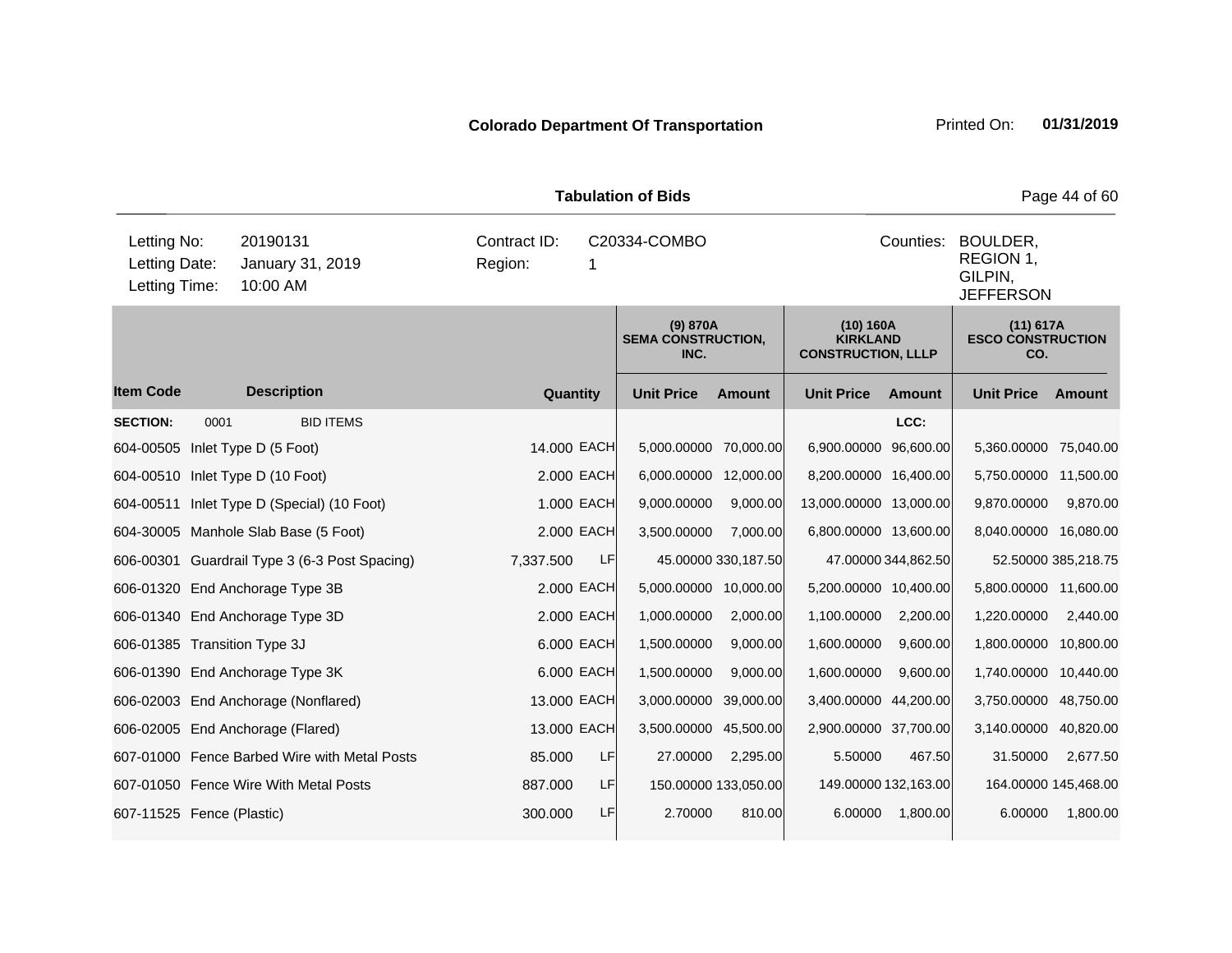**Colorado Department Of Transportation** Printed On: **01/31/2019**

**Tabulation of Bids**

| | | | | | |
|---|---|---|---|---|---|
| Letting No: | 20190131 | Contract ID: | C20334-COMBO | Counties: | BOULDER, REGION 1, GILPIN, JEFFERSON |
| Letting Date: | January 31, 2019 | Region: | 1 | | |
| Letting Time: | 10:00 AM | | | | |

| | | | | (9) 870A SEMA CONSTRUCTION, INC. | | (10) 160A KIRKLAND CONSTRUCTION, LLLP | | (11) 617A ESCO CONSTRUCTION CO. | |
|---|---|---|---|---|---|---|---|---|---|
| **Item Code** | **Description** | **Quantity** | | **Unit Price** | **Amount** | **Unit Price** | **Amount** | **Unit Price** | **Amount** |
| **SECTION:** | 0001 BID ITEMS | | | | | | LCC: | | |
| 604-00505 | Inlet Type D (5 Foot) | 14.000 | EACH | 5,000.00000 | 70,000.00 | 6,900.00000 | 96,600.00 | 5,360.00000 | 75,040.00 |
| 604-00510 | Inlet Type D (10 Foot) | 2.000 | EACH | 6,000.00000 | 12,000.00 | 8,200.00000 | 16,400.00 | 5,750.00000 | 11,500.00 |
| 604-00511 | Inlet Type D (Special) (10 Foot) | 1.000 | EACH | 9,000.00000 | 9,000.00 | 13,000.00000 | 13,000.00 | 9,870.00000 | 9,870.00 |
| 604-30005 | Manhole Slab Base (5 Foot) | 2.000 | EACH | 3,500.00000 | 7,000.00 | 6,800.00000 | 13,600.00 | 8,040.00000 | 16,080.00 |
| 606-00301 | Guardrail Type 3 (6-3 Post Spacing) | 7,337.500 | LF | 45.00000 | 330,187.50 | 47.00000 | 344,862.50 | 52.50000 | 385,218.75 |
| 606-01320 | End Anchorage Type 3B | 2.000 | EACH | 5,000.00000 | 10,000.00 | 5,200.00000 | 10,400.00 | 5,800.00000 | 11,600.00 |
| 606-01340 | End Anchorage Type 3D | 2.000 | EACH | 1,000.00000 | 2,000.00 | 1,100.00000 | 2,200.00 | 1,220.00000 | 2,440.00 |
| 606-01385 | Transition Type 3J | 6.000 | EACH | 1,500.00000 | 9,000.00 | 1,600.00000 | 9,600.00 | 1,800.00000 | 10,800.00 |
| 606-01390 | End Anchorage Type 3K | 6.000 | EACH | 1,500.00000 | 9,000.00 | 1,600.00000 | 9,600.00 | 1,740.00000 | 10,440.00 |
| 606-02003 | End Anchorage (Nonflared) | 13.000 | EACH | 3,000.00000 | 39,000.00 | 3,400.00000 | 44,200.00 | 3,750.00000 | 48,750.00 |
| 606-02005 | End Anchorage (Flared) | 13.000 | EACH | 3,500.00000 | 45,500.00 | 2,900.00000 | 37,700.00 | 3,140.00000 | 40,820.00 |
| 607-01000 | Fence Barbed Wire with Metal Posts | 85.000 | LF | 27.00000 | 2,295.00 | 5.50000 | 467.50 | 31.50000 | 2,677.50 |
| 607-01050 | Fence Wire With Metal Posts | 887.000 | LF | 150.00000 | 133,050.00 | 149.00000 | 132,163.00 | 164.00000 | 145,468.00 |
| 607-11525 | Fence (Plastic) | 300.000 | LF | 2.70000 | 810.00 | 6.00000 | 1,800.00 | 6.00000 | 1,800.00 |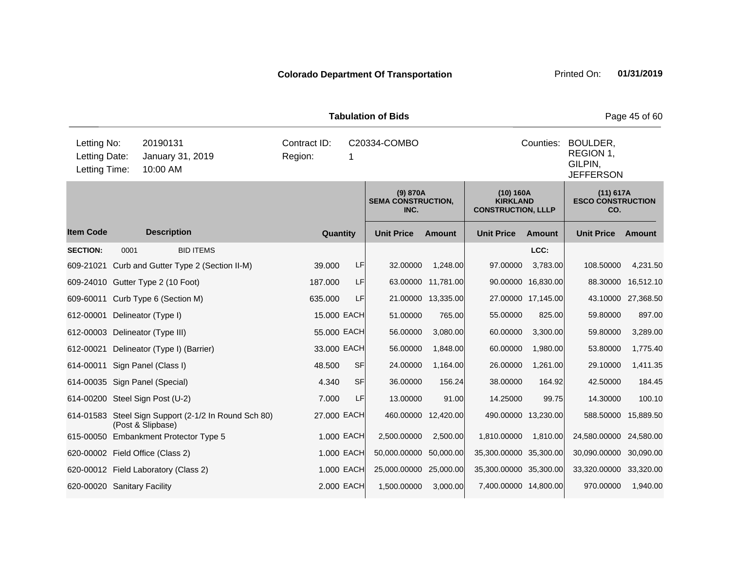**Colorado Department Of Transportation**

Printed On: **01/31/2019**

**Tabulation of Bids**

| | | | | | |
|---|---|---|---|---|---|
| Letting No: | 20190131 | Contract ID: | C20334-COMBO | Counties: | BOULDER, REGION 1, GILPIN, JEFFERSON |
| Letting Date: | January 31, 2019 | Region: | 1 | | |
| Letting Time: | 10:00 AM | | | | |

| | | | | (9) 870A SEMA CONSTRUCTION, INC. | | (10) 160A KIRKLAND CONSTRUCTION, LLLP | | (11) 617A ESCO CONSTRUCTION CO. | |
|---|---|---|---|---|---|---|---|---|---|
| **Item Code** | **Description** | **Quantity** | | **Unit Price** | **Amount** | **Unit Price** | **Amount** | **Unit Price** | **Amount** |
| **SECTION:** | 0001 BID ITEMS | | | | | | LCC: | | |
| 609-21021 | Curb and Gutter Type 2 (Section II-M) | 39.000 | LF | 32.00000 | 1,248.00 | 97.00000 | 3,783.00 | 108.50000 | 4,231.50 |
| 609-24010 | Gutter Type 2 (10 Foot) | 187.000 | LF | 63.00000 | 11,781.00 | 90.00000 | 16,830.00 | 88.30000 | 16,512.10 |
| 609-60011 | Curb Type 6 (Section M) | 635.000 | LF | 21.00000 | 13,335.00 | 27.00000 | 17,145.00 | 43.10000 | 27,368.50 |
| 612-00001 | Delineator (Type I) | 15.000 | EACH | 51.00000 | 765.00 | 55.00000 | 825.00 | 59.80000 | 897.00 |
| 612-00003 | Delineator (Type III) | 55.000 | EACH | 56.00000 | 3,080.00 | 60.00000 | 3,300.00 | 59.80000 | 3,289.00 |
| 612-00021 | Delineator (Type I) (Barrier) | 33.000 | EACH | 56.00000 | 1,848.00 | 60.00000 | 1,980.00 | 53.80000 | 1,775.40 |
| 614-00011 | Sign Panel (Class I) | 48.500 | SF | 24.00000 | 1,164.00 | 26.00000 | 1,261.00 | 29.10000 | 1,411.35 |
| 614-00035 | Sign Panel (Special) | 4.340 | SF | 36.00000 | 156.24 | 38.00000 | 164.92 | 42.50000 | 184.45 |
| 614-00200 | Steel Sign Post (U-2) | 7.000 | LF | 13.00000 | 91.00 | 14.25000 | 99.75 | 14.30000 | 100.10 |
| 614-01583 | Steel Sign Support (2-1/2 In Round Sch 80) (Post & Slipbase) | 27.000 | EACH | 460.00000 | 12,420.00 | 490.00000 | 13,230.00 | 588.50000 | 15,889.50 |
| 615-00050 | Embankment Protector Type 5 | 1.000 | EACH | 2,500.00000 | 2,500.00 | 1,810.00000 | 1,810.00 | 24,580.00000 | 24,580.00 |
| 620-00002 | Field Office (Class 2) | 1.000 | EACH | 50,000.00000 | 50,000.00 | 35,300.00000 | 35,300.00 | 30,090.00000 | 30,090.00 |
| 620-00012 | Field Laboratory (Class 2) | 1.000 | EACH | 25,000.00000 | 25,000.00 | 35,300.00000 | 35,300.00 | 33,320.00000 | 33,320.00 |
| 620-00020 | Sanitary Facility | 2.000 | EACH | 1,500.00000 | 3,000.00 | 7,400.00000 | 14,800.00 | 970.00000 | 1,940.00 |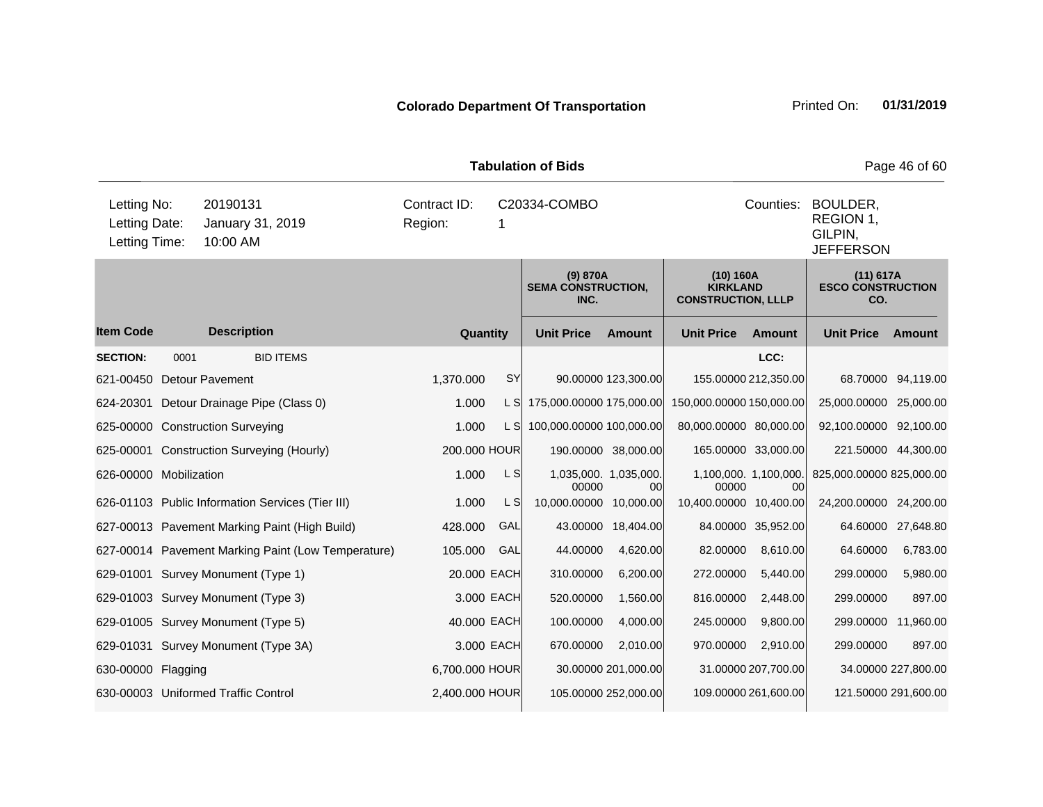**Colorado Department Of Transportation** Printed On: **01/31/2019**

**Tabulation of Bids**

| | | | | | |
|---|---|---|---|---|---|
| Letting No: | 20190131 | Contract ID: | C20334-COMBO | Counties: | BOULDER, REGION 1, GILPIN, JEFFERSON |
| Letting Date: | January 31, 2019 | Region: | 1 | | |
| Letting Time: | 10:00 AM | | | | |

| | | | | (9) 870A SEMA CONSTRUCTION, INC. | | (10) 160A KIRKLAND CONSTRUCTION, LLLP | | (11) 617A ESCO CONSTRUCTION CO. | |
|---|---|---|---|---|---|---|---|---|---|
| **Item Code** | **Description** | **Quantity** | | **Unit Price** | **Amount** | **Unit Price** | **Amount** | **Unit Price** | **Amount** |
| **SECTION:** | 0001 BID ITEMS | | | | | | LCC: | | |
| 621-00450 | Detour Pavement | 1,370.000 | SY | 90.00000 | 123,300.00 | 155.00000 | 212,350.00 | 68.70000 | 94,119.00 |
| 624-20301 | Detour Drainage Pipe (Class 0) | 1.000 | L S | 175,000.00000 | 175,000.00 | 150,000.00000 | 150,000.00 | 25,000.00000 | 25,000.00 |
| 625-00000 | Construction Surveying | 1.000 | L S | 100,000.00000 | 100,000.00 | 80,000.00000 | 80,000.00 | 92,100.00000 | 92,100.00 |
| 625-00001 | Construction Surveying (Hourly) | 200.000 | HOUR | 190.00000 | 38,000.00 | 165.00000 | 33,000.00 | 221.50000 | 44,300.00 |
| 626-00000 | Mobilization | 1.000 | L S | 1,035,000.00000 | 1,035,000.00 | 1,100,000.00000 | 1,100,000.00 | 825,000.00000 | 825,000.00 |
| 626-01103 | Public Information Services (Tier III) | 1.000 | L S | 10,000.00000 | 10,000.00 | 10,400.00000 | 10,400.00 | 24,200.00000 | 24,200.00 |
| 627-00013 | Pavement Marking Paint (High Build) | 428.000 | GAL | 43.00000 | 18,404.00 | 84.00000 | 35,952.00 | 64.60000 | 27,648.80 |
| 627-00014 | Pavement Marking Paint (Low Temperature) | 105.000 | GAL | 44.00000 | 4,620.00 | 82.00000 | 8,610.00 | 64.60000 | 6,783.00 |
| 629-01001 | Survey Monument (Type 1) | 20.000 | EACH | 310.00000 | 6,200.00 | 272.00000 | 5,440.00 | 299.00000 | 5,980.00 |
| 629-01003 | Survey Monument (Type 3) | 3.000 | EACH | 520.00000 | 1,560.00 | 816.00000 | 2,448.00 | 299.00000 | 897.00 |
| 629-01005 | Survey Monument (Type 5) | 40.000 | EACH | 100.00000 | 4,000.00 | 245.00000 | 9,800.00 | 299.00000 | 11,960.00 |
| 629-01031 | Survey Monument (Type 3A) | 3.000 | EACH | 670.00000 | 2,010.00 | 970.00000 | 2,910.00 | 299.00000 | 897.00 |
| 630-00000 | Flagging | 6,700.000 | HOUR | 30.00000 | 201,000.00 | 31.00000 | 207,700.00 | 34.00000 | 227,800.00 |
| 630-00003 | Uniformed Traffic Control | 2,400.000 | HOUR | 105.00000 | 252,000.00 | 109.00000 | 261,600.00 | 121.50000 | 291,600.00 |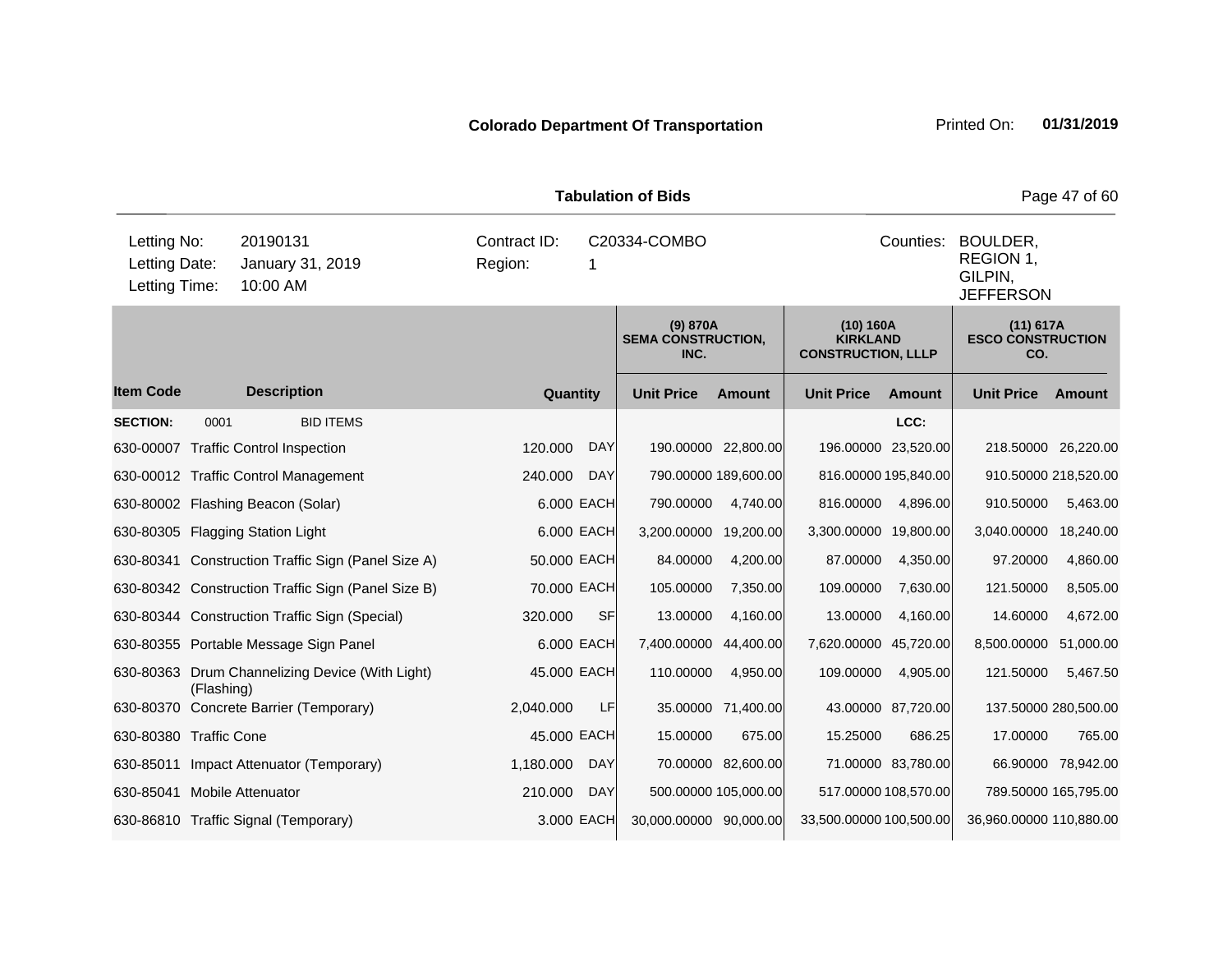**Colorado Department Of Transportation** Printed On: **01/31/2019**

**Tabulation of Bids**

| Letting No: | 20190131 | Contract ID: | C20334-COMBO | Counties: | BOULDER, REGION 1, GILPIN, JEFFERSON |
|---|---|---|---|---|---|
| Letting Date: | January 31, 2019 | Region: | 1 | | |
| Letting Time: | 10:00 AM | | | | |

| | | | | (9) 870A SEMA CONSTRUCTION, INC. | | (10) 160A KIRKLAND CONSTRUCTION, LLLP | | (11) 617A ESCO CONSTRUCTION CO. | |
|---|---|---|---|---|---|---|---|---|---|
| **Item Code** | **Description** | **Quantity** | | **Unit Price** | **Amount** | **Unit Price** | **Amount** | **Unit Price** | **Amount** |
| **SECTION:** | 0001 BID ITEMS | | | | | | LCC: | | |
| 630-00007 | Traffic Control Inspection | 120.000 | DAY | 190.00000 | 22,800.00 | 196.00000 | 23,520.00 | 218.50000 | 26,220.00 |
| 630-00012 | Traffic Control Management | 240.000 | DAY | 790.00000 | 189,600.00 | 816.00000 | 195,840.00 | 910.50000 | 218,520.00 |
| 630-80002 | Flashing Beacon (Solar) | 6.000 | EACH | 790.00000 | 4,740.00 | 816.00000 | 4,896.00 | 910.50000 | 5,463.00 |
| 630-80305 | Flagging Station Light | 6.000 | EACH | 3,200.00000 | 19,200.00 | 3,300.00000 | 19,800.00 | 3,040.00000 | 18,240.00 |
| 630-80341 | Construction Traffic Sign (Panel Size A) | 50.000 | EACH | 84.00000 | 4,200.00 | 87.00000 | 4,350.00 | 97.20000 | 4,860.00 |
| 630-80342 | Construction Traffic Sign (Panel Size B) | 70.000 | EACH | 105.00000 | 7,350.00 | 109.00000 | 7,630.00 | 121.50000 | 8,505.00 |
| 630-80344 | Construction Traffic Sign (Special) | 320.000 | SF | 13.00000 | 4,160.00 | 13.00000 | 4,160.00 | 14.60000 | 4,672.00 |
| 630-80355 | Portable Message Sign Panel | 6.000 | EACH | 7,400.00000 | 44,400.00 | 7,620.00000 | 45,720.00 | 8,500.00000 | 51,000.00 |
| 630-80363 | Drum Channelizing Device (With Light) (Flashing) | 45.000 | EACH | 110.00000 | 4,950.00 | 109.00000 | 4,905.00 | 121.50000 | 5,467.50 |
| 630-80370 | Concrete Barrier (Temporary) | 2,040.000 | LF | 35.00000 | 71,400.00 | 43.00000 | 87,720.00 | 137.50000 | 280,500.00 |
| 630-80380 | Traffic Cone | 45.000 | EACH | 15.00000 | 675.00 | 15.25000 | 686.25 | 17.00000 | 765.00 |
| 630-85011 | Impact Attenuator (Temporary) | 1,180.000 | DAY | 70.00000 | 82,600.00 | 71.00000 | 83,780.00 | 66.90000 | 78,942.00 |
| 630-85041 | Mobile Attenuator | 210.000 | DAY | 500.00000 | 105,000.00 | 517.00000 | 108,570.00 | 789.50000 | 165,795.00 |
| 630-86810 | Traffic Signal (Temporary) | 3.000 | EACH | 30,000.00000 | 90,000.00 | 33,500.00000 | 100,500.00 | 36,960.00000 | 110,880.00 |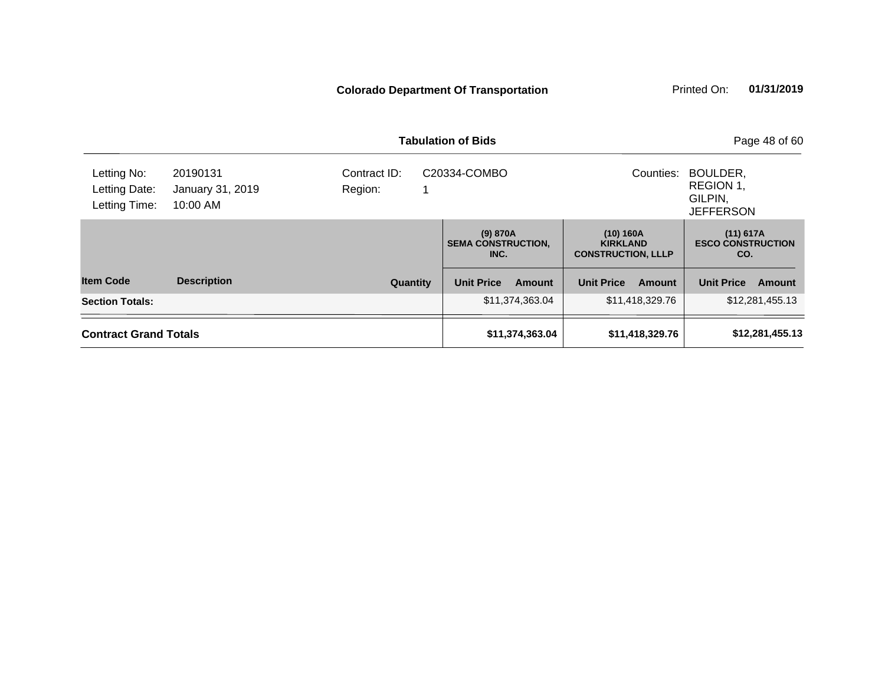**Colorado Department Of Transportation** Printed On: **01/31/2019**

**Tabulation of Bids**

| Letting No: | 20190131 | Contract ID: | C20334-COMBO | Counties: | BOULDER, REGION 1, GILPIN, JEFFERSON |
|---|---|---|---|---|---|
| Letting Date: | January 31, 2019 | Region: | 1 | | |
| Letting Time: | 10:00 AM | | | | |

| | | | (9) 870A SEMA CONSTRUCTION, INC. | | (10) 160A KIRKLAND CONSTRUCTION, LLLP | | (11) 617A ESCO CONSTRUCTION CO. | |
|---|---|---|---|---|---|---|---|---|
| **Item Code** | **Description** | **Quantity** | **Unit Price** | **Amount** | **Unit Price** | **Amount** | **Unit Price** | **Amount** |
| **Section Totals:** | | | | $11,374,363.04 | | $11,418,329.76 | | $12,281,455.13 |
| **Contract Grand Totals** | | | | **$11,374,363.04** | | **$11,418,329.76** | | **$12,281,455.13** |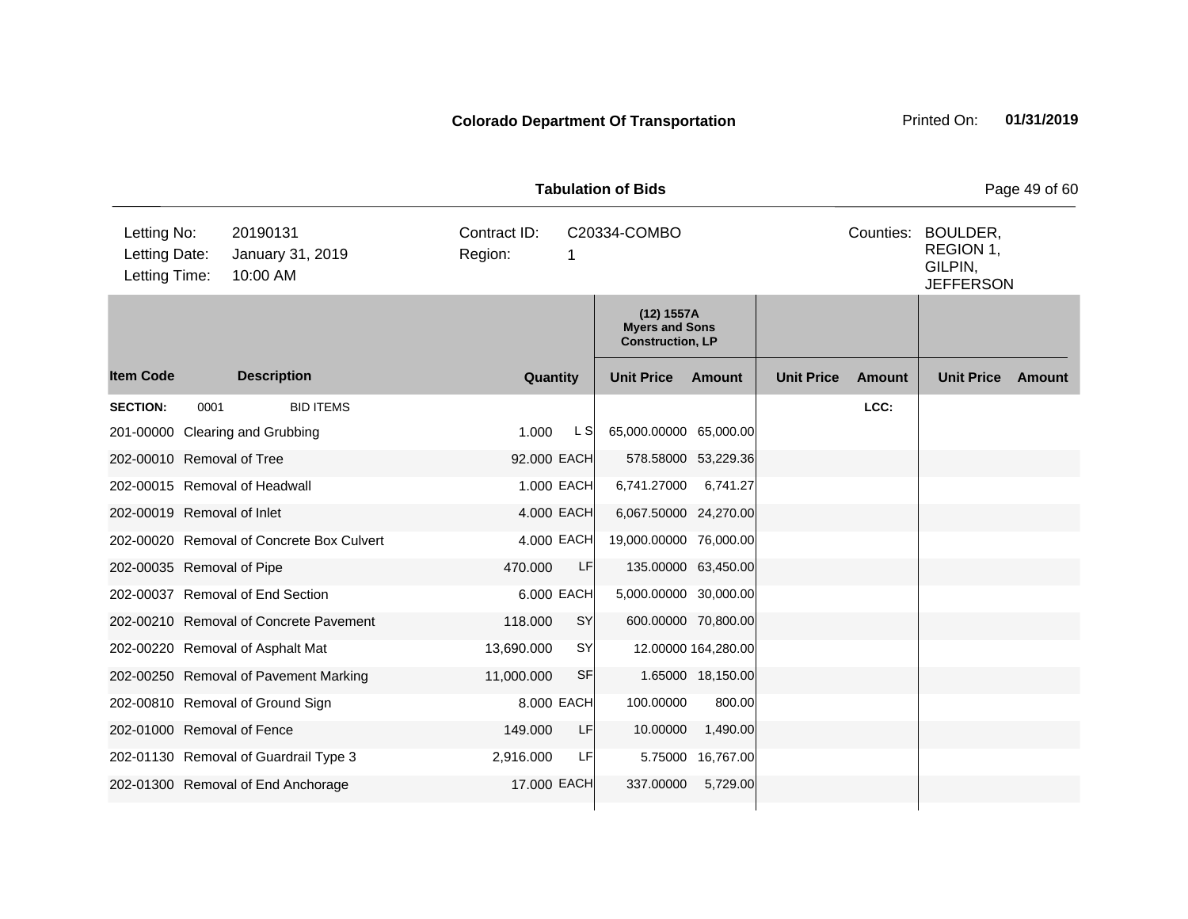**Colorado Department Of Transportation** Printed On: **01/31/2019**

**Tabulation of Bids**

| | | | | | |
|---|---|---|---|---|---|
| Letting No: | 20190131 | Contract ID: | C20334-COMBO | Counties: | BOULDER, REGION 1, GILPIN, JEFFERSON |
| Letting Date: | January 31, 2019 | Region: | 1 | | |
| Letting Time: | 10:00 AM | | | | |

| | | | | (12) 1557A Myers and Sons Construction, LP | | | | | |
|---|---|---|---|---|---|---|---|---|---|
| **Item Code** | **Description** | **Quantity** | | **Unit Price** | **Amount** | **Unit Price** | **Amount** | **Unit Price** | **Amount** |
| **SECTION:** | 0001 BID ITEMS | | | | | | LCC: | | |
| 201-00000 | Clearing and Grubbing | 1.000 | L S | 65,000.00000 | 65,000.00 | | | | |
| 202-00010 | Removal of Tree | 92.000 | EACH | 578.58000 | 53,229.36 | | | | |
| 202-00015 | Removal of Headwall | 1.000 | EACH | 6,741.27000 | 6,741.27 | | | | |
| 202-00019 | Removal of Inlet | 4.000 | EACH | 6,067.50000 | 24,270.00 | | | | |
| 202-00020 | Removal of Concrete Box Culvert | 4.000 | EACH | 19,000.00000 | 76,000.00 | | | | |
| 202-00035 | Removal of Pipe | 470.000 | LF | 135.00000 | 63,450.00 | | | | |
| 202-00037 | Removal of End Section | 6.000 | EACH | 5,000.00000 | 30,000.00 | | | | |
| 202-00210 | Removal of Concrete Pavement | 118.000 | SY | 600.00000 | 70,800.00 | | | | |
| 202-00220 | Removal of Asphalt Mat | 13,690.000 | SY | 12.00000 | 164,280.00 | | | | |
| 202-00250 | Removal of Pavement Marking | 11,000.000 | SF | 1.65000 | 18,150.00 | | | | |
| 202-00810 | Removal of Ground Sign | 8.000 | EACH | 100.00000 | 800.00 | | | | |
| 202-01000 | Removal of Fence | 149.000 | LF | 10.00000 | 1,490.00 | | | | |
| 202-01130 | Removal of Guardrail Type 3 | 2,916.000 | LF | 5.75000 | 16,767.00 | | | | |
| 202-01300 | Removal of End Anchorage | 17.000 | EACH | 337.00000 | 5,729.00 | | | | |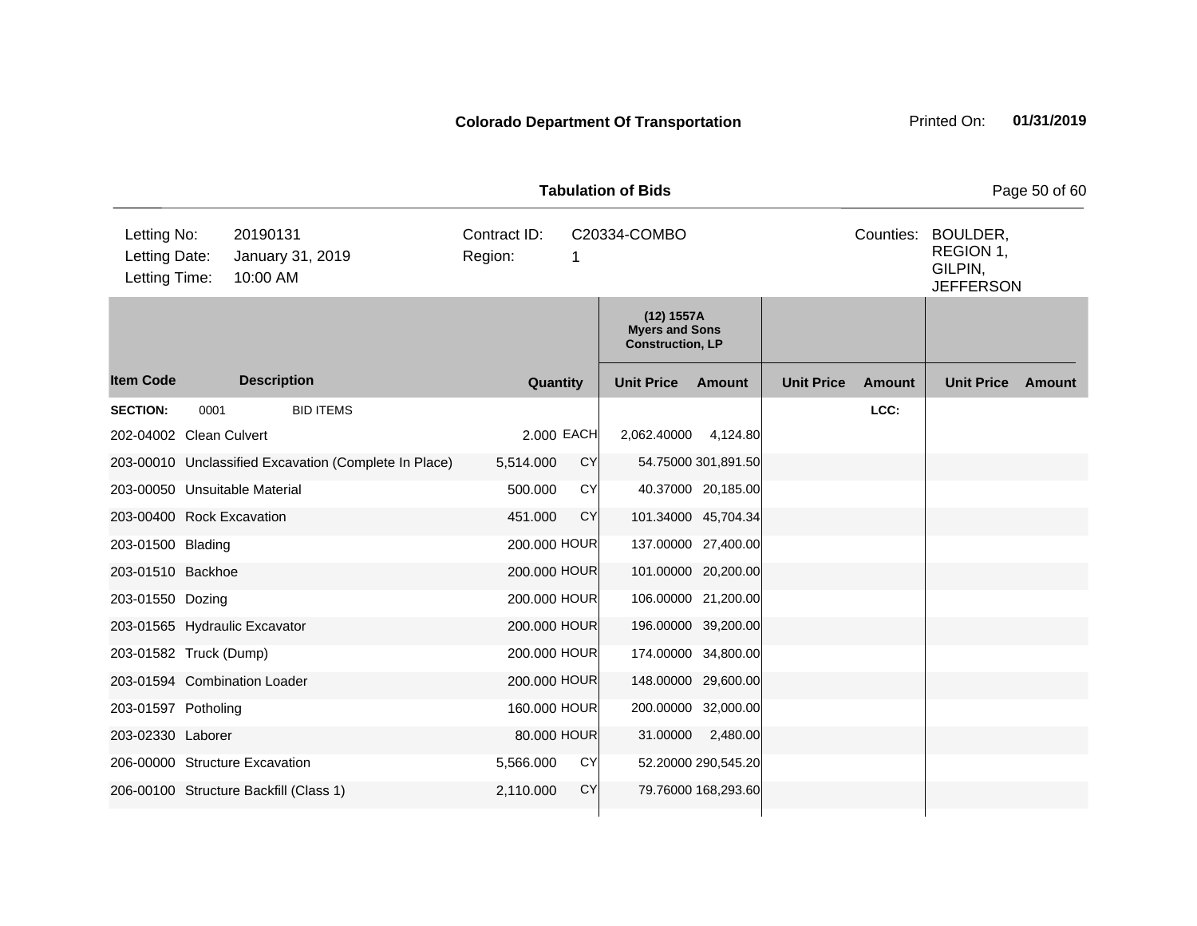**Colorado Department Of Transportation** Printed On: **01/31/2019**

## Tabulation of Bids

| | | | |
|---|---|---|---|
| Letting No: | 20190131 | Contract ID: | C20334-COMBO |
| Letting Date: | January 31, 2019 | Region: | 1 |
| Letting Time: | 10:00 AM | Counties: | BOULDER, REGION 1, GILPIN, JEFFERSON |

| Item Code | Description | Quantity | | (12) 1557A Myers and Sons Construction, LP Unit Price | Amount | Unit Price | Amount | Unit Price | Amount |
|---|---|---|---|---|---|---|---|---|---|
| **SECTION:** 0001 | BID ITEMS | | | | | | LCC: | | |
| 202-04002 | Clean Culvert | 2.000 | EACH | 2,062.40000 | 4,124.80 | | | | |
| 203-00010 | Unclassified Excavation (Complete In Place) | 5,514.000 | CY | 54.75000 | 301,891.50 | | | | |
| 203-00050 | Unsuitable Material | 500.000 | CY | 40.37000 | 20,185.00 | | | | |
| 203-00400 | Rock Excavation | 451.000 | CY | 101.34000 | 45,704.34 | | | | |
| 203-01500 | Blading | 200.000 | HOUR | 137.00000 | 27,400.00 | | | | |
| 203-01510 | Backhoe | 200.000 | HOUR | 101.00000 | 20,200.00 | | | | |
| 203-01550 | Dozing | 200.000 | HOUR | 106.00000 | 21,200.00 | | | | |
| 203-01565 | Hydraulic Excavator | 200.000 | HOUR | 196.00000 | 39,200.00 | | | | |
| 203-01582 | Truck (Dump) | 200.000 | HOUR | 174.00000 | 34,800.00 | | | | |
| 203-01594 | Combination Loader | 200.000 | HOUR | 148.00000 | 29,600.00 | | | | |
| 203-01597 | Potholing | 160.000 | HOUR | 200.00000 | 32,000.00 | | | | |
| 203-02330 | Laborer | 80.000 | HOUR | 31.00000 | 2,480.00 | | | | |
| 206-00000 | Structure Excavation | 5,566.000 | CY | 52.20000 | 290,545.20 | | | | |
| 206-00100 | Structure Backfill (Class 1) | 2,110.000 | CY | 79.76000 | 168,293.60 | | | | |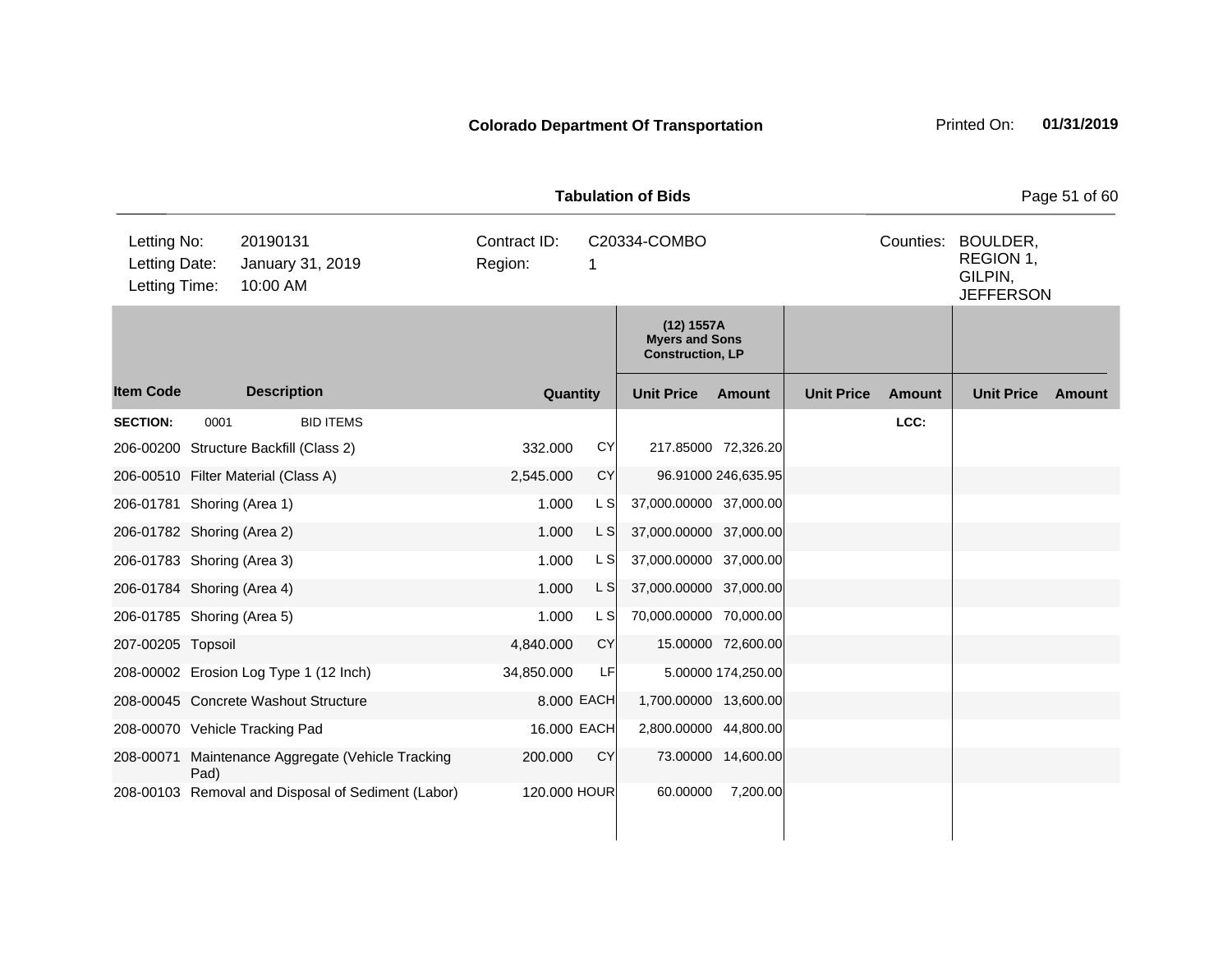**Colorado Department Of Transportation** Printed On: **01/31/2019**

**Tabulation of Bids**

| | | | | | |
|---|---|---|---|---|---|
| Letting No: | 20190131 | Contract ID: | C20334-COMBO | Counties: | BOULDER, REGION 1, GILPIN, JEFFERSON |
| Letting Date: | January 31, 2019 | Region: | 1 | | |
| Letting Time: | 10:00 AM | | | | |

| Item Code | Description | Quantity | | (12) 1557A Myers and Sons Construction, LP Unit Price | Amount | Unit Price | Amount | Unit Price | Amount |
|---|---|---|---|---|---|---|---|---|---|
| **SECTION:** | 0001 BID ITEMS | | | | | | LCC: | | |
| 206-00200 | Structure Backfill (Class 2) | 332.000 | CY | 217.85000 | 72,326.20 | | | | |
| 206-00510 | Filter Material (Class A) | 2,545.000 | CY | 96.91000 | 246,635.95 | | | | |
| 206-01781 | Shoring (Area 1) | 1.000 | L S | 37,000.00000 | 37,000.00 | | | | |
| 206-01782 | Shoring (Area 2) | 1.000 | L S | 37,000.00000 | 37,000.00 | | | | |
| 206-01783 | Shoring (Area 3) | 1.000 | L S | 37,000.00000 | 37,000.00 | | | | |
| 206-01784 | Shoring (Area 4) | 1.000 | L S | 37,000.00000 | 37,000.00 | | | | |
| 206-01785 | Shoring (Area 5) | 1.000 | L S | 70,000.00000 | 70,000.00 | | | | |
| 207-00205 | Topsoil | 4,840.000 | CY | 15.00000 | 72,600.00 | | | | |
| 208-00002 | Erosion Log Type 1 (12 Inch) | 34,850.000 | LF | 5.00000 | 174,250.00 | | | | |
| 208-00045 | Concrete Washout Structure | 8.000 | EACH | 1,700.00000 | 13,600.00 | | | | |
| 208-00070 | Vehicle Tracking Pad | 16.000 | EACH | 2,800.00000 | 44,800.00 | | | | |
| 208-00071 | Maintenance Aggregate (Vehicle Tracking Pad) | 200.000 | CY | 73.00000 | 14,600.00 | | | | |
| 208-00103 | Removal and Disposal of Sediment (Labor) | 120.000 | HOUR | 60.00000 | 7,200.00 | | | | |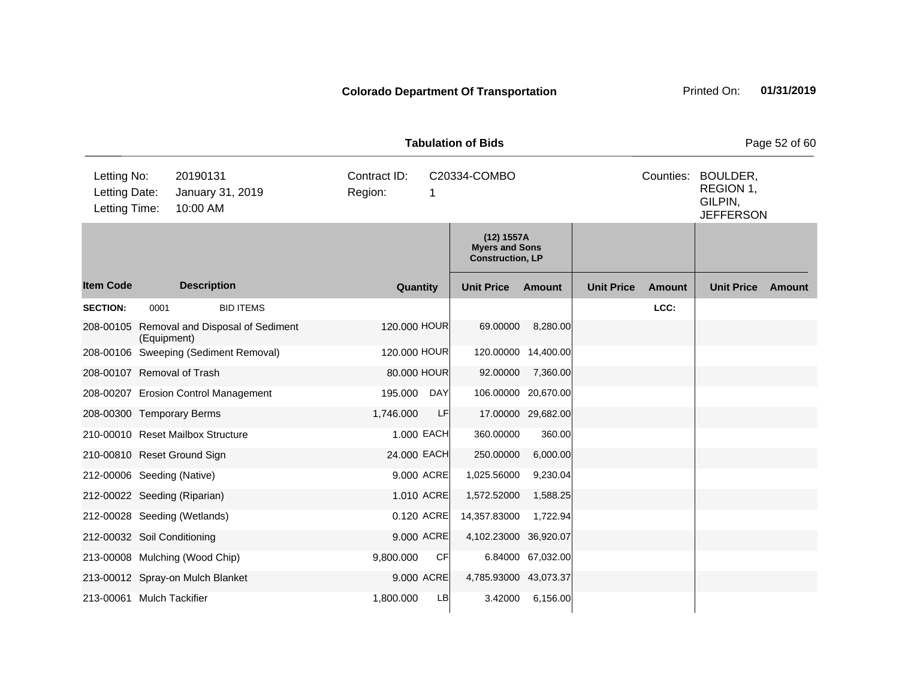**Colorado Department Of Transportation** Printed On: **01/31/2019**

**Tabulation of Bids**

| Letting No: | 20190131 | Contract ID: | C20334-COMBO | Counties: | BOULDER, REGION 1, GILPIN, JEFFERSON |
|---|---|---|---|---|---|
| Letting Date: | January 31, 2019 | Region: | 1 | | |
| Letting Time: | 10:00 AM | | | | |

| | | | | (12) 1557A Myers and Sons Construction, LP | | | | | |
|---|---|---|---|---|---|---|---|---|---|
| **Item Code** | **Description** | **Quantity** | | **Unit Price** | **Amount** | **Unit Price** | **Amount** | **Unit Price** | **Amount** |
| **SECTION:** | 0001 BID ITEMS | | | | | | LCC: | | |
| 208-00105 | Removal and Disposal of Sediment (Equipment) | 120.000 | HOUR | 69.00000 | 8,280.00 | | | | |
| 208-00106 | Sweeping (Sediment Removal) | 120.000 | HOUR | 120.00000 | 14,400.00 | | | | |
| 208-00107 | Removal of Trash | 80.000 | HOUR | 92.00000 | 7,360.00 | | | | |
| 208-00207 | Erosion Control Management | 195.000 | DAY | 106.00000 | 20,670.00 | | | | |
| 208-00300 | Temporary Berms | 1,746.000 | LF | 17.00000 | 29,682.00 | | | | |
| 210-00010 | Reset Mailbox Structure | 1.000 | EACH | 360.00000 | 360.00 | | | | |
| 210-00810 | Reset Ground Sign | 24.000 | EACH | 250.00000 | 6,000.00 | | | | |
| 212-00006 | Seeding (Native) | 9.000 | ACRE | 1,025.56000 | 9,230.04 | | | | |
| 212-00022 | Seeding (Riparian) | 1.010 | ACRE | 1,572.52000 | 1,588.25 | | | | |
| 212-00028 | Seeding (Wetlands) | 0.120 | ACRE | 14,357.83000 | 1,722.94 | | | | |
| 212-00032 | Soil Conditioning | 9.000 | ACRE | 4,102.23000 | 36,920.07 | | | | |
| 213-00008 | Mulching (Wood Chip) | 9,800.000 | CF | 6.84000 | 67,032.00 | | | | |
| 213-00012 | Spray-on Mulch Blanket | 9.000 | ACRE | 4,785.93000 | 43,073.37 | | | | |
| 213-00061 | Mulch Tackifier | 1,800.000 | LB | 3.42000 | 6,156.00 | | | | |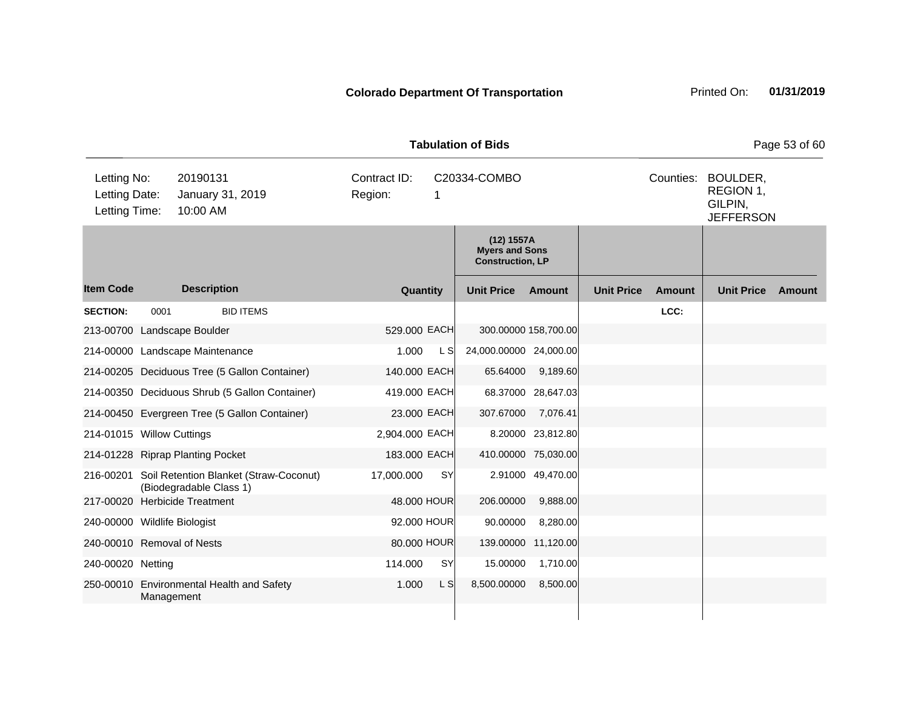**Colorado Department Of Transportation** Printed On: **01/31/2019**

**Tabulation of Bids**

| | | | | | |
|---|---|---|---|---|---|
| Letting No: | 20190131 | Contract ID: | C20334-COMBO | Counties: | BOULDER, REGION 1, GILPIN, JEFFERSON |
| Letting Date: | January 31, 2019 | Region: | 1 | | |
| Letting Time: | 10:00 AM | | | | |

| | | | | (12) 1557A Myers and Sons Construction, LP | | | | | |
|---|---|---|---|---|---|---|---|---|---|
| **Item Code** | **Description** | **Quantity** | | **Unit Price** | **Amount** | **Unit Price** | **Amount** | **Unit Price** | **Amount** |
| **SECTION:** | 0001 BID ITEMS | | | | | | LCC: | | |
| 213-00700 | Landscape Boulder | 529.000 | EACH | 300.00000 | 158,700.00 | | | | |
| 214-00000 | Landscape Maintenance | 1.000 | L S | 24,000.00000 | 24,000.00 | | | | |
| 214-00205 | Deciduous Tree (5 Gallon Container) | 140.000 | EACH | 65.64000 | 9,189.60 | | | | |
| 214-00350 | Deciduous Shrub (5 Gallon Container) | 419.000 | EACH | 68.37000 | 28,647.03 | | | | |
| 214-00450 | Evergreen Tree (5 Gallon Container) | 23.000 | EACH | 307.67000 | 7,076.41 | | | | |
| 214-01015 | Willow Cuttings | 2,904.000 | EACH | 8.20000 | 23,812.80 | | | | |
| 214-01228 | Riprap Planting Pocket | 183.000 | EACH | 410.00000 | 75,030.00 | | | | |
| 216-00201 | Soil Retention Blanket (Straw-Coconut) (Biodegradable Class 1) | 17,000.000 | SY | 2.91000 | 49,470.00 | | | | |
| 217-00020 | Herbicide Treatment | 48.000 | HOUR | 206.00000 | 9,888.00 | | | | |
| 240-00000 | Wildlife Biologist | 92.000 | HOUR | 90.00000 | 8,280.00 | | | | |
| 240-00010 | Removal of Nests | 80.000 | HOUR | 139.00000 | 11,120.00 | | | | |
| 240-00020 | Netting | 114.000 | SY | 15.00000 | 1,710.00 | | | | |
| 250-00010 | Environmental Health and Safety Management | 1.000 | L S | 8,500.00000 | 8,500.00 | | | | |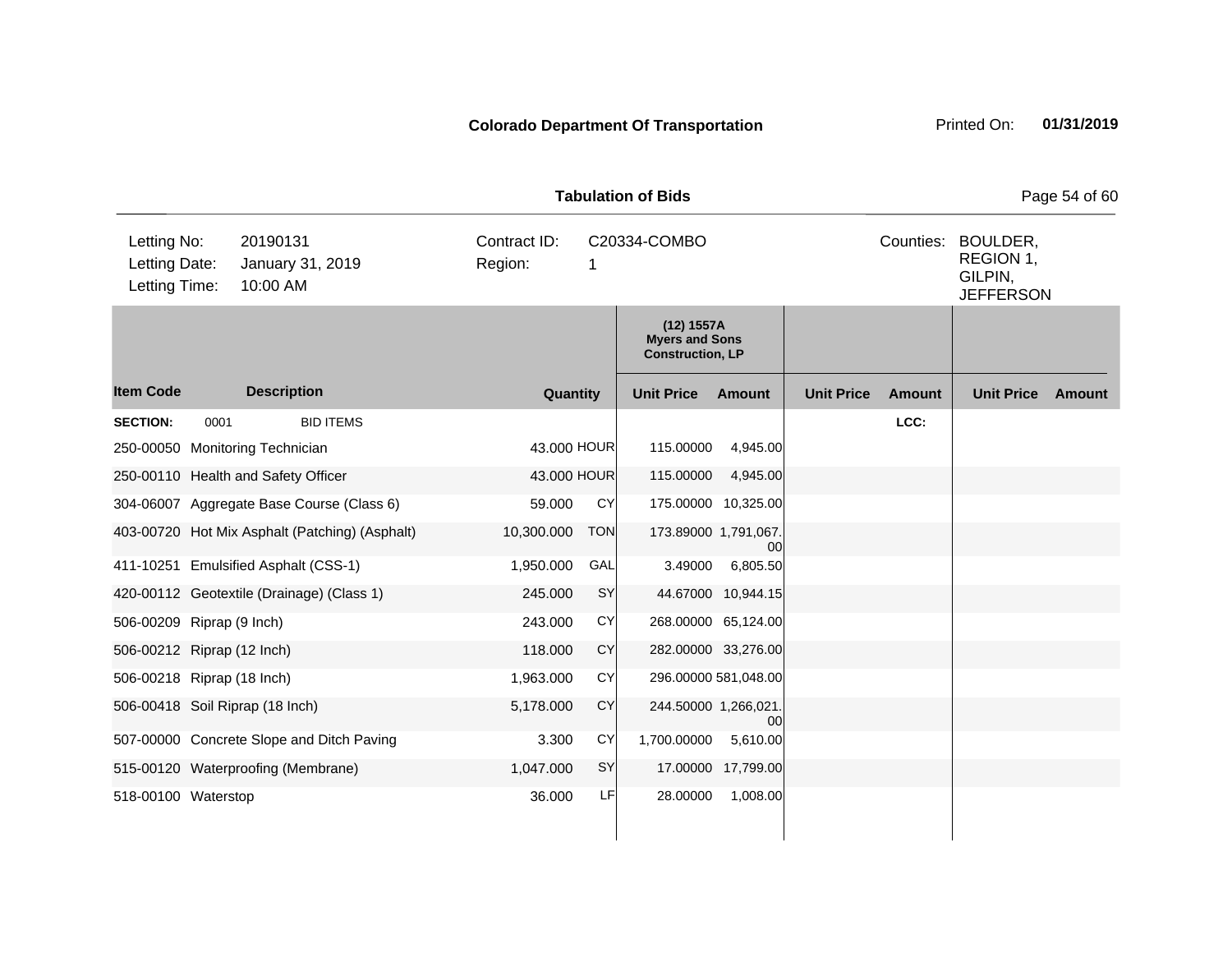**Colorado Department Of Transportation**

Printed On: **01/31/2019**

**Tabulation of Bids**

| | | | | | |
|---|---|---|---|---|---|
| Letting No: | 20190131 | Contract ID: | C20334-COMBO | Counties: | BOULDER, REGION 1, GILPIN, JEFFERSON |
| Letting Date: | January 31, 2019 | Region: | 1 | | |
| Letting Time: | 10:00 AM | | | | |

| Item Code | Description | Quantity | | (12) 1557A Myers and Sons Construction, LP Unit Price | Amount | Unit Price | Amount | Unit Price | Amount |
|---|---|---|---|---|---|---|---|---|---|
| **SECTION:** | 0001 BID ITEMS | | | | | | LCC: | | |
| 250-00050 | Monitoring Technician | 43.000 | HOUR | 115.00000 | 4,945.00 | | | | |
| 250-00110 | Health and Safety Officer | 43.000 | HOUR | 115.00000 | 4,945.00 | | | | |
| 304-06007 | Aggregate Base Course (Class 6) | 59.000 | CY | 175.00000 | 10,325.00 | | | | |
| 403-00720 | Hot Mix Asphalt (Patching) (Asphalt) | 10,300.000 | TON | 173.89000 | 1,791,067.00 | | | | |
| 411-10251 | Emulsified Asphalt (CSS-1) | 1,950.000 | GAL | 3.49000 | 6,805.50 | | | | |
| 420-00112 | Geotextile (Drainage) (Class 1) | 245.000 | SY | 44.67000 | 10,944.15 | | | | |
| 506-00209 | Riprap (9 Inch) | 243.000 | CY | 268.00000 | 65,124.00 | | | | |
| 506-00212 | Riprap (12 Inch) | 118.000 | CY | 282.00000 | 33,276.00 | | | | |
| 506-00218 | Riprap (18 Inch) | 1,963.000 | CY | 296.00000 | 581,048.00 | | | | |
| 506-00418 | Soil Riprap (18 Inch) | 5,178.000 | CY | 244.50000 | 1,266,021.00 | | | | |
| 507-00000 | Concrete Slope and Ditch Paving | 3.300 | CY | 1,700.00000 | 5,610.00 | | | | |
| 515-00120 | Waterproofing (Membrane) | 1,047.000 | SY | 17.00000 | 17,799.00 | | | | |
| 518-00100 | Waterstop | 36.000 | LF | 28.00000 | 1,008.00 | | | | |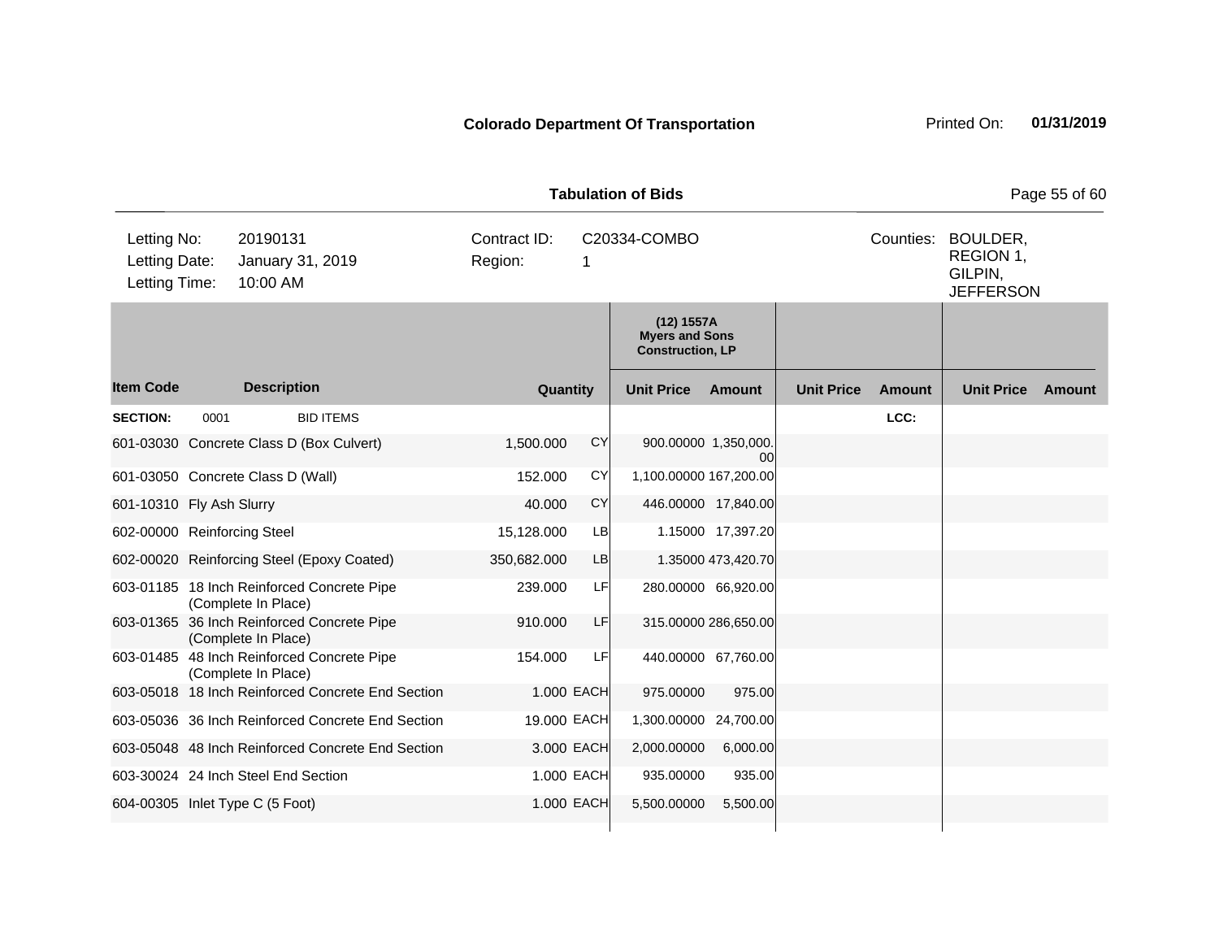**Colorado Department Of Transportation** Printed On: **01/31/2019**

**Tabulation of Bids**

| | | | | | |
|---|---|---|---|---|---|
| Letting No: | 20190131 | Contract ID: | C20334-COMBO | Counties: | BOULDER, REGION 1, GILPIN, JEFFERSON |
| Letting Date: | January 31, 2019 | Region: | 1 | | |
| Letting Time: | 10:00 AM | | | | |

| | | | | (12) 1557A Myers and Sons Construction, LP | | | | | |
|---|---|---|---|---|---|---|---|---|---|
| **Item Code** | **Description** | **Quantity** | | **Unit Price** | **Amount** | **Unit Price** | **Amount** | **Unit Price** | **Amount** |
| **SECTION:** | 0001 BID ITEMS | | | | | | LCC: | | |
| 601-03030 | Concrete Class D (Box Culvert) | 1,500.000 | CY | 900.00000 | 1,350,000.00 | | | | |
| 601-03050 | Concrete Class D (Wall) | 152.000 | CY | 1,100.00000 | 167,200.00 | | | | |
| 601-10310 | Fly Ash Slurry | 40.000 | CY | 446.00000 | 17,840.00 | | | | |
| 602-00000 | Reinforcing Steel | 15,128.000 | LB | 1.15000 | 17,397.20 | | | | |
| 602-00020 | Reinforcing Steel (Epoxy Coated) | 350,682.000 | LB | 1.35000 | 473,420.70 | | | | |
| 603-01185 | 18 Inch Reinforced Concrete Pipe (Complete In Place) | 239.000 | LF | 280.00000 | 66,920.00 | | | | |
| 603-01365 | 36 Inch Reinforced Concrete Pipe (Complete In Place) | 910.000 | LF | 315.00000 | 286,650.00 | | | | |
| 603-01485 | 48 Inch Reinforced Concrete Pipe (Complete In Place) | 154.000 | LF | 440.00000 | 67,760.00 | | | | |
| 603-05018 | 18 Inch Reinforced Concrete End Section | 1.000 | EACH | 975.00000 | 975.00 | | | | |
| 603-05036 | 36 Inch Reinforced Concrete End Section | 19.000 | EACH | 1,300.00000 | 24,700.00 | | | | |
| 603-05048 | 48 Inch Reinforced Concrete End Section | 3.000 | EACH | 2,000.00000 | 6,000.00 | | | | |
| 603-30024 | 24 Inch Steel End Section | 1.000 | EACH | 935.00000 | 935.00 | | | | |
| 604-00305 | Inlet Type C (5 Foot) | 1.000 | EACH | 5,500.00000 | 5,500.00 | | | | |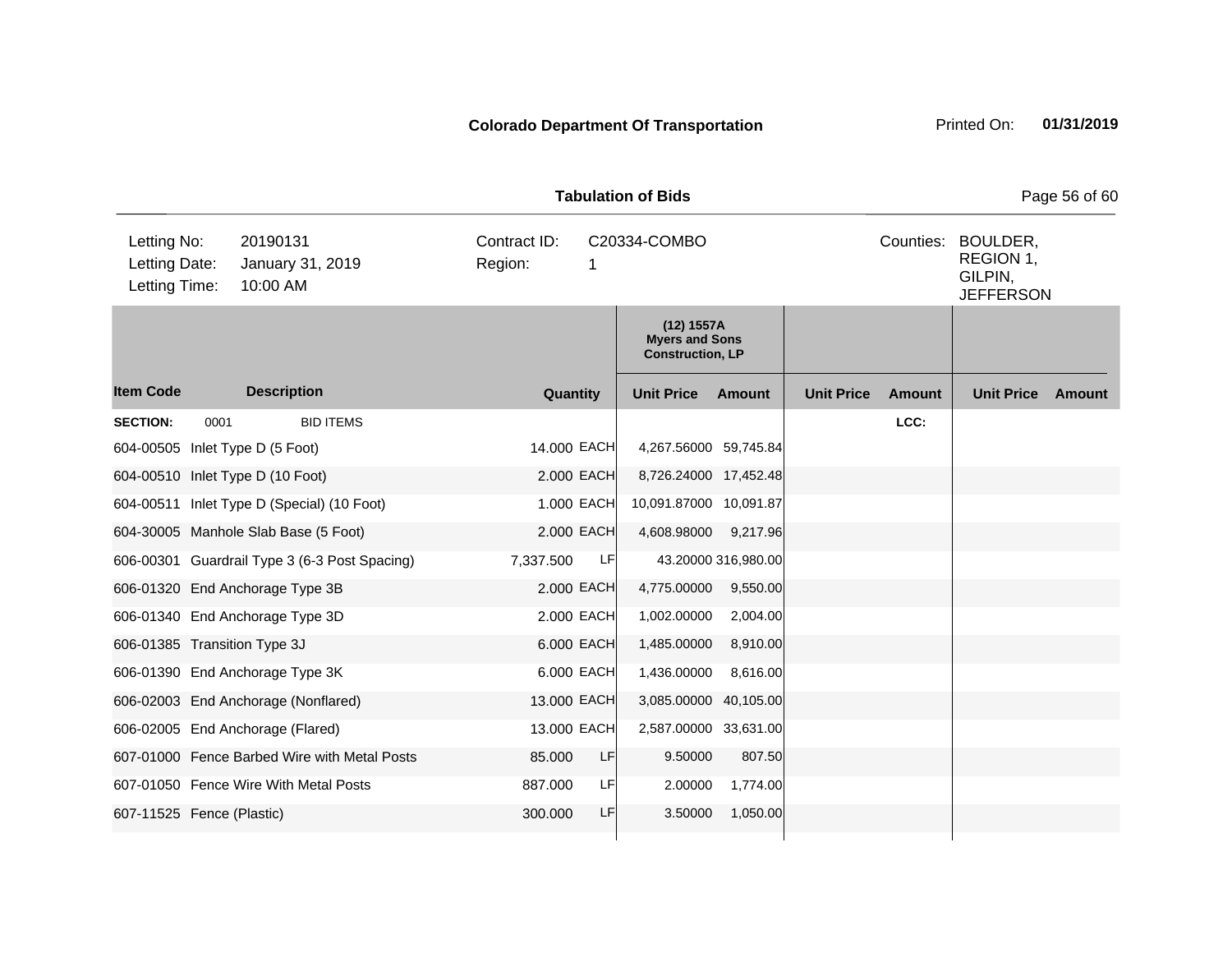**Colorado Department Of Transportation** Printed On: **01/31/2019**

**Tabulation of Bids**

| | | | | | |
|---|---|---|---|---|---|
| Letting No: | 20190131 | Contract ID: | C20334-COMBO | Counties: | BOULDER, REGION 1, GILPIN, JEFFERSON |
| Letting Date: | January 31, 2019 | Region: | 1 | | |
| Letting Time: | 10:00 AM | | | | |

| | | | | (12) 1557A Myers and Sons Construction, LP | | | | | |
|---|---|---|---|---|---|---|---|---|---|
| **Item Code** | **Description** | **Quantity** | | **Unit Price** | **Amount** | **Unit Price** | **Amount** | **Unit Price** | **Amount** |
| **SECTION:** | 0001 BID ITEMS | | | | | | LCC: | | |
| 604-00505 | Inlet Type D (5 Foot) | 14.000 | EACH | 4,267.56000 | 59,745.84 | | | | |
| 604-00510 | Inlet Type D (10 Foot) | 2.000 | EACH | 8,726.24000 | 17,452.48 | | | | |
| 604-00511 | Inlet Type D (Special) (10 Foot) | 1.000 | EACH | 10,091.87000 | 10,091.87 | | | | |
| 604-30005 | Manhole Slab Base (5 Foot) | 2.000 | EACH | 4,608.98000 | 9,217.96 | | | | |
| 606-00301 | Guardrail Type 3 (6-3 Post Spacing) | 7,337.500 | LF | 43.20000 | 316,980.00 | | | | |
| 606-01320 | End Anchorage Type 3B | 2.000 | EACH | 4,775.00000 | 9,550.00 | | | | |
| 606-01340 | End Anchorage Type 3D | 2.000 | EACH | 1,002.00000 | 2,004.00 | | | | |
| 606-01385 | Transition Type 3J | 6.000 | EACH | 1,485.00000 | 8,910.00 | | | | |
| 606-01390 | End Anchorage Type 3K | 6.000 | EACH | 1,436.00000 | 8,616.00 | | | | |
| 606-02003 | End Anchorage (Nonflared) | 13.000 | EACH | 3,085.00000 | 40,105.00 | | | | |
| 606-02005 | End Anchorage (Flared) | 13.000 | EACH | 2,587.00000 | 33,631.00 | | | | |
| 607-01000 | Fence Barbed Wire with Metal Posts | 85.000 | LF | 9.50000 | 807.50 | | | | |
| 607-01050 | Fence Wire With Metal Posts | 887.000 | LF | 2.00000 | 1,774.00 | | | | |
| 607-11525 | Fence (Plastic) | 300.000 | LF | 3.50000 | 1,050.00 | | | | |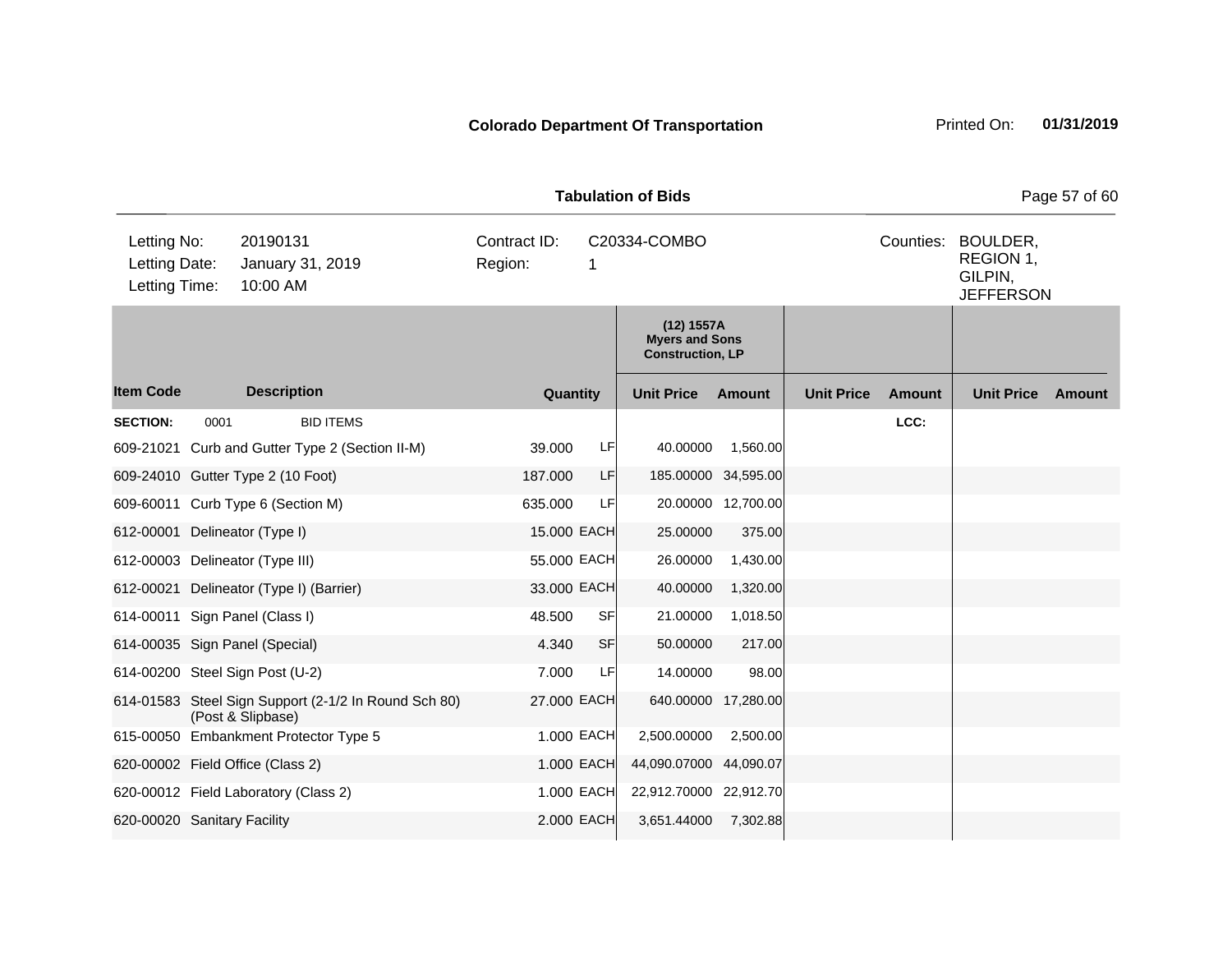**Colorado Department Of Transportation** Printed On: **01/31/2019**

**Tabulation of Bids**

| | | | | | |
|---|---|---|---|---|---|
| Letting No: | 20190131 | Contract ID: | C20334-COMBO | Counties: | BOULDER, REGION 1, GILPIN, JEFFERSON |
| Letting Date: | January 31, 2019 | Region: | 1 | | |
| Letting Time: | 10:00 AM | | | | |

| | | | | (12) 1557A Myers and Sons Construction, LP | | | | | |
|---|---|---|---|---|---|---|---|---|---|
| **Item Code** | **Description** | **Quantity** | | **Unit Price** | **Amount** | **Unit Price** | **Amount** | **Unit Price** | **Amount** |
| **SECTION:** | 0001 BID ITEMS | | | | | | LCC: | | |
| 609-21021 | Curb and Gutter Type 2 (Section II-M) | 39.000 | LF | 40.00000 | 1,560.00 | | | | |
| 609-24010 | Gutter Type 2 (10 Foot) | 187.000 | LF | 185.00000 | 34,595.00 | | | | |
| 609-60011 | Curb Type 6 (Section M) | 635.000 | LF | 20.00000 | 12,700.00 | | | | |
| 612-00001 | Delineator (Type I) | 15.000 | EACH | 25.00000 | 375.00 | | | | |
| 612-00003 | Delineator (Type III) | 55.000 | EACH | 26.00000 | 1,430.00 | | | | |
| 612-00021 | Delineator (Type I) (Barrier) | 33.000 | EACH | 40.00000 | 1,320.00 | | | | |
| 614-00011 | Sign Panel (Class I) | 48.500 | SF | 21.00000 | 1,018.50 | | | | |
| 614-00035 | Sign Panel (Special) | 4.340 | SF | 50.00000 | 217.00 | | | | |
| 614-00200 | Steel Sign Post (U-2) | 7.000 | LF | 14.00000 | 98.00 | | | | |
| 614-01583 | Steel Sign Support (2-1/2 In Round Sch 80) (Post & Slipbase) | 27.000 | EACH | 640.00000 | 17,280.00 | | | | |
| 615-00050 | Embankment Protector Type 5 | 1.000 | EACH | 2,500.00000 | 2,500.00 | | | | |
| 620-00002 | Field Office (Class 2) | 1.000 | EACH | 44,090.07000 | 44,090.07 | | | | |
| 620-00012 | Field Laboratory (Class 2) | 1.000 | EACH | 22,912.70000 | 22,912.70 | | | | |
| 620-00020 | Sanitary Facility | 2.000 | EACH | 3,651.44000 | 7,302.88 | | | | |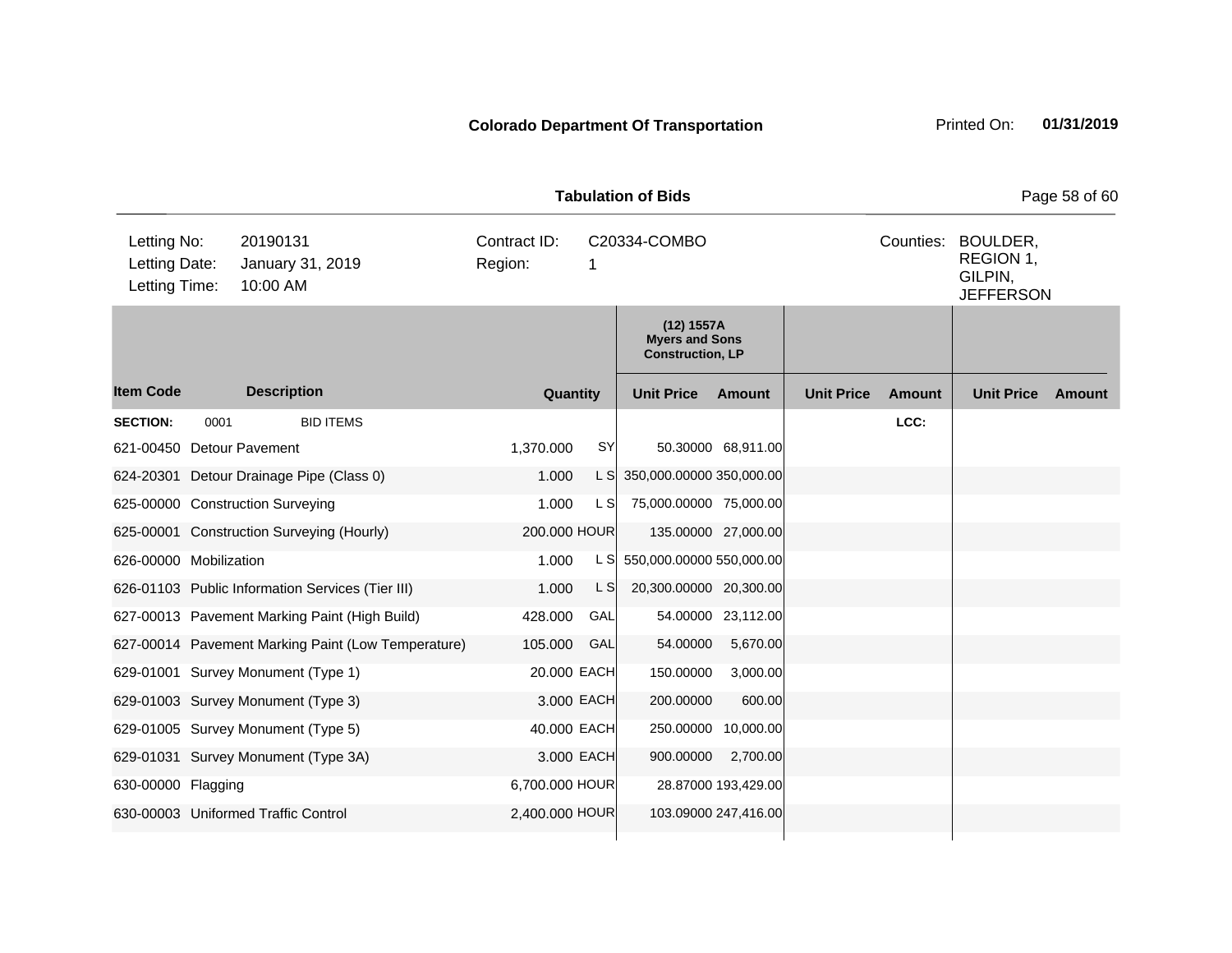**Colorado Department Of Transportation**

Printed On: **01/31/2019**

**Tabulation of Bids**

| | | | |
|---|---|---|---|
| Letting No: | 20190131 | Contract ID: | C20334-COMBO |
| Letting Date: | January 31, 2019 | Region: | 1 |
| Letting Time: | 10:00 AM | | |

Counties: BOULDER, REGION 1, GILPIN, JEFFERSON

| Item Code | Description | Quantity | | (12) 1557A Myers and Sons Construction, LP Unit Price | Amount | Unit Price | Amount | Unit Price | Amount |
|---|---|---|---|---|---|---|---|---|---|
| **SECTION:** | 0001 BID ITEMS | | | | | | LCC: | | |
| 621-00450 | Detour Pavement | 1,370.000 | SY | 50.30000 | 68,911.00 | | | | |
| 624-20301 | Detour Drainage Pipe (Class 0) | 1.000 | L S | 350,000.00000 | 350,000.00 | | | | |
| 625-00000 | Construction Surveying | 1.000 | L S | 75,000.00000 | 75,000.00 | | | | |
| 625-00001 | Construction Surveying (Hourly) | 200.000 | HOUR | 135.00000 | 27,000.00 | | | | |
| 626-00000 | Mobilization | 1.000 | L S | 550,000.00000 | 550,000.00 | | | | |
| 626-01103 | Public Information Services (Tier III) | 1.000 | L S | 20,300.00000 | 20,300.00 | | | | |
| 627-00013 | Pavement Marking Paint (High Build) | 428.000 | GAL | 54.00000 | 23,112.00 | | | | |
| 627-00014 | Pavement Marking Paint (Low Temperature) | 105.000 | GAL | 54.00000 | 5,670.00 | | | | |
| 629-01001 | Survey Monument (Type 1) | 20.000 | EACH | 150.00000 | 3,000.00 | | | | |
| 629-01003 | Survey Monument (Type 3) | 3.000 | EACH | 200.00000 | 600.00 | | | | |
| 629-01005 | Survey Monument (Type 5) | 40.000 | EACH | 250.00000 | 10,000.00 | | | | |
| 629-01031 | Survey Monument (Type 3A) | 3.000 | EACH | 900.00000 | 2,700.00 | | | | |
| 630-00000 | Flagging | 6,700.000 | HOUR | 28.87000 | 193,429.00 | | | | |
| 630-00003 | Uniformed Traffic Control | 2,400.000 | HOUR | 103.09000 | 247,416.00 | | | | |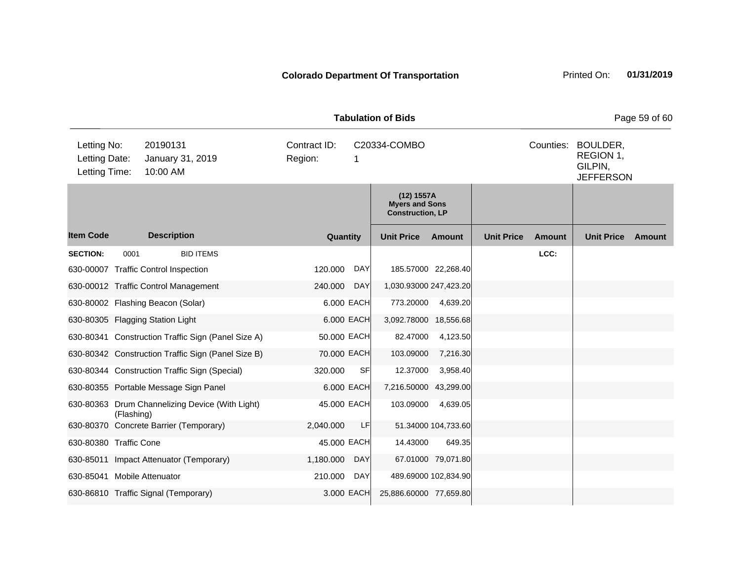**Colorado Department Of Transportation** Printed On: **01/31/2019**

**Tabulation of Bids**

| Letting No: | 20190131 | Contract ID: | C20334-COMBO | Counties: | BOULDER, REGION 1, GILPIN, JEFFERSON |
|---|---|---|---|---|---|
| Letting Date: | January 31, 2019 | Region: | 1 | | |
| Letting Time: | 10:00 AM | | | | |

| | | | | (12) 1557A Myers and Sons Construction, LP | | | | | |
|---|---|---|---|---|---|---|---|---|---|
| **Item Code** | **Description** | **Quantity** | | **Unit Price** | **Amount** | **Unit Price** | **Amount** | **Unit Price** | **Amount** |
| **SECTION:** | 0001 BID ITEMS | | | | | | LCC: | | |
| 630-00007 | Traffic Control Inspection | 120.000 | DAY | 185.57000 | 22,268.40 | | | | |
| 630-00012 | Traffic Control Management | 240.000 | DAY | 1,030.93000 | 247,423.20 | | | | |
| 630-80002 | Flashing Beacon (Solar) | 6.000 | EACH | 773.20000 | 4,639.20 | | | | |
| 630-80305 | Flagging Station Light | 6.000 | EACH | 3,092.78000 | 18,556.68 | | | | |
| 630-80341 | Construction Traffic Sign (Panel Size A) | 50.000 | EACH | 82.47000 | 4,123.50 | | | | |
| 630-80342 | Construction Traffic Sign (Panel Size B) | 70.000 | EACH | 103.09000 | 7,216.30 | | | | |
| 630-80344 | Construction Traffic Sign (Special) | 320.000 | SF | 12.37000 | 3,958.40 | | | | |
| 630-80355 | Portable Message Sign Panel | 6.000 | EACH | 7,216.50000 | 43,299.00 | | | | |
| 630-80363 | Drum Channelizing Device (With Light) (Flashing) | 45.000 | EACH | 103.09000 | 4,639.05 | | | | |
| 630-80370 | Concrete Barrier (Temporary) | 2,040.000 | LF | 51.34000 | 104,733.60 | | | | |
| 630-80380 | Traffic Cone | 45.000 | EACH | 14.43000 | 649.35 | | | | |
| 630-85011 | Impact Attenuator (Temporary) | 1,180.000 | DAY | 67.01000 | 79,071.80 | | | | |
| 630-85041 | Mobile Attenuator | 210.000 | DAY | 489.69000 | 102,834.90 | | | | |
| 630-86810 | Traffic Signal (Temporary) | 3.000 | EACH | 25,886.60000 | 77,659.80 | | | | |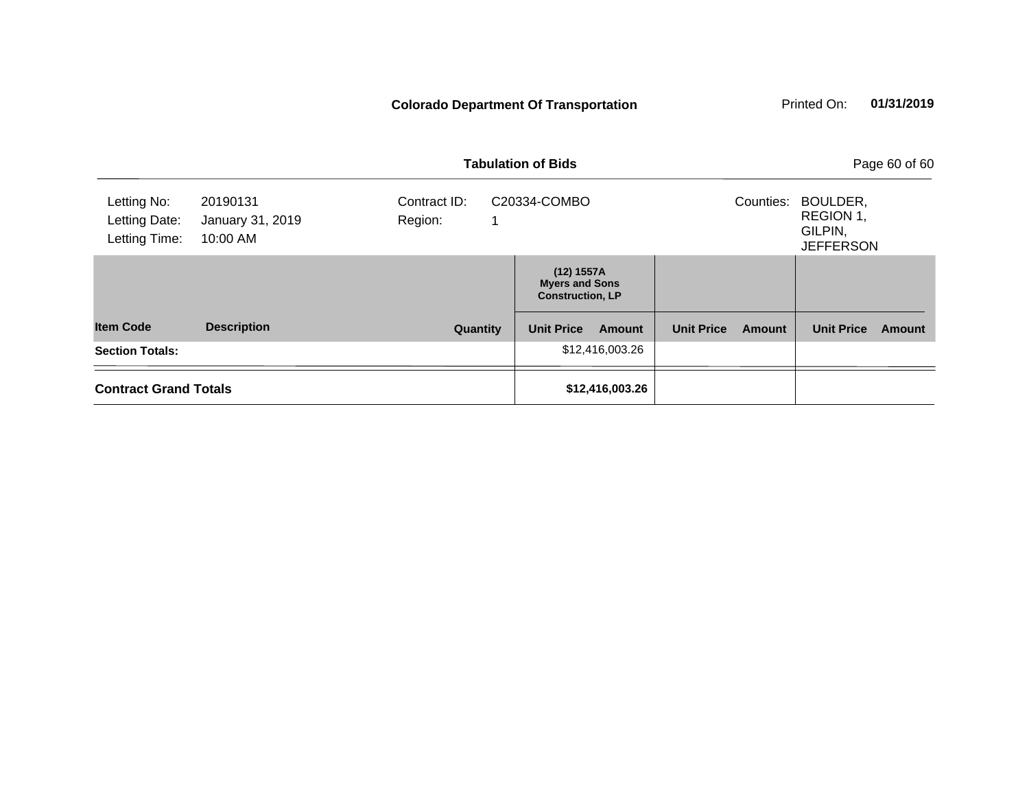**Colorado Department Of Transportation** Printed On: **01/31/2019**

**Tabulation of Bids**

| | | | | | |
|---|---|---|---|---|---|
| Letting No: | 20190131 | Contract ID: | C20334-COMBO | Counties: | BOULDER, REGION 1, GILPIN, JEFFERSON |
| Letting Date: | January 31, 2019 | Region: | 1 | | |
| Letting Time: | 10:00 AM | | | | |

| | | | (12) 1557A Myers and Sons Construction, LP | | | | | |
|---|---|---|---|---|---|---|---|---|
| **Item Code** | **Description** | **Quantity** | **Unit Price** | **Amount** | **Unit Price** | **Amount** | **Unit Price** | **Amount** |
| **Section Totals:** | | | | $12,416,003.26 | | | | |
| **Contract Grand Totals** | | | | **$12,416,003.26** | | | | |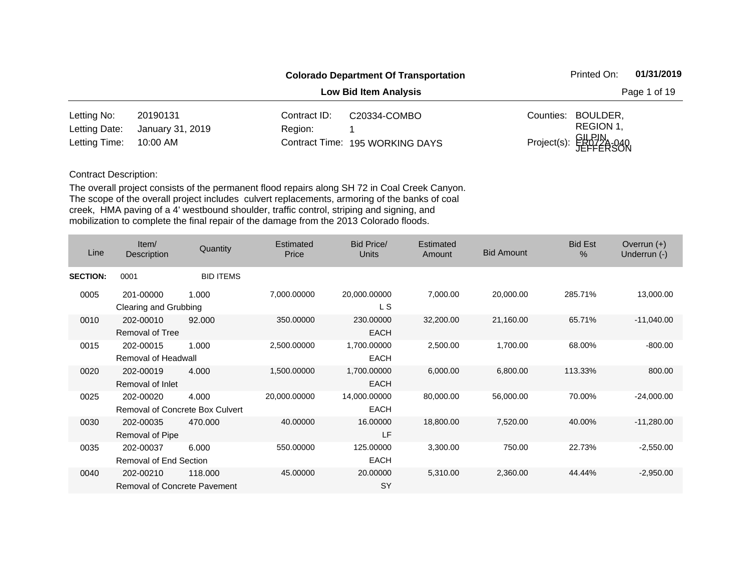**Colorado Department Of Transportation**

**Low Bid Item Analysis**

Printed On: **01/31/2019**

| | | | | | |
|---|---|---|---|---|---|
| Letting No: | 20190131 | Contract ID: | C20334-COMBO | Counties: | BOULDER, REGION 1, GILPIN, JEFFERSON |
| Letting Date: | January 31, 2019 | Region: | 1 | | |
| Letting Time: | 10:00 AM | Contract Time: | 195 WORKING DAYS | Project(s): | ER072A-040 |

Contract Description:

The overall project consists of the permanent flood repairs along SH 72 in Coal Creek Canyon. The scope of the overall project includes culvert replacements, armoring of the banks of coal creek, HMA paving of a 4' westbound shoulder, traffic control, striping and signing, and mobilization to complete the final repair of the damage from the 2013 Colorado floods.

| Line | Item/ Description | Quantity | Estimated Price | Bid Price/ Units | Estimated Amount | Bid Amount | Bid Est % | Overrun (+) Underrun (-) |
|---|---|---|---|---|---|---|---|---|
| **SECTION:** | 0001 | BID ITEMS | | | | | | |
| 0005 | 201-00000 Clearing and Grubbing | 1.000 | 7,000.00000 | 20,000.00000 L S | 7,000.00 | 20,000.00 | 285.71% | 13,000.00 |
| 0010 | 202-00010 Removal of Tree | 92.000 | 350.00000 | 230.00000 EACH | 32,200.00 | 21,160.00 | 65.71% | -11,040.00 |
| 0015 | 202-00015 Removal of Headwall | 1.000 | 2,500.00000 | 1,700.00000 EACH | 2,500.00 | 1,700.00 | 68.00% | -800.00 |
| 0020 | 202-00019 Removal of Inlet | 4.000 | 1,500.00000 | 1,700.00000 EACH | 6,000.00 | 6,800.00 | 113.33% | 800.00 |
| 0025 | 202-00020 Removal of Concrete Box Culvert | 4.000 | 20,000.00000 | 14,000.00000 EACH | 80,000.00 | 56,000.00 | 70.00% | -24,000.00 |
| 0030 | 202-00035 Removal of Pipe | 470.000 | 40.00000 | 16.00000 LF | 18,800.00 | 7,520.00 | 40.00% | -11,280.00 |
| 0035 | 202-00037 Removal of End Section | 6.000 | 550.00000 | 125.00000 EACH | 3,300.00 | 750.00 | 22.73% | -2,550.00 |
| 0040 | 202-00210 Removal of Concrete Pavement | 118.000 | 45.00000 | 20.00000 SY | 5,310.00 | 2,360.00 | 44.44% | -2,950.00 |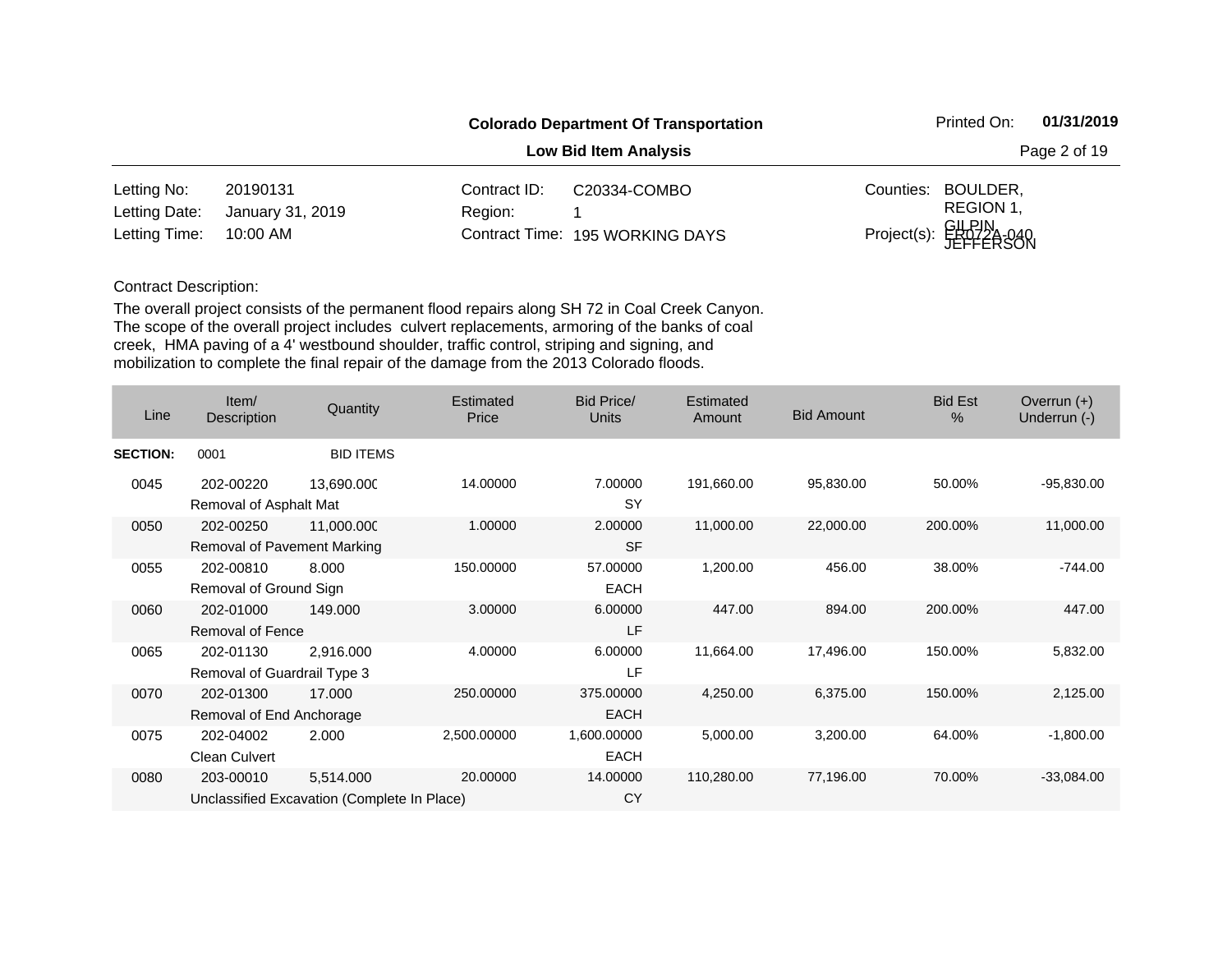**Colorado Department Of Transportation**

**Low Bid Item Analysis**

Printed On: **01/31/2019**

| | | | | | |
|---|---|---|---|---|---|
| Letting No: | 20190131 | Contract ID: | C20334-COMBO | Counties: | BOULDER, REGION 1, GILPIN, JEFFERSON |
| Letting Date: | January 31, 2019 | Region: | 1 | | |
| Letting Time: | 10:00 AM | Contract Time: | 195 WORKING DAYS | Project(s): | ER072A-040 |

Contract Description:

The overall project consists of the permanent flood repairs along SH 72 in Coal Creek Canyon. The scope of the overall project includes culvert replacements, armoring of the banks of coal creek, HMA paving of a 4' westbound shoulder, traffic control, striping and signing, and mobilization to complete the final repair of the damage from the 2013 Colorado floods.

| Line | Item/ Description | Quantity | Estimated Price | Bid Price/ Units | Estimated Amount | Bid Amount | Bid Est % | Overrun (+) Underrun (-) |
|---|---|---|---|---|---|---|---|---|
| **SECTION:** | 0001 | BID ITEMS | | | | | | |
| 0045 | 202-00220 Removal of Asphalt Mat | 13,690.000 | 14.00000 | 7.00000 SY | 191,660.00 | 95,830.00 | 50.00% | -95,830.00 |
| 0050 | 202-00250 Removal of Pavement Marking | 11,000.000 | 1.00000 | 2.00000 SF | 11,000.00 | 22,000.00 | 200.00% | 11,000.00 |
| 0055 | 202-00810 Removal of Ground Sign | 8.000 | 150.00000 | 57.00000 EACH | 1,200.00 | 456.00 | 38.00% | -744.00 |
| 0060 | 202-01000 Removal of Fence | 149.000 | 3.00000 | 6.00000 LF | 447.00 | 894.00 | 200.00% | 447.00 |
| 0065 | 202-01130 Removal of Guardrail Type 3 | 2,916.000 | 4.00000 | 6.00000 LF | 11,664.00 | 17,496.00 | 150.00% | 5,832.00 |
| 0070 | 202-01300 Removal of End Anchorage | 17.000 | 250.00000 | 375.00000 EACH | 4,250.00 | 6,375.00 | 150.00% | 2,125.00 |
| 0075 | 202-04002 Clean Culvert | 2.000 | 2,500.00000 | 1,600.00000 EACH | 5,000.00 | 3,200.00 | 64.00% | -1,800.00 |
| 0080 | 203-00010 Unclassified Excavation (Complete In Place) | 5,514.000 | 20.00000 | 14.00000 CY | 110,280.00 | 77,196.00 | 70.00% | -33,084.00 |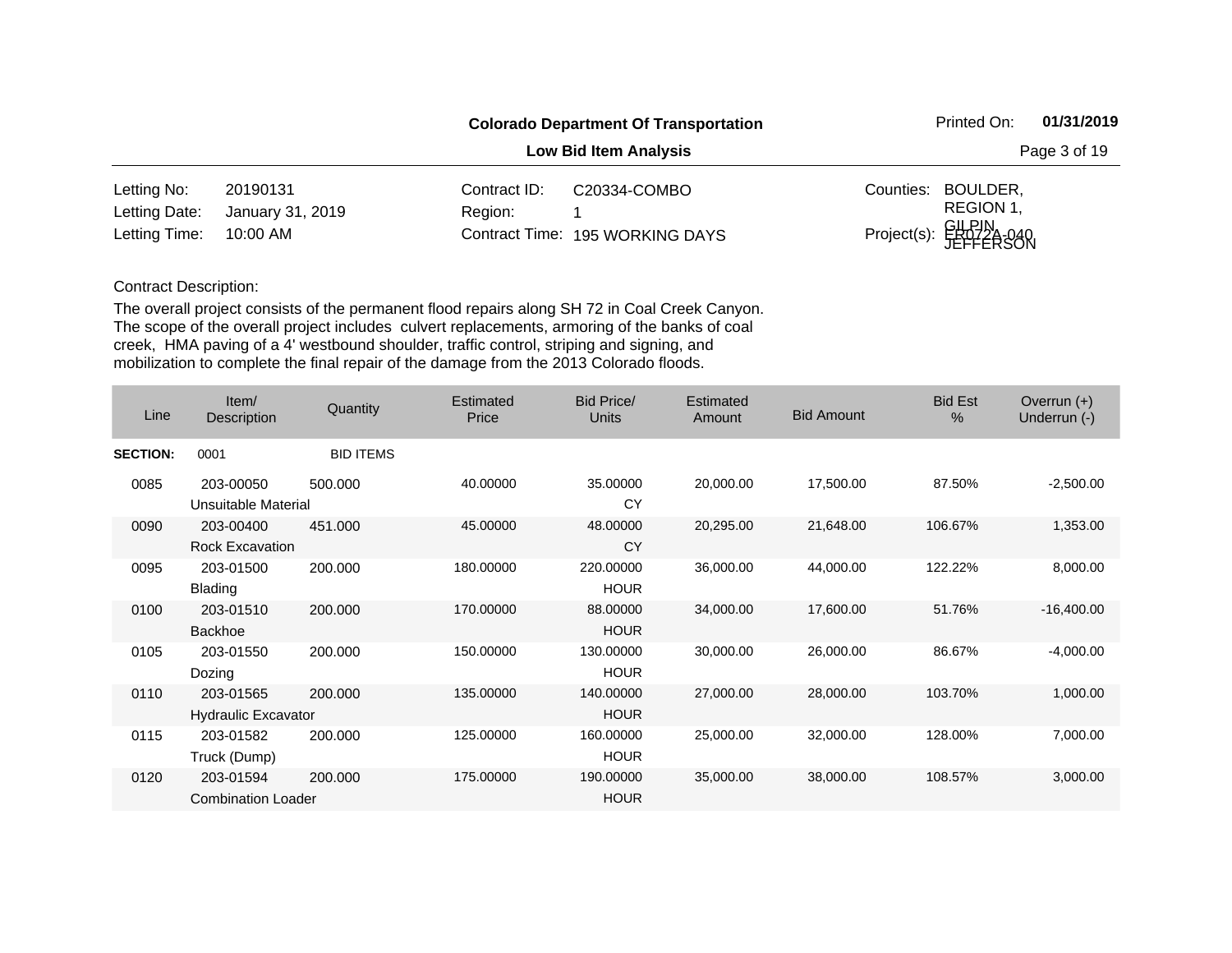**Colorado Department Of Transportation**

**Low Bid Item Analysis**

Printed On: **01/31/2019**

| | | | | | |
|---|---|---|---|---|---|
| Letting No: | 20190131 | Contract ID: | C20334-COMBO | Counties: | BOULDER, REGION 1, GILPIN, JEFFERSON |
| Letting Date: | January 31, 2019 | Region: | 1 | | |
| Letting Time: | 10:00 AM | Contract Time: | 195 WORKING DAYS | Project(s): | ER072A-040 |

Contract Description:

The overall project consists of the permanent flood repairs along SH 72 in Coal Creek Canyon. The scope of the overall project includes culvert replacements, armoring of the banks of coal creek, HMA paving of a 4' westbound shoulder, traffic control, striping and signing, and mobilization to complete the final repair of the damage from the 2013 Colorado floods.

| Line | Item/ Description | Quantity | Estimated Price | Bid Price/ Units | Estimated Amount | Bid Amount | Bid Est % | Overrun (+) Underrun (-) |
|---|---|---|---|---|---|---|---|---|
| **SECTION:** | 0001 | BID ITEMS | | | | | | |
| 0085 | 203-00050 Unsuitable Material | 500.000 | 40.00000 | 35.00000 CY | 20,000.00 | 17,500.00 | 87.50% | -2,500.00 |
| 0090 | 203-00400 Rock Excavation | 451.000 | 45.00000 | 48.00000 CY | 20,295.00 | 21,648.00 | 106.67% | 1,353.00 |
| 0095 | 203-01500 Blading | 200.000 | 180.00000 | 220.00000 HOUR | 36,000.00 | 44,000.00 | 122.22% | 8,000.00 |
| 0100 | 203-01510 Backhoe | 200.000 | 170.00000 | 88.00000 HOUR | 34,000.00 | 17,600.00 | 51.76% | -16,400.00 |
| 0105 | 203-01550 Dozing | 200.000 | 150.00000 | 130.00000 HOUR | 30,000.00 | 26,000.00 | 86.67% | -4,000.00 |
| 0110 | 203-01565 Hydraulic Excavator | 200.000 | 135.00000 | 140.00000 HOUR | 27,000.00 | 28,000.00 | 103.70% | 1,000.00 |
| 0115 | 203-01582 Truck (Dump) | 200.000 | 125.00000 | 160.00000 HOUR | 25,000.00 | 32,000.00 | 128.00% | 7,000.00 |
| 0120 | 203-01594 Combination Loader | 200.000 | 175.00000 | 190.00000 HOUR | 35,000.00 | 38,000.00 | 108.57% | 3,000.00 |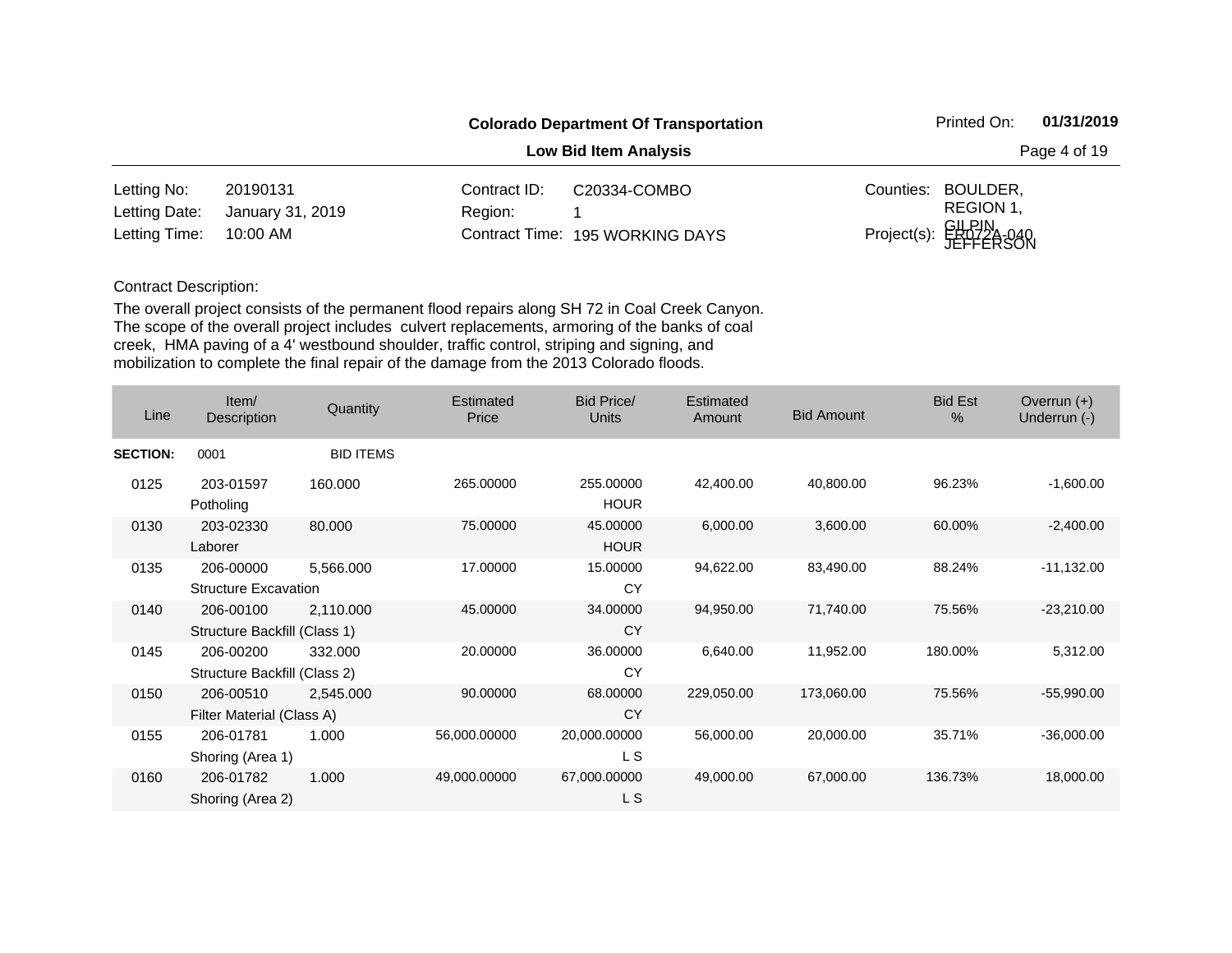**Colorado Department Of Transportation**

**Low Bid Item Analysis**

Printed On: **01/31/2019**

| | | | | | |
|---|---|---|---|---|---|
| Letting No: | 20190131 | Contract ID: | C20334-COMBO | Counties: | BOULDER, REGION 1, GILPIN, JEFFERSON |
| Letting Date: | January 31, 2019 | Region: | 1 | Project(s): | ER072A-040 |
| Letting Time: | 10:00 AM | Contract Time: | 195 WORKING DAYS | | |

Contract Description:

The overall project consists of the permanent flood repairs along SH 72 in Coal Creek Canyon. The scope of the overall project includes culvert replacements, armoring of the banks of coal creek, HMA paving of a 4' westbound shoulder, traffic control, striping and signing, and mobilization to complete the final repair of the damage from the 2013 Colorado floods.

| Line | Item/ Description | Quantity | Estimated Price | Bid Price/ Units | Estimated Amount | Bid Amount | Bid Est % | Overrun (+) Underrun (-) |
|---|---|---|---|---|---|---|---|---|
| **SECTION:** | 0001 | BID ITEMS | | | | | | |
| 0125 | 203-01597 Potholing | 160.000 | 265.00000 | 255.00000 HOUR | 42,400.00 | 40,800.00 | 96.23% | -1,600.00 |
| 0130 | 203-02330 Laborer | 80.000 | 75.00000 | 45.00000 HOUR | 6,000.00 | 3,600.00 | 60.00% | -2,400.00 |
| 0135 | 206-00000 Structure Excavation | 5,566.000 | 17.00000 | 15.00000 CY | 94,622.00 | 83,490.00 | 88.24% | -11,132.00 |
| 0140 | 206-00100 Structure Backfill (Class 1) | 2,110.000 | 45.00000 | 34.00000 CY | 94,950.00 | 71,740.00 | 75.56% | -23,210.00 |
| 0145 | 206-00200 Structure Backfill (Class 2) | 332.000 | 20.00000 | 36.00000 CY | 6,640.00 | 11,952.00 | 180.00% | 5,312.00 |
| 0150 | 206-00510 Filter Material (Class A) | 2,545.000 | 90.00000 | 68.00000 CY | 229,050.00 | 173,060.00 | 75.56% | -55,990.00 |
| 0155 | 206-01781 Shoring (Area 1) | 1.000 | 56,000.00000 | 20,000.00000 L S | 56,000.00 | 20,000.00 | 35.71% | -36,000.00 |
| 0160 | 206-01782 Shoring (Area 2) | 1.000 | 49,000.00000 | 67,000.00000 L S | 49,000.00 | 67,000.00 | 136.73% | 18,000.00 |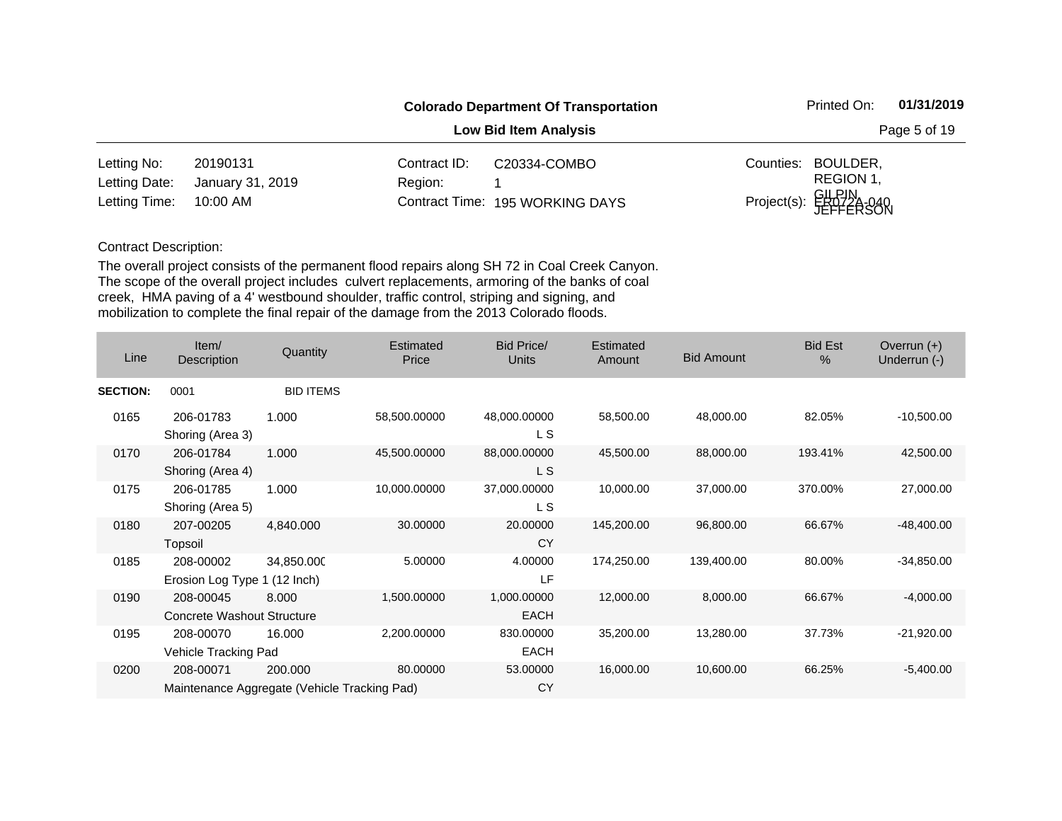**Colorado Department Of Transportation**

Printed On: **01/31/2019**

**Low Bid Item Analysis**

| | | | | | |
|---|---|---|---|---|---|
| Letting No: | 20190131 | Contract ID: | C20334-COMBO | Counties: | BOULDER, REGION 1, GILPIN, JEFFERSON |
| Letting Date: | January 31, 2019 | Region: | 1 | | |
| Letting Time: | 10:00 AM | Contract Time: | 195 WORKING DAYS | Project(s): | ER072A-040 |

Contract Description:

The overall project consists of the permanent flood repairs along SH 72 in Coal Creek Canyon. The scope of the overall project includes culvert replacements, armoring of the banks of coal creek, HMA paving of a 4' westbound shoulder, traffic control, striping and signing, and mobilization to complete the final repair of the damage from the 2013 Colorado floods.

| Line | Item/ Description | Quantity | Estimated Price | Bid Price/ Units | Estimated Amount | Bid Amount | Bid Est % | Overrun (+) Underrun (-) |
|---|---|---|---|---|---|---|---|---|
| **SECTION:** | 0001 | BID ITEMS | | | | | | |
| 0165 | 206-01783 Shoring (Area 3) | 1.000 | 58,500.00000 | 48,000.00000 L S | 58,500.00 | 48,000.00 | 82.05% | -10,500.00 |
| 0170 | 206-01784 Shoring (Area 4) | 1.000 | 45,500.00000 | 88,000.00000 L S | 45,500.00 | 88,000.00 | 193.41% | 42,500.00 |
| 0175 | 206-01785 Shoring (Area 5) | 1.000 | 10,000.00000 | 37,000.00000 L S | 10,000.00 | 37,000.00 | 370.00% | 27,000.00 |
| 0180 | 207-00205 Topsoil | 4,840.000 | 30.00000 | 20.00000 CY | 145,200.00 | 96,800.00 | 66.67% | -48,400.00 |
| 0185 | 208-00002 Erosion Log Type 1 (12 Inch) | 34,850.000 | 5.00000 | 4.00000 LF | 174,250.00 | 139,400.00 | 80.00% | -34,850.00 |
| 0190 | 208-00045 Concrete Washout Structure | 8.000 | 1,500.00000 | 1,000.00000 EACH | 12,000.00 | 8,000.00 | 66.67% | -4,000.00 |
| 0195 | 208-00070 Vehicle Tracking Pad | 16.000 | 2,200.00000 | 830.00000 EACH | 35,200.00 | 13,280.00 | 37.73% | -21,920.00 |
| 0200 | 208-00071 Maintenance Aggregate (Vehicle Tracking Pad) | 200.000 | 80.00000 | 53.00000 CY | 16,000.00 | 10,600.00 | 66.25% | -5,400.00 |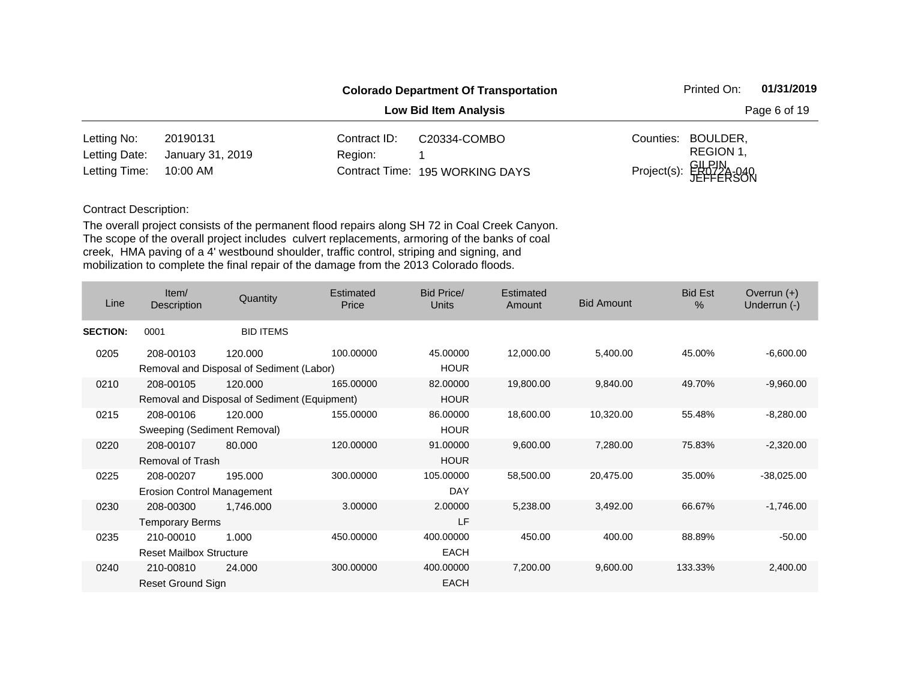**Colorado Department Of Transportation**

**Low Bid Item Analysis**

Printed On: **01/31/2019**

| | | | | | |
|---|---|---|---|---|---|
| Letting No: | 20190131 | Contract ID: | C20334-COMBO | Counties: | BOULDER, REGION 1, GILPIN, JEFFERSON |
| Letting Date: | January 31, 2019 | Region: | 1 | | |
| Letting Time: | 10:00 AM | Contract Time: | 195 WORKING DAYS | Project(s): | ER072A-040 |

Contract Description:

The overall project consists of the permanent flood repairs along SH 72 in Coal Creek Canyon. The scope of the overall project includes culvert replacements, armoring of the banks of coal creek, HMA paving of a 4' westbound shoulder, traffic control, striping and signing, and mobilization to complete the final repair of the damage from the 2013 Colorado floods.

| Line | Item/ Description | Quantity | Estimated Price | Bid Price/ Units | Estimated Amount | Bid Amount | Bid Est % | Overrun (+) Underrun (-) |
|---|---|---|---|---|---|---|---|---|
| **SECTION:** | 0001 | BID ITEMS | | | | | | |
| 0205 | 208-00103 Removal and Disposal of Sediment (Labor) | 120.000 | 100.00000 | 45.00000 HOUR | 12,000.00 | 5,400.00 | 45.00% | -6,600.00 |
| 0210 | 208-00105 Removal and Disposal of Sediment (Equipment) | 120.000 | 165.00000 | 82.00000 HOUR | 19,800.00 | 9,840.00 | 49.70% | -9,960.00 |
| 0215 | 208-00106 Sweeping (Sediment Removal) | 120.000 | 155.00000 | 86.00000 HOUR | 18,600.00 | 10,320.00 | 55.48% | -8,280.00 |
| 0220 | 208-00107 Removal of Trash | 80.000 | 120.00000 | 91.00000 HOUR | 9,600.00 | 7,280.00 | 75.83% | -2,320.00 |
| 0225 | 208-00207 Erosion Control Management | 195.000 | 300.00000 | 105.00000 DAY | 58,500.00 | 20,475.00 | 35.00% | -38,025.00 |
| 0230 | 208-00300 Temporary Berms | 1,746.000 | 3.00000 | 2.00000 LF | 5,238.00 | 3,492.00 | 66.67% | -1,746.00 |
| 0235 | 210-00010 Reset Mailbox Structure | 1.000 | 450.00000 | 400.00000 EACH | 450.00 | 400.00 | 88.89% | -50.00 |
| 0240 | 210-00810 Reset Ground Sign | 24.000 | 300.00000 | 400.00000 EACH | 7,200.00 | 9,600.00 | 133.33% | 2,400.00 |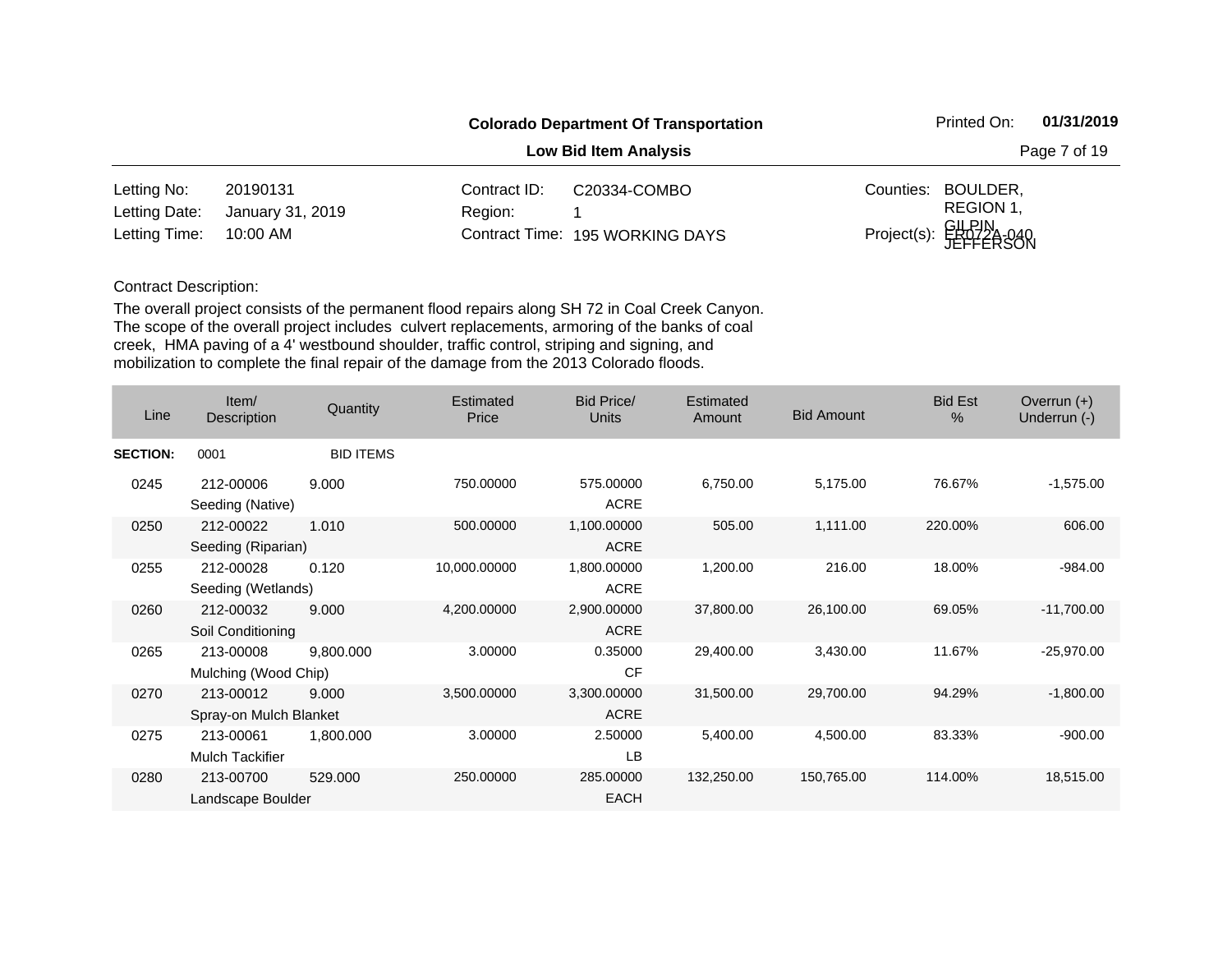**Colorado Department Of Transportation**

**Low Bid Item Analysis**

Printed On: **01/31/2019**

| | | | | | |
|---|---|---|---|---|---|
| Letting No: | 20190131 | Contract ID: | C20334-COMBO | Counties: | BOULDER, GILPIN, JEFFERSON |
| Letting Date: | January 31, 2019 | Region: | 1 | | REGION 1, |
| Letting Time: | 10:00 AM | Contract Time: | 195 WORKING DAYS | Project(s): | ER072A-040 |

Contract Description:

The overall project consists of the permanent flood repairs along SH 72 in Coal Creek Canyon. The scope of the overall project includes culvert replacements, armoring of the banks of coal creek, HMA paving of a 4' westbound shoulder, traffic control, striping and signing, and mobilization to complete the final repair of the damage from the 2013 Colorado floods.

| Line | Item/ Description | Quantity | Estimated Price | Bid Price/ Units | Estimated Amount | Bid Amount | Bid Est % | Overrun (+) Underrun (-) |
|---|---|---|---|---|---|---|---|---|
| **SECTION:** | 0001 | BID ITEMS | | | | | | |
| 0245 | 212-00006 Seeding (Native) | 9.000 | 750.00000 | 575.00000 ACRE | 6,750.00 | 5,175.00 | 76.67% | -1,575.00 |
| 0250 | 212-00022 Seeding (Riparian) | 1.010 | 500.00000 | 1,100.00000 ACRE | 505.00 | 1,111.00 | 220.00% | 606.00 |
| 0255 | 212-00028 Seeding (Wetlands) | 0.120 | 10,000.00000 | 1,800.00000 ACRE | 1,200.00 | 216.00 | 18.00% | -984.00 |
| 0260 | 212-00032 Soil Conditioning | 9.000 | 4,200.00000 | 2,900.00000 ACRE | 37,800.00 | 26,100.00 | 69.05% | -11,700.00 |
| 0265 | 213-00008 Mulching (Wood Chip) | 9,800.000 | 3.00000 | 0.35000 CF | 29,400.00 | 3,430.00 | 11.67% | -25,970.00 |
| 0270 | 213-00012 Spray-on Mulch Blanket | 9.000 | 3,500.00000 | 3,300.00000 ACRE | 31,500.00 | 29,700.00 | 94.29% | -1,800.00 |
| 0275 | 213-00061 Mulch Tackifier | 1,800.000 | 3.00000 | 2.50000 LB | 5,400.00 | 4,500.00 | 83.33% | -900.00 |
| 0280 | 213-00700 Landscape Boulder | 529.000 | 250.00000 | 285.00000 EACH | 132,250.00 | 150,765.00 | 114.00% | 18,515.00 |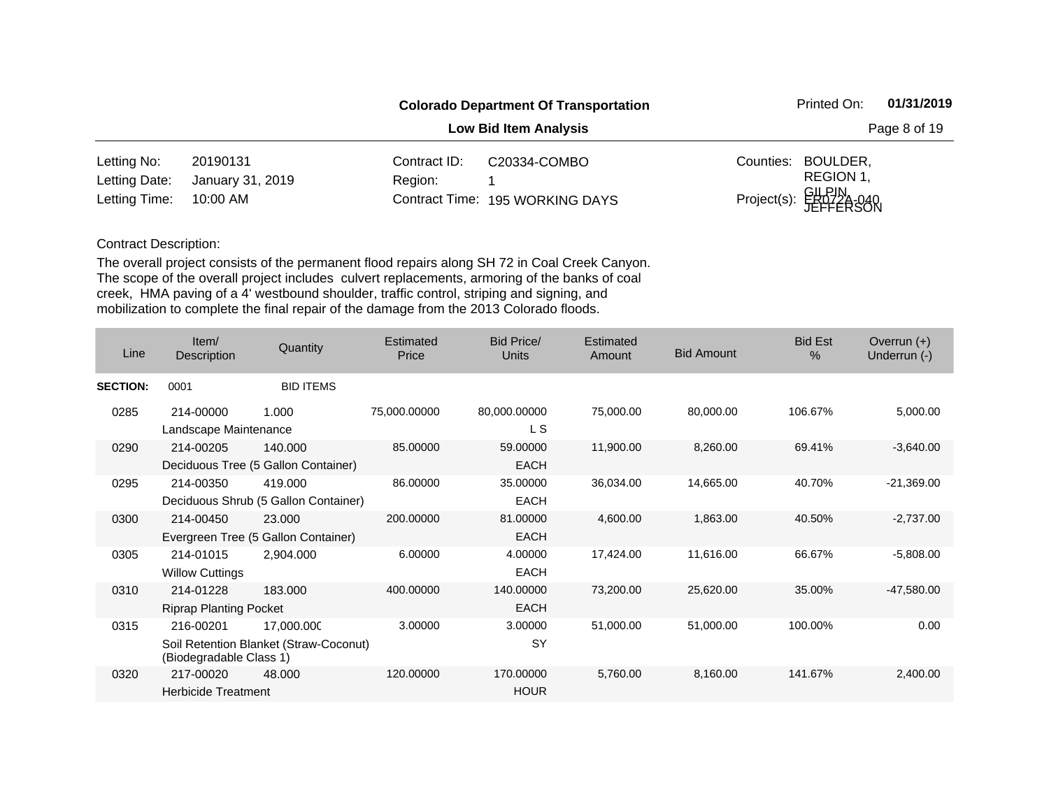**Colorado Department Of Transportation**

**Low Bid Item Analysis**

Printed On: **01/31/2019**

| | | | | | |
|---|---|---|---|---|---|
| Letting No: | 20190131 | Contract ID: | C20334-COMBO | Counties: | BOULDER, REGION 1, GILPIN, JEFFERSON |
| Letting Date: | January 31, 2019 | Region: | 1 | | |
| Letting Time: | 10:00 AM | Contract Time: | 195 WORKING DAYS | Project(s): | ER072A-040 |

Contract Description:

The overall project consists of the permanent flood repairs along SH 72 in Coal Creek Canyon. The scope of the overall project includes culvert replacements, armoring of the banks of coal creek, HMA paving of a 4' westbound shoulder, traffic control, striping and signing, and mobilization to complete the final repair of the damage from the 2013 Colorado floods.

| Line | Item/ Description | Quantity | Estimated Price | Bid Price/ Units | Estimated Amount | Bid Amount | Bid Est % | Overrun (+) Underrun (-) |
|---|---|---|---|---|---|---|---|---|
| **SECTION:** | 0001 | BID ITEMS | | | | | | |
| 0285 | 214-00000 Landscape Maintenance | 1.000 | 75,000.00000 | 80,000.00000 L S | 75,000.00 | 80,000.00 | 106.67% | 5,000.00 |
| 0290 | 214-00205 Deciduous Tree (5 Gallon Container) | 140.000 | 85.00000 | 59.00000 EACH | 11,900.00 | 8,260.00 | 69.41% | -3,640.00 |
| 0295 | 214-00350 Deciduous Shrub (5 Gallon Container) | 419.000 | 86.00000 | 35.00000 EACH | 36,034.00 | 14,665.00 | 40.70% | -21,369.00 |
| 0300 | 214-00450 Evergreen Tree (5 Gallon Container) | 23.000 | 200.00000 | 81.00000 EACH | 4,600.00 | 1,863.00 | 40.50% | -2,737.00 |
| 0305 | 214-01015 Willow Cuttings | 2,904.000 | 6.00000 | 4.00000 EACH | 17,424.00 | 11,616.00 | 66.67% | -5,808.00 |
| 0310 | 214-01228 Riprap Planting Pocket | 183.000 | 400.00000 | 140.00000 EACH | 73,200.00 | 25,620.00 | 35.00% | -47,580.00 |
| 0315 | 216-00201 Soil Retention Blanket (Straw-Coconut) (Biodegradable Class 1) | 17,000.000 | 3.00000 | 3.00000 SY | 51,000.00 | 51,000.00 | 100.00% | 0.00 |
| 0320 | 217-00020 Herbicide Treatment | 48.000 | 120.00000 | 170.00000 HOUR | 5,760.00 | 8,160.00 | 141.67% | 2,400.00 |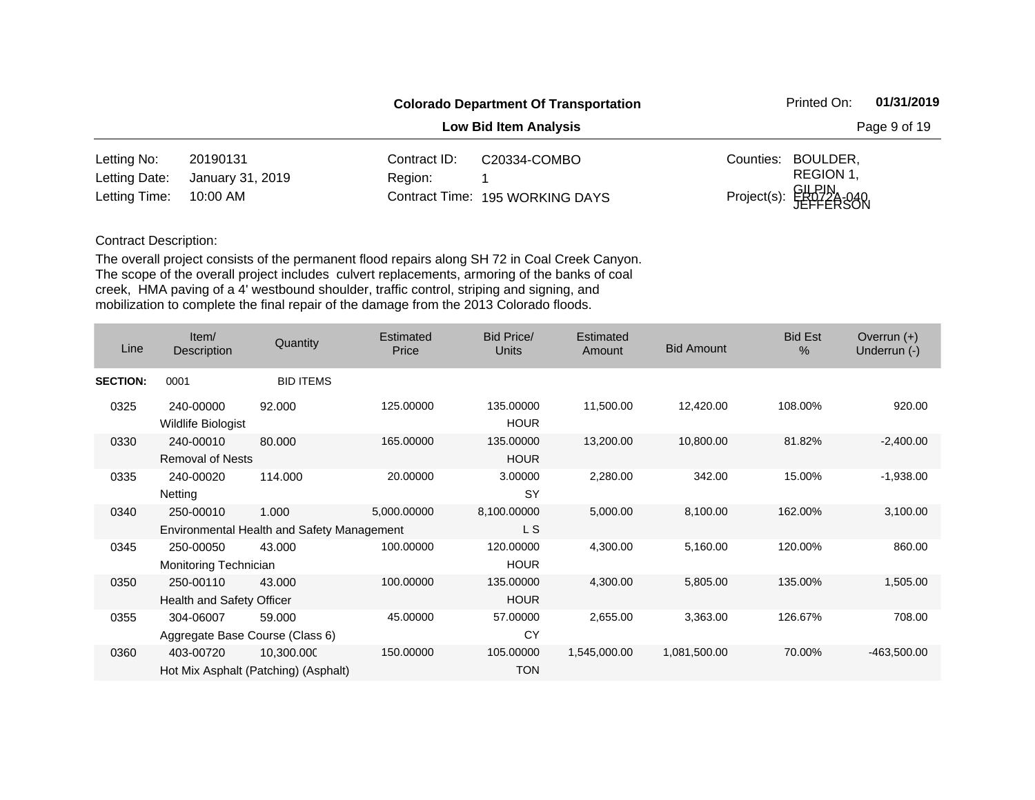**Colorado Department Of Transportation**

**Low Bid Item Analysis**

Printed On: **01/31/2019**

| | | | | | |
|---|---|---|---|---|---|
| Letting No: | 20190131 | Contract ID: | C20334-COMBO | Counties: | BOULDER, REGION 1, GILPIN, JEFFERSON |
| Letting Date: | January 31, 2019 | Region: | 1 | | |
| Letting Time: | 10:00 AM | Contract Time: | 195 WORKING DAYS | Project(s): | ER072A-040 |

Contract Description:

The overall project consists of the permanent flood repairs along SH 72 in Coal Creek Canyon. The scope of the overall project includes culvert replacements, armoring of the banks of coal creek, HMA paving of a 4' westbound shoulder, traffic control, striping and signing, and mobilization to complete the final repair of the damage from the 2013 Colorado floods.

| Line | Item/ Description | Quantity | Estimated Price | Bid Price/ Units | Estimated Amount | Bid Amount | Bid Est % | Overrun (+) Underrun (-) |
|---|---|---|---|---|---|---|---|---|
| **SECTION:** | 0001 | BID ITEMS | | | | | | |
| 0325 | 240-00000 Wildlife Biologist | 92.000 | 125.00000 | 135.00000 HOUR | 11,500.00 | 12,420.00 | 108.00% | 920.00 |
| 0330 | 240-00010 Removal of Nests | 80.000 | 165.00000 | 135.00000 HOUR | 13,200.00 | 10,800.00 | 81.82% | -2,400.00 |
| 0335 | 240-00020 Netting | 114.000 | 20.00000 | 3.00000 SY | 2,280.00 | 342.00 | 15.00% | -1,938.00 |
| 0340 | 250-00010 Environmental Health and Safety Management | 1.000 | 5,000.00000 | 8,100.00000 L S | 5,000.00 | 8,100.00 | 162.00% | 3,100.00 |
| 0345 | 250-00050 Monitoring Technician | 43.000 | 100.00000 | 120.00000 HOUR | 4,300.00 | 5,160.00 | 120.00% | 860.00 |
| 0350 | 250-00110 Health and Safety Officer | 43.000 | 100.00000 | 135.00000 HOUR | 4,300.00 | 5,805.00 | 135.00% | 1,505.00 |
| 0355 | 304-06007 Aggregate Base Course (Class 6) | 59.000 | 45.00000 | 57.00000 CY | 2,655.00 | 3,363.00 | 126.67% | 708.00 |
| 0360 | 403-00720 Hot Mix Asphalt (Patching) (Asphalt) | 10,300.000 | 150.00000 | 105.00000 TON | 1,545,000.00 | 1,081,500.00 | 70.00% | -463,500.00 |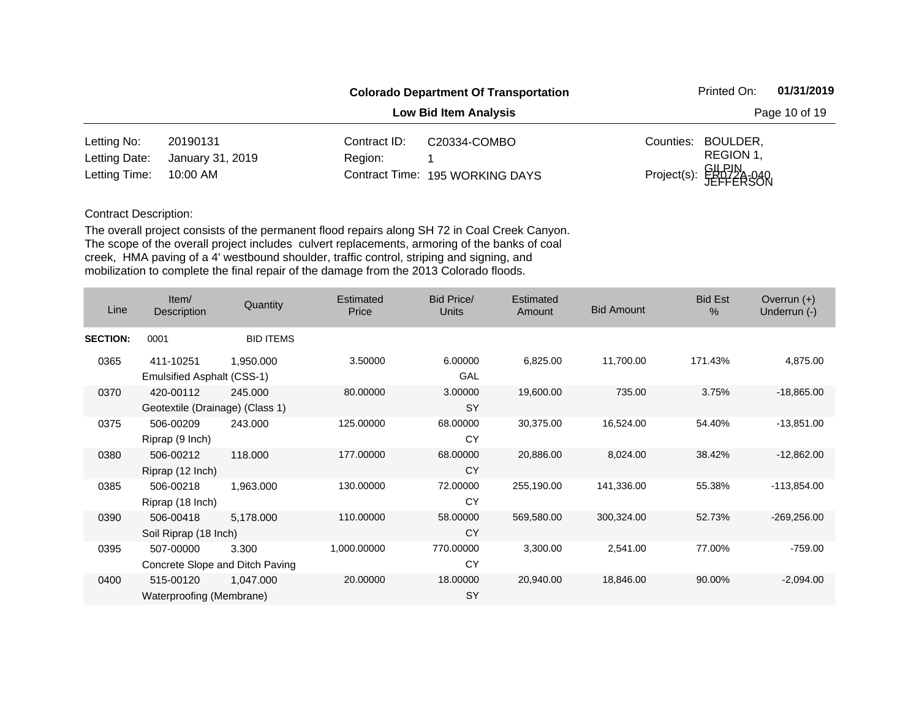**Colorado Department Of Transportation**

**Low Bid Item Analysis**

Printed On: **01/31/2019**

| | | | | | |
|---|---|---|---|---|---|
| Letting No: | 20190131 | Contract ID: | C20334-COMBO | Counties: | BOULDER, REGION 1, GILPIN, JEFFERSON |
| Letting Date: | January 31, 2019 | Region: | 1 | | |
| Letting Time: | 10:00 AM | Contract Time: | 195 WORKING DAYS | Project(s): | ER072A-040 |

Contract Description:

The overall project consists of the permanent flood repairs along SH 72 in Coal Creek Canyon. The scope of the overall project includes culvert replacements, armoring of the banks of coal creek, HMA paving of a 4' westbound shoulder, traffic control, striping and signing, and mobilization to complete the final repair of the damage from the 2013 Colorado floods.

| Line | Item/ Description | Quantity | Estimated Price | Bid Price/ Units | Estimated Amount | Bid Amount | Bid Est % | Overrun (+) Underrun (-) |
|---|---|---|---|---|---|---|---|---|
| **SECTION:** | 0001 | BID ITEMS | | | | | | |
| 0365 | 411-10251 Emulsified Asphalt (CSS-1) | 1,950.000 | 3.50000 | 6.00000 GAL | 6,825.00 | 11,700.00 | 171.43% | 4,875.00 |
| 0370 | 420-00112 Geotextile (Drainage) (Class 1) | 245.000 | 80.00000 | 3.00000 SY | 19,600.00 | 735.00 | 3.75% | -18,865.00 |
| 0375 | 506-00209 Riprap (9 Inch) | 243.000 | 125.00000 | 68.00000 CY | 30,375.00 | 16,524.00 | 54.40% | -13,851.00 |
| 0380 | 506-00212 Riprap (12 Inch) | 118.000 | 177.00000 | 68.00000 CY | 20,886.00 | 8,024.00 | 38.42% | -12,862.00 |
| 0385 | 506-00218 Riprap (18 Inch) | 1,963.000 | 130.00000 | 72.00000 CY | 255,190.00 | 141,336.00 | 55.38% | -113,854.00 |
| 0390 | 506-00418 Soil Riprap (18 Inch) | 5,178.000 | 110.00000 | 58.00000 CY | 569,580.00 | 300,324.00 | 52.73% | -269,256.00 |
| 0395 | 507-00000 Concrete Slope and Ditch Paving | 3.300 | 1,000.00000 | 770.00000 CY | 3,300.00 | 2,541.00 | 77.00% | -759.00 |
| 0400 | 515-00120 Waterproofing (Membrane) | 1,047.000 | 20.00000 | 18.00000 SY | 20,940.00 | 18,846.00 | 90.00% | -2,094.00 |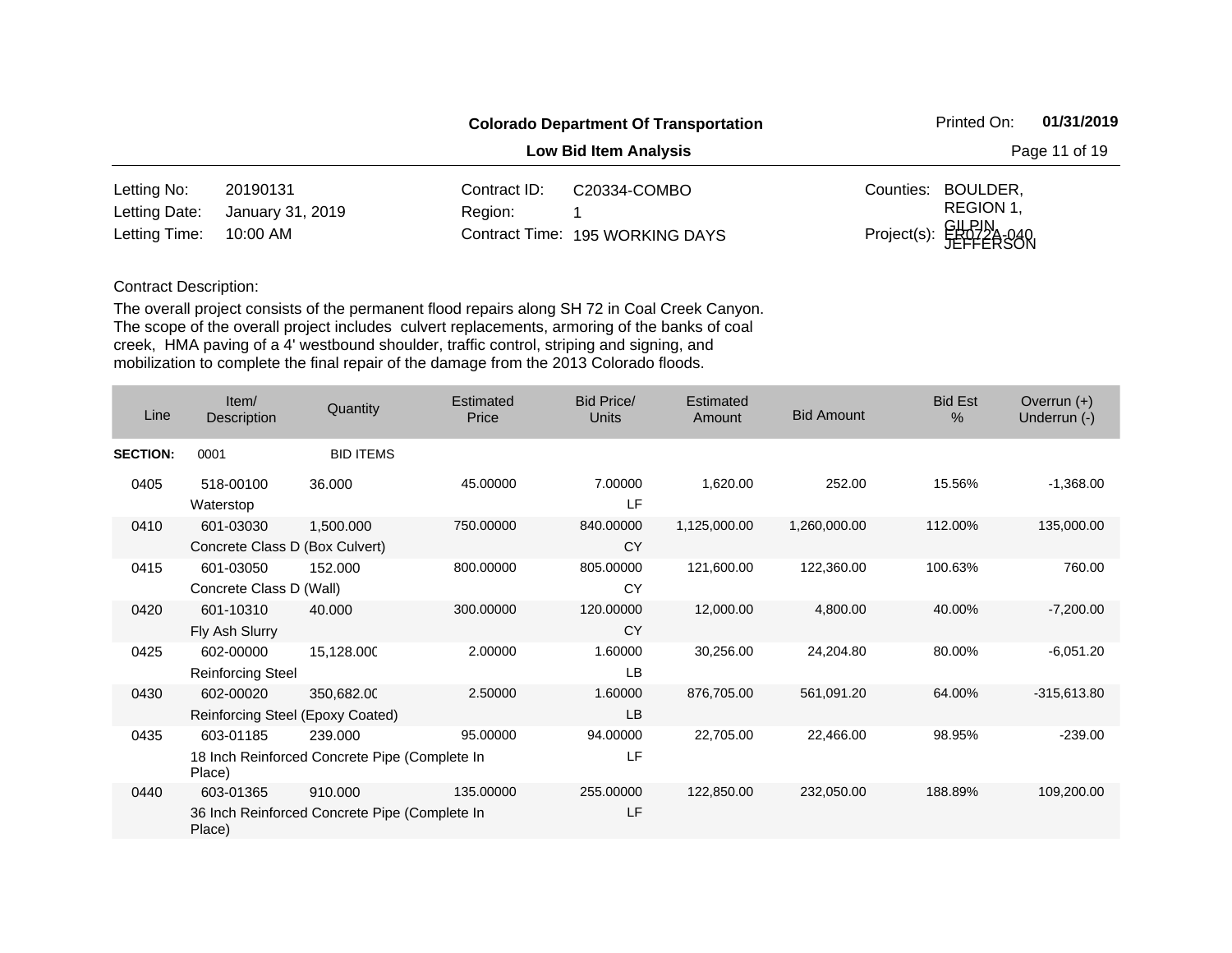**Colorado Department Of Transportation**

**Low Bid Item Analysis**

Printed On: **01/31/2019**

| | | | | | |
|---|---|---|---|---|---|
| Letting No: | 20190131 | Contract ID: | C20334-COMBO | Counties: | BOULDER, REGION 1, GILPIN, JEFFERSON |
| Letting Date: | January 31, 2019 | Region: | 1 | | |
| Letting Time: | 10:00 AM | Contract Time: | 195 WORKING DAYS | Project(s): | ER072A-040 |

Contract Description:

The overall project consists of the permanent flood repairs along SH 72 in Coal Creek Canyon. The scope of the overall project includes culvert replacements, armoring of the banks of coal creek, HMA paving of a 4' westbound shoulder, traffic control, striping and signing, and mobilization to complete the final repair of the damage from the 2013 Colorado floods.

| Line | Item/ Description | Quantity | Estimated Price | Bid Price/ Units | Estimated Amount | Bid Amount | Bid Est % | Overrun (+) Underrun (-) |
|---|---|---|---|---|---|---|---|---|
| **SECTION:** | 0001 | BID ITEMS | | | | | | |
| 0405 | 518-00100 Waterstop | 36.000 | 45.00000 | 7.00000 LF | 1,620.00 | 252.00 | 15.56% | -1,368.00 |
| 0410 | 601-03030 Concrete Class D (Box Culvert) | 1,500.000 | 750.00000 | 840.00000 CY | 1,125,000.00 | 1,260,000.00 | 112.00% | 135,000.00 |
| 0415 | 601-03050 Concrete Class D (Wall) | 152.000 | 800.00000 | 805.00000 CY | 121,600.00 | 122,360.00 | 100.63% | 760.00 |
| 0420 | 601-10310 Fly Ash Slurry | 40.000 | 300.00000 | 120.00000 CY | 12,000.00 | 4,800.00 | 40.00% | -7,200.00 |
| 0425 | 602-00000 Reinforcing Steel | 15,128.000 | 2.00000 | 1.60000 LB | 30,256.00 | 24,204.80 | 80.00% | -6,051.20 |
| 0430 | 602-00020 Reinforcing Steel (Epoxy Coated) | 350,682.000 | 2.50000 | 1.60000 LB | 876,705.00 | 561,091.20 | 64.00% | -315,613.80 |
| 0435 | 603-01185 18 Inch Reinforced Concrete Pipe (Complete In Place) | 239.000 | 95.00000 | 94.00000 LF | 22,705.00 | 22,466.00 | 98.95% | -239.00 |
| 0440 | 603-01365 36 Inch Reinforced Concrete Pipe (Complete In Place) | 910.000 | 135.00000 | 255.00000 LF | 122,850.00 | 232,050.00 | 188.89% | 109,200.00 |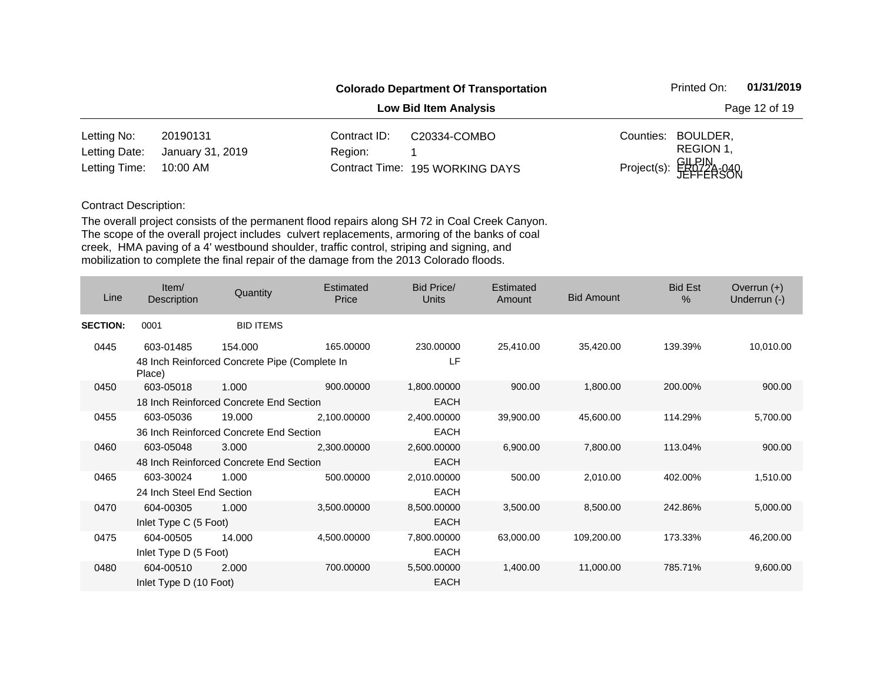**Colorado Department Of Transportation**

**Low Bid Item Analysis**

Printed On: **01/31/2019**

| | | | | | |
|---|---|---|---|---|---|
| Letting No: | 20190131 | Contract ID: | C20334-COMBO | Counties: | BOULDER, REGION 1, GILPIN, JEFFERSON |
| Letting Date: | January 31, 2019 | Region: | 1 | | |
| Letting Time: | 10:00 AM | Contract Time: | 195 WORKING DAYS | Project(s): | ER072A-040 |

Contract Description:

The overall project consists of the permanent flood repairs along SH 72 in Coal Creek Canyon. The scope of the overall project includes culvert replacements, armoring of the banks of coal creek, HMA paving of a 4' westbound shoulder, traffic control, striping and signing, and mobilization to complete the final repair of the damage from the 2013 Colorado floods.

| Line | Item/ Description | Quantity | Estimated Price | Bid Price/ Units | Estimated Amount | Bid Amount | Bid Est % | Overrun (+) Underrun (-) |
|---|---|---|---|---|---|---|---|---|
| **SECTION:** | 0001 | BID ITEMS | | | | | | |
| 0445 | 603-01485<br>48 Inch Reinforced Concrete Pipe (Complete In Place) | 154.000 | 165.00000 | 230.00000<br>LF | 25,410.00 | 35,420.00 | 139.39% | 10,010.00 |
| 0450 | 603-05018<br>18 Inch Reinforced Concrete End Section | 1.000 | 900.00000 | 1,800.00000<br>EACH | 900.00 | 1,800.00 | 200.00% | 900.00 |
| 0455 | 603-05036<br>36 Inch Reinforced Concrete End Section | 19.000 | 2,100.00000 | 2,400.00000<br>EACH | 39,900.00 | 45,600.00 | 114.29% | 5,700.00 |
| 0460 | 603-05048<br>48 Inch Reinforced Concrete End Section | 3.000 | 2,300.00000 | 2,600.00000<br>EACH | 6,900.00 | 7,800.00 | 113.04% | 900.00 |
| 0465 | 603-30024<br>24 Inch Steel End Section | 1.000 | 500.00000 | 2,010.00000<br>EACH | 500.00 | 2,010.00 | 402.00% | 1,510.00 |
| 0470 | 604-00305<br>Inlet Type C (5 Foot) | 1.000 | 3,500.00000 | 8,500.00000<br>EACH | 3,500.00 | 8,500.00 | 242.86% | 5,000.00 |
| 0475 | 604-00505<br>Inlet Type D (5 Foot) | 14.000 | 4,500.00000 | 7,800.00000<br>EACH | 63,000.00 | 109,200.00 | 173.33% | 46,200.00 |
| 0480 | 604-00510<br>Inlet Type D (10 Foot) | 2.000 | 700.00000 | 5,500.00000<br>EACH | 1,400.00 | 11,000.00 | 785.71% | 9,600.00 |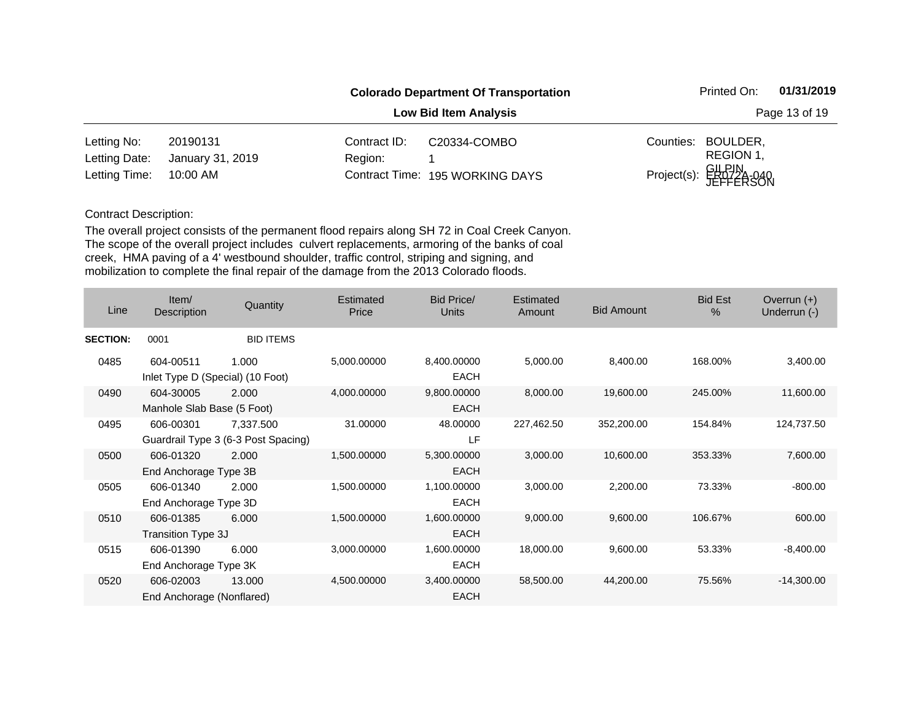**Colorado Department Of Transportation**

**Low Bid Item Analysis**

Printed On: **01/31/2019**

| | | | | | |
|---|---|---|---|---|---|
| Letting No: | 20190131 | Contract ID: | C20334-COMBO | Counties: | BOULDER, GILPIN, JEFFERSON |
| Letting Date: | January 31, 2019 | Region: | 1 | | REGION 1, |
| Letting Time: | 10:00 AM | Contract Time: | 195 WORKING DAYS | Project(s): | ER072A-040 |

Contract Description:

The overall project consists of the permanent flood repairs along SH 72 in Coal Creek Canyon. The scope of the overall project includes culvert replacements, armoring of the banks of coal creek, HMA paving of a 4' westbound shoulder, traffic control, striping and signing, and mobilization to complete the final repair of the damage from the 2013 Colorado floods.

| Line | Item/ Description | Quantity | Estimated Price | Bid Price/ Units | Estimated Amount | Bid Amount | Bid Est % | Overrun (+) Underrun (-) |
|---|---|---|---|---|---|---|---|---|
| **SECTION:** | 0001 | BID ITEMS | | | | | | |
| 0485 | 604-00511 Inlet Type D (Special) (10 Foot) | 1.000 | 5,000.00000 | 8,400.00000 EACH | 5,000.00 | 8,400.00 | 168.00% | 3,400.00 |
| 0490 | 604-30005 Manhole Slab Base (5 Foot) | 2.000 | 4,000.00000 | 9,800.00000 EACH | 8,000.00 | 19,600.00 | 245.00% | 11,600.00 |
| 0495 | 606-00301 Guardrail Type 3 (6-3 Post Spacing) | 7,337.500 | 31.00000 | 48.00000 LF | 227,462.50 | 352,200.00 | 154.84% | 124,737.50 |
| 0500 | 606-01320 End Anchorage Type 3B | 2.000 | 1,500.00000 | 5,300.00000 EACH | 3,000.00 | 10,600.00 | 353.33% | 7,600.00 |
| 0505 | 606-01340 End Anchorage Type 3D | 2.000 | 1,500.00000 | 1,100.00000 EACH | 3,000.00 | 2,200.00 | 73.33% | -800.00 |
| 0510 | 606-01385 Transition Type 3J | 6.000 | 1,500.00000 | 1,600.00000 EACH | 9,000.00 | 9,600.00 | 106.67% | 600.00 |
| 0515 | 606-01390 End Anchorage Type 3K | 6.000 | 3,000.00000 | 1,600.00000 EACH | 18,000.00 | 9,600.00 | 53.33% | -8,400.00 |
| 0520 | 606-02003 End Anchorage (Nonflared) | 13.000 | 4,500.00000 | 3,400.00000 EACH | 58,500.00 | 44,200.00 | 75.56% | -14,300.00 |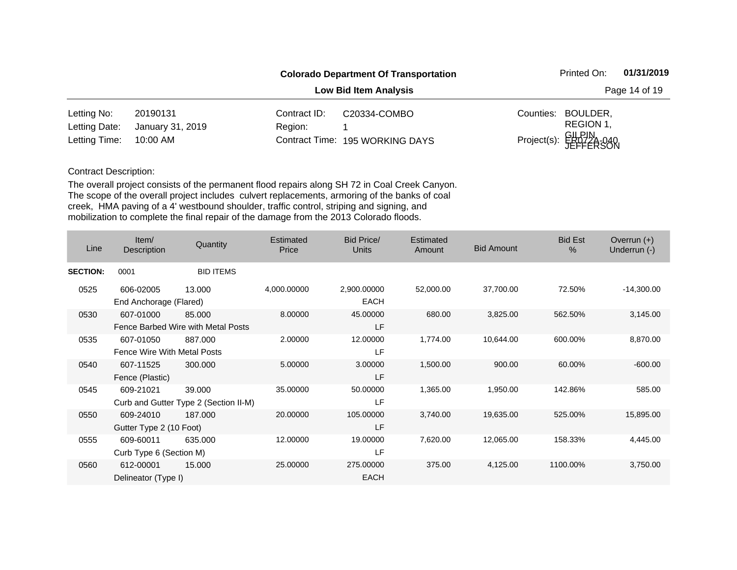**Colorado Department Of Transportation**

**Low Bid Item Analysis**

Printed On: **01/31/2019**

| | | | | | |
|---|---|---|---|---|---|
| Letting No: | 20190131 | Contract ID: | C20334-COMBO | Counties: | BOULDER, GILPIN, JEFFERSON |
| Letting Date: | January 31, 2019 | Region: | 1 | | REGION 1, |
| Letting Time: | 10:00 AM | Contract Time: | 195 WORKING DAYS | Project(s): | ER072A-040 |

Contract Description:

The overall project consists of the permanent flood repairs along SH 72 in Coal Creek Canyon. The scope of the overall project includes culvert replacements, armoring of the banks of coal creek, HMA paving of a 4' westbound shoulder, traffic control, striping and signing, and mobilization to complete the final repair of the damage from the 2013 Colorado floods.

| Line | Item/ Description | Quantity | Estimated Price | Bid Price/ Units | Estimated Amount | Bid Amount | Bid Est % | Overrun (+) Underrun (-) |
|---|---|---|---|---|---|---|---|---|
| **SECTION:** | 0001 | BID ITEMS | | | | | | |
| 0525 | 606-02005 End Anchorage (Flared) | 13.000 | 4,000.00000 | 2,900.00000 EACH | 52,000.00 | 37,700.00 | 72.50% | -14,300.00 |
| 0530 | 607-01000 Fence Barbed Wire with Metal Posts | 85.000 | 8.00000 | 45.00000 LF | 680.00 | 3,825.00 | 562.50% | 3,145.00 |
| 0535 | 607-01050 Fence Wire With Metal Posts | 887.000 | 2.00000 | 12.00000 LF | 1,774.00 | 10,644.00 | 600.00% | 8,870.00 |
| 0540 | 607-11525 Fence (Plastic) | 300.000 | 5.00000 | 3.00000 LF | 1,500.00 | 900.00 | 60.00% | -600.00 |
| 0545 | 609-21021 Curb and Gutter Type 2 (Section II-M) | 39.000 | 35.00000 | 50.00000 LF | 1,365.00 | 1,950.00 | 142.86% | 585.00 |
| 0550 | 609-24010 Gutter Type 2 (10 Foot) | 187.000 | 20.00000 | 105.00000 LF | 3,740.00 | 19,635.00 | 525.00% | 15,895.00 |
| 0555 | 609-60011 Curb Type 6 (Section M) | 635.000 | 12.00000 | 19.00000 LF | 7,620.00 | 12,065.00 | 158.33% | 4,445.00 |
| 0560 | 612-00001 Delineator (Type I) | 15.000 | 25.00000 | 275.00000 EACH | 375.00 | 4,125.00 | 1100.00% | 3,750.00 |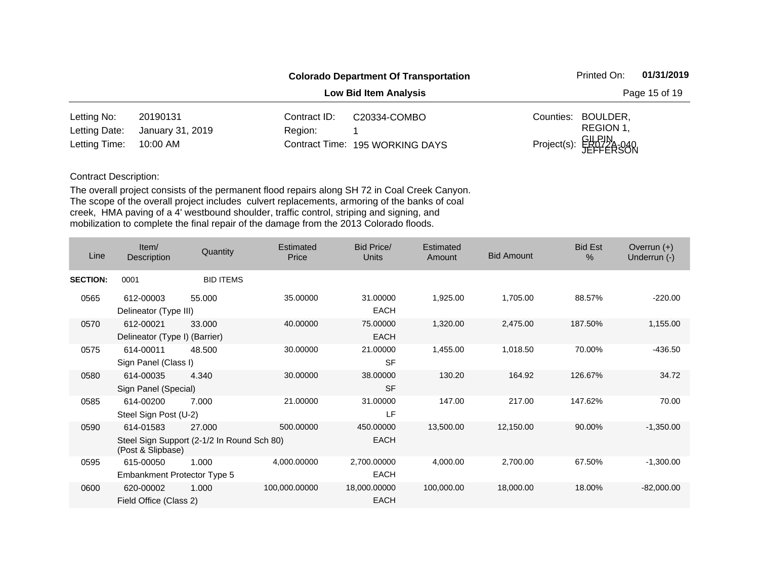**Colorado Department Of Transportation**

**Low Bid Item Analysis**

Printed On: **01/31/2019**

| | | | | | |
|---|---|---|---|---|---|
| Letting No: | 20190131 | Contract ID: | C20334-COMBO | Counties: | BOULDER, REGION 1, GILPIN, JEFFERSON |
| Letting Date: | January 31, 2019 | Region: | 1 | | |
| Letting Time: | 10:00 AM | Contract Time: | 195 WORKING DAYS | Project(s): | ER072A-040 |

Contract Description:

The overall project consists of the permanent flood repairs along SH 72 in Coal Creek Canyon. The scope of the overall project includes culvert replacements, armoring of the banks of coal creek, HMA paving of a 4' westbound shoulder, traffic control, striping and signing, and mobilization to complete the final repair of the damage from the 2013 Colorado floods.

| Line | Item/ Description | Quantity | Estimated Price | Bid Price/ Units | Estimated Amount | Bid Amount | Bid Est % | Overrun (+) Underrun (-) |
|---|---|---|---|---|---|---|---|---|
| **SECTION:** | 0001 | BID ITEMS | | | | | | |
| 0565 | 612-00003 Delineator (Type III) | 55.000 | 35.00000 | 31.00000 EACH | 1,925.00 | 1,705.00 | 88.57% | -220.00 |
| 0570 | 612-00021 Delineator (Type I) (Barrier) | 33.000 | 40.00000 | 75.00000 EACH | 1,320.00 | 2,475.00 | 187.50% | 1,155.00 |
| 0575 | 614-00011 Sign Panel (Class I) | 48.500 | 30.00000 | 21.00000 SF | 1,455.00 | 1,018.50 | 70.00% | -436.50 |
| 0580 | 614-00035 Sign Panel (Special) | 4.340 | 30.00000 | 38.00000 SF | 130.20 | 164.92 | 126.67% | 34.72 |
| 0585 | 614-00200 Steel Sign Post (U-2) | 7.000 | 21.00000 | 31.00000 LF | 147.00 | 217.00 | 147.62% | 70.00 |
| 0590 | 614-01583 Steel Sign Support (2-1/2 In Round Sch 80) (Post & Slipbase) | 27.000 | 500.00000 | 450.00000 EACH | 13,500.00 | 12,150.00 | 90.00% | -1,350.00 |
| 0595 | 615-00050 Embankment Protector Type 5 | 1.000 | 4,000.00000 | 2,700.00000 EACH | 4,000.00 | 2,700.00 | 67.50% | -1,300.00 |
| 0600 | 620-00002 Field Office (Class 2) | 1.000 | 100,000.00000 | 18,000.00000 EACH | 100,000.00 | 18,000.00 | 18.00% | -82,000.00 |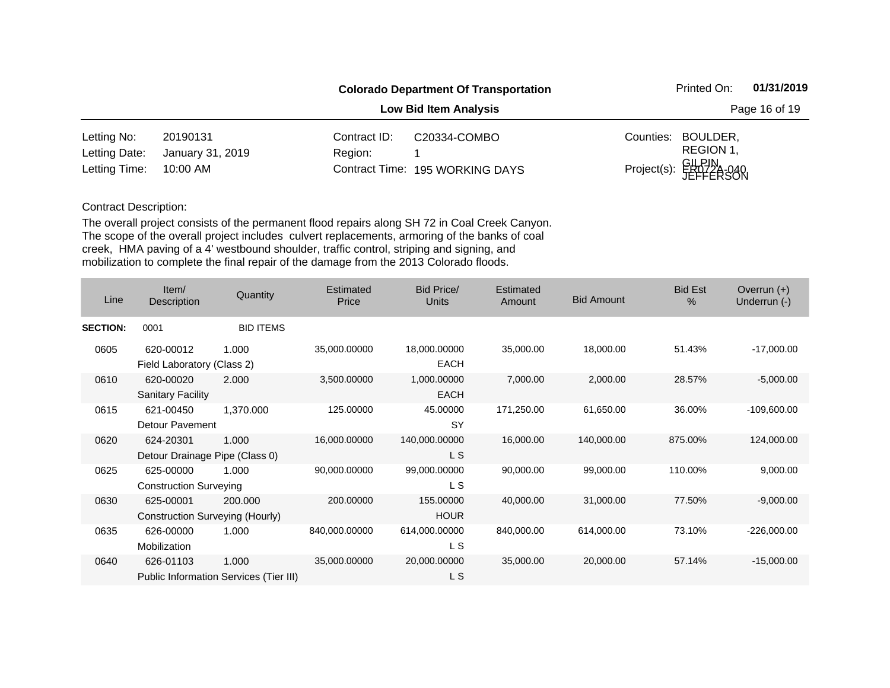**Colorado Department Of Transportation**

**Low Bid Item Analysis**

Printed On: **01/31/2019**

| | | | | | |
|---|---|---|---|---|---|
| Letting No: | 20190131 | Contract ID: | C20334-COMBO | Counties: | BOULDER, REGION 1, GILPIN, JEFFERSON |
| Letting Date: | January 31, 2019 | Region: | 1 | | |
| Letting Time: | 10:00 AM | Contract Time: | 195 WORKING DAYS | Project(s): | ER072A-040 |

Contract Description:

The overall project consists of the permanent flood repairs along SH 72 in Coal Creek Canyon. The scope of the overall project includes culvert replacements, armoring of the banks of coal creek, HMA paving of a 4' westbound shoulder, traffic control, striping and signing, and mobilization to complete the final repair of the damage from the 2013 Colorado floods.

| Line | Item/ Description | Quantity | Estimated Price | Bid Price/ Units | Estimated Amount | Bid Amount | Bid Est % | Overrun (+) Underrun (-) |
|---|---|---|---|---|---|---|---|---|
| **SECTION:** | 0001 | BID ITEMS | | | | | | |
| 0605 | 620-00012 Field Laboratory (Class 2) | 1.000 | 35,000.00000 | 18,000.00000 EACH | 35,000.00 | 18,000.00 | 51.43% | -17,000.00 |
| 0610 | 620-00020 Sanitary Facility | 2.000 | 3,500.00000 | 1,000.00000 EACH | 7,000.00 | 2,000.00 | 28.57% | -5,000.00 |
| 0615 | 621-00450 Detour Pavement | 1,370.000 | 125.00000 | 45.00000 SY | 171,250.00 | 61,650.00 | 36.00% | -109,600.00 |
| 0620 | 624-20301 Detour Drainage Pipe (Class 0) | 1.000 | 16,000.00000 | 140,000.00000 L S | 16,000.00 | 140,000.00 | 875.00% | 124,000.00 |
| 0625 | 625-00000 Construction Surveying | 1.000 | 90,000.00000 | 99,000.00000 L S | 90,000.00 | 99,000.00 | 110.00% | 9,000.00 |
| 0630 | 625-00001 Construction Surveying (Hourly) | 200.000 | 200.00000 | 155.00000 HOUR | 40,000.00 | 31,000.00 | 77.50% | -9,000.00 |
| 0635 | 626-00000 Mobilization | 1.000 | 840,000.00000 | 614,000.00000 L S | 840,000.00 | 614,000.00 | 73.10% | -226,000.00 |
| 0640 | 626-01103 Public Information Services (Tier III) | 1.000 | 35,000.00000 | 20,000.00000 L S | 35,000.00 | 20,000.00 | 57.14% | -15,000.00 |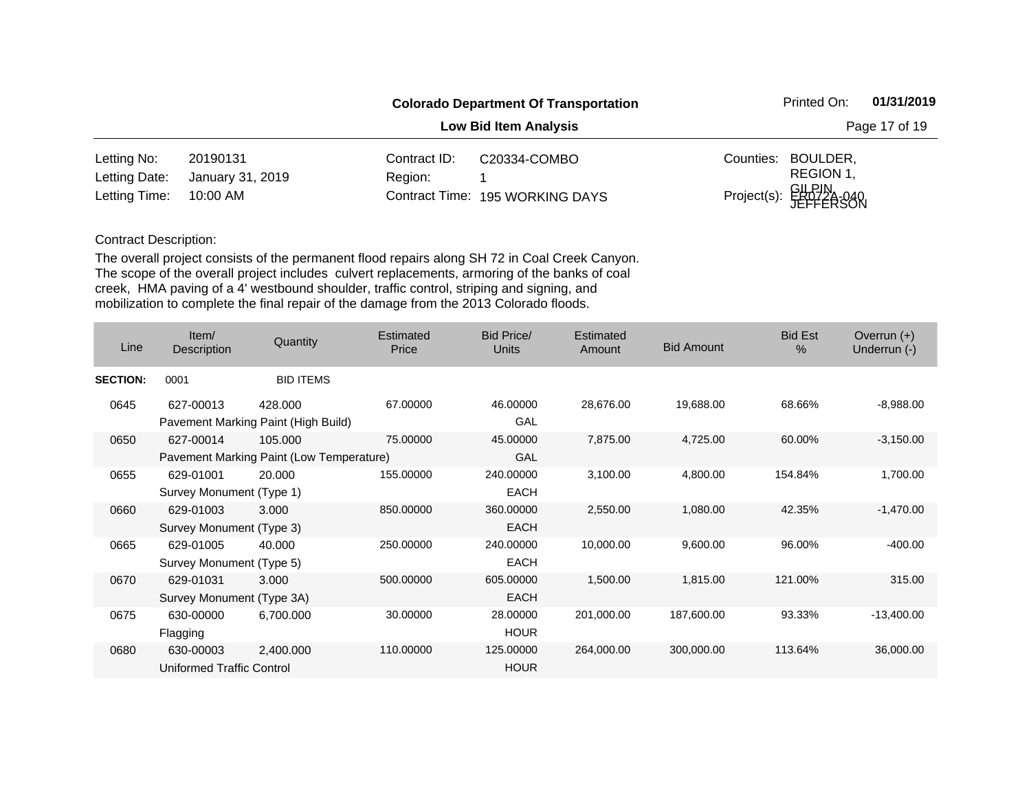**Colorado Department Of Transportation**

**Low Bid Item Analysis**

Printed On: **01/31/2019**

| | | | | | |
|---|---|---|---|---|---|
| Letting No: | 20190131 | Contract ID: | C20334-COMBO | Counties: | BOULDER, REGION 1, GILPIN, JEFFERSON |
| Letting Date: | January 31, 2019 | Region: | 1 | | |
| Letting Time: | 10:00 AM | Contract Time: | 195 WORKING DAYS | Project(s): | ER072A-040 |

Contract Description:

The overall project consists of the permanent flood repairs along SH 72 in Coal Creek Canyon. The scope of the overall project includes culvert replacements, armoring of the banks of coal creek, HMA paving of a 4' westbound shoulder, traffic control, striping and signing, and mobilization to complete the final repair of the damage from the 2013 Colorado floods.

| Line | Item/ Description | Quantity | Estimated Price | Bid Price/ Units | Estimated Amount | Bid Amount | Bid Est % | Overrun (+) Underrun (-) |
|---|---|---|---|---|---|---|---|---|
| **SECTION:** | 0001 | BID ITEMS | | | | | | |
| 0645 | 627-00013 Pavement Marking Paint (High Build) | 428.000 | 67.00000 | 46.00000 GAL | 28,676.00 | 19,688.00 | 68.66% | -8,988.00 |
| 0650 | 627-00014 Pavement Marking Paint (Low Temperature) | 105.000 | 75.00000 | 45.00000 GAL | 7,875.00 | 4,725.00 | 60.00% | -3,150.00 |
| 0655 | 629-01001 Survey Monument (Type 1) | 20.000 | 155.00000 | 240.00000 EACH | 3,100.00 | 4,800.00 | 154.84% | 1,700.00 |
| 0660 | 629-01003 Survey Monument (Type 3) | 3.000 | 850.00000 | 360.00000 EACH | 2,550.00 | 1,080.00 | 42.35% | -1,470.00 |
| 0665 | 629-01005 Survey Monument (Type 5) | 40.000 | 250.00000 | 240.00000 EACH | 10,000.00 | 9,600.00 | 96.00% | -400.00 |
| 0670 | 629-01031 Survey Monument (Type 3A) | 3.000 | 500.00000 | 605.00000 EACH | 1,500.00 | 1,815.00 | 121.00% | 315.00 |
| 0675 | 630-00000 Flagging | 6,700.000 | 30.00000 | 28.00000 HOUR | 201,000.00 | 187,600.00 | 93.33% | -13,400.00 |
| 0680 | 630-00003 Uniformed Traffic Control | 2,400.000 | 110.00000 | 125.00000 HOUR | 264,000.00 | 300,000.00 | 113.64% | 36,000.00 |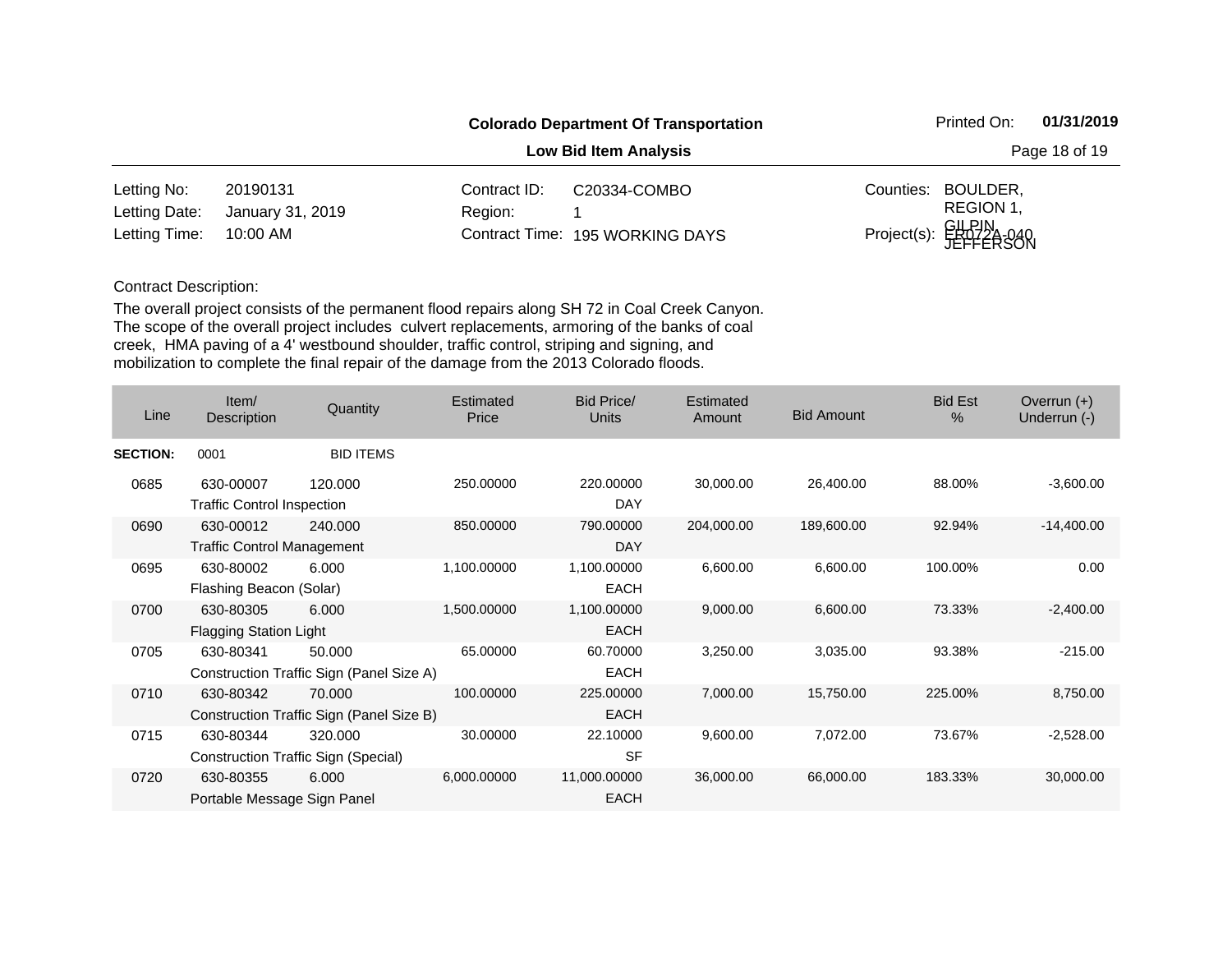**Colorado Department Of Transportation**

**Low Bid Item Analysis**

Printed On: **01/31/2019**

| | | | | | |
|---|---|---|---|---|---|
| Letting No: | 20190131 | Contract ID: | C20334-COMBO | Counties: | BOULDER, REGION 1, GILPIN, JEFFERSON |
| Letting Date: | January 31, 2019 | Region: | 1 | | |
| Letting Time: | 10:00 AM | Contract Time: | 195 WORKING DAYS | Project(s): | ER072A-040 |

Contract Description:

The overall project consists of the permanent flood repairs along SH 72 in Coal Creek Canyon. The scope of the overall project includes culvert replacements, armoring of the banks of coal creek, HMA paving of a 4' westbound shoulder, traffic control, striping and signing, and mobilization to complete the final repair of the damage from the 2013 Colorado floods.

| Line | Item/ Description | Quantity | Estimated Price | Bid Price/ Units | Estimated Amount | Bid Amount | Bid Est % | Overrun (+) Underrun (-) |
|---|---|---|---|---|---|---|---|---|
| **SECTION:** | 0001 | BID ITEMS | | | | | | |
| 0685 | 630-00007 Traffic Control Inspection | 120.000 | 250.00000 | 220.00000 DAY | 30,000.00 | 26,400.00 | 88.00% | -3,600.00 |
| 0690 | 630-00012 Traffic Control Management | 240.000 | 850.00000 | 790.00000 DAY | 204,000.00 | 189,600.00 | 92.94% | -14,400.00 |
| 0695 | 630-80002 Flashing Beacon (Solar) | 6.000 | 1,100.00000 | 1,100.00000 EACH | 6,600.00 | 6,600.00 | 100.00% | 0.00 |
| 0700 | 630-80305 Flagging Station Light | 6.000 | 1,500.00000 | 1,100.00000 EACH | 9,000.00 | 6,600.00 | 73.33% | -2,400.00 |
| 0705 | 630-80341 Construction Traffic Sign (Panel Size A) | 50.000 | 65.00000 | 60.70000 EACH | 3,250.00 | 3,035.00 | 93.38% | -215.00 |
| 0710 | 630-80342 Construction Traffic Sign (Panel Size B) | 70.000 | 100.00000 | 225.00000 EACH | 7,000.00 | 15,750.00 | 225.00% | 8,750.00 |
| 0715 | 630-80344 Construction Traffic Sign (Special) | 320.000 | 30.00000 | 22.10000 SF | 9,600.00 | 7,072.00 | 73.67% | -2,528.00 |
| 0720 | 630-80355 Portable Message Sign Panel | 6.000 | 6,000.00000 | 11,000.00000 EACH | 36,000.00 | 66,000.00 | 183.33% | 30,000.00 |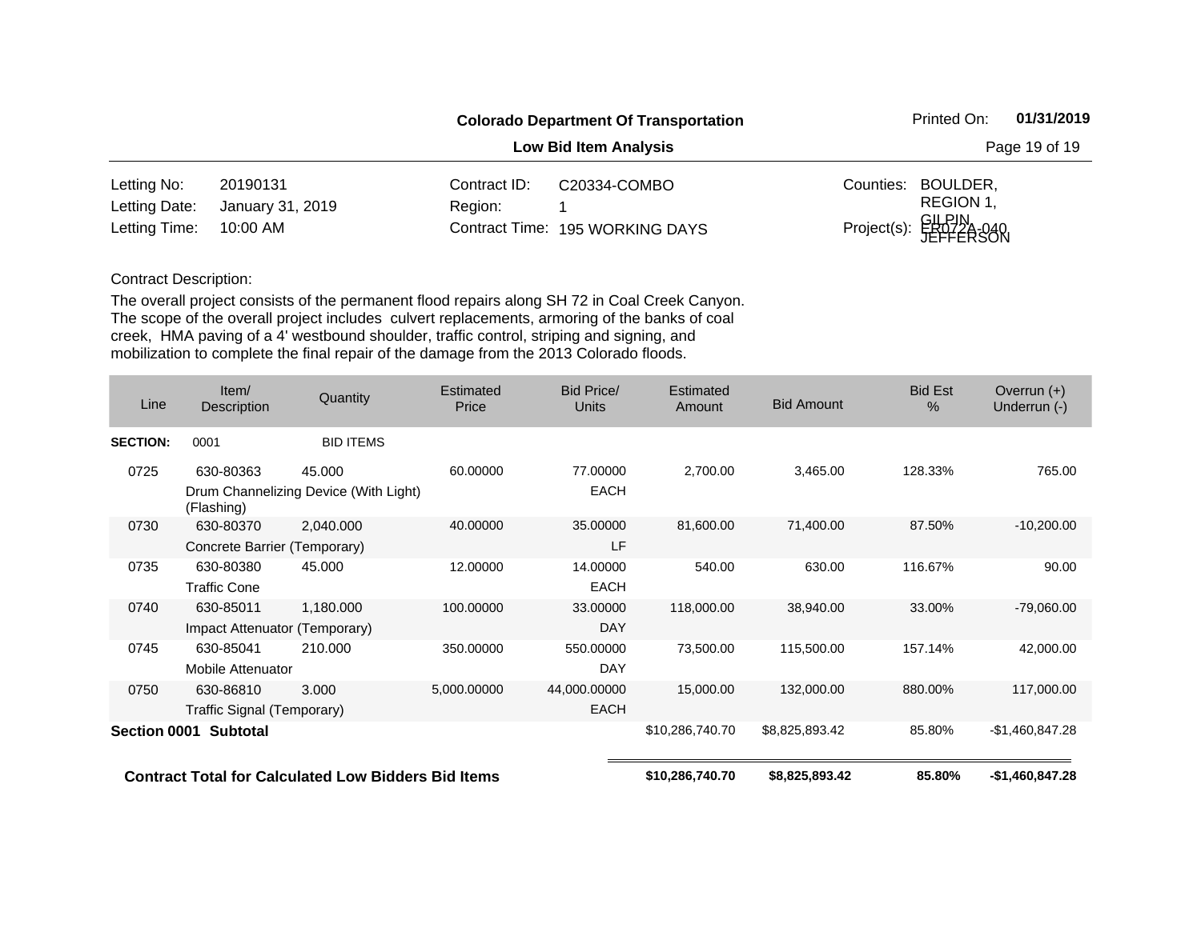**Colorado Department Of Transportation**

**Low Bid Item Analysis**

Printed On: **01/31/2019**

| | | | | | |
|---|---|---|---|---|---|
| Letting No: | 20190131 | Contract ID: | C20334-COMBO | Counties: | BOULDER, GILPIN, JEFFERSON |
| Letting Date: | January 31, 2019 | Region: | 1 | | REGION 1, |
| Letting Time: | 10:00 AM | Contract Time: | 195 WORKING DAYS | Project(s): | ER072A-040 |

Contract Description:

The overall project consists of the permanent flood repairs along SH 72 in Coal Creek Canyon. The scope of the overall project includes culvert replacements, armoring of the banks of coal creek, HMA paving of a 4' westbound shoulder, traffic control, striping and signing, and mobilization to complete the final repair of the damage from the 2013 Colorado floods.

| Line | Item/ Description | Quantity | Estimated Price | Bid Price/ Units | Estimated Amount | Bid Amount | Bid Est % | Overrun (+) Underrun (-) |
|---|---|---|---|---|---|---|---|---|
| **SECTION:** | 0001 | BID ITEMS | | | | | | |
| 0725 | 630-80363 Drum Channelizing Device (With Light) (Flashing) | 45.000 | 60.00000 | 77.00000 EACH | 2,700.00 | 3,465.00 | 128.33% | 765.00 |
| 0730 | 630-80370 Concrete Barrier (Temporary) | 2,040.000 | 40.00000 | 35.00000 LF | 81,600.00 | 71,400.00 | 87.50% | -10,200.00 |
| 0735 | 630-80380 Traffic Cone | 45.000 | 12.00000 | 14.00000 EACH | 540.00 | 630.00 | 116.67% | 90.00 |
| 0740 | 630-85011 Impact Attenuator (Temporary) | 1,180.000 | 100.00000 | 33.00000 DAY | 118,000.00 | 38,940.00 | 33.00% | -79,060.00 |
| 0745 | 630-85041 Mobile Attenuator | 210.000 | 350.00000 | 550.00000 DAY | 73,500.00 | 115,500.00 | 157.14% | 42,000.00 |
| 0750 | 630-86810 Traffic Signal (Temporary) | 3.000 | 5,000.00000 | 44,000.00000 EACH | 15,000.00 | 132,000.00 | 880.00% | 117,000.00 |
| **Section 0001 Subtotal** | | | | | $10,286,740.70 | $8,825,893.42 | 85.80% | -$1,460,847.28 |
| **Contract Total for Calculated Low Bidders Bid Items** | | | | | **$10,286,740.70** | **$8,825,893.42** | **85.80%** | **-$1,460,847.28** |